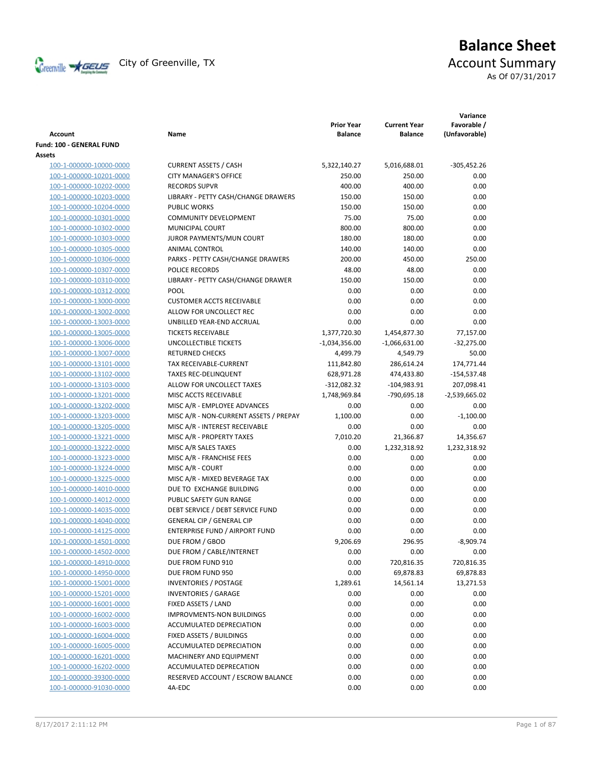City of Greenville, TX

# Balance Sheet

## Account Summary

As Of 07/31/2017

| Account | Name | Prior Year Balance | Current Year Balance | Variance Favorable / (Unfavorable) |
|---|---|---|---|---|
| **Fund: 100 - GENERAL FUND** | | | | |
| **Assets** | | | | |
| 100-1-000000-10000-0000 | CURRENT ASSETS / CASH | 5,322,140.27 | 5,016,688.01 | -305,452.26 |
| 100-1-000000-10201-0000 | CITY MANAGER'S OFFICE | 250.00 | 250.00 | 0.00 |
| 100-1-000000-10202-0000 | RECORDS SUPVR | 400.00 | 400.00 | 0.00 |
| 100-1-000000-10203-0000 | LIBRARY - PETTY CASH/CHANGE DRAWERS | 150.00 | 150.00 | 0.00 |
| 100-1-000000-10204-0000 | PUBLIC WORKS | 150.00 | 150.00 | 0.00 |
| 100-1-000000-10301-0000 | COMMUNITY DEVELOPMENT | 75.00 | 75.00 | 0.00 |
| 100-1-000000-10302-0000 | MUNICIPAL COURT | 800.00 | 800.00 | 0.00 |
| 100-1-000000-10303-0000 | JUROR PAYMENTS/MUN COURT | 180.00 | 180.00 | 0.00 |
| 100-1-000000-10305-0000 | ANIMAL CONTROL | 140.00 | 140.00 | 0.00 |
| 100-1-000000-10306-0000 | PARKS - PETTY CASH/CHANGE DRAWERS | 200.00 | 450.00 | 250.00 |
| 100-1-000000-10307-0000 | POLICE RECORDS | 48.00 | 48.00 | 0.00 |
| 100-1-000000-10310-0000 | LIBRARY - PETTY CASH/CHANGE DRAWER | 150.00 | 150.00 | 0.00 |
| 100-1-000000-10312-0000 | POOL | 0.00 | 0.00 | 0.00 |
| 100-1-000000-13000-0000 | CUSTOMER ACCTS RECEIVABLE | 0.00 | 0.00 | 0.00 |
| 100-1-000000-13002-0000 | ALLOW FOR UNCOLLECT REC | 0.00 | 0.00 | 0.00 |
| 100-1-000000-13003-0000 | UNBILLED YEAR-END ACCRUAL | 0.00 | 0.00 | 0.00 |
| 100-1-000000-13005-0000 | TICKETS RECEIVABLE | 1,377,720.30 | 1,454,877.30 | 77,157.00 |
| 100-1-000000-13006-0000 | UNCOLLECTIBLE TICKETS | -1,034,356.00 | -1,066,631.00 | -32,275.00 |
| 100-1-000000-13007-0000 | RETURNED CHECKS | 4,499.79 | 4,549.79 | 50.00 |
| 100-1-000000-13101-0000 | TAX RECEIVABLE-CURRENT | 111,842.80 | 286,614.24 | 174,771.44 |
| 100-1-000000-13102-0000 | TAXES REC-DELINQUENT | 628,971.28 | 474,433.80 | -154,537.48 |
| 100-1-000000-13103-0000 | ALLOW FOR UNCOLLECT TAXES | -312,082.32 | -104,983.91 | 207,098.41 |
| 100-1-000000-13201-0000 | MISC ACCTS RECEIVABLE | 1,748,969.84 | -790,695.18 | -2,539,665.02 |
| 100-1-000000-13202-0000 | MISC A/R - EMPLOYEE ADVANCES | 0.00 | 0.00 | 0.00 |
| 100-1-000000-13203-0000 | MISC A/R - NON-CURRENT ASSETS / PREPAY | 1,100.00 | 0.00 | -1,100.00 |
| 100-1-000000-13205-0000 | MISC A/R - INTEREST RECEIVABLE | 0.00 | 0.00 | 0.00 |
| 100-1-000000-13221-0000 | MISC A/R - PROPERTY TAXES | 7,010.20 | 21,366.87 | 14,356.67 |
| 100-1-000000-13222-0000 | MISC A/R SALES TAXES | 0.00 | 1,232,318.92 | 1,232,318.92 |
| 100-1-000000-13223-0000 | MISC A/R - FRANCHISE FEES | 0.00 | 0.00 | 0.00 |
| 100-1-000000-13224-0000 | MISC A/R - COURT | 0.00 | 0.00 | 0.00 |
| 100-1-000000-13225-0000 | MISC A/R - MIXED BEVERAGE TAX | 0.00 | 0.00 | 0.00 |
| 100-1-000000-14010-0000 | DUE TO EXCHANGE BUILDING | 0.00 | 0.00 | 0.00 |
| 100-1-000000-14012-0000 | PUBLIC SAFETY GUN RANGE | 0.00 | 0.00 | 0.00 |
| 100-1-000000-14035-0000 | DEBT SERVICE / DEBT SERVICE FUND | 0.00 | 0.00 | 0.00 |
| 100-1-000000-14040-0000 | GENERAL CIP / GENERAL CIP | 0.00 | 0.00 | 0.00 |
| 100-1-000000-14125-0000 | ENTERPRISE FUND / AIRPORT FUND | 0.00 | 0.00 | 0.00 |
| 100-1-000000-14501-0000 | DUE FROM / GBOD | 9,206.69 | 296.95 | -8,909.74 |
| 100-1-000000-14502-0000 | DUE FROM / CABLE/INTERNET | 0.00 | 0.00 | 0.00 |
| 100-1-000000-14910-0000 | DUE FROM FUND 910 | 0.00 | 720,816.35 | 720,816.35 |
| 100-1-000000-14950-0000 | DUE FROM FUND 950 | 0.00 | 69,878.83 | 69,878.83 |
| 100-1-000000-15001-0000 | INVENTORIES / POSTAGE | 1,289.61 | 14,561.14 | 13,271.53 |
| 100-1-000000-15201-0000 | INVENTORIES / GARAGE | 0.00 | 0.00 | 0.00 |
| 100-1-000000-16001-0000 | FIXED ASSETS / LAND | 0.00 | 0.00 | 0.00 |
| 100-1-000000-16002-0000 | IMPROVMENTS-NON BUILDINGS | 0.00 | 0.00 | 0.00 |
| 100-1-000000-16003-0000 | ACCUMULATED DEPRECIATION | 0.00 | 0.00 | 0.00 |
| 100-1-000000-16004-0000 | FIXED ASSETS / BUILDINGS | 0.00 | 0.00 | 0.00 |
| 100-1-000000-16005-0000 | ACCUMULATED DEPRECIATION | 0.00 | 0.00 | 0.00 |
| 100-1-000000-16201-0000 | MACHINERY AND EQUIPMENT | 0.00 | 0.00 | 0.00 |
| 100-1-000000-16202-0000 | ACCUMULATED DEPRECATION | 0.00 | 0.00 | 0.00 |
| 100-1-000000-39300-0000 | RESERVED ACCOUNT / ESCROW BALANCE | 0.00 | 0.00 | 0.00 |
| 100-1-000000-91030-0000 | 4A-EDC | 0.00 | 0.00 | 0.00 |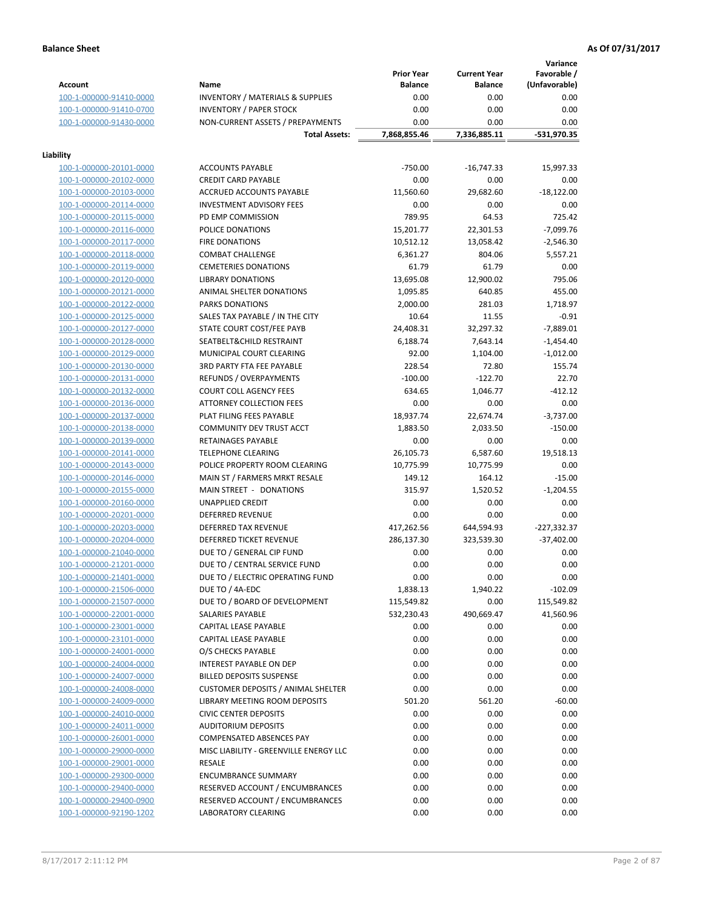**Balance Sheet** **As Of 07/31/2017**

| Account | Name | Prior Year Balance | Current Year Balance | Variance Favorable / (Unfavorable) |
|---|---|---|---|---|
| 100-1-000000-91410-0000 | INVENTORY / MATERIALS & SUPPLIES | 0.00 | 0.00 | 0.00 |
| 100-1-000000-91410-0700 | INVENTORY / PAPER STOCK | 0.00 | 0.00 | 0.00 |
| 100-1-000000-91430-0000 | NON-CURRENT ASSETS / PREPAYMENTS | 0.00 | 0.00 | 0.00 |
| | **Total Assets:** | **7,868,855.46** | **7,336,885.11** | **-531,970.35** |

**Liability**

| Account | Name | Prior Year Balance | Current Year Balance | Variance Favorable / (Unfavorable) |
|---|---|---|---|---|
| 100-1-000000-20101-0000 | ACCOUNTS PAYABLE | -750.00 | -16,747.33 | 15,997.33 |
| 100-1-000000-20102-0000 | CREDIT CARD PAYABLE | 0.00 | 0.00 | 0.00 |
| 100-1-000000-20103-0000 | ACCRUED ACCOUNTS PAYABLE | 11,560.60 | 29,682.60 | -18,122.00 |
| 100-1-000000-20114-0000 | INVESTMENT ADVISORY FEES | 0.00 | 0.00 | 0.00 |
| 100-1-000000-20115-0000 | PD EMP COMMISSION | 789.95 | 64.53 | 725.42 |
| 100-1-000000-20116-0000 | POLICE DONATIONS | 15,201.77 | 22,301.53 | -7,099.76 |
| 100-1-000000-20117-0000 | FIRE DONATIONS | 10,512.12 | 13,058.42 | -2,546.30 |
| 100-1-000000-20118-0000 | COMBAT CHALLENGE | 6,361.27 | 804.06 | 5,557.21 |
| 100-1-000000-20119-0000 | CEMETERIES DONATIONS | 61.79 | 61.79 | 0.00 |
| 100-1-000000-20120-0000 | LIBRARY DONATIONS | 13,695.08 | 12,900.02 | 795.06 |
| 100-1-000000-20121-0000 | ANIMAL SHELTER DONATIONS | 1,095.85 | 640.85 | 455.00 |
| 100-1-000000-20122-0000 | PARKS DONATIONS | 2,000.00 | 281.03 | 1,718.97 |
| 100-1-000000-20125-0000 | SALES TAX PAYABLE / IN THE CITY | 10.64 | 11.55 | -0.91 |
| 100-1-000000-20127-0000 | STATE COURT COST/FEE PAYB | 24,408.31 | 32,297.32 | -7,889.01 |
| 100-1-000000-20128-0000 | SEATBELT&CHILD RESTRAINT | 6,188.74 | 7,643.14 | -1,454.40 |
| 100-1-000000-20129-0000 | MUNICIPAL COURT CLEARING | 92.00 | 1,104.00 | -1,012.00 |
| 100-1-000000-20130-0000 | 3RD PARTY FTA FEE PAYABLE | 228.54 | 72.80 | 155.74 |
| 100-1-000000-20131-0000 | REFUNDS / OVERPAYMENTS | -100.00 | -122.70 | 22.70 |
| 100-1-000000-20132-0000 | COURT COLL AGENCY FEES | 634.65 | 1,046.77 | -412.12 |
| 100-1-000000-20136-0000 | ATTORNEY COLLECTION FEES | 0.00 | 0.00 | 0.00 |
| 100-1-000000-20137-0000 | PLAT FILING FEES PAYABLE | 18,937.74 | 22,674.74 | -3,737.00 |
| 100-1-000000-20138-0000 | COMMUNITY DEV TRUST ACCT | 1,883.50 | 2,033.50 | -150.00 |
| 100-1-000000-20139-0000 | RETAINAGES PAYABLE | 0.00 | 0.00 | 0.00 |
| 100-1-000000-20141-0000 | TELEPHONE CLEARING | 26,105.73 | 6,587.60 | 19,518.13 |
| 100-1-000000-20143-0000 | POLICE PROPERTY ROOM CLEARING | 10,775.99 | 10,775.99 | 0.00 |
| 100-1-000000-20146-0000 | MAIN ST / FARMERS MRKT RESALE | 149.12 | 164.12 | -15.00 |
| 100-1-000000-20155-0000 | MAIN STREET - DONATIONS | 315.97 | 1,520.52 | -1,204.55 |
| 100-1-000000-20160-0000 | UNAPPLIED CREDIT | 0.00 | 0.00 | 0.00 |
| 100-1-000000-20201-0000 | DEFERRED REVENUE | 0.00 | 0.00 | 0.00 |
| 100-1-000000-20203-0000 | DEFERRED TAX REVENUE | 417,262.56 | 644,594.93 | -227,332.37 |
| 100-1-000000-20204-0000 | DEFERRED TICKET REVENUE | 286,137.30 | 323,539.30 | -37,402.00 |
| 100-1-000000-21040-0000 | DUE TO / GENERAL CIP FUND | 0.00 | 0.00 | 0.00 |
| 100-1-000000-21201-0000 | DUE TO / CENTRAL SERVICE FUND | 0.00 | 0.00 | 0.00 |
| 100-1-000000-21401-0000 | DUE TO / ELECTRIC OPERATING FUND | 0.00 | 0.00 | 0.00 |
| 100-1-000000-21506-0000 | DUE TO / 4A-EDC | 1,838.13 | 1,940.22 | -102.09 |
| 100-1-000000-21507-0000 | DUE TO / BOARD OF DEVELOPMENT | 115,549.82 | 0.00 | 115,549.82 |
| 100-1-000000-22001-0000 | SALARIES PAYABLE | 532,230.43 | 490,669.47 | 41,560.96 |
| 100-1-000000-23001-0000 | CAPITAL LEASE PAYABLE | 0.00 | 0.00 | 0.00 |
| 100-1-000000-23101-0000 | CAPITAL LEASE PAYABLE | 0.00 | 0.00 | 0.00 |
| 100-1-000000-24001-0000 | O/S CHECKS PAYABLE | 0.00 | 0.00 | 0.00 |
| 100-1-000000-24004-0000 | INTEREST PAYABLE ON DEP | 0.00 | 0.00 | 0.00 |
| 100-1-000000-24007-0000 | BILLED DEPOSITS SUSPENSE | 0.00 | 0.00 | 0.00 |
| 100-1-000000-24008-0000 | CUSTOMER DEPOSITS / ANIMAL SHELTER | 0.00 | 0.00 | 0.00 |
| 100-1-000000-24009-0000 | LIBRARY MEETING ROOM DEPOSITS | 501.20 | 561.20 | -60.00 |
| 100-1-000000-24010-0000 | CIVIC CENTER DEPOSITS | 0.00 | 0.00 | 0.00 |
| 100-1-000000-24011-0000 | AUDITORIUM DEPOSITS | 0.00 | 0.00 | 0.00 |
| 100-1-000000-26001-0000 | COMPENSATED ABSENCES PAY | 0.00 | 0.00 | 0.00 |
| 100-1-000000-29000-0000 | MISC LIABILITY - GREENVILLE ENERGY LLC | 0.00 | 0.00 | 0.00 |
| 100-1-000000-29001-0000 | RESALE | 0.00 | 0.00 | 0.00 |
| 100-1-000000-29300-0000 | ENCUMBRANCE SUMMARY | 0.00 | 0.00 | 0.00 |
| 100-1-000000-29400-0000 | RESERVED ACCOUNT / ENCUMBRANCES | 0.00 | 0.00 | 0.00 |
| 100-1-000000-29400-0900 | RESERVED ACCOUNT / ENCUMBRANCES | 0.00 | 0.00 | 0.00 |
| 100-1-000000-92190-1202 | LABORATORY CLEARING | 0.00 | 0.00 | 0.00 |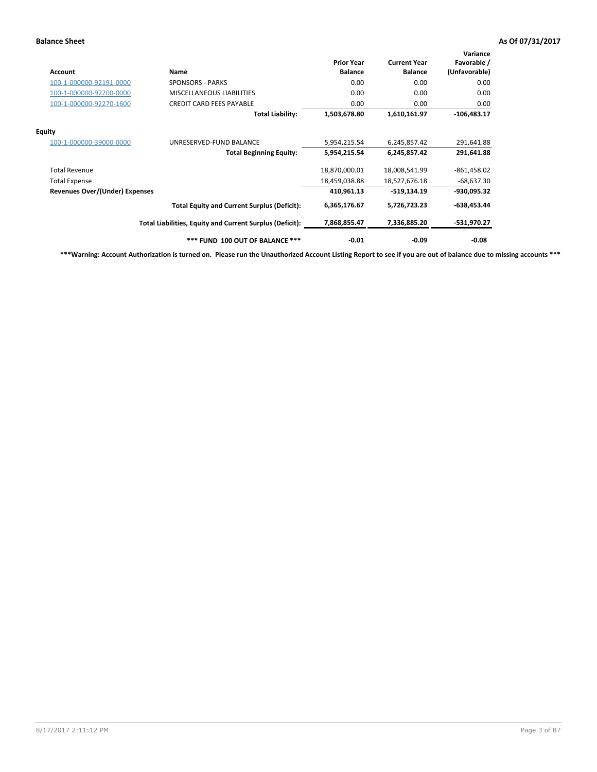**Balance Sheet** **As Of 07/31/2017**

| Account | Name | Prior Year Balance | Current Year Balance | Variance Favorable / (Unfavorable) |
|---|---|---|---|---|
| 100-1-000000-92191-0000 | SPONSORS - PARKS | 0.00 | 0.00 | 0.00 |
| 100-1-000000-92200-0000 | MISCELLANEOUS LIABILITIES | 0.00 | 0.00 | 0.00 |
| 100-1-000000-92270-1600 | CREDIT CARD FEES PAYABLE | 0.00 | 0.00 | 0.00 |
| | **Total Liability:** | **1,503,678.80** | **1,610,161.97** | **-106,483.17** |
| **Equity** | | | | |
| 100-1-000000-39000-0000 | UNRESERVED-FUND BALANCE | 5,954,215.54 | 6,245,857.42 | 291,641.88 |
| | **Total Beginning Equity:** | **5,954,215.54** | **6,245,857.42** | **291,641.88** |
| Total Revenue | | 18,870,000.01 | 18,008,541.99 | -861,458.02 |
| Total Expense | | 18,459,038.88 | 18,527,676.18 | -68,637.30 |
| **Revenues Over/(Under) Expenses** | | **410,961.13** | **-519,134.19** | **-930,095.32** |
| | **Total Equity and Current Surplus (Deficit):** | **6,365,176.67** | **5,726,723.23** | **-638,453.44** |
| | **Total Liabilities, Equity and Current Surplus (Deficit):** | **7,868,855.47** | **7,336,885.20** | **-531,970.27** |
| | **\*\*\* FUND 100 OUT OF BALANCE \*\*\*** | **-0.01** | **-0.09** | **-0.08** |

**\*\*\*Warning: Account Authorization is turned on. Please run the Unauthorized Account Listing Report to see if you are out of balance due to missing accounts \*\*\***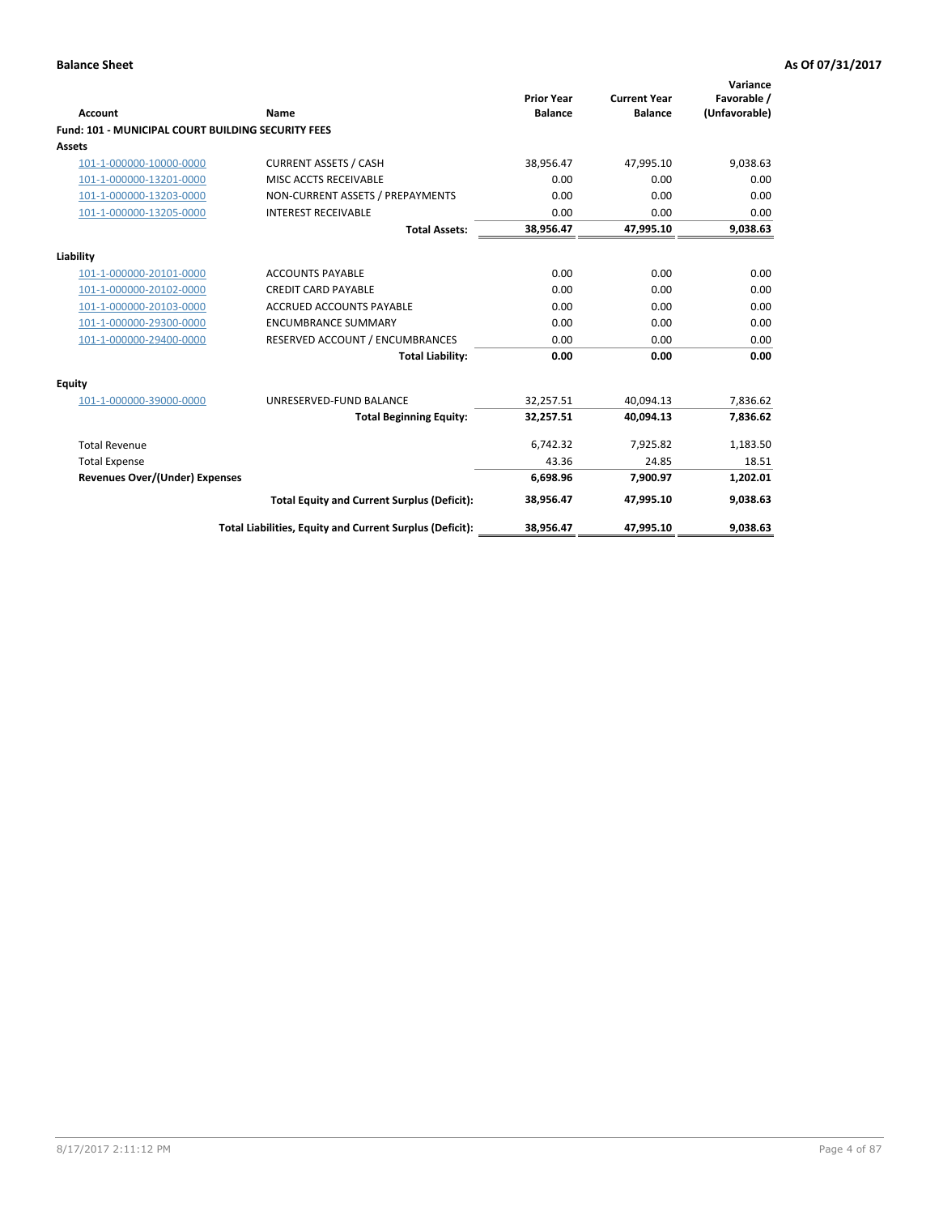**Balance Sheet** | **As Of 07/31/2017**

| Account | Name | Prior Year Balance | Current Year Balance | Variance Favorable / (Unfavorable) |
|---|---|---|---|---|
| **Fund: 101 - MUNICIPAL COURT BUILDING SECURITY FEES** | | | | |
| **Assets** | | | | |
| 101-1-000000-10000-0000 | CURRENT ASSETS / CASH | 38,956.47 | 47,995.10 | 9,038.63 |
| 101-1-000000-13201-0000 | MISC ACCTS RECEIVABLE | 0.00 | 0.00 | 0.00 |
| 101-1-000000-13203-0000 | NON-CURRENT ASSETS / PREPAYMENTS | 0.00 | 0.00 | 0.00 |
| 101-1-000000-13205-0000 | INTEREST RECEIVABLE | 0.00 | 0.00 | 0.00 |
| | **Total Assets:** | **38,956.47** | **47,995.10** | **9,038.63** |
| **Liability** | | | | |
| 101-1-000000-20101-0000 | ACCOUNTS PAYABLE | 0.00 | 0.00 | 0.00 |
| 101-1-000000-20102-0000 | CREDIT CARD PAYABLE | 0.00 | 0.00 | 0.00 |
| 101-1-000000-20103-0000 | ACCRUED ACCOUNTS PAYABLE | 0.00 | 0.00 | 0.00 |
| 101-1-000000-29300-0000 | ENCUMBRANCE SUMMARY | 0.00 | 0.00 | 0.00 |
| 101-1-000000-29400-0000 | RESERVED ACCOUNT / ENCUMBRANCES | 0.00 | 0.00 | 0.00 |
| | **Total Liability:** | **0.00** | **0.00** | **0.00** |
| **Equity** | | | | |
| 101-1-000000-39000-0000 | UNRESERVED-FUND BALANCE | 32,257.51 | 40,094.13 | 7,836.62 |
| | **Total Beginning Equity:** | **32,257.51** | **40,094.13** | **7,836.62** |
| Total Revenue | | 6,742.32 | 7,925.82 | 1,183.50 |
| Total Expense | | 43.36 | 24.85 | 18.51 |
| **Revenues Over/(Under) Expenses** | | **6,698.96** | **7,900.97** | **1,202.01** |
| | **Total Equity and Current Surplus (Deficit):** | **38,956.47** | **47,995.10** | **9,038.63** |
| | **Total Liabilities, Equity and Current Surplus (Deficit):** | **38,956.47** | **47,995.10** | **9,038.63** |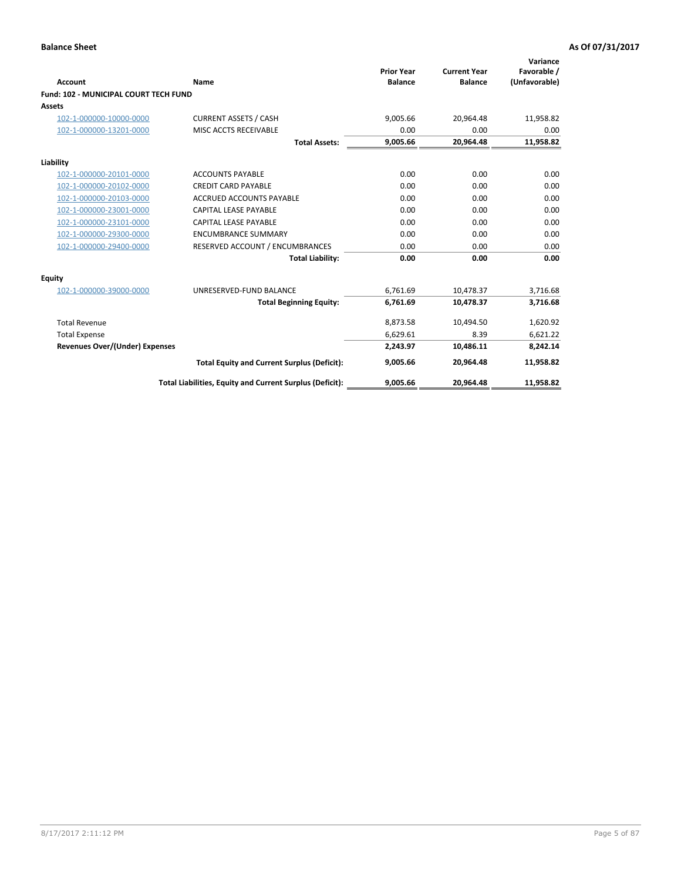**Balance Sheet** **As Of 07/31/2017**

| Account | Name | Prior Year Balance | Current Year Balance | Variance Favorable / (Unfavorable) |
|---|---|---|---|---|
| **Fund: 102 - MUNICIPAL COURT TECH FUND** | | | | |
| **Assets** | | | | |
| 102-1-000000-10000-0000 | CURRENT ASSETS / CASH | 9,005.66 | 20,964.48 | 11,958.82 |
| 102-1-000000-13201-0000 | MISC ACCTS RECEIVABLE | 0.00 | 0.00 | 0.00 |
| | **Total Assets:** | **9,005.66** | **20,964.48** | **11,958.82** |
| **Liability** | | | | |
| 102-1-000000-20101-0000 | ACCOUNTS PAYABLE | 0.00 | 0.00 | 0.00 |
| 102-1-000000-20102-0000 | CREDIT CARD PAYABLE | 0.00 | 0.00 | 0.00 |
| 102-1-000000-20103-0000 | ACCRUED ACCOUNTS PAYABLE | 0.00 | 0.00 | 0.00 |
| 102-1-000000-23001-0000 | CAPITAL LEASE PAYABLE | 0.00 | 0.00 | 0.00 |
| 102-1-000000-23101-0000 | CAPITAL LEASE PAYABLE | 0.00 | 0.00 | 0.00 |
| 102-1-000000-29300-0000 | ENCUMBRANCE SUMMARY | 0.00 | 0.00 | 0.00 |
| 102-1-000000-29400-0000 | RESERVED ACCOUNT / ENCUMBRANCES | 0.00 | 0.00 | 0.00 |
| | **Total Liability:** | **0.00** | **0.00** | **0.00** |
| **Equity** | | | | |
| 102-1-000000-39000-0000 | UNRESERVED-FUND BALANCE | 6,761.69 | 10,478.37 | 3,716.68 |
| | **Total Beginning Equity:** | **6,761.69** | **10,478.37** | **3,716.68** |
| Total Revenue | | 8,873.58 | 10,494.50 | 1,620.92 |
| Total Expense | | 6,629.61 | 8.39 | 6,621.22 |
| **Revenues Over/(Under) Expenses** | | **2,243.97** | **10,486.11** | **8,242.14** |
| | **Total Equity and Current Surplus (Deficit):** | **9,005.66** | **20,964.48** | **11,958.82** |
| | **Total Liabilities, Equity and Current Surplus (Deficit):** | **9,005.66** | **20,964.48** | **11,958.82** |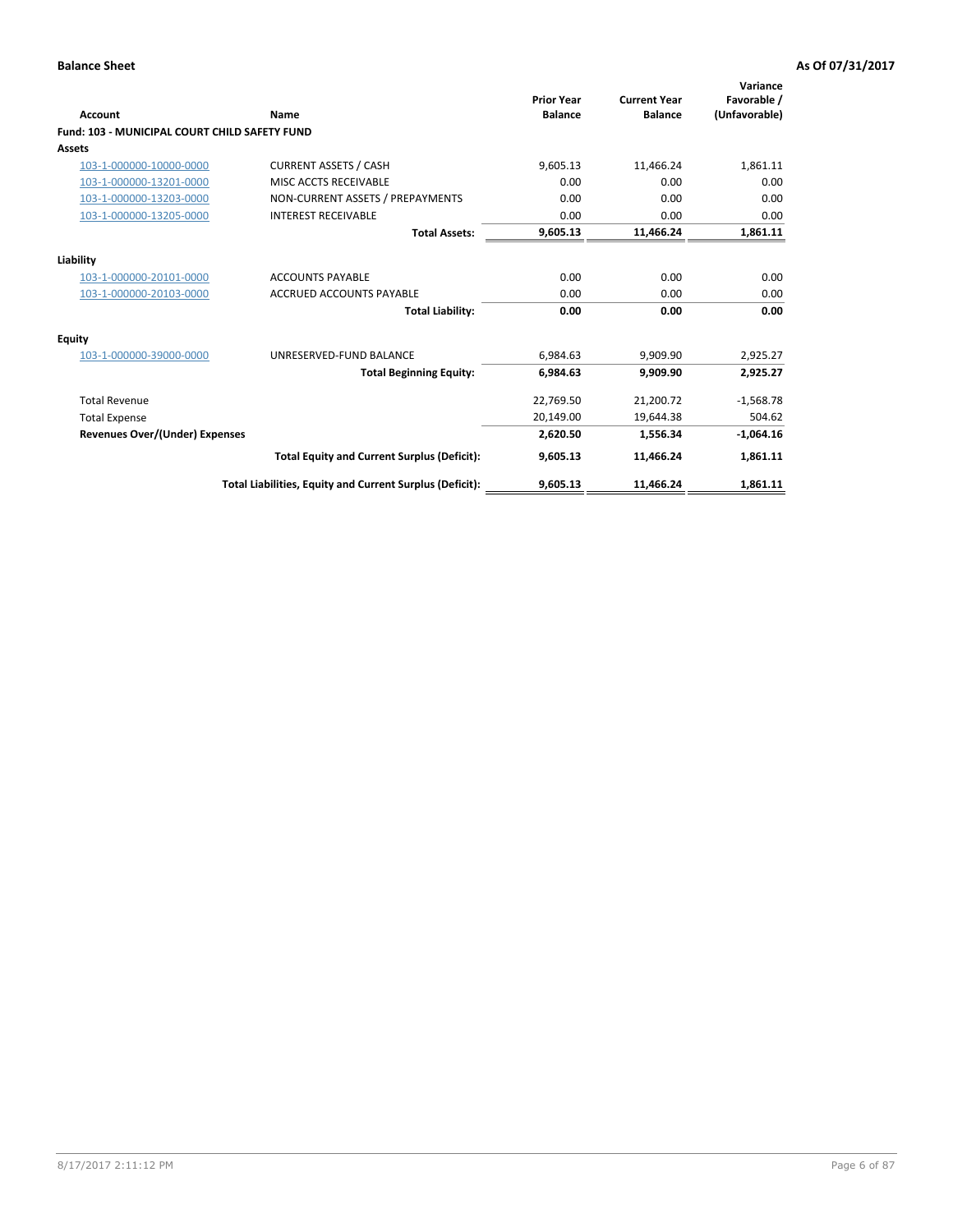**Balance Sheet** | **As Of 07/31/2017**

| Account | Name | Prior Year Balance | Current Year Balance | Variance Favorable / (Unfavorable) |
|---|---|---|---|---|
| **Fund: 103 - MUNICIPAL COURT CHILD SAFETY FUND** | | | | |
| **Assets** | | | | |
| 103-1-000000-10000-0000 | CURRENT ASSETS / CASH | 9,605.13 | 11,466.24 | 1,861.11 |
| 103-1-000000-13201-0000 | MISC ACCTS RECEIVABLE | 0.00 | 0.00 | 0.00 |
| 103-1-000000-13203-0000 | NON-CURRENT ASSETS / PREPAYMENTS | 0.00 | 0.00 | 0.00 |
| 103-1-000000-13205-0000 | INTEREST RECEIVABLE | 0.00 | 0.00 | 0.00 |
| | **Total Assets:** | **9,605.13** | **11,466.24** | **1,861.11** |
| **Liability** | | | | |
| 103-1-000000-20101-0000 | ACCOUNTS PAYABLE | 0.00 | 0.00 | 0.00 |
| 103-1-000000-20103-0000 | ACCRUED ACCOUNTS PAYABLE | 0.00 | 0.00 | 0.00 |
| | **Total Liability:** | **0.00** | **0.00** | **0.00** |
| **Equity** | | | | |
| 103-1-000000-39000-0000 | UNRESERVED-FUND BALANCE | 6,984.63 | 9,909.90 | 2,925.27 |
| | **Total Beginning Equity:** | **6,984.63** | **9,909.90** | **2,925.27** |
| Total Revenue | | 22,769.50 | 21,200.72 | -1,568.78 |
| Total Expense | | 20,149.00 | 19,644.38 | 504.62 |
| **Revenues Over/(Under) Expenses** | | **2,620.50** | **1,556.34** | **-1,064.16** |
| | **Total Equity and Current Surplus (Deficit):** | **9,605.13** | **11,466.24** | **1,861.11** |
| | **Total Liabilities, Equity and Current Surplus (Deficit):** | **9,605.13** | **11,466.24** | **1,861.11** |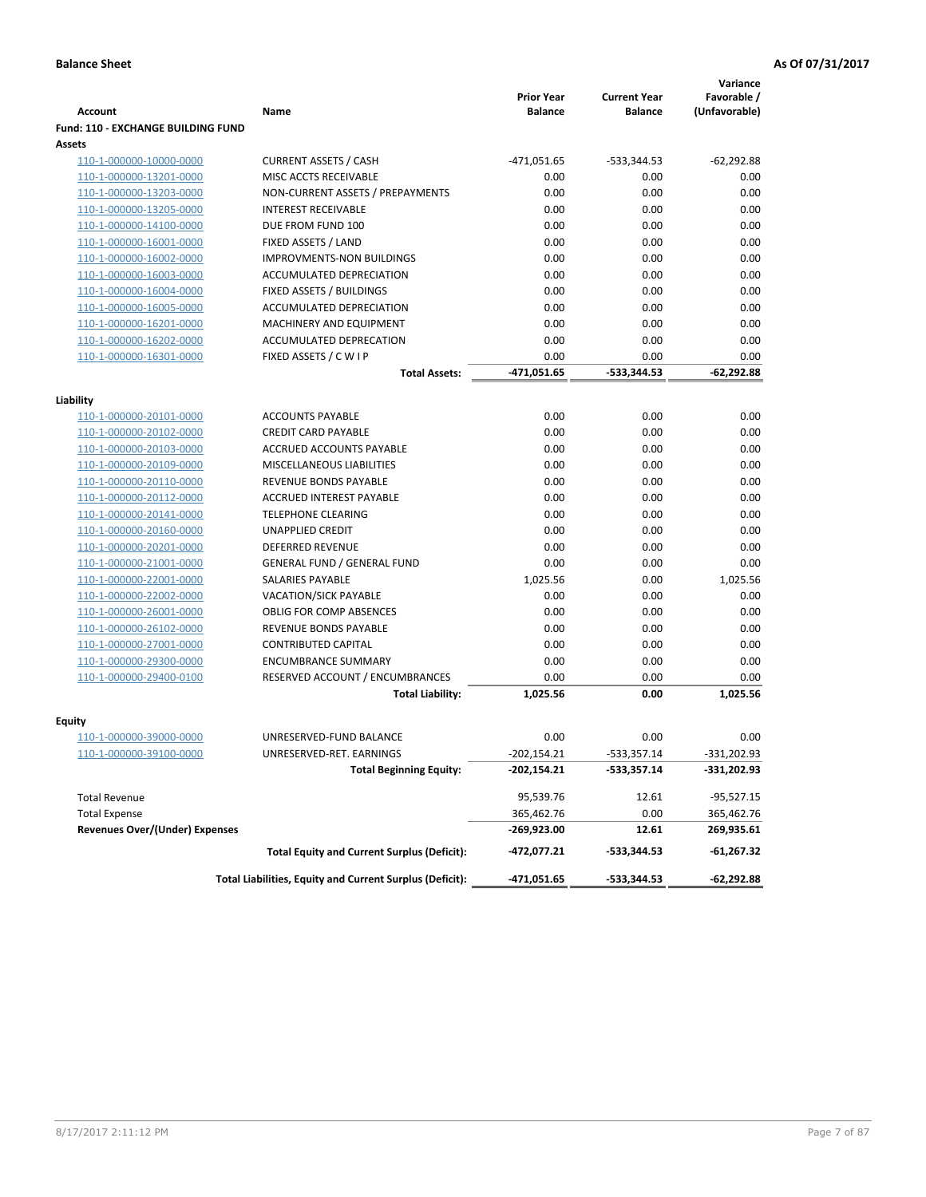**Balance Sheet** **As Of 07/31/2017**

| Account | Name | Prior Year Balance | Current Year Balance | Variance Favorable / (Unfavorable) |
|---|---|---|---|---|
| **Fund: 110 - EXCHANGE BUILDING FUND** | | | | |
| **Assets** | | | | |
| 110-1-000000-10000-0000 | CURRENT ASSETS / CASH | -471,051.65 | -533,344.53 | -62,292.88 |
| 110-1-000000-13201-0000 | MISC ACCTS RECEIVABLE | 0.00 | 0.00 | 0.00 |
| 110-1-000000-13203-0000 | NON-CURRENT ASSETS / PREPAYMENTS | 0.00 | 0.00 | 0.00 |
| 110-1-000000-13205-0000 | INTEREST RECEIVABLE | 0.00 | 0.00 | 0.00 |
| 110-1-000000-14100-0000 | DUE FROM FUND 100 | 0.00 | 0.00 | 0.00 |
| 110-1-000000-16001-0000 | FIXED ASSETS / LAND | 0.00 | 0.00 | 0.00 |
| 110-1-000000-16002-0000 | IMPROVMENTS-NON BUILDINGS | 0.00 | 0.00 | 0.00 |
| 110-1-000000-16003-0000 | ACCUMULATED DEPRECIATION | 0.00 | 0.00 | 0.00 |
| 110-1-000000-16004-0000 | FIXED ASSETS / BUILDINGS | 0.00 | 0.00 | 0.00 |
| 110-1-000000-16005-0000 | ACCUMULATED DEPRECIATION | 0.00 | 0.00 | 0.00 |
| 110-1-000000-16201-0000 | MACHINERY AND EQUIPMENT | 0.00 | 0.00 | 0.00 |
| 110-1-000000-16202-0000 | ACCUMULATED DEPRECATION | 0.00 | 0.00 | 0.00 |
| 110-1-000000-16301-0000 | FIXED ASSETS / C W I P | 0.00 | 0.00 | 0.00 |
| | **Total Assets:** | **-471,051.65** | **-533,344.53** | **-62,292.88** |
| **Liability** | | | | |
| 110-1-000000-20101-0000 | ACCOUNTS PAYABLE | 0.00 | 0.00 | 0.00 |
| 110-1-000000-20102-0000 | CREDIT CARD PAYABLE | 0.00 | 0.00 | 0.00 |
| 110-1-000000-20103-0000 | ACCRUED ACCOUNTS PAYABLE | 0.00 | 0.00 | 0.00 |
| 110-1-000000-20109-0000 | MISCELLANEOUS LIABILITIES | 0.00 | 0.00 | 0.00 |
| 110-1-000000-20110-0000 | REVENUE BONDS PAYABLE | 0.00 | 0.00 | 0.00 |
| 110-1-000000-20112-0000 | ACCRUED INTEREST PAYABLE | 0.00 | 0.00 | 0.00 |
| 110-1-000000-20141-0000 | TELEPHONE CLEARING | 0.00 | 0.00 | 0.00 |
| 110-1-000000-20160-0000 | UNAPPLIED CREDIT | 0.00 | 0.00 | 0.00 |
| 110-1-000000-20201-0000 | DEFERRED REVENUE | 0.00 | 0.00 | 0.00 |
| 110-1-000000-21001-0000 | GENERAL FUND / GENERAL FUND | 0.00 | 0.00 | 0.00 |
| 110-1-000000-22001-0000 | SALARIES PAYABLE | 1,025.56 | 0.00 | 1,025.56 |
| 110-1-000000-22002-0000 | VACATION/SICK PAYABLE | 0.00 | 0.00 | 0.00 |
| 110-1-000000-26001-0000 | OBLIG FOR COMP ABSENCES | 0.00 | 0.00 | 0.00 |
| 110-1-000000-26102-0000 | REVENUE BONDS PAYABLE | 0.00 | 0.00 | 0.00 |
| 110-1-000000-27001-0000 | CONTRIBUTED CAPITAL | 0.00 | 0.00 | 0.00 |
| 110-1-000000-29300-0000 | ENCUMBRANCE SUMMARY | 0.00 | 0.00 | 0.00 |
| 110-1-000000-29400-0100 | RESERVED ACCOUNT / ENCUMBRANCES | 0.00 | 0.00 | 0.00 |
| | **Total Liability:** | **1,025.56** | **0.00** | **1,025.56** |
| **Equity** | | | | |
| 110-1-000000-39000-0000 | UNRESERVED-FUND BALANCE | 0.00 | 0.00 | 0.00 |
| 110-1-000000-39100-0000 | UNRESERVED-RET. EARNINGS | -202,154.21 | -533,357.14 | -331,202.93 |
| | **Total Beginning Equity:** | **-202,154.21** | **-533,357.14** | **-331,202.93** |
| Total Revenue | | 95,539.76 | 12.61 | -95,527.15 |
| Total Expense | | 365,462.76 | 0.00 | 365,462.76 |
| **Revenues Over/(Under) Expenses** | | **-269,923.00** | **12.61** | **269,935.61** |
| | **Total Equity and Current Surplus (Deficit):** | **-472,077.21** | **-533,344.53** | **-61,267.32** |
| | **Total Liabilities, Equity and Current Surplus (Deficit):** | **-471,051.65** | **-533,344.53** | **-62,292.88** |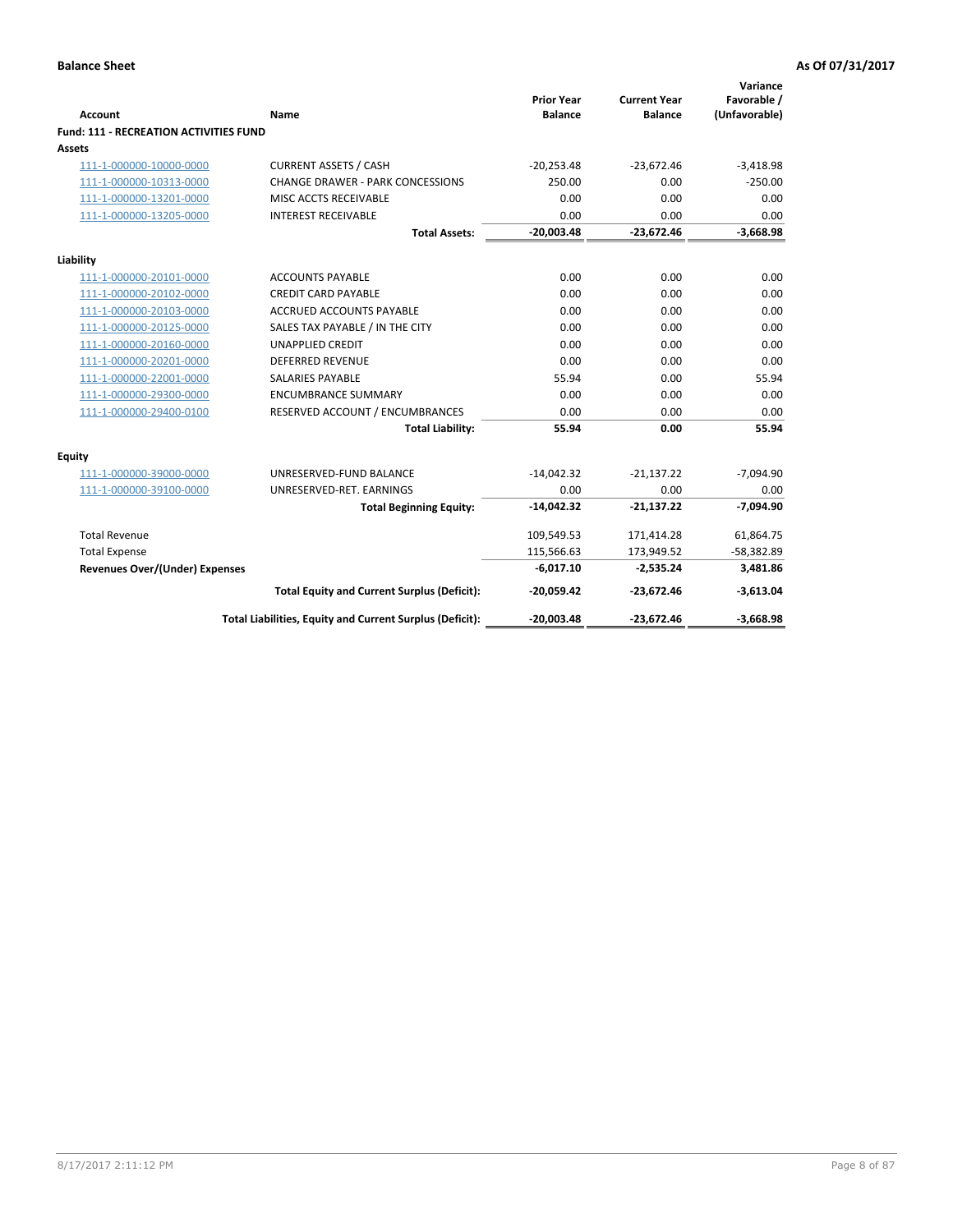**Balance Sheet** **As Of 07/31/2017**

| Account | Name | Prior Year Balance | Current Year Balance | Variance Favorable / (Unfavorable) |
|---|---|---|---|---|
| **Fund: 111 - RECREATION ACTIVITIES FUND** | | | | |
| **Assets** | | | | |
| 111-1-000000-10000-0000 | CURRENT ASSETS / CASH | -20,253.48 | -23,672.46 | -3,418.98 |
| 111-1-000000-10313-0000 | CHANGE DRAWER - PARK CONCESSIONS | 250.00 | 0.00 | -250.00 |
| 111-1-000000-13201-0000 | MISC ACCTS RECEIVABLE | 0.00 | 0.00 | 0.00 |
| 111-1-000000-13205-0000 | INTEREST RECEIVABLE | 0.00 | 0.00 | 0.00 |
| | **Total Assets:** | **-20,003.48** | **-23,672.46** | **-3,668.98** |
| **Liability** | | | | |
| 111-1-000000-20101-0000 | ACCOUNTS PAYABLE | 0.00 | 0.00 | 0.00 |
| 111-1-000000-20102-0000 | CREDIT CARD PAYABLE | 0.00 | 0.00 | 0.00 |
| 111-1-000000-20103-0000 | ACCRUED ACCOUNTS PAYABLE | 0.00 | 0.00 | 0.00 |
| 111-1-000000-20125-0000 | SALES TAX PAYABLE / IN THE CITY | 0.00 | 0.00 | 0.00 |
| 111-1-000000-20160-0000 | UNAPPLIED CREDIT | 0.00 | 0.00 | 0.00 |
| 111-1-000000-20201-0000 | DEFERRED REVENUE | 0.00 | 0.00 | 0.00 |
| 111-1-000000-22001-0000 | SALARIES PAYABLE | 55.94 | 0.00 | 55.94 |
| 111-1-000000-29300-0000 | ENCUMBRANCE SUMMARY | 0.00 | 0.00 | 0.00 |
| 111-1-000000-29400-0100 | RESERVED ACCOUNT / ENCUMBRANCES | 0.00 | 0.00 | 0.00 |
| | **Total Liability:** | **55.94** | **0.00** | **55.94** |
| **Equity** | | | | |
| 111-1-000000-39000-0000 | UNRESERVED-FUND BALANCE | -14,042.32 | -21,137.22 | -7,094.90 |
| 111-1-000000-39100-0000 | UNRESERVED-RET. EARNINGS | 0.00 | 0.00 | 0.00 |
| | **Total Beginning Equity:** | **-14,042.32** | **-21,137.22** | **-7,094.90** |
| Total Revenue | | 109,549.53 | 171,414.28 | 61,864.75 |
| Total Expense | | 115,566.63 | 173,949.52 | -58,382.89 |
| **Revenues Over/(Under) Expenses** | | **-6,017.10** | **-2,535.24** | **3,481.86** |
| | **Total Equity and Current Surplus (Deficit):** | **-20,059.42** | **-23,672.46** | **-3,613.04** |
| | **Total Liabilities, Equity and Current Surplus (Deficit):** | **-20,003.48** | **-23,672.46** | **-3,668.98** |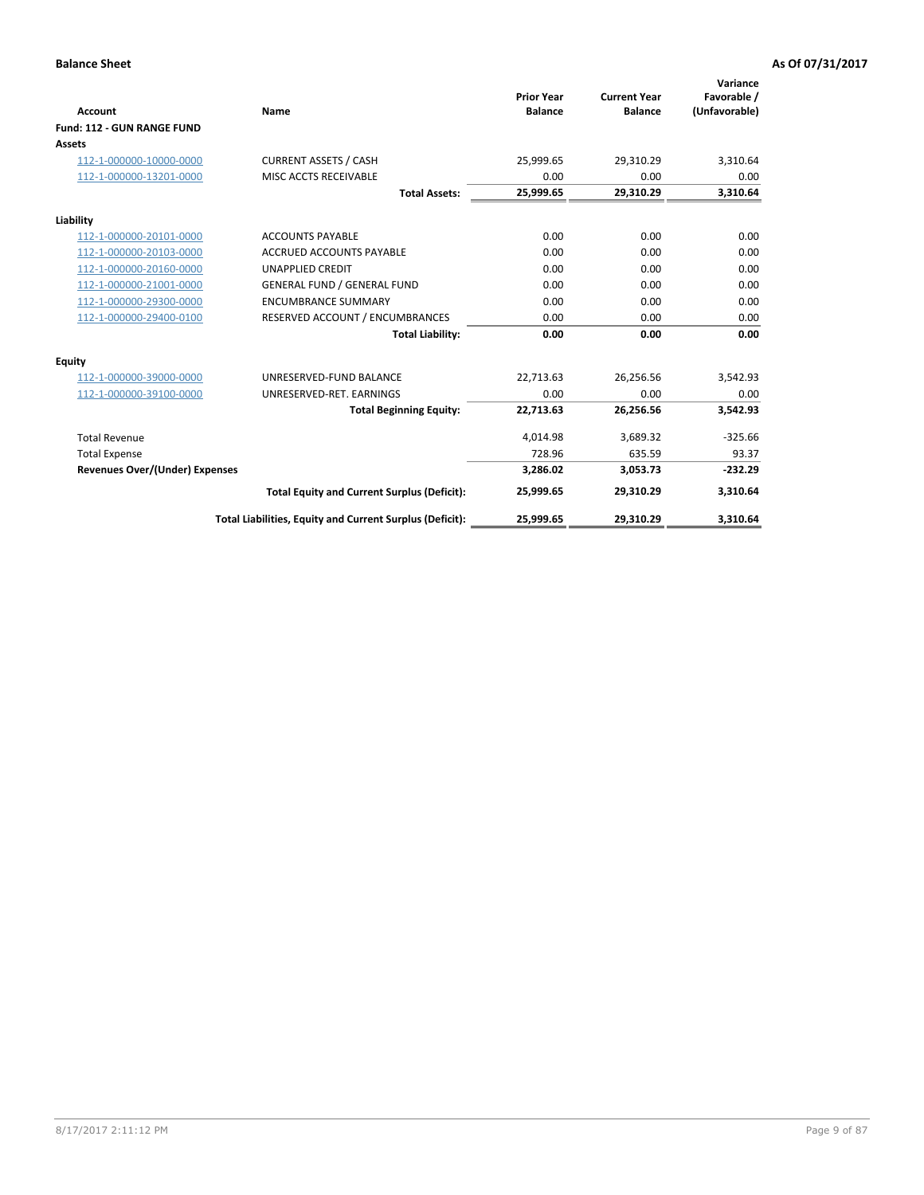**Balance Sheet** — **As Of 07/31/2017**

| Account | Name | Prior Year Balance | Current Year Balance | Variance Favorable / (Unfavorable) |
|---|---|---|---|---|
| **Fund: 112 - GUN RANGE FUND** | | | | |
| **Assets** | | | | |
| 112-1-000000-10000-0000 | CURRENT ASSETS / CASH | 25,999.65 | 29,310.29 | 3,310.64 |
| 112-1-000000-13201-0000 | MISC ACCTS RECEIVABLE | 0.00 | 0.00 | 0.00 |
| | **Total Assets:** | **25,999.65** | **29,310.29** | **3,310.64** |
| **Liability** | | | | |
| 112-1-000000-20101-0000 | ACCOUNTS PAYABLE | 0.00 | 0.00 | 0.00 |
| 112-1-000000-20103-0000 | ACCRUED ACCOUNTS PAYABLE | 0.00 | 0.00 | 0.00 |
| 112-1-000000-20160-0000 | UNAPPLIED CREDIT | 0.00 | 0.00 | 0.00 |
| 112-1-000000-21001-0000 | GENERAL FUND / GENERAL FUND | 0.00 | 0.00 | 0.00 |
| 112-1-000000-29300-0000 | ENCUMBRANCE SUMMARY | 0.00 | 0.00 | 0.00 |
| 112-1-000000-29400-0100 | RESERVED ACCOUNT / ENCUMBRANCES | 0.00 | 0.00 | 0.00 |
| | **Total Liability:** | **0.00** | **0.00** | **0.00** |
| **Equity** | | | | |
| 112-1-000000-39000-0000 | UNRESERVED-FUND BALANCE | 22,713.63 | 26,256.56 | 3,542.93 |
| 112-1-000000-39100-0000 | UNRESERVED-RET. EARNINGS | 0.00 | 0.00 | 0.00 |
| | **Total Beginning Equity:** | **22,713.63** | **26,256.56** | **3,542.93** |
| Total Revenue | | 4,014.98 | 3,689.32 | -325.66 |
| Total Expense | | 728.96 | 635.59 | 93.37 |
| **Revenues Over/(Under) Expenses** | | **3,286.02** | **3,053.73** | **-232.29** |
| | **Total Equity and Current Surplus (Deficit):** | **25,999.65** | **29,310.29** | **3,310.64** |
| | **Total Liabilities, Equity and Current Surplus (Deficit):** | **25,999.65** | **29,310.29** | **3,310.64** |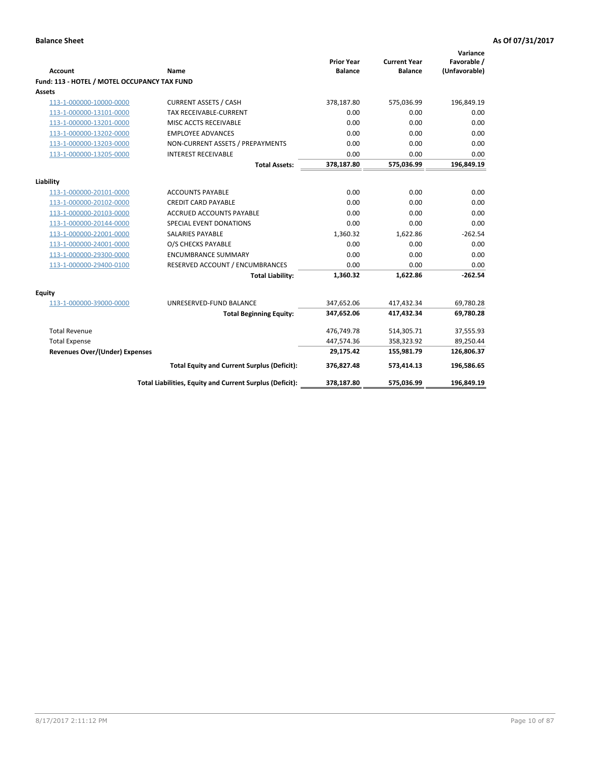**Balance Sheet** **As Of 07/31/2017**

| Account | Name | Prior Year Balance | Current Year Balance | Variance Favorable / (Unfavorable) |
|---|---|---|---|---|
| **Fund: 113 - HOTEL / MOTEL OCCUPANCY TAX FUND** | | | | |
| **Assets** | | | | |
| 113-1-000000-10000-0000 | CURRENT ASSETS / CASH | 378,187.80 | 575,036.99 | 196,849.19 |
| 113-1-000000-13101-0000 | TAX RECEIVABLE-CURRENT | 0.00 | 0.00 | 0.00 |
| 113-1-000000-13201-0000 | MISC ACCTS RECEIVABLE | 0.00 | 0.00 | 0.00 |
| 113-1-000000-13202-0000 | EMPLOYEE ADVANCES | 0.00 | 0.00 | 0.00 |
| 113-1-000000-13203-0000 | NON-CURRENT ASSETS / PREPAYMENTS | 0.00 | 0.00 | 0.00 |
| 113-1-000000-13205-0000 | INTEREST RECEIVABLE | 0.00 | 0.00 | 0.00 |
| | **Total Assets:** | **378,187.80** | **575,036.99** | **196,849.19** |
| **Liability** | | | | |
| 113-1-000000-20101-0000 | ACCOUNTS PAYABLE | 0.00 | 0.00 | 0.00 |
| 113-1-000000-20102-0000 | CREDIT CARD PAYABLE | 0.00 | 0.00 | 0.00 |
| 113-1-000000-20103-0000 | ACCRUED ACCOUNTS PAYABLE | 0.00 | 0.00 | 0.00 |
| 113-1-000000-20144-0000 | SPECIAL EVENT DONATIONS | 0.00 | 0.00 | 0.00 |
| 113-1-000000-22001-0000 | SALARIES PAYABLE | 1,360.32 | 1,622.86 | -262.54 |
| 113-1-000000-24001-0000 | O/S CHECKS PAYABLE | 0.00 | 0.00 | 0.00 |
| 113-1-000000-29300-0000 | ENCUMBRANCE SUMMARY | 0.00 | 0.00 | 0.00 |
| 113-1-000000-29400-0100 | RESERVED ACCOUNT / ENCUMBRANCES | 0.00 | 0.00 | 0.00 |
| | **Total Liability:** | **1,360.32** | **1,622.86** | **-262.54** |
| **Equity** | | | | |
| 113-1-000000-39000-0000 | UNRESERVED-FUND BALANCE | 347,652.06 | 417,432.34 | 69,780.28 |
| | **Total Beginning Equity:** | **347,652.06** | **417,432.34** | **69,780.28** |
| Total Revenue | | 476,749.78 | 514,305.71 | 37,555.93 |
| Total Expense | | 447,574.36 | 358,323.92 | 89,250.44 |
| **Revenues Over/(Under) Expenses** | | **29,175.42** | **155,981.79** | **126,806.37** |
| | **Total Equity and Current Surplus (Deficit):** | **376,827.48** | **573,414.13** | **196,586.65** |
| | **Total Liabilities, Equity and Current Surplus (Deficit):** | **378,187.80** | **575,036.99** | **196,849.19** |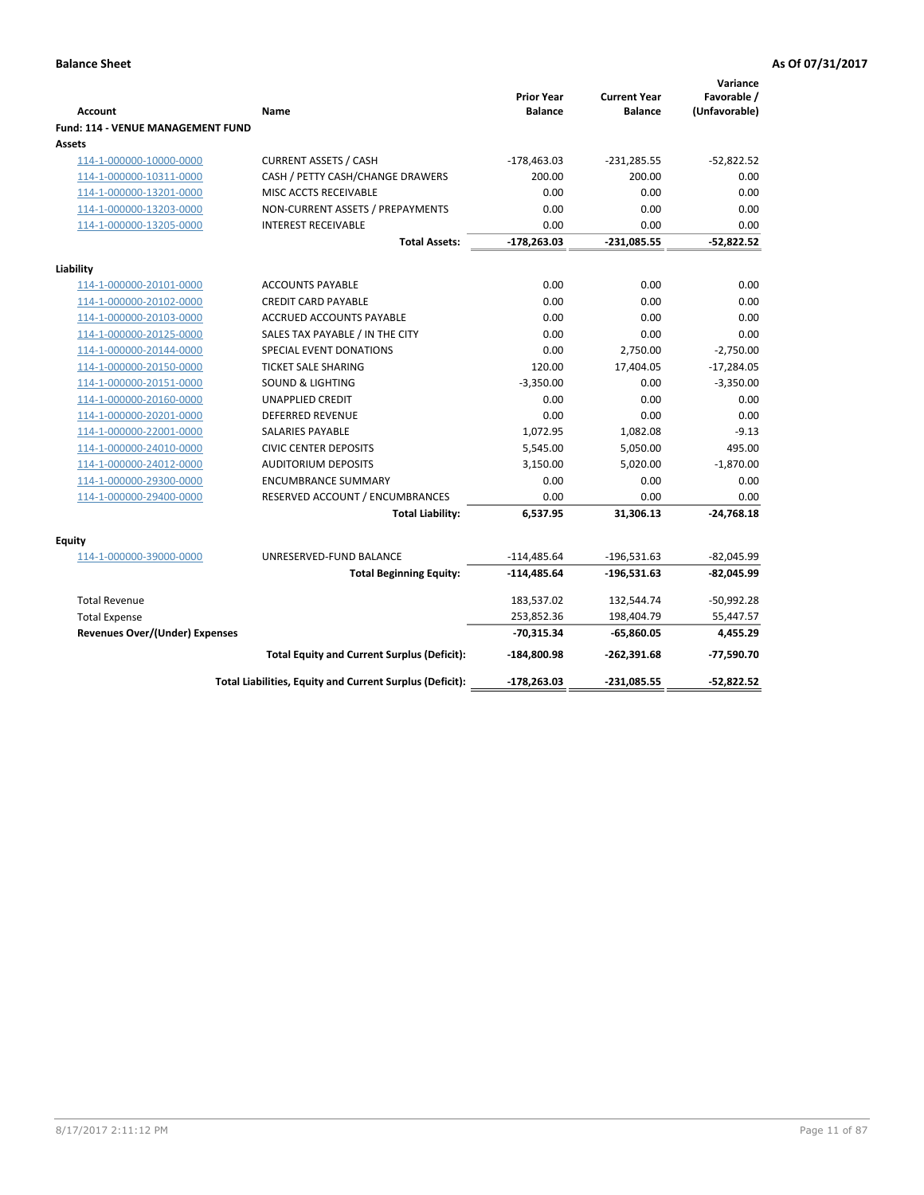**Balance Sheet** **As Of 07/31/2017**

| Account | Name | Prior Year Balance | Current Year Balance | Variance Favorable / (Unfavorable) |
|---|---|---|---|---|
| **Fund: 114 - VENUE MANAGEMENT FUND** | | | | |
| **Assets** | | | | |
| 114-1-000000-10000-0000 | CURRENT ASSETS / CASH | -178,463.03 | -231,285.55 | -52,822.52 |
| 114-1-000000-10311-0000 | CASH / PETTY CASH/CHANGE DRAWERS | 200.00 | 200.00 | 0.00 |
| 114-1-000000-13201-0000 | MISC ACCTS RECEIVABLE | 0.00 | 0.00 | 0.00 |
| 114-1-000000-13203-0000 | NON-CURRENT ASSETS / PREPAYMENTS | 0.00 | 0.00 | 0.00 |
| 114-1-000000-13205-0000 | INTEREST RECEIVABLE | 0.00 | 0.00 | 0.00 |
| | **Total Assets:** | **-178,263.03** | **-231,085.55** | **-52,822.52** |
| **Liability** | | | | |
| 114-1-000000-20101-0000 | ACCOUNTS PAYABLE | 0.00 | 0.00 | 0.00 |
| 114-1-000000-20102-0000 | CREDIT CARD PAYABLE | 0.00 | 0.00 | 0.00 |
| 114-1-000000-20103-0000 | ACCRUED ACCOUNTS PAYABLE | 0.00 | 0.00 | 0.00 |
| 114-1-000000-20125-0000 | SALES TAX PAYABLE / IN THE CITY | 0.00 | 0.00 | 0.00 |
| 114-1-000000-20144-0000 | SPECIAL EVENT DONATIONS | 0.00 | 2,750.00 | -2,750.00 |
| 114-1-000000-20150-0000 | TICKET SALE SHARING | 120.00 | 17,404.05 | -17,284.05 |
| 114-1-000000-20151-0000 | SOUND & LIGHTING | -3,350.00 | 0.00 | -3,350.00 |
| 114-1-000000-20160-0000 | UNAPPLIED CREDIT | 0.00 | 0.00 | 0.00 |
| 114-1-000000-20201-0000 | DEFERRED REVENUE | 0.00 | 0.00 | 0.00 |
| 114-1-000000-22001-0000 | SALARIES PAYABLE | 1,072.95 | 1,082.08 | -9.13 |
| 114-1-000000-24010-0000 | CIVIC CENTER DEPOSITS | 5,545.00 | 5,050.00 | 495.00 |
| 114-1-000000-24012-0000 | AUDITORIUM DEPOSITS | 3,150.00 | 5,020.00 | -1,870.00 |
| 114-1-000000-29300-0000 | ENCUMBRANCE SUMMARY | 0.00 | 0.00 | 0.00 |
| 114-1-000000-29400-0000 | RESERVED ACCOUNT / ENCUMBRANCES | 0.00 | 0.00 | 0.00 |
| | **Total Liability:** | **6,537.95** | **31,306.13** | **-24,768.18** |
| **Equity** | | | | |
| 114-1-000000-39000-0000 | UNRESERVED-FUND BALANCE | -114,485.64 | -196,531.63 | -82,045.99 |
| | **Total Beginning Equity:** | **-114,485.64** | **-196,531.63** | **-82,045.99** |
| Total Revenue | | 183,537.02 | 132,544.74 | -50,992.28 |
| Total Expense | | 253,852.36 | 198,404.79 | 55,447.57 |
| **Revenues Over/(Under) Expenses** | | **-70,315.34** | **-65,860.05** | **4,455.29** |
| | **Total Equity and Current Surplus (Deficit):** | **-184,800.98** | **-262,391.68** | **-77,590.70** |
| | **Total Liabilities, Equity and Current Surplus (Deficit):** | **-178,263.03** | **-231,085.55** | **-52,822.52** |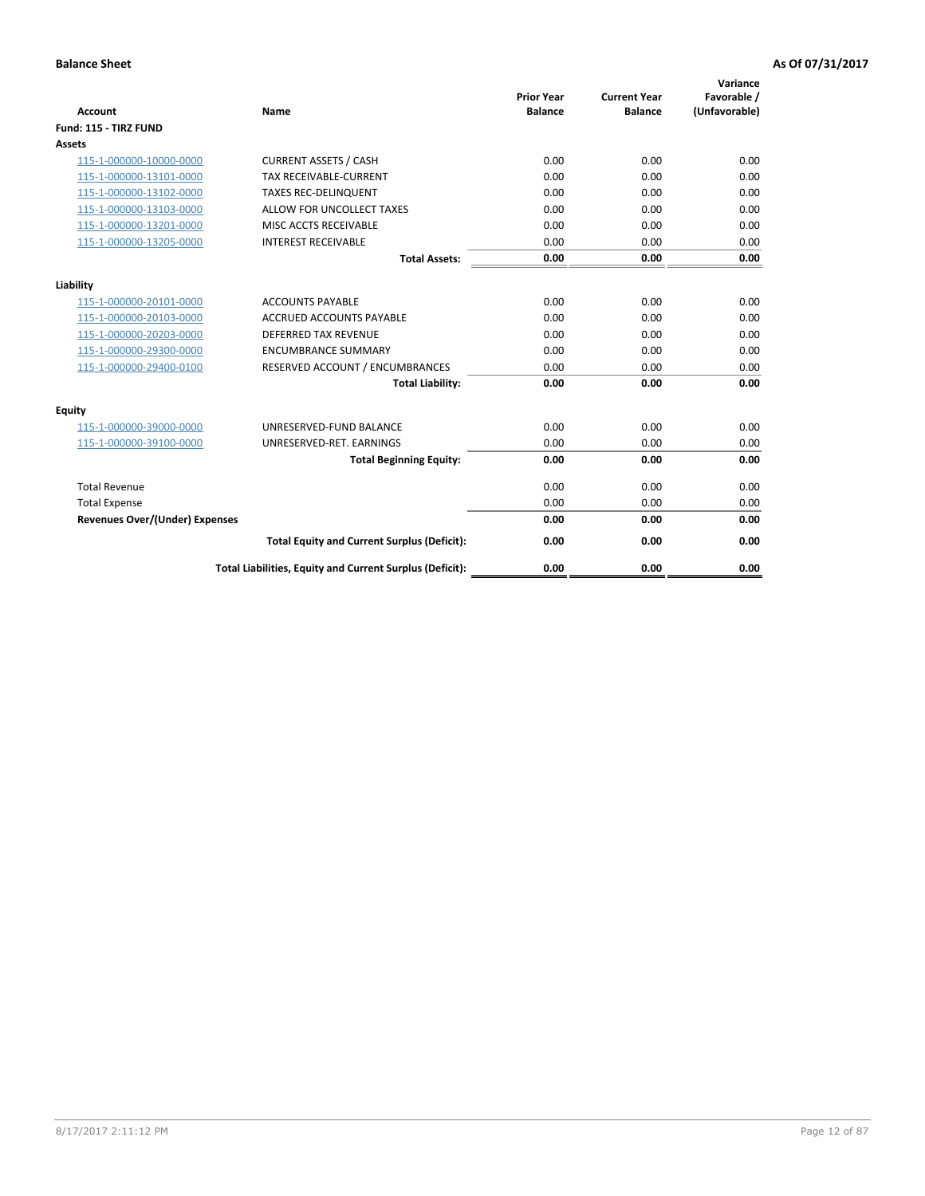**Balance Sheet** **As Of 07/31/2017**

| Account | Name | Prior Year Balance | Current Year Balance | Variance Favorable / (Unfavorable) |
|---|---|---|---|---|
| **Fund: 115 - TIRZ FUND** | | | | |
| **Assets** | | | | |
| 115-1-000000-10000-0000 | CURRENT ASSETS / CASH | 0.00 | 0.00 | 0.00 |
| 115-1-000000-13101-0000 | TAX RECEIVABLE-CURRENT | 0.00 | 0.00 | 0.00 |
| 115-1-000000-13102-0000 | TAXES REC-DELINQUENT | 0.00 | 0.00 | 0.00 |
| 115-1-000000-13103-0000 | ALLOW FOR UNCOLLECT TAXES | 0.00 | 0.00 | 0.00 |
| 115-1-000000-13201-0000 | MISC ACCTS RECEIVABLE | 0.00 | 0.00 | 0.00 |
| 115-1-000000-13205-0000 | INTEREST RECEIVABLE | 0.00 | 0.00 | 0.00 |
| | **Total Assets:** | **0.00** | **0.00** | **0.00** |
| **Liability** | | | | |
| 115-1-000000-20101-0000 | ACCOUNTS PAYABLE | 0.00 | 0.00 | 0.00 |
| 115-1-000000-20103-0000 | ACCRUED ACCOUNTS PAYABLE | 0.00 | 0.00 | 0.00 |
| 115-1-000000-20203-0000 | DEFERRED TAX REVENUE | 0.00 | 0.00 | 0.00 |
| 115-1-000000-29300-0000 | ENCUMBRANCE SUMMARY | 0.00 | 0.00 | 0.00 |
| 115-1-000000-29400-0100 | RESERVED ACCOUNT / ENCUMBRANCES | 0.00 | 0.00 | 0.00 |
| | **Total Liability:** | **0.00** | **0.00** | **0.00** |
| **Equity** | | | | |
| 115-1-000000-39000-0000 | UNRESERVED-FUND BALANCE | 0.00 | 0.00 | 0.00 |
| 115-1-000000-39100-0000 | UNRESERVED-RET. EARNINGS | 0.00 | 0.00 | 0.00 |
| | **Total Beginning Equity:** | **0.00** | **0.00** | **0.00** |
| Total Revenue | | 0.00 | 0.00 | 0.00 |
| Total Expense | | 0.00 | 0.00 | 0.00 |
| **Revenues Over/(Under) Expenses** | | **0.00** | **0.00** | **0.00** |
| | **Total Equity and Current Surplus (Deficit):** | **0.00** | **0.00** | **0.00** |
| | **Total Liabilities, Equity and Current Surplus (Deficit):** | **0.00** | **0.00** | **0.00** |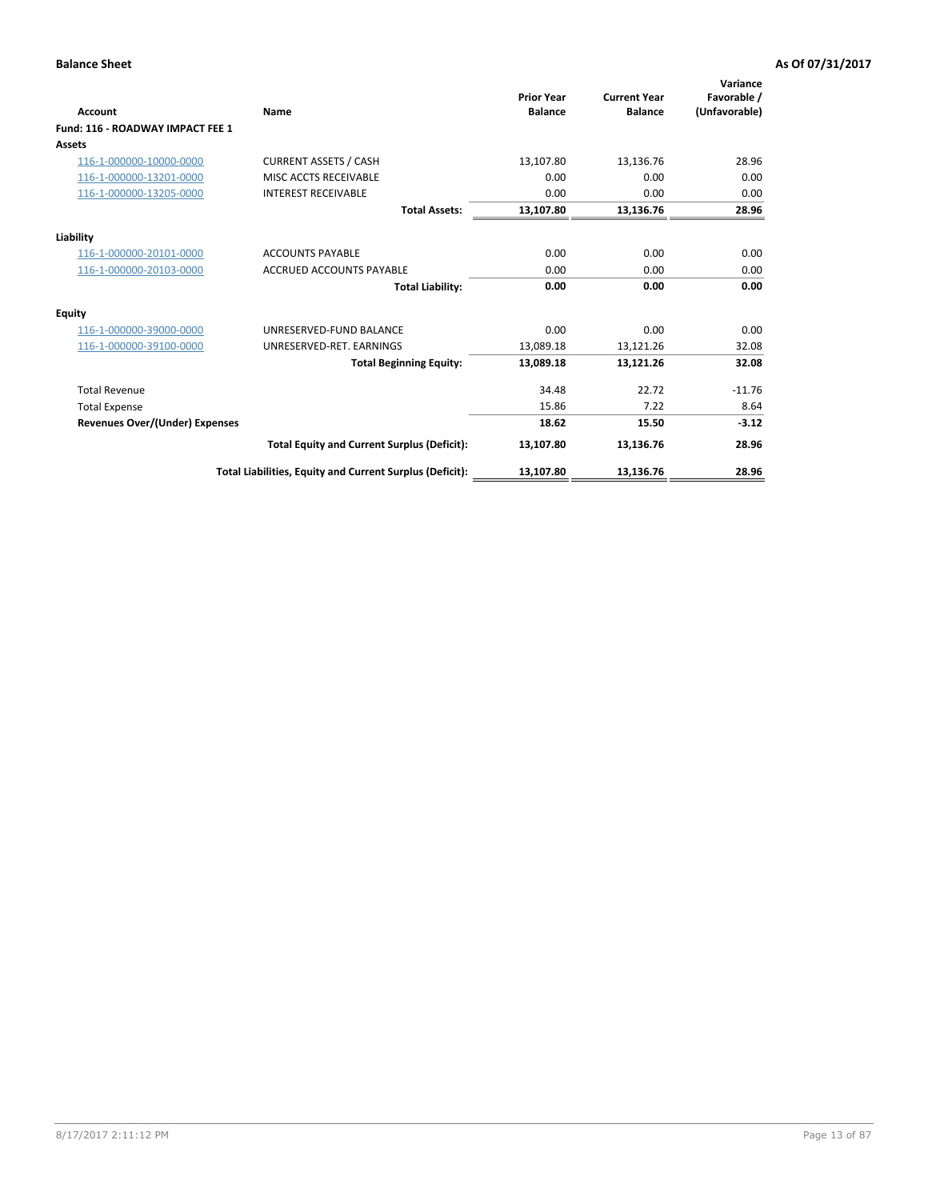**Balance Sheet** **As Of 07/31/2017**

| Account | Name | Prior Year Balance | Current Year Balance | Variance Favorable / (Unfavorable) |
|---|---|---|---|---|
| **Fund: 116 - ROADWAY IMPACT FEE 1** | | | | |
| **Assets** | | | | |
| 116-1-000000-10000-0000 | CURRENT ASSETS / CASH | 13,107.80 | 13,136.76 | 28.96 |
| 116-1-000000-13201-0000 | MISC ACCTS RECEIVABLE | 0.00 | 0.00 | 0.00 |
| 116-1-000000-13205-0000 | INTEREST RECEIVABLE | 0.00 | 0.00 | 0.00 |
| | **Total Assets:** | **13,107.80** | **13,136.76** | **28.96** |
| **Liability** | | | | |
| 116-1-000000-20101-0000 | ACCOUNTS PAYABLE | 0.00 | 0.00 | 0.00 |
| 116-1-000000-20103-0000 | ACCRUED ACCOUNTS PAYABLE | 0.00 | 0.00 | 0.00 |
| | **Total Liability:** | **0.00** | **0.00** | **0.00** |
| **Equity** | | | | |
| 116-1-000000-39000-0000 | UNRESERVED-FUND BALANCE | 0.00 | 0.00 | 0.00 |
| 116-1-000000-39100-0000 | UNRESERVED-RET. EARNINGS | 13,089.18 | 13,121.26 | 32.08 |
| | **Total Beginning Equity:** | **13,089.18** | **13,121.26** | **32.08** |
| Total Revenue | | 34.48 | 22.72 | -11.76 |
| Total Expense | | 15.86 | 7.22 | 8.64 |
| **Revenues Over/(Under) Expenses** | | **18.62** | **15.50** | **-3.12** |
| | **Total Equity and Current Surplus (Deficit):** | **13,107.80** | **13,136.76** | **28.96** |
| | **Total Liabilities, Equity and Current Surplus (Deficit):** | **13,107.80** | **13,136.76** | **28.96** |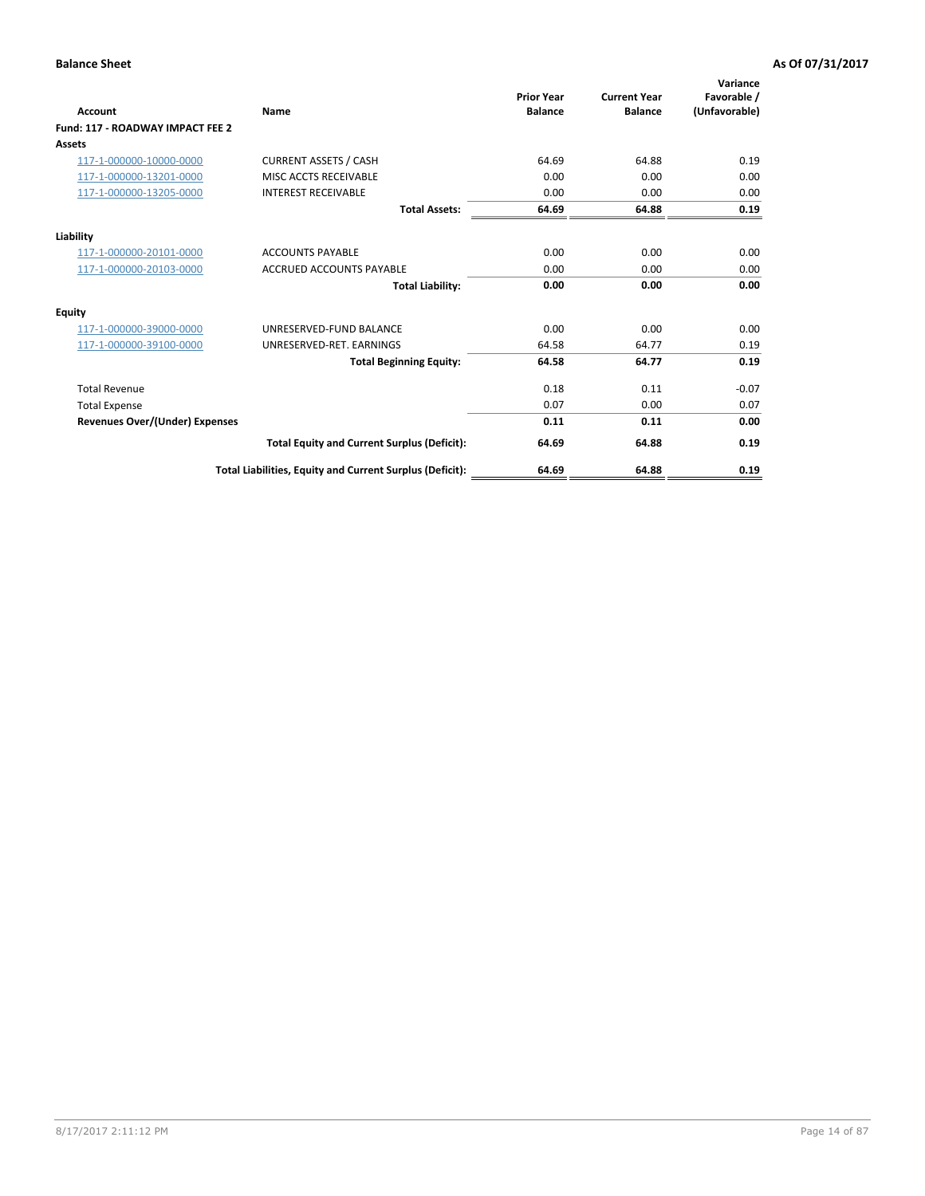**Balance Sheet** | **As Of 07/31/2017**

| Account | Name | Prior Year Balance | Current Year Balance | Variance Favorable / (Unfavorable) |
|---|---|---|---|---|
| **Fund: 117 - ROADWAY IMPACT FEE 2** | | | | |
| **Assets** | | | | |
| 117-1-000000-10000-0000 | CURRENT ASSETS / CASH | 64.69 | 64.88 | 0.19 |
| 117-1-000000-13201-0000 | MISC ACCTS RECEIVABLE | 0.00 | 0.00 | 0.00 |
| 117-1-000000-13205-0000 | INTEREST RECEIVABLE | 0.00 | 0.00 | 0.00 |
| | **Total Assets:** | **64.69** | **64.88** | **0.19** |
| **Liability** | | | | |
| 117-1-000000-20101-0000 | ACCOUNTS PAYABLE | 0.00 | 0.00 | 0.00 |
| 117-1-000000-20103-0000 | ACCRUED ACCOUNTS PAYABLE | 0.00 | 0.00 | 0.00 |
| | **Total Liability:** | **0.00** | **0.00** | **0.00** |
| **Equity** | | | | |
| 117-1-000000-39000-0000 | UNRESERVED-FUND BALANCE | 0.00 | 0.00 | 0.00 |
| 117-1-000000-39100-0000 | UNRESERVED-RET. EARNINGS | 64.58 | 64.77 | 0.19 |
| | **Total Beginning Equity:** | **64.58** | **64.77** | **0.19** |
| Total Revenue | | 0.18 | 0.11 | -0.07 |
| Total Expense | | 0.07 | 0.00 | 0.07 |
| **Revenues Over/(Under) Expenses** | | **0.11** | **0.11** | **0.00** |
| | **Total Equity and Current Surplus (Deficit):** | **64.69** | **64.88** | **0.19** |
| | **Total Liabilities, Equity and Current Surplus (Deficit):** | **64.69** | **64.88** | **0.19** |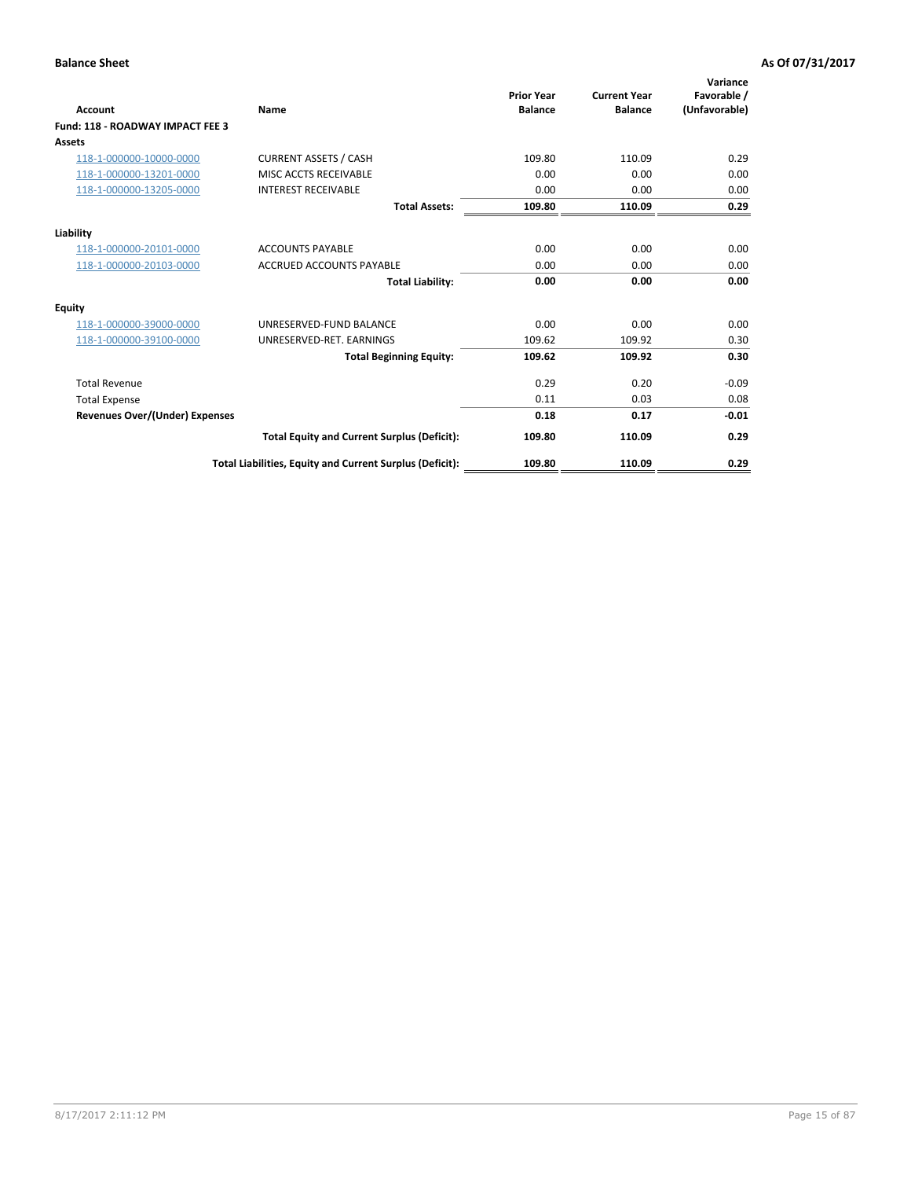**Balance Sheet** — **As Of 07/31/2017**

| Account | Name | Prior Year Balance | Current Year Balance | Variance Favorable / (Unfavorable) |
|---|---|---|---|---|
| **Fund: 118 - ROADWAY IMPACT FEE 3** | | | | |
| **Assets** | | | | |
| 118-1-000000-10000-0000 | CURRENT ASSETS / CASH | 109.80 | 110.09 | 0.29 |
| 118-1-000000-13201-0000 | MISC ACCTS RECEIVABLE | 0.00 | 0.00 | 0.00 |
| 118-1-000000-13205-0000 | INTEREST RECEIVABLE | 0.00 | 0.00 | 0.00 |
| | **Total Assets:** | **109.80** | **110.09** | **0.29** |
| **Liability** | | | | |
| 118-1-000000-20101-0000 | ACCOUNTS PAYABLE | 0.00 | 0.00 | 0.00 |
| 118-1-000000-20103-0000 | ACCRUED ACCOUNTS PAYABLE | 0.00 | 0.00 | 0.00 |
| | **Total Liability:** | **0.00** | **0.00** | **0.00** |
| **Equity** | | | | |
| 118-1-000000-39000-0000 | UNRESERVED-FUND BALANCE | 0.00 | 0.00 | 0.00 |
| 118-1-000000-39100-0000 | UNRESERVED-RET. EARNINGS | 109.62 | 109.92 | 0.30 |
| | **Total Beginning Equity:** | **109.62** | **109.92** | **0.30** |
| Total Revenue | | 0.29 | 0.20 | -0.09 |
| Total Expense | | 0.11 | 0.03 | 0.08 |
| **Revenues Over/(Under) Expenses** | | **0.18** | **0.17** | **-0.01** |
| | **Total Equity and Current Surplus (Deficit):** | **109.80** | **110.09** | **0.29** |
| | **Total Liabilities, Equity and Current Surplus (Deficit):** | **109.80** | **110.09** | **0.29** |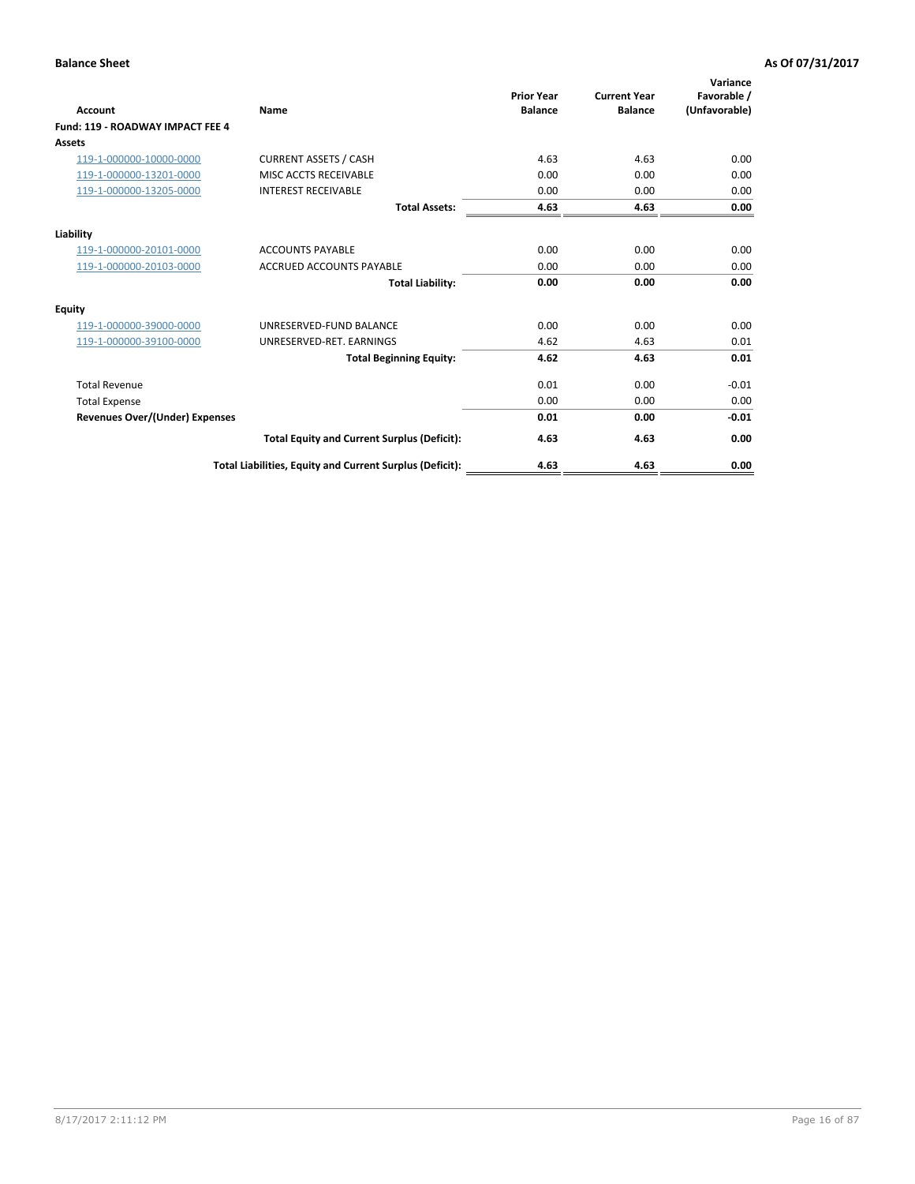**Balance Sheet** **As Of 07/31/2017**

| Account | Name | Prior Year Balance | Current Year Balance | Variance Favorable / (Unfavorable) |
|---|---|---|---|---|
| **Fund: 119 - ROADWAY IMPACT FEE 4** | | | | |
| **Assets** | | | | |
| 119-1-000000-10000-0000 | CURRENT ASSETS / CASH | 4.63 | 4.63 | 0.00 |
| 119-1-000000-13201-0000 | MISC ACCTS RECEIVABLE | 0.00 | 0.00 | 0.00 |
| 119-1-000000-13205-0000 | INTEREST RECEIVABLE | 0.00 | 0.00 | 0.00 |
| | **Total Assets:** | **4.63** | **4.63** | **0.00** |
| **Liability** | | | | |
| 119-1-000000-20101-0000 | ACCOUNTS PAYABLE | 0.00 | 0.00 | 0.00 |
| 119-1-000000-20103-0000 | ACCRUED ACCOUNTS PAYABLE | 0.00 | 0.00 | 0.00 |
| | **Total Liability:** | **0.00** | **0.00** | **0.00** |
| **Equity** | | | | |
| 119-1-000000-39000-0000 | UNRESERVED-FUND BALANCE | 0.00 | 0.00 | 0.00 |
| 119-1-000000-39100-0000 | UNRESERVED-RET. EARNINGS | 4.62 | 4.63 | 0.01 |
| | **Total Beginning Equity:** | **4.62** | **4.63** | **0.01** |
| Total Revenue | | 0.01 | 0.00 | -0.01 |
| Total Expense | | 0.00 | 0.00 | 0.00 |
| **Revenues Over/(Under) Expenses** | | **0.01** | **0.00** | **-0.01** |
| | **Total Equity and Current Surplus (Deficit):** | **4.63** | **4.63** | **0.00** |
| | **Total Liabilities, Equity and Current Surplus (Deficit):** | **4.63** | **4.63** | **0.00** |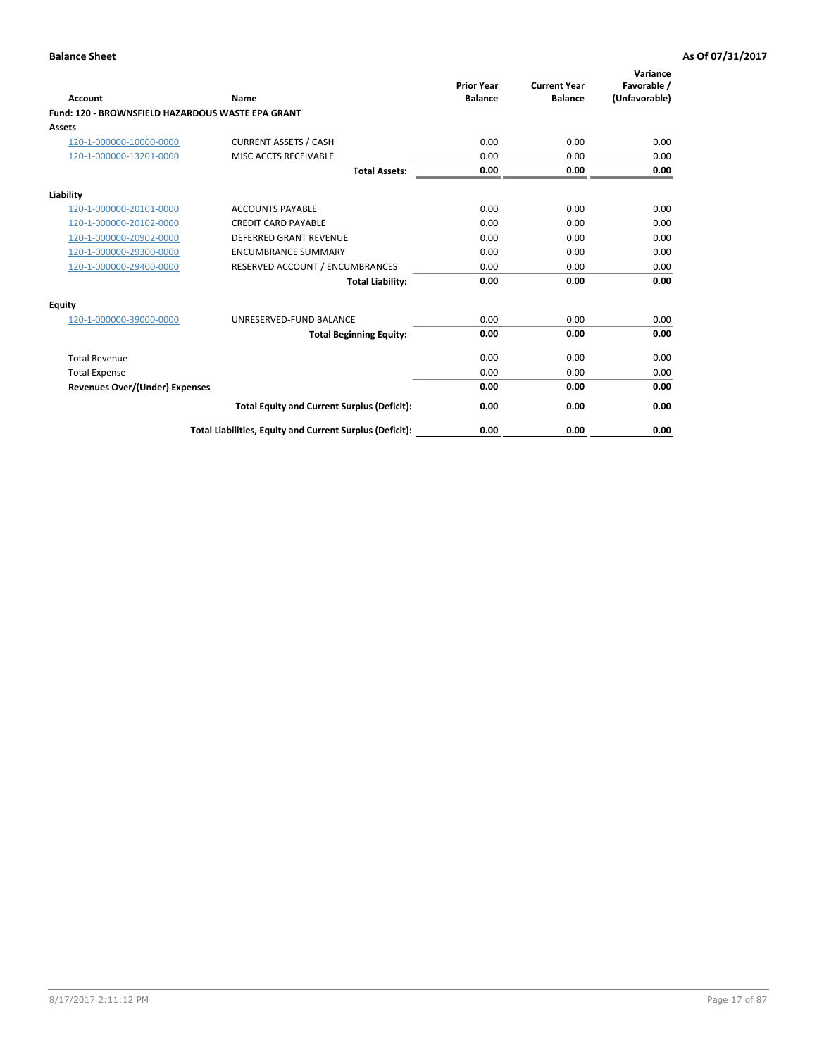**Balance Sheet** — **As Of 07/31/2017**

| Account | Name | Prior Year Balance | Current Year Balance | Variance Favorable / (Unfavorable) |
|---|---|---|---|---|
| **Fund: 120 - BROWNSFIELD HAZARDOUS WASTE EPA GRANT** | | | | |
| **Assets** | | | | |
| 120-1-000000-10000-0000 | CURRENT ASSETS / CASH | 0.00 | 0.00 | 0.00 |
| 120-1-000000-13201-0000 | MISC ACCTS RECEIVABLE | 0.00 | 0.00 | 0.00 |
| | **Total Assets:** | **0.00** | **0.00** | **0.00** |
| **Liability** | | | | |
| 120-1-000000-20101-0000 | ACCOUNTS PAYABLE | 0.00 | 0.00 | 0.00 |
| 120-1-000000-20102-0000 | CREDIT CARD PAYABLE | 0.00 | 0.00 | 0.00 |
| 120-1-000000-20902-0000 | DEFERRED GRANT REVENUE | 0.00 | 0.00 | 0.00 |
| 120-1-000000-29300-0000 | ENCUMBRANCE SUMMARY | 0.00 | 0.00 | 0.00 |
| 120-1-000000-29400-0000 | RESERVED ACCOUNT / ENCUMBRANCES | 0.00 | 0.00 | 0.00 |
| | **Total Liability:** | **0.00** | **0.00** | **0.00** |
| **Equity** | | | | |
| 120-1-000000-39000-0000 | UNRESERVED-FUND BALANCE | 0.00 | 0.00 | 0.00 |
| | **Total Beginning Equity:** | **0.00** | **0.00** | **0.00** |
| Total Revenue | | 0.00 | 0.00 | 0.00 |
| Total Expense | | 0.00 | 0.00 | 0.00 |
| **Revenues Over/(Under) Expenses** | | **0.00** | **0.00** | **0.00** |
| | **Total Equity and Current Surplus (Deficit):** | **0.00** | **0.00** | **0.00** |
| | **Total Liabilities, Equity and Current Surplus (Deficit):** | **0.00** | **0.00** | **0.00** |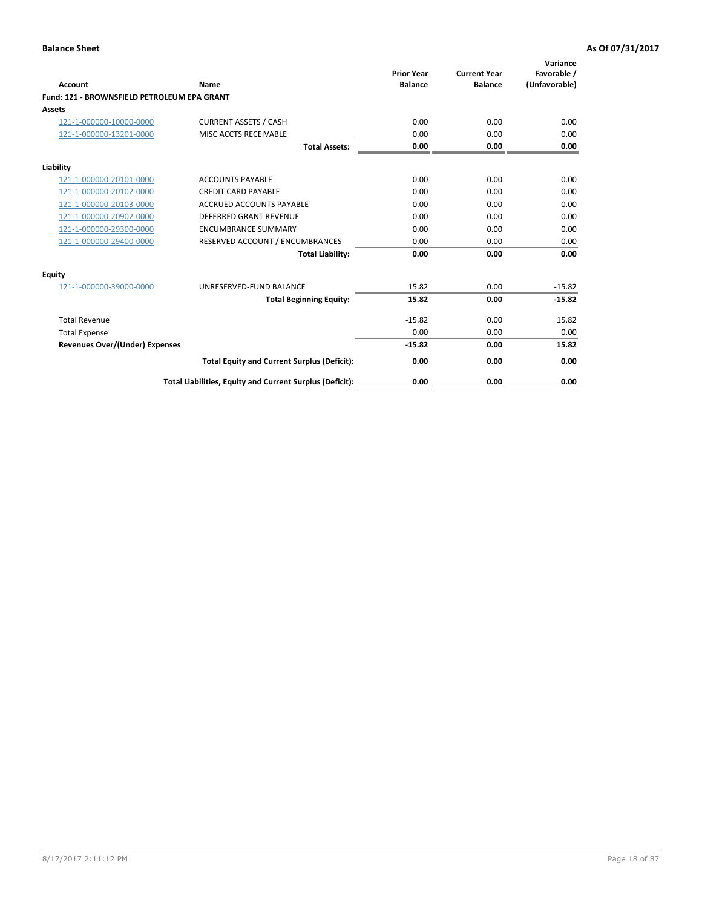**Balance Sheet** — As Of 07/31/2017

| Account | Name | Prior Year Balance | Current Year Balance | Variance Favorable / (Unfavorable) |
|---|---|---|---|---|
| **Fund: 121 - BROWNSFIELD PETROLEUM EPA GRANT** | | | | |
| **Assets** | | | | |
| 121-1-000000-10000-0000 | CURRENT ASSETS / CASH | 0.00 | 0.00 | 0.00 |
| 121-1-000000-13201-0000 | MISC ACCTS RECEIVABLE | 0.00 | 0.00 | 0.00 |
| | **Total Assets:** | **0.00** | **0.00** | **0.00** |
| **Liability** | | | | |
| 121-1-000000-20101-0000 | ACCOUNTS PAYABLE | 0.00 | 0.00 | 0.00 |
| 121-1-000000-20102-0000 | CREDIT CARD PAYABLE | 0.00 | 0.00 | 0.00 |
| 121-1-000000-20103-0000 | ACCRUED ACCOUNTS PAYABLE | 0.00 | 0.00 | 0.00 |
| 121-1-000000-20902-0000 | DEFERRED GRANT REVENUE | 0.00 | 0.00 | 0.00 |
| 121-1-000000-29300-0000 | ENCUMBRANCE SUMMARY | 0.00 | 0.00 | 0.00 |
| 121-1-000000-29400-0000 | RESERVED ACCOUNT / ENCUMBRANCES | 0.00 | 0.00 | 0.00 |
| | **Total Liability:** | **0.00** | **0.00** | **0.00** |
| **Equity** | | | | |
| 121-1-000000-39000-0000 | UNRESERVED-FUND BALANCE | 15.82 | 0.00 | -15.82 |
| | **Total Beginning Equity:** | **15.82** | **0.00** | **-15.82** |
| Total Revenue | | -15.82 | 0.00 | 15.82 |
| Total Expense | | 0.00 | 0.00 | 0.00 |
| **Revenues Over/(Under) Expenses** | | **-15.82** | **0.00** | **15.82** |
| | **Total Equity and Current Surplus (Deficit):** | **0.00** | **0.00** | **0.00** |
| | **Total Liabilities, Equity and Current Surplus (Deficit):** | **0.00** | **0.00** | **0.00** |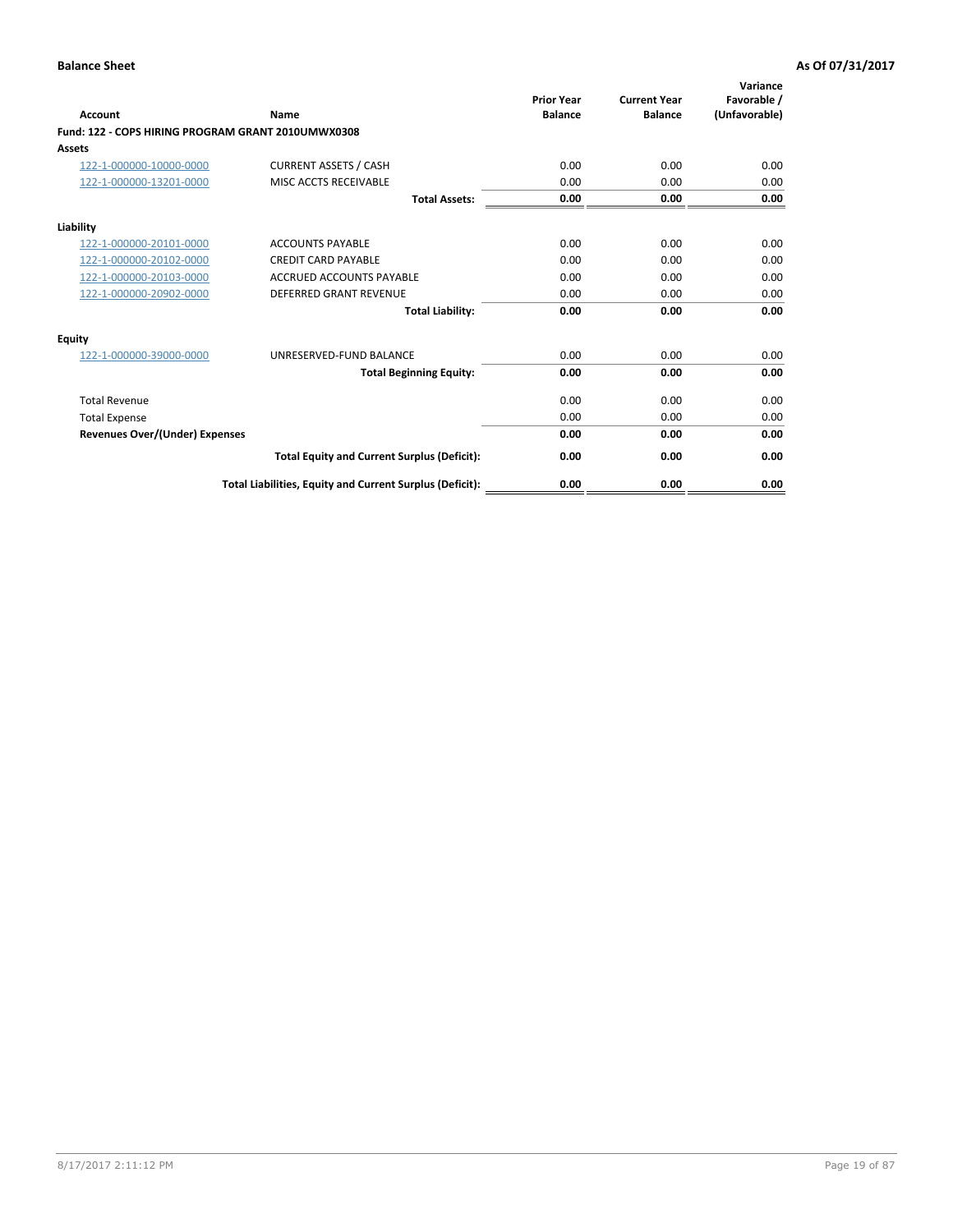**Balance Sheet** **As Of 07/31/2017**

| Account | Name | Prior Year Balance | Current Year Balance | Variance Favorable / (Unfavorable) |
|---|---|---|---|---|
| **Fund: 122 - COPS HIRING PROGRAM GRANT 2010UMWX0308** | | | | |
| **Assets** | | | | |
| 122-1-000000-10000-0000 | CURRENT ASSETS / CASH | 0.00 | 0.00 | 0.00 |
| 122-1-000000-13201-0000 | MISC ACCTS RECEIVABLE | 0.00 | 0.00 | 0.00 |
| | **Total Assets:** | **0.00** | **0.00** | **0.00** |
| **Liability** | | | | |
| 122-1-000000-20101-0000 | ACCOUNTS PAYABLE | 0.00 | 0.00 | 0.00 |
| 122-1-000000-20102-0000 | CREDIT CARD PAYABLE | 0.00 | 0.00 | 0.00 |
| 122-1-000000-20103-0000 | ACCRUED ACCOUNTS PAYABLE | 0.00 | 0.00 | 0.00 |
| 122-1-000000-20902-0000 | DEFERRED GRANT REVENUE | 0.00 | 0.00 | 0.00 |
| | **Total Liability:** | **0.00** | **0.00** | **0.00** |
| **Equity** | | | | |
| 122-1-000000-39000-0000 | UNRESERVED-FUND BALANCE | 0.00 | 0.00 | 0.00 |
| | **Total Beginning Equity:** | **0.00** | **0.00** | **0.00** |
| Total Revenue | | 0.00 | 0.00 | 0.00 |
| Total Expense | | 0.00 | 0.00 | 0.00 |
| **Revenues Over/(Under) Expenses** | | **0.00** | **0.00** | **0.00** |
| | **Total Equity and Current Surplus (Deficit):** | **0.00** | **0.00** | **0.00** |
| | **Total Liabilities, Equity and Current Surplus (Deficit):** | **0.00** | **0.00** | **0.00** |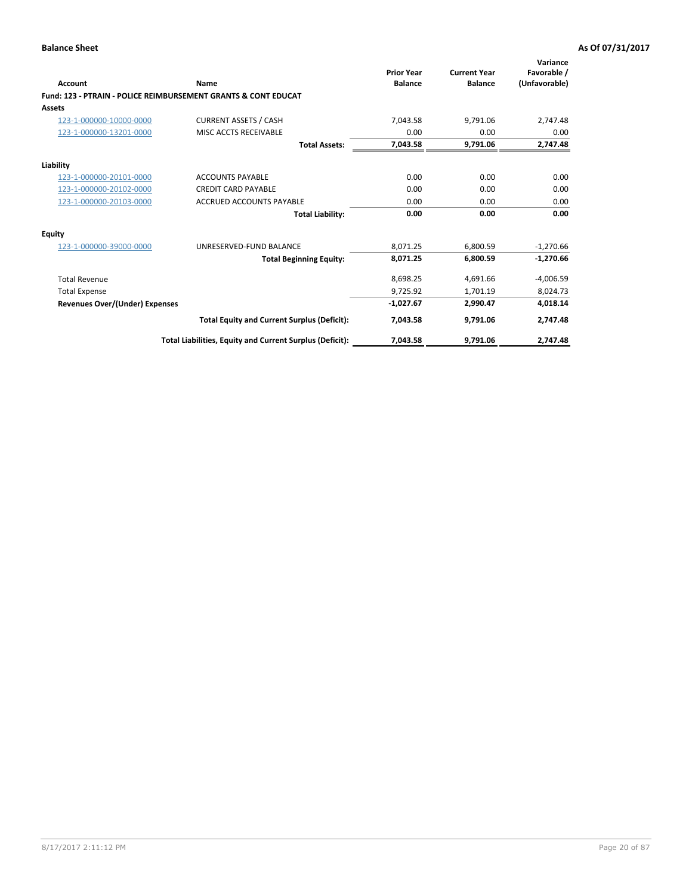**Balance Sheet** — As Of 07/31/2017

| Account | Name | Prior Year Balance | Current Year Balance | Variance Favorable / (Unfavorable) |
|---|---|---|---|---|
| **Fund: 123 - PTRAIN - POLICE REIMBURSEMENT GRANTS & CONT EDUCAT** | | | | |
| **Assets** | | | | |
| 123-1-000000-10000-0000 | CURRENT ASSETS / CASH | 7,043.58 | 9,791.06 | 2,747.48 |
| 123-1-000000-13201-0000 | MISC ACCTS RECEIVABLE | 0.00 | 0.00 | 0.00 |
| | **Total Assets:** | **7,043.58** | **9,791.06** | **2,747.48** |
| **Liability** | | | | |
| 123-1-000000-20101-0000 | ACCOUNTS PAYABLE | 0.00 | 0.00 | 0.00 |
| 123-1-000000-20102-0000 | CREDIT CARD PAYABLE | 0.00 | 0.00 | 0.00 |
| 123-1-000000-20103-0000 | ACCRUED ACCOUNTS PAYABLE | 0.00 | 0.00 | 0.00 |
| | **Total Liability:** | **0.00** | **0.00** | **0.00** |
| **Equity** | | | | |
| 123-1-000000-39000-0000 | UNRESERVED-FUND BALANCE | 8,071.25 | 6,800.59 | -1,270.66 |
| | **Total Beginning Equity:** | **8,071.25** | **6,800.59** | **-1,270.66** |
| Total Revenue | | 8,698.25 | 4,691.66 | -4,006.59 |
| Total Expense | | 9,725.92 | 1,701.19 | 8,024.73 |
| **Revenues Over/(Under) Expenses** | | **-1,027.67** | **2,990.47** | **4,018.14** |
| | **Total Equity and Current Surplus (Deficit):** | **7,043.58** | **9,791.06** | **2,747.48** |
| | **Total Liabilities, Equity and Current Surplus (Deficit):** | **7,043.58** | **9,791.06** | **2,747.48** |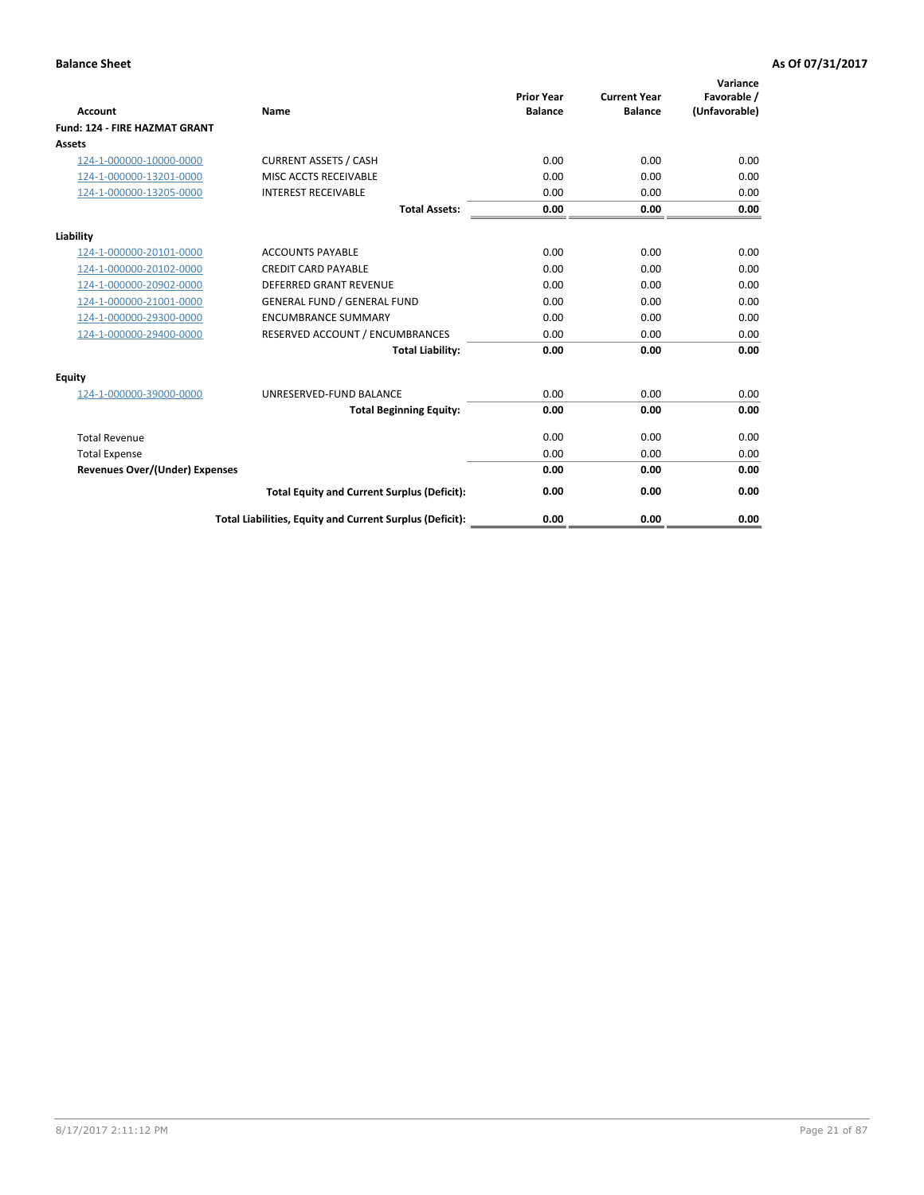**Balance Sheet** | **As Of 07/31/2017**

| Account | Name | Prior Year Balance | Current Year Balance | Variance Favorable / (Unfavorable) |
|---|---|---|---|---|
| **Fund: 124 - FIRE HAZMAT GRANT** | | | | |
| **Assets** | | | | |
| 124-1-000000-10000-0000 | CURRENT ASSETS / CASH | 0.00 | 0.00 | 0.00 |
| 124-1-000000-13201-0000 | MISC ACCTS RECEIVABLE | 0.00 | 0.00 | 0.00 |
| 124-1-000000-13205-0000 | INTEREST RECEIVABLE | 0.00 | 0.00 | 0.00 |
| | **Total Assets:** | **0.00** | **0.00** | **0.00** |
| **Liability** | | | | |
| 124-1-000000-20101-0000 | ACCOUNTS PAYABLE | 0.00 | 0.00 | 0.00 |
| 124-1-000000-20102-0000 | CREDIT CARD PAYABLE | 0.00 | 0.00 | 0.00 |
| 124-1-000000-20902-0000 | DEFERRED GRANT REVENUE | 0.00 | 0.00 | 0.00 |
| 124-1-000000-21001-0000 | GENERAL FUND / GENERAL FUND | 0.00 | 0.00 | 0.00 |
| 124-1-000000-29300-0000 | ENCUMBRANCE SUMMARY | 0.00 | 0.00 | 0.00 |
| 124-1-000000-29400-0000 | RESERVED ACCOUNT / ENCUMBRANCES | 0.00 | 0.00 | 0.00 |
| | **Total Liability:** | **0.00** | **0.00** | **0.00** |
| **Equity** | | | | |
| 124-1-000000-39000-0000 | UNRESERVED-FUND BALANCE | 0.00 | 0.00 | 0.00 |
| | **Total Beginning Equity:** | **0.00** | **0.00** | **0.00** |
| Total Revenue | | 0.00 | 0.00 | 0.00 |
| Total Expense | | 0.00 | 0.00 | 0.00 |
| **Revenues Over/(Under) Expenses** | | **0.00** | **0.00** | **0.00** |
| | **Total Equity and Current Surplus (Deficit):** | **0.00** | **0.00** | **0.00** |
| | **Total Liabilities, Equity and Current Surplus (Deficit):** | **0.00** | **0.00** | **0.00** |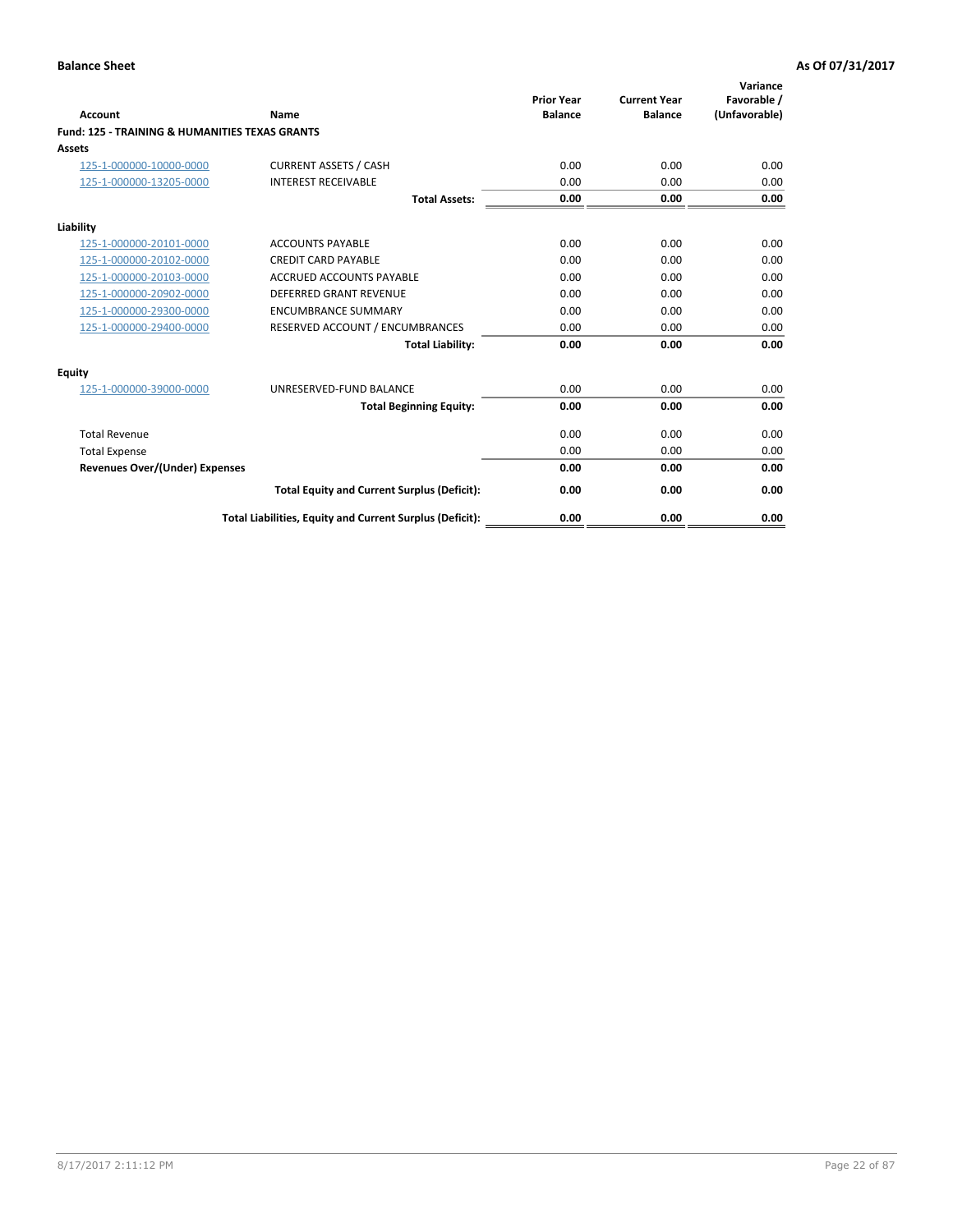**Balance Sheet** **As Of 07/31/2017**

| Account | Name | Prior Year Balance | Current Year Balance | Variance Favorable / (Unfavorable) |
|---|---|---|---|---|
| **Fund: 125 - TRAINING & HUMANITIES TEXAS GRANTS** | | | | |
| **Assets** | | | | |
| 125-1-000000-10000-0000 | CURRENT ASSETS / CASH | 0.00 | 0.00 | 0.00 |
| 125-1-000000-13205-0000 | INTEREST RECEIVABLE | 0.00 | 0.00 | 0.00 |
| | **Total Assets:** | **0.00** | **0.00** | **0.00** |
| **Liability** | | | | |
| 125-1-000000-20101-0000 | ACCOUNTS PAYABLE | 0.00 | 0.00 | 0.00 |
| 125-1-000000-20102-0000 | CREDIT CARD PAYABLE | 0.00 | 0.00 | 0.00 |
| 125-1-000000-20103-0000 | ACCRUED ACCOUNTS PAYABLE | 0.00 | 0.00 | 0.00 |
| 125-1-000000-20902-0000 | DEFERRED GRANT REVENUE | 0.00 | 0.00 | 0.00 |
| 125-1-000000-29300-0000 | ENCUMBRANCE SUMMARY | 0.00 | 0.00 | 0.00 |
| 125-1-000000-29400-0000 | RESERVED ACCOUNT / ENCUMBRANCES | 0.00 | 0.00 | 0.00 |
| | **Total Liability:** | **0.00** | **0.00** | **0.00** |
| **Equity** | | | | |
| 125-1-000000-39000-0000 | UNRESERVED-FUND BALANCE | 0.00 | 0.00 | 0.00 |
| | **Total Beginning Equity:** | **0.00** | **0.00** | **0.00** |
| Total Revenue | | 0.00 | 0.00 | 0.00 |
| Total Expense | | 0.00 | 0.00 | 0.00 |
| **Revenues Over/(Under) Expenses** | | **0.00** | **0.00** | **0.00** |
| | **Total Equity and Current Surplus (Deficit):** | **0.00** | **0.00** | **0.00** |
| | **Total Liabilities, Equity and Current Surplus (Deficit):** | **0.00** | **0.00** | **0.00** |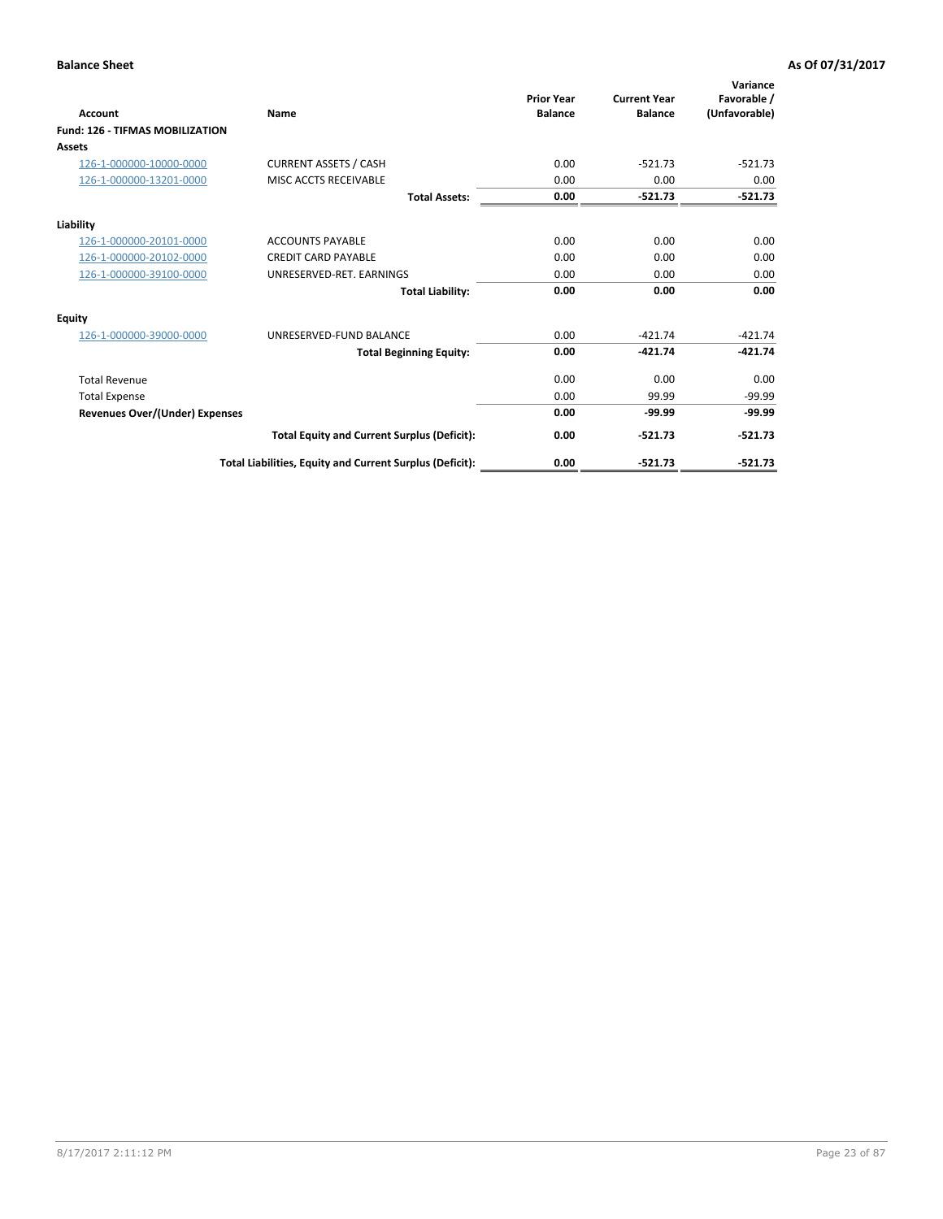**Balance Sheet** **As Of 07/31/2017**

| Account | Name | Prior Year Balance | Current Year Balance | Variance Favorable / (Unfavorable) |
|---|---|---|---|---|
| **Fund: 126 - TIFMAS MOBILIZATION** | | | | |
| **Assets** | | | | |
| 126-1-000000-10000-0000 | CURRENT ASSETS / CASH | 0.00 | -521.73 | -521.73 |
| 126-1-000000-13201-0000 | MISC ACCTS RECEIVABLE | 0.00 | 0.00 | 0.00 |
| | **Total Assets:** | **0.00** | **-521.73** | **-521.73** |
| **Liability** | | | | |
| 126-1-000000-20101-0000 | ACCOUNTS PAYABLE | 0.00 | 0.00 | 0.00 |
| 126-1-000000-20102-0000 | CREDIT CARD PAYABLE | 0.00 | 0.00 | 0.00 |
| 126-1-000000-39100-0000 | UNRESERVED-RET. EARNINGS | 0.00 | 0.00 | 0.00 |
| | **Total Liability:** | **0.00** | **0.00** | **0.00** |
| **Equity** | | | | |
| 126-1-000000-39000-0000 | UNRESERVED-FUND BALANCE | 0.00 | -421.74 | -421.74 |
| | **Total Beginning Equity:** | **0.00** | **-421.74** | **-421.74** |
| Total Revenue | | 0.00 | 0.00 | 0.00 |
| Total Expense | | 0.00 | 99.99 | -99.99 |
| **Revenues Over/(Under) Expenses** | | **0.00** | **-99.99** | **-99.99** |
| | **Total Equity and Current Surplus (Deficit):** | **0.00** | **-521.73** | **-521.73** |
| | **Total Liabilities, Equity and Current Surplus (Deficit):** | **0.00** | **-521.73** | **-521.73** |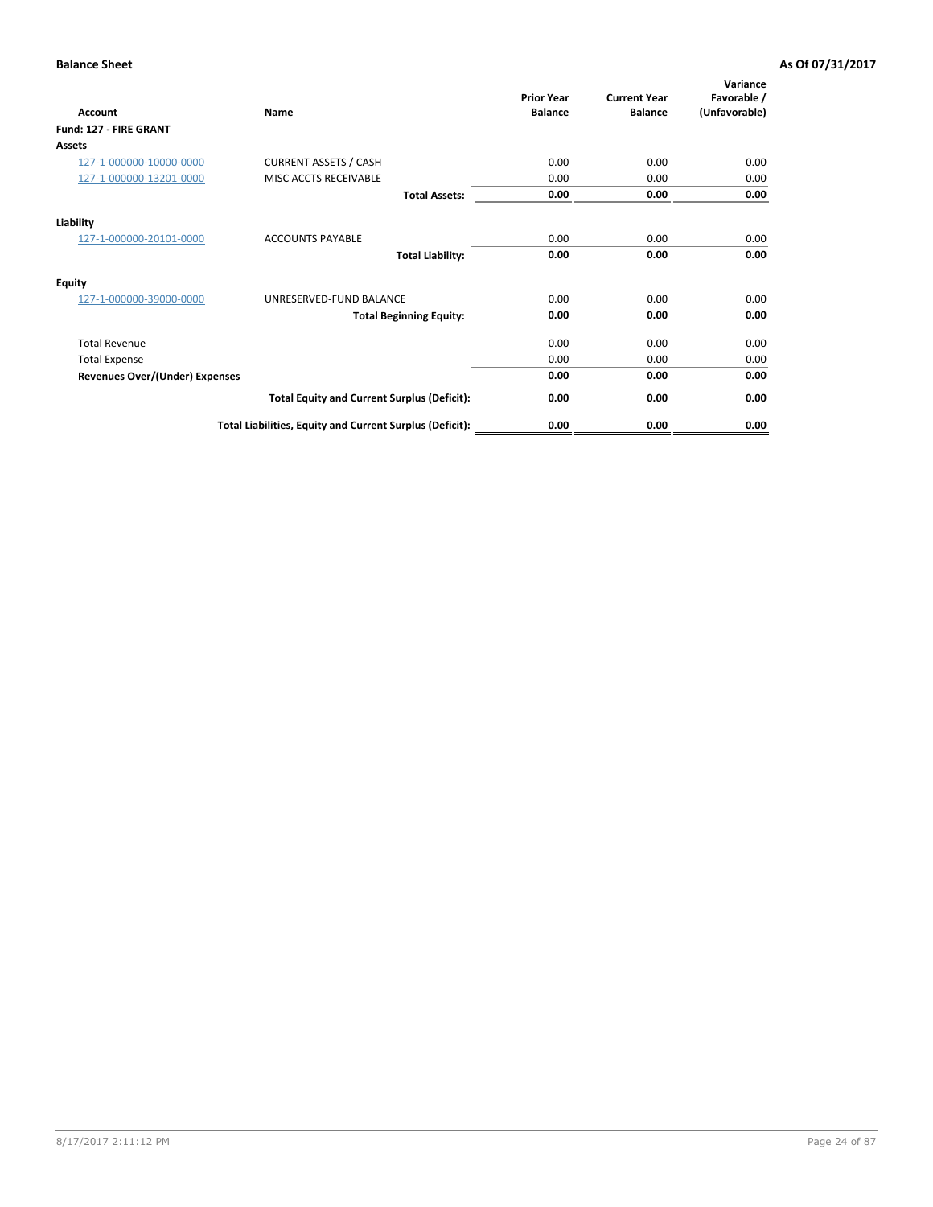**Balance Sheet** **As Of 07/31/2017**

| Account | Name | Prior Year Balance | Current Year Balance | Variance Favorable / (Unfavorable) |
|---|---|---|---|---|
| **Fund: 127 - FIRE GRANT** | | | | |
| **Assets** | | | | |
| 127-1-000000-10000-0000 | CURRENT ASSETS / CASH | 0.00 | 0.00 | 0.00 |
| 127-1-000000-13201-0000 | MISC ACCTS RECEIVABLE | 0.00 | 0.00 | 0.00 |
| | **Total Assets:** | **0.00** | **0.00** | **0.00** |
| **Liability** | | | | |
| 127-1-000000-20101-0000 | ACCOUNTS PAYABLE | 0.00 | 0.00 | 0.00 |
| | **Total Liability:** | **0.00** | **0.00** | **0.00** |
| **Equity** | | | | |
| 127-1-000000-39000-0000 | UNRESERVED-FUND BALANCE | 0.00 | 0.00 | 0.00 |
| | **Total Beginning Equity:** | **0.00** | **0.00** | **0.00** |
| Total Revenue | | 0.00 | 0.00 | 0.00 |
| Total Expense | | 0.00 | 0.00 | 0.00 |
| **Revenues Over/(Under) Expenses** | | **0.00** | **0.00** | **0.00** |
| | **Total Equity and Current Surplus (Deficit):** | **0.00** | **0.00** | **0.00** |
| | **Total Liabilities, Equity and Current Surplus (Deficit):** | **0.00** | **0.00** | **0.00** |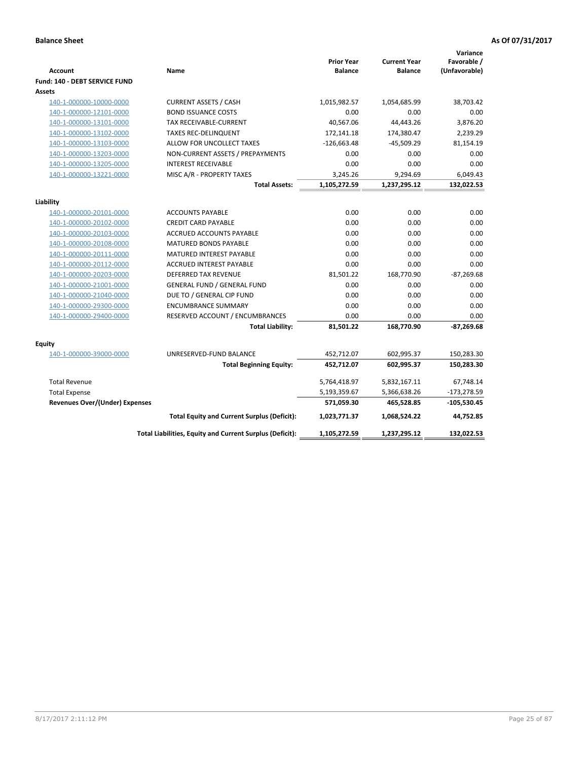**Balance Sheet** | **As Of 07/31/2017**

| Account | Name | Prior Year Balance | Current Year Balance | Variance Favorable / (Unfavorable) |
|---|---|---|---|---|
| **Fund: 140 - DEBT SERVICE FUND** | | | | |
| **Assets** | | | | |
| 140-1-000000-10000-0000 | CURRENT ASSETS / CASH | 1,015,982.57 | 1,054,685.99 | 38,703.42 |
| 140-1-000000-12101-0000 | BOND ISSUANCE COSTS | 0.00 | 0.00 | 0.00 |
| 140-1-000000-13101-0000 | TAX RECEIVABLE-CURRENT | 40,567.06 | 44,443.26 | 3,876.20 |
| 140-1-000000-13102-0000 | TAXES REC-DELINQUENT | 172,141.18 | 174,380.47 | 2,239.29 |
| 140-1-000000-13103-0000 | ALLOW FOR UNCOLLECT TAXES | -126,663.48 | -45,509.29 | 81,154.19 |
| 140-1-000000-13203-0000 | NON-CURRENT ASSETS / PREPAYMENTS | 0.00 | 0.00 | 0.00 |
| 140-1-000000-13205-0000 | INTEREST RECEIVABLE | 0.00 | 0.00 | 0.00 |
| 140-1-000000-13221-0000 | MISC A/R - PROPERTY TAXES | 3,245.26 | 9,294.69 | 6,049.43 |
| | **Total Assets:** | **1,105,272.59** | **1,237,295.12** | **132,022.53** |
| **Liability** | | | | |
| 140-1-000000-20101-0000 | ACCOUNTS PAYABLE | 0.00 | 0.00 | 0.00 |
| 140-1-000000-20102-0000 | CREDIT CARD PAYABLE | 0.00 | 0.00 | 0.00 |
| 140-1-000000-20103-0000 | ACCRUED ACCOUNTS PAYABLE | 0.00 | 0.00 | 0.00 |
| 140-1-000000-20108-0000 | MATURED BONDS PAYABLE | 0.00 | 0.00 | 0.00 |
| 140-1-000000-20111-0000 | MATURED INTEREST PAYABLE | 0.00 | 0.00 | 0.00 |
| 140-1-000000-20112-0000 | ACCRUED INTEREST PAYABLE | 0.00 | 0.00 | 0.00 |
| 140-1-000000-20203-0000 | DEFERRED TAX REVENUE | 81,501.22 | 168,770.90 | -87,269.68 |
| 140-1-000000-21001-0000 | GENERAL FUND / GENERAL FUND | 0.00 | 0.00 | 0.00 |
| 140-1-000000-21040-0000 | DUE TO / GENERAL CIP FUND | 0.00 | 0.00 | 0.00 |
| 140-1-000000-29300-0000 | ENCUMBRANCE SUMMARY | 0.00 | 0.00 | 0.00 |
| 140-1-000000-29400-0000 | RESERVED ACCOUNT / ENCUMBRANCES | 0.00 | 0.00 | 0.00 |
| | **Total Liability:** | **81,501.22** | **168,770.90** | **-87,269.68** |
| **Equity** | | | | |
| 140-1-000000-39000-0000 | UNRESERVED-FUND BALANCE | 452,712.07 | 602,995.37 | 150,283.30 |
| | **Total Beginning Equity:** | **452,712.07** | **602,995.37** | **150,283.30** |
| Total Revenue | | 5,764,418.97 | 5,832,167.11 | 67,748.14 |
| Total Expense | | 5,193,359.67 | 5,366,638.26 | -173,278.59 |
| **Revenues Over/(Under) Expenses** | | **571,059.30** | **465,528.85** | **-105,530.45** |
| | **Total Equity and Current Surplus (Deficit):** | **1,023,771.37** | **1,068,524.22** | **44,752.85** |
| | **Total Liabilities, Equity and Current Surplus (Deficit):** | **1,105,272.59** | **1,237,295.12** | **132,022.53** |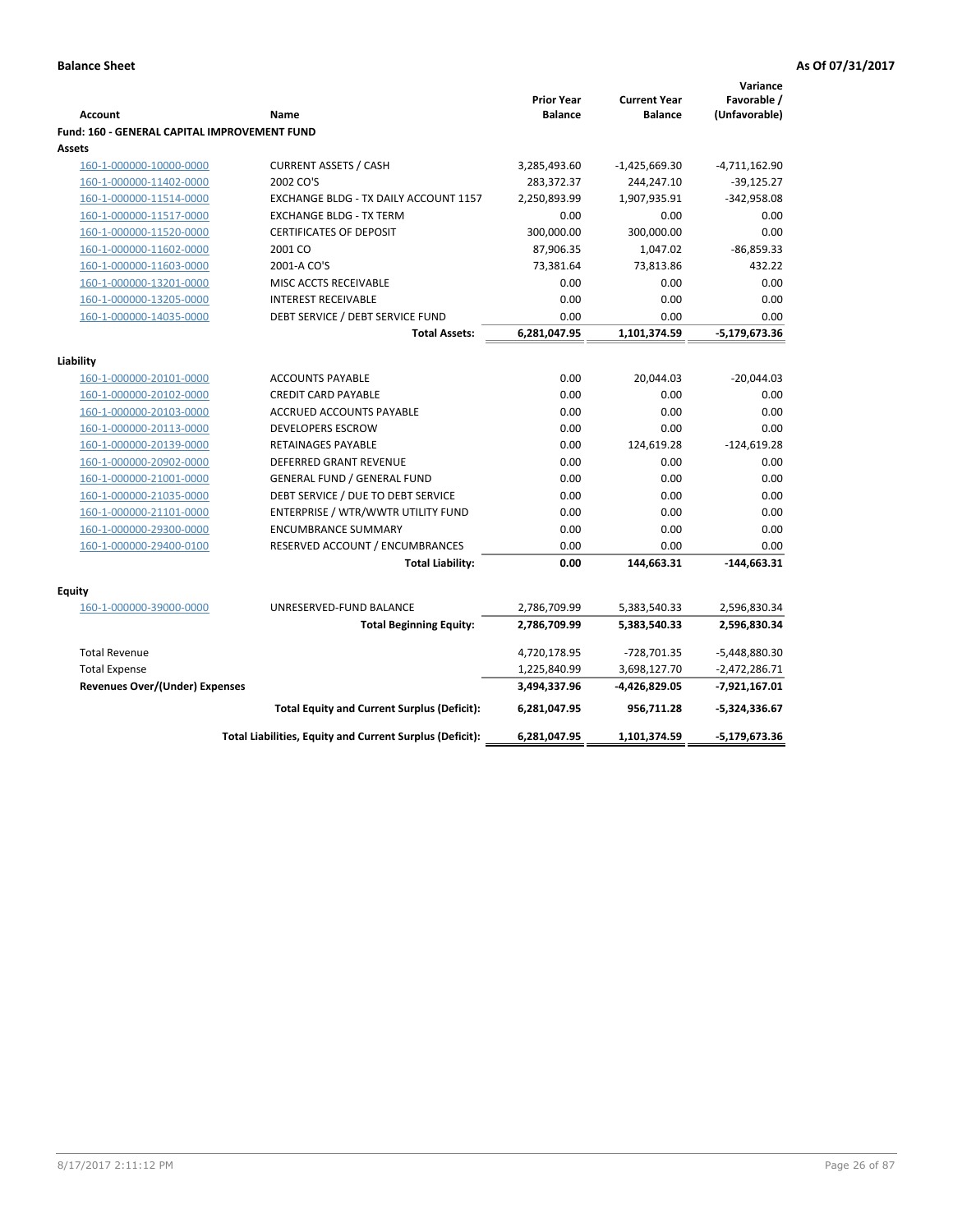**Balance Sheet** **As Of 07/31/2017**

| Account | Name | Prior Year Balance | Current Year Balance | Variance Favorable / (Unfavorable) |
|---|---|---|---|---|
| **Fund: 160 - GENERAL CAPITAL IMPROVEMENT FUND** | | | | |
| **Assets** | | | | |
| 160-1-000000-10000-0000 | CURRENT ASSETS / CASH | 3,285,493.60 | -1,425,669.30 | -4,711,162.90 |
| 160-1-000000-11402-0000 | 2002 CO'S | 283,372.37 | 244,247.10 | -39,125.27 |
| 160-1-000000-11514-0000 | EXCHANGE BLDG - TX DAILY ACCOUNT 1157 | 2,250,893.99 | 1,907,935.91 | -342,958.08 |
| 160-1-000000-11517-0000 | EXCHANGE BLDG - TX TERM | 0.00 | 0.00 | 0.00 |
| 160-1-000000-11520-0000 | CERTIFICATES OF DEPOSIT | 300,000.00 | 300,000.00 | 0.00 |
| 160-1-000000-11602-0000 | 2001 CO | 87,906.35 | 1,047.02 | -86,859.33 |
| 160-1-000000-11603-0000 | 2001-A CO'S | 73,381.64 | 73,813.86 | 432.22 |
| 160-1-000000-13201-0000 | MISC ACCTS RECEIVABLE | 0.00 | 0.00 | 0.00 |
| 160-1-000000-13205-0000 | INTEREST RECEIVABLE | 0.00 | 0.00 | 0.00 |
| 160-1-000000-14035-0000 | DEBT SERVICE / DEBT SERVICE FUND | 0.00 | 0.00 | 0.00 |
| | **Total Assets:** | **6,281,047.95** | **1,101,374.59** | **-5,179,673.36** |
| **Liability** | | | | |
| 160-1-000000-20101-0000 | ACCOUNTS PAYABLE | 0.00 | 20,044.03 | -20,044.03 |
| 160-1-000000-20102-0000 | CREDIT CARD PAYABLE | 0.00 | 0.00 | 0.00 |
| 160-1-000000-20103-0000 | ACCRUED ACCOUNTS PAYABLE | 0.00 | 0.00 | 0.00 |
| 160-1-000000-20113-0000 | DEVELOPERS ESCROW | 0.00 | 0.00 | 0.00 |
| 160-1-000000-20139-0000 | RETAINAGES PAYABLE | 0.00 | 124,619.28 | -124,619.28 |
| 160-1-000000-20902-0000 | DEFERRED GRANT REVENUE | 0.00 | 0.00 | 0.00 |
| 160-1-000000-21001-0000 | GENERAL FUND / GENERAL FUND | 0.00 | 0.00 | 0.00 |
| 160-1-000000-21035-0000 | DEBT SERVICE / DUE TO DEBT SERVICE | 0.00 | 0.00 | 0.00 |
| 160-1-000000-21101-0000 | ENTERPRISE / WTR/WWTR UTILITY FUND | 0.00 | 0.00 | 0.00 |
| 160-1-000000-29300-0000 | ENCUMBRANCE SUMMARY | 0.00 | 0.00 | 0.00 |
| 160-1-000000-29400-0100 | RESERVED ACCOUNT / ENCUMBRANCES | 0.00 | 0.00 | 0.00 |
| | **Total Liability:** | **0.00** | **144,663.31** | **-144,663.31** |
| **Equity** | | | | |
| 160-1-000000-39000-0000 | UNRESERVED-FUND BALANCE | 2,786,709.99 | 5,383,540.33 | 2,596,830.34 |
| | **Total Beginning Equity:** | **2,786,709.99** | **5,383,540.33** | **2,596,830.34** |
| Total Revenue | | 4,720,178.95 | -728,701.35 | -5,448,880.30 |
| Total Expense | | 1,225,840.99 | 3,698,127.70 | -2,472,286.71 |
| **Revenues Over/(Under) Expenses** | | **3,494,337.96** | **-4,426,829.05** | **-7,921,167.01** |
| | **Total Equity and Current Surplus (Deficit):** | **6,281,047.95** | **956,711.28** | **-5,324,336.67** |
| | **Total Liabilities, Equity and Current Surplus (Deficit):** | **6,281,047.95** | **1,101,374.59** | **-5,179,673.36** |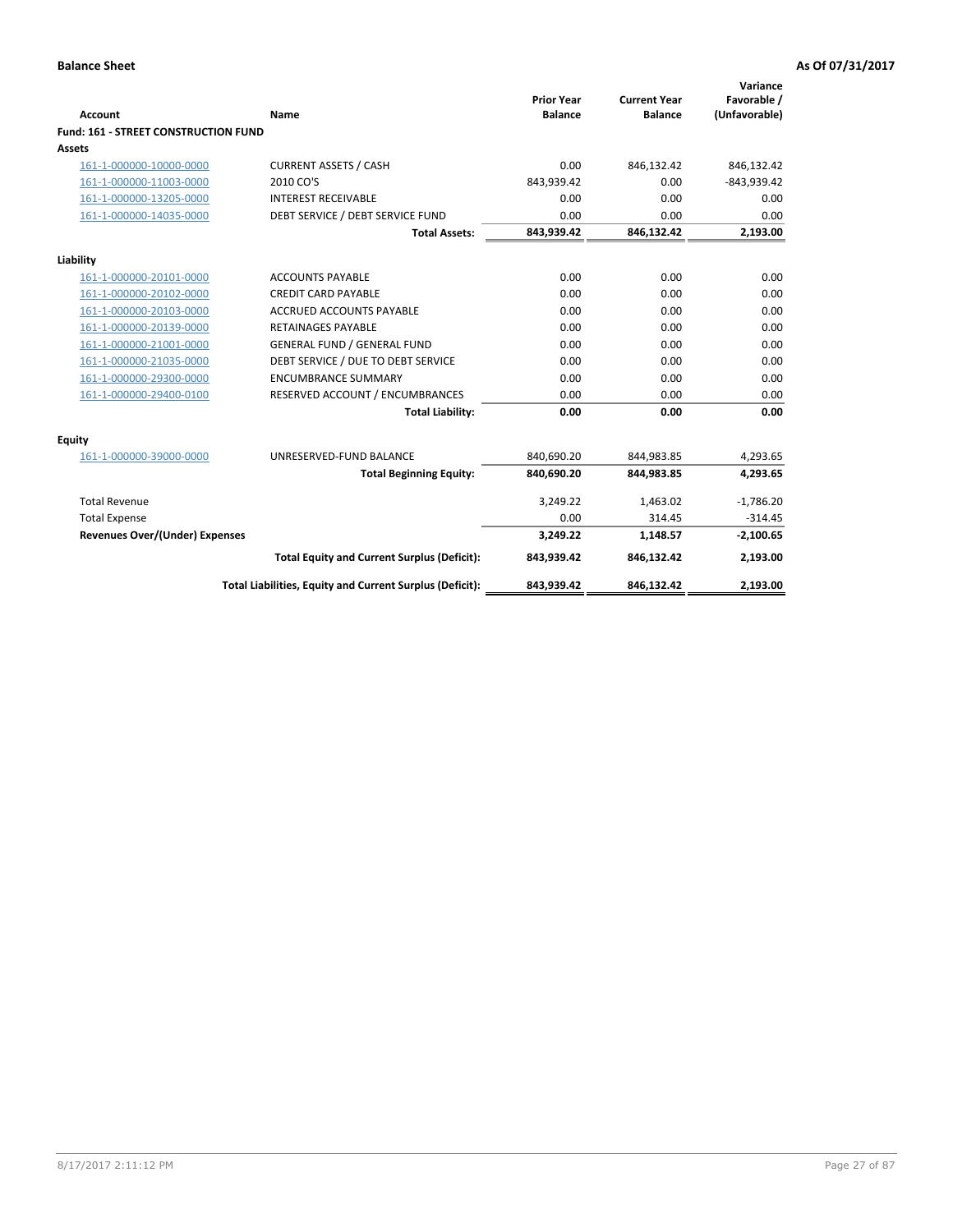**Balance Sheet** — As Of 07/31/2017

| Account | Name | Prior Year Balance | Current Year Balance | Variance Favorable / (Unfavorable) |
|---|---|---|---|---|
| **Fund: 161 - STREET CONSTRUCTION FUND** | | | | |
| **Assets** | | | | |
| 161-1-000000-10000-0000 | CURRENT ASSETS / CASH | 0.00 | 846,132.42 | 846,132.42 |
| 161-1-000000-11003-0000 | 2010 CO'S | 843,939.42 | 0.00 | -843,939.42 |
| 161-1-000000-13205-0000 | INTEREST RECEIVABLE | 0.00 | 0.00 | 0.00 |
| 161-1-000000-14035-0000 | DEBT SERVICE / DEBT SERVICE FUND | 0.00 | 0.00 | 0.00 |
| | **Total Assets:** | **843,939.42** | **846,132.42** | **2,193.00** |
| **Liability** | | | | |
| 161-1-000000-20101-0000 | ACCOUNTS PAYABLE | 0.00 | 0.00 | 0.00 |
| 161-1-000000-20102-0000 | CREDIT CARD PAYABLE | 0.00 | 0.00 | 0.00 |
| 161-1-000000-20103-0000 | ACCRUED ACCOUNTS PAYABLE | 0.00 | 0.00 | 0.00 |
| 161-1-000000-20139-0000 | RETAINAGES PAYABLE | 0.00 | 0.00 | 0.00 |
| 161-1-000000-21001-0000 | GENERAL FUND / GENERAL FUND | 0.00 | 0.00 | 0.00 |
| 161-1-000000-21035-0000 | DEBT SERVICE / DUE TO DEBT SERVICE | 0.00 | 0.00 | 0.00 |
| 161-1-000000-29300-0000 | ENCUMBRANCE SUMMARY | 0.00 | 0.00 | 0.00 |
| 161-1-000000-29400-0100 | RESERVED ACCOUNT / ENCUMBRANCES | 0.00 | 0.00 | 0.00 |
| | **Total Liability:** | **0.00** | **0.00** | **0.00** |
| **Equity** | | | | |
| 161-1-000000-39000-0000 | UNRESERVED-FUND BALANCE | 840,690.20 | 844,983.85 | 4,293.65 |
| | **Total Beginning Equity:** | **840,690.20** | **844,983.85** | **4,293.65** |
| Total Revenue | | 3,249.22 | 1,463.02 | -1,786.20 |
| Total Expense | | 0.00 | 314.45 | -314.45 |
| **Revenues Over/(Under) Expenses** | | **3,249.22** | **1,148.57** | **-2,100.65** |
| | **Total Equity and Current Surplus (Deficit):** | **843,939.42** | **846,132.42** | **2,193.00** |
| | **Total Liabilities, Equity and Current Surplus (Deficit):** | **843,939.42** | **846,132.42** | **2,193.00** |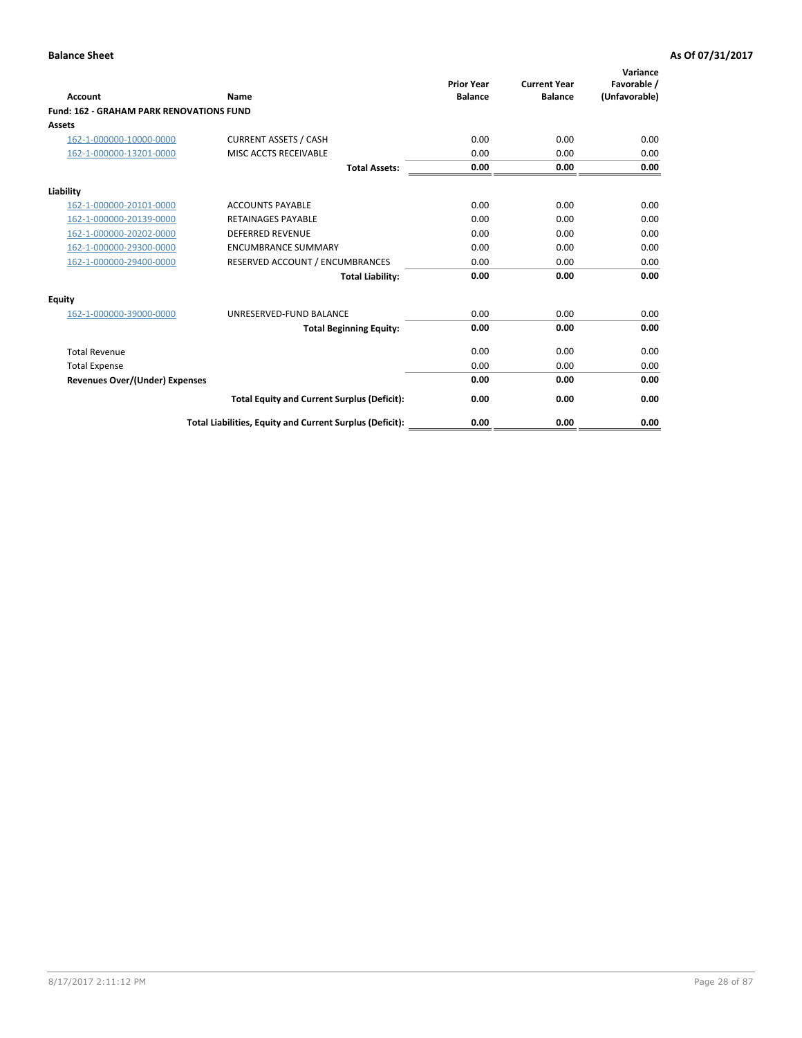**Balance Sheet** **As Of 07/31/2017**

| Account | Name | Prior Year Balance | Current Year Balance | Variance Favorable / (Unfavorable) |
|---|---|---|---|---|
| **Fund: 162 - GRAHAM PARK RENOVATIONS FUND** | | | | |
| **Assets** | | | | |
| 162-1-000000-10000-0000 | CURRENT ASSETS / CASH | 0.00 | 0.00 | 0.00 |
| 162-1-000000-13201-0000 | MISC ACCTS RECEIVABLE | 0.00 | 0.00 | 0.00 |
| | **Total Assets:** | **0.00** | **0.00** | **0.00** |
| **Liability** | | | | |
| 162-1-000000-20101-0000 | ACCOUNTS PAYABLE | 0.00 | 0.00 | 0.00 |
| 162-1-000000-20139-0000 | RETAINAGES PAYABLE | 0.00 | 0.00 | 0.00 |
| 162-1-000000-20202-0000 | DEFERRED REVENUE | 0.00 | 0.00 | 0.00 |
| 162-1-000000-29300-0000 | ENCUMBRANCE SUMMARY | 0.00 | 0.00 | 0.00 |
| 162-1-000000-29400-0000 | RESERVED ACCOUNT / ENCUMBRANCES | 0.00 | 0.00 | 0.00 |
| | **Total Liability:** | **0.00** | **0.00** | **0.00** |
| **Equity** | | | | |
| 162-1-000000-39000-0000 | UNRESERVED-FUND BALANCE | 0.00 | 0.00 | 0.00 |
| | **Total Beginning Equity:** | **0.00** | **0.00** | **0.00** |
| Total Revenue | | 0.00 | 0.00 | 0.00 |
| Total Expense | | 0.00 | 0.00 | 0.00 |
| **Revenues Over/(Under) Expenses** | | **0.00** | **0.00** | **0.00** |
| | **Total Equity and Current Surplus (Deficit):** | **0.00** | **0.00** | **0.00** |
| | **Total Liabilities, Equity and Current Surplus (Deficit):** | **0.00** | **0.00** | **0.00** |

8/17/2017 2:11:12 PM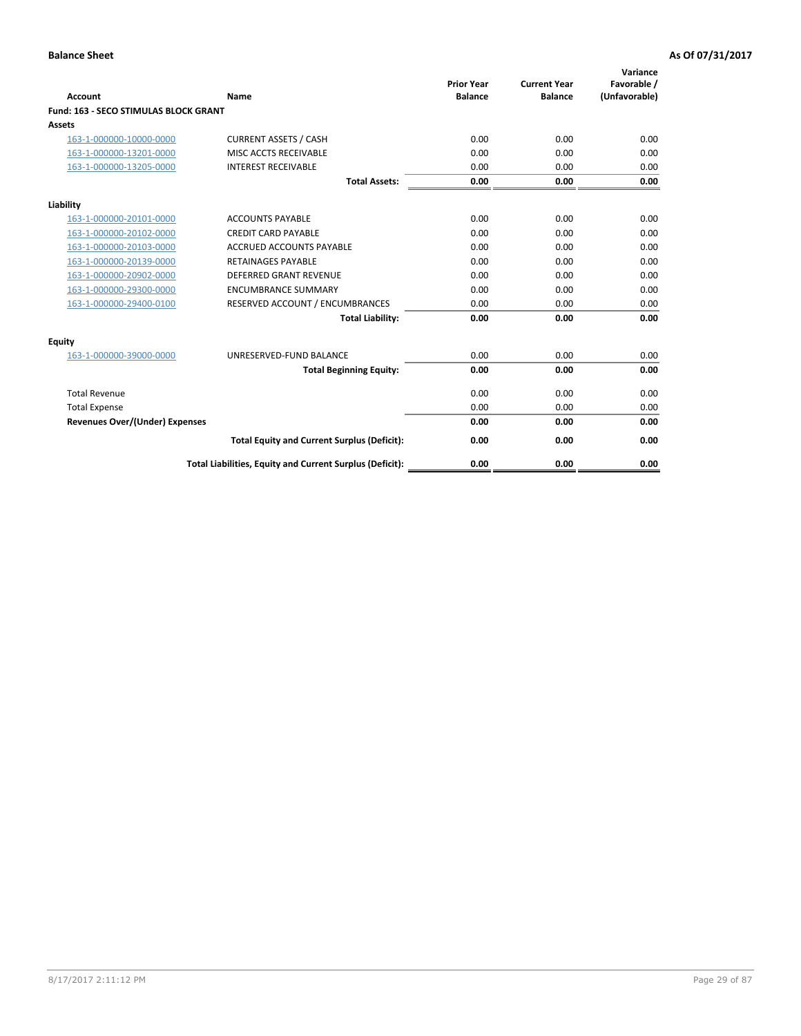**Balance Sheet** **As Of 07/31/2017**

| Account | Name | Prior Year Balance | Current Year Balance | Variance Favorable / (Unfavorable) |
|---|---|---|---|---|
| **Fund: 163 - SECO STIMULAS BLOCK GRANT** | | | | |
| **Assets** | | | | |
| 163-1-000000-10000-0000 | CURRENT ASSETS / CASH | 0.00 | 0.00 | 0.00 |
| 163-1-000000-13201-0000 | MISC ACCTS RECEIVABLE | 0.00 | 0.00 | 0.00 |
| 163-1-000000-13205-0000 | INTEREST RECEIVABLE | 0.00 | 0.00 | 0.00 |
| | **Total Assets:** | **0.00** | **0.00** | **0.00** |
| **Liability** | | | | |
| 163-1-000000-20101-0000 | ACCOUNTS PAYABLE | 0.00 | 0.00 | 0.00 |
| 163-1-000000-20102-0000 | CREDIT CARD PAYABLE | 0.00 | 0.00 | 0.00 |
| 163-1-000000-20103-0000 | ACCRUED ACCOUNTS PAYABLE | 0.00 | 0.00 | 0.00 |
| 163-1-000000-20139-0000 | RETAINAGES PAYABLE | 0.00 | 0.00 | 0.00 |
| 163-1-000000-20902-0000 | DEFERRED GRANT REVENUE | 0.00 | 0.00 | 0.00 |
| 163-1-000000-29300-0000 | ENCUMBRANCE SUMMARY | 0.00 | 0.00 | 0.00 |
| 163-1-000000-29400-0100 | RESERVED ACCOUNT / ENCUMBRANCES | 0.00 | 0.00 | 0.00 |
| | **Total Liability:** | **0.00** | **0.00** | **0.00** |
| **Equity** | | | | |
| 163-1-000000-39000-0000 | UNRESERVED-FUND BALANCE | 0.00 | 0.00 | 0.00 |
| | **Total Beginning Equity:** | **0.00** | **0.00** | **0.00** |
| Total Revenue | | 0.00 | 0.00 | 0.00 |
| Total Expense | | 0.00 | 0.00 | 0.00 |
| **Revenues Over/(Under) Expenses** | | **0.00** | **0.00** | **0.00** |
| | **Total Equity and Current Surplus (Deficit):** | **0.00** | **0.00** | **0.00** |
| | **Total Liabilities, Equity and Current Surplus (Deficit):** | **0.00** | **0.00** | **0.00** |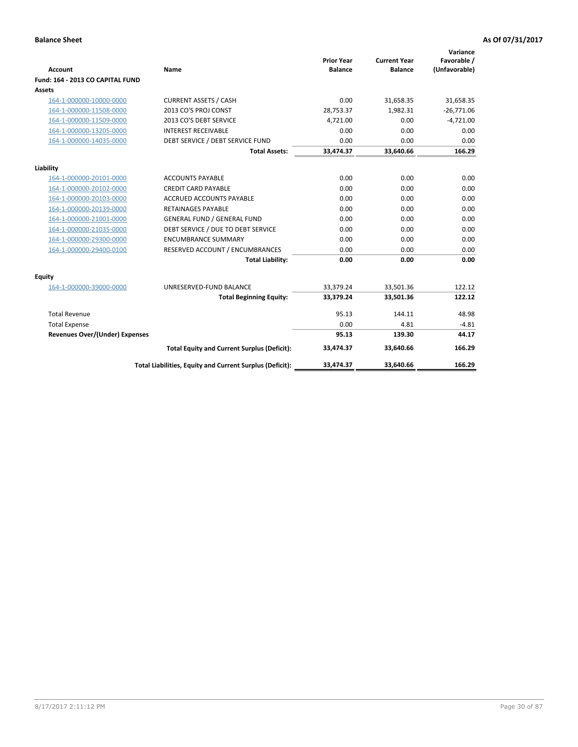**Balance Sheet** | **As Of 07/31/2017**

| Account | Name | Prior Year Balance | Current Year Balance | Variance Favorable / (Unfavorable) |
|---|---|---|---|---|
| **Fund: 164 - 2013 CO CAPITAL FUND** | | | | |
| **Assets** | | | | |
| 164-1-000000-10000-0000 | CURRENT ASSETS / CASH | 0.00 | 31,658.35 | 31,658.35 |
| 164-1-000000-11508-0000 | 2013 CO'S PROJ CONST | 28,753.37 | 1,982.31 | -26,771.06 |
| 164-1-000000-11509-0000 | 2013 CO'S DEBT SERVICE | 4,721.00 | 0.00 | -4,721.00 |
| 164-1-000000-13205-0000 | INTEREST RECEIVABLE | 0.00 | 0.00 | 0.00 |
| 164-1-000000-14035-0000 | DEBT SERVICE / DEBT SERVICE FUND | 0.00 | 0.00 | 0.00 |
| | **Total Assets:** | **33,474.37** | **33,640.66** | **166.29** |
| **Liability** | | | | |
| 164-1-000000-20101-0000 | ACCOUNTS PAYABLE | 0.00 | 0.00 | 0.00 |
| 164-1-000000-20102-0000 | CREDIT CARD PAYABLE | 0.00 | 0.00 | 0.00 |
| 164-1-000000-20103-0000 | ACCRUED ACCOUNTS PAYABLE | 0.00 | 0.00 | 0.00 |
| 164-1-000000-20139-0000 | RETAINAGES PAYABLE | 0.00 | 0.00 | 0.00 |
| 164-1-000000-21001-0000 | GENERAL FUND / GENERAL FUND | 0.00 | 0.00 | 0.00 |
| 164-1-000000-21035-0000 | DEBT SERVICE / DUE TO DEBT SERVICE | 0.00 | 0.00 | 0.00 |
| 164-1-000000-29300-0000 | ENCUMBRANCE SUMMARY | 0.00 | 0.00 | 0.00 |
| 164-1-000000-29400-0100 | RESERVED ACCOUNT / ENCUMBRANCES | 0.00 | 0.00 | 0.00 |
| | **Total Liability:** | **0.00** | **0.00** | **0.00** |
| **Equity** | | | | |
| 164-1-000000-39000-0000 | UNRESERVED-FUND BALANCE | 33,379.24 | 33,501.36 | 122.12 |
| | **Total Beginning Equity:** | **33,379.24** | **33,501.36** | **122.12** |
| Total Revenue | | 95.13 | 144.11 | 48.98 |
| Total Expense | | 0.00 | 4.81 | -4.81 |
| **Revenues Over/(Under) Expenses** | | **95.13** | **139.30** | **44.17** |
| | **Total Equity and Current Surplus (Deficit):** | **33,474.37** | **33,640.66** | **166.29** |
| | **Total Liabilities, Equity and Current Surplus (Deficit):** | **33,474.37** | **33,640.66** | **166.29** |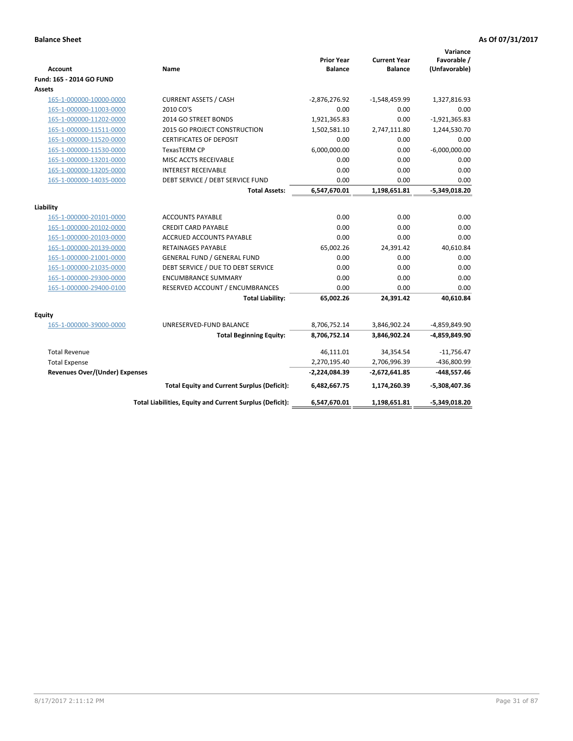**Balance Sheet** **As Of 07/31/2017**

| Account | Name | Prior Year Balance | Current Year Balance | Variance Favorable / (Unfavorable) |
|---|---|---|---|---|
| **Fund: 165 - 2014 GO FUND** | | | | |
| **Assets** | | | | |
| 165-1-000000-10000-0000 | CURRENT ASSETS / CASH | -2,876,276.92 | -1,548,459.99 | 1,327,816.93 |
| 165-1-000000-11003-0000 | 2010 CO'S | 0.00 | 0.00 | 0.00 |
| 165-1-000000-11202-0000 | 2014 GO STREET BONDS | 1,921,365.83 | 0.00 | -1,921,365.83 |
| 165-1-000000-11511-0000 | 2015 GO PROJECT CONSTRUCTION | 1,502,581.10 | 2,747,111.80 | 1,244,530.70 |
| 165-1-000000-11520-0000 | CERTIFICATES OF DEPOSIT | 0.00 | 0.00 | 0.00 |
| 165-1-000000-11530-0000 | TexasTERM CP | 6,000,000.00 | 0.00 | -6,000,000.00 |
| 165-1-000000-13201-0000 | MISC ACCTS RECEIVABLE | 0.00 | 0.00 | 0.00 |
| 165-1-000000-13205-0000 | INTEREST RECEIVABLE | 0.00 | 0.00 | 0.00 |
| 165-1-000000-14035-0000 | DEBT SERVICE / DEBT SERVICE FUND | 0.00 | 0.00 | 0.00 |
| | **Total Assets:** | **6,547,670.01** | **1,198,651.81** | **-5,349,018.20** |
| **Liability** | | | | |
| 165-1-000000-20101-0000 | ACCOUNTS PAYABLE | 0.00 | 0.00 | 0.00 |
| 165-1-000000-20102-0000 | CREDIT CARD PAYABLE | 0.00 | 0.00 | 0.00 |
| 165-1-000000-20103-0000 | ACCRUED ACCOUNTS PAYABLE | 0.00 | 0.00 | 0.00 |
| 165-1-000000-20139-0000 | RETAINAGES PAYABLE | 65,002.26 | 24,391.42 | 40,610.84 |
| 165-1-000000-21001-0000 | GENERAL FUND / GENERAL FUND | 0.00 | 0.00 | 0.00 |
| 165-1-000000-21035-0000 | DEBT SERVICE / DUE TO DEBT SERVICE | 0.00 | 0.00 | 0.00 |
| 165-1-000000-29300-0000 | ENCUMBRANCE SUMMARY | 0.00 | 0.00 | 0.00 |
| 165-1-000000-29400-0100 | RESERVED ACCOUNT / ENCUMBRANCES | 0.00 | 0.00 | 0.00 |
| | **Total Liability:** | **65,002.26** | **24,391.42** | **40,610.84** |
| **Equity** | | | | |
| 165-1-000000-39000-0000 | UNRESERVED-FUND BALANCE | 8,706,752.14 | 3,846,902.24 | -4,859,849.90 |
| | **Total Beginning Equity:** | **8,706,752.14** | **3,846,902.24** | **-4,859,849.90** |
| Total Revenue | | 46,111.01 | 34,354.54 | -11,756.47 |
| Total Expense | | 2,270,195.40 | 2,706,996.39 | -436,800.99 |
| **Revenues Over/(Under) Expenses** | | **-2,224,084.39** | **-2,672,641.85** | **-448,557.46** |
| | **Total Equity and Current Surplus (Deficit):** | **6,482,667.75** | **1,174,260.39** | **-5,308,407.36** |
| | **Total Liabilities, Equity and Current Surplus (Deficit):** | **6,547,670.01** | **1,198,651.81** | **-5,349,018.20** |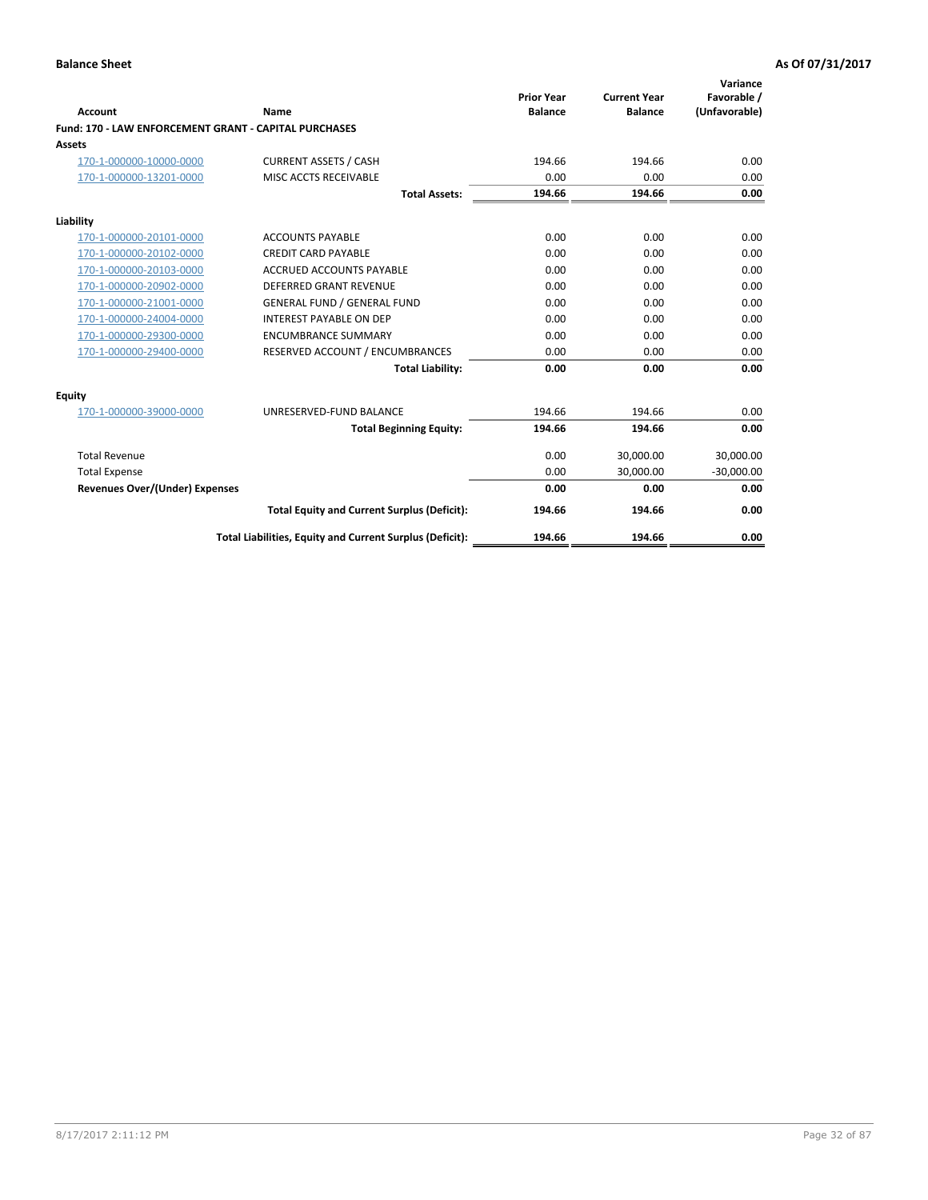**Balance Sheet** **As Of 07/31/2017**

| Account | Name | Prior Year Balance | Current Year Balance | Variance Favorable / (Unfavorable) |
|---|---|---|---|---|
| **Fund: 170 - LAW ENFORCEMENT GRANT - CAPITAL PURCHASES** | | | | |
| **Assets** | | | | |
| 170-1-000000-10000-0000 | CURRENT ASSETS / CASH | 194.66 | 194.66 | 0.00 |
| 170-1-000000-13201-0000 | MISC ACCTS RECEIVABLE | 0.00 | 0.00 | 0.00 |
| | **Total Assets:** | **194.66** | **194.66** | **0.00** |
| **Liability** | | | | |
| 170-1-000000-20101-0000 | ACCOUNTS PAYABLE | 0.00 | 0.00 | 0.00 |
| 170-1-000000-20102-0000 | CREDIT CARD PAYABLE | 0.00 | 0.00 | 0.00 |
| 170-1-000000-20103-0000 | ACCRUED ACCOUNTS PAYABLE | 0.00 | 0.00 | 0.00 |
| 170-1-000000-20902-0000 | DEFERRED GRANT REVENUE | 0.00 | 0.00 | 0.00 |
| 170-1-000000-21001-0000 | GENERAL FUND / GENERAL FUND | 0.00 | 0.00 | 0.00 |
| 170-1-000000-24004-0000 | INTEREST PAYABLE ON DEP | 0.00 | 0.00 | 0.00 |
| 170-1-000000-29300-0000 | ENCUMBRANCE SUMMARY | 0.00 | 0.00 | 0.00 |
| 170-1-000000-29400-0000 | RESERVED ACCOUNT / ENCUMBRANCES | 0.00 | 0.00 | 0.00 |
| | **Total Liability:** | **0.00** | **0.00** | **0.00** |
| **Equity** | | | | |
| 170-1-000000-39000-0000 | UNRESERVED-FUND BALANCE | 194.66 | 194.66 | 0.00 |
| | **Total Beginning Equity:** | **194.66** | **194.66** | **0.00** |
| Total Revenue | | 0.00 | 30,000.00 | 30,000.00 |
| Total Expense | | 0.00 | 30,000.00 | -30,000.00 |
| **Revenues Over/(Under) Expenses** | | **0.00** | **0.00** | **0.00** |
| | **Total Equity and Current Surplus (Deficit):** | **194.66** | **194.66** | **0.00** |
| | **Total Liabilities, Equity and Current Surplus (Deficit):** | **194.66** | **194.66** | **0.00** |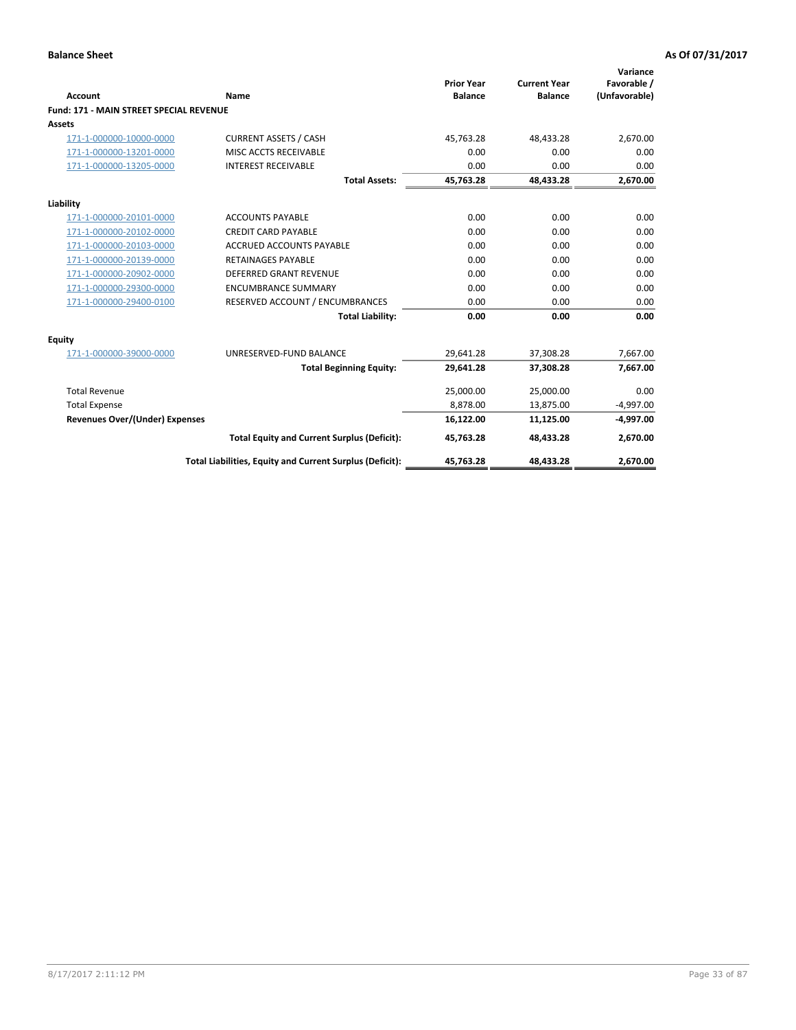**Balance Sheet** | **As Of 07/31/2017**

| Account | Name | Prior Year Balance | Current Year Balance | Variance Favorable / (Unfavorable) |
|---|---|---|---|---|
| **Fund: 171 - MAIN STREET SPECIAL REVENUE** | | | | |
| **Assets** | | | | |
| 171-1-000000-10000-0000 | CURRENT ASSETS / CASH | 45,763.28 | 48,433.28 | 2,670.00 |
| 171-1-000000-13201-0000 | MISC ACCTS RECEIVABLE | 0.00 | 0.00 | 0.00 |
| 171-1-000000-13205-0000 | INTEREST RECEIVABLE | 0.00 | 0.00 | 0.00 |
| | **Total Assets:** | **45,763.28** | **48,433.28** | **2,670.00** |
| **Liability** | | | | |
| 171-1-000000-20101-0000 | ACCOUNTS PAYABLE | 0.00 | 0.00 | 0.00 |
| 171-1-000000-20102-0000 | CREDIT CARD PAYABLE | 0.00 | 0.00 | 0.00 |
| 171-1-000000-20103-0000 | ACCRUED ACCOUNTS PAYABLE | 0.00 | 0.00 | 0.00 |
| 171-1-000000-20139-0000 | RETAINAGES PAYABLE | 0.00 | 0.00 | 0.00 |
| 171-1-000000-20902-0000 | DEFERRED GRANT REVENUE | 0.00 | 0.00 | 0.00 |
| 171-1-000000-29300-0000 | ENCUMBRANCE SUMMARY | 0.00 | 0.00 | 0.00 |
| 171-1-000000-29400-0100 | RESERVED ACCOUNT / ENCUMBRANCES | 0.00 | 0.00 | 0.00 |
| | **Total Liability:** | **0.00** | **0.00** | **0.00** |
| **Equity** | | | | |
| 171-1-000000-39000-0000 | UNRESERVED-FUND BALANCE | 29,641.28 | 37,308.28 | 7,667.00 |
| | **Total Beginning Equity:** | **29,641.28** | **37,308.28** | **7,667.00** |
| Total Revenue | | 25,000.00 | 25,000.00 | 0.00 |
| Total Expense | | 8,878.00 | 13,875.00 | -4,997.00 |
| **Revenues Over/(Under) Expenses** | | **16,122.00** | **11,125.00** | **-4,997.00** |
| | **Total Equity and Current Surplus (Deficit):** | **45,763.28** | **48,433.28** | **2,670.00** |
| | **Total Liabilities, Equity and Current Surplus (Deficit):** | **45,763.28** | **48,433.28** | **2,670.00** |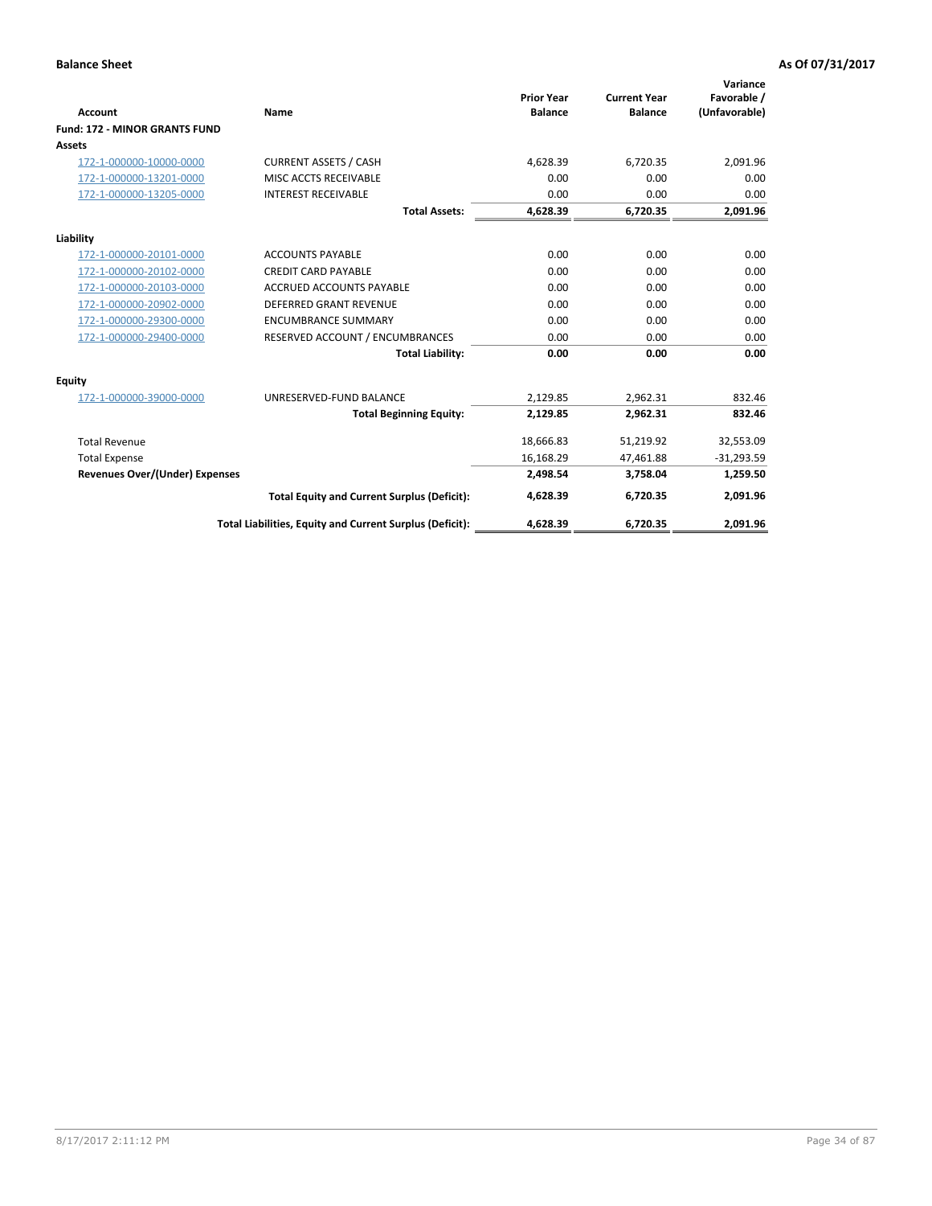**Balance Sheet** **As Of 07/31/2017**

| Account | Name | Prior Year Balance | Current Year Balance | Variance Favorable / (Unfavorable) |
|---|---|---|---|---|
| **Fund: 172 - MINOR GRANTS FUND** | | | | |
| **Assets** | | | | |
| 172-1-000000-10000-0000 | CURRENT ASSETS / CASH | 4,628.39 | 6,720.35 | 2,091.96 |
| 172-1-000000-13201-0000 | MISC ACCTS RECEIVABLE | 0.00 | 0.00 | 0.00 |
| 172-1-000000-13205-0000 | INTEREST RECEIVABLE | 0.00 | 0.00 | 0.00 |
| | **Total Assets:** | **4,628.39** | **6,720.35** | **2,091.96** |
| **Liability** | | | | |
| 172-1-000000-20101-0000 | ACCOUNTS PAYABLE | 0.00 | 0.00 | 0.00 |
| 172-1-000000-20102-0000 | CREDIT CARD PAYABLE | 0.00 | 0.00 | 0.00 |
| 172-1-000000-20103-0000 | ACCRUED ACCOUNTS PAYABLE | 0.00 | 0.00 | 0.00 |
| 172-1-000000-20902-0000 | DEFERRED GRANT REVENUE | 0.00 | 0.00 | 0.00 |
| 172-1-000000-29300-0000 | ENCUMBRANCE SUMMARY | 0.00 | 0.00 | 0.00 |
| 172-1-000000-29400-0000 | RESERVED ACCOUNT / ENCUMBRANCES | 0.00 | 0.00 | 0.00 |
| | **Total Liability:** | **0.00** | **0.00** | **0.00** |
| **Equity** | | | | |
| 172-1-000000-39000-0000 | UNRESERVED-FUND BALANCE | 2,129.85 | 2,962.31 | 832.46 |
| | **Total Beginning Equity:** | **2,129.85** | **2,962.31** | **832.46** |
| Total Revenue | | 18,666.83 | 51,219.92 | 32,553.09 |
| Total Expense | | 16,168.29 | 47,461.88 | -31,293.59 |
| **Revenues Over/(Under) Expenses** | | **2,498.54** | **3,758.04** | **1,259.50** |
| | **Total Equity and Current Surplus (Deficit):** | **4,628.39** | **6,720.35** | **2,091.96** |
| | **Total Liabilities, Equity and Current Surplus (Deficit):** | **4,628.39** | **6,720.35** | **2,091.96** |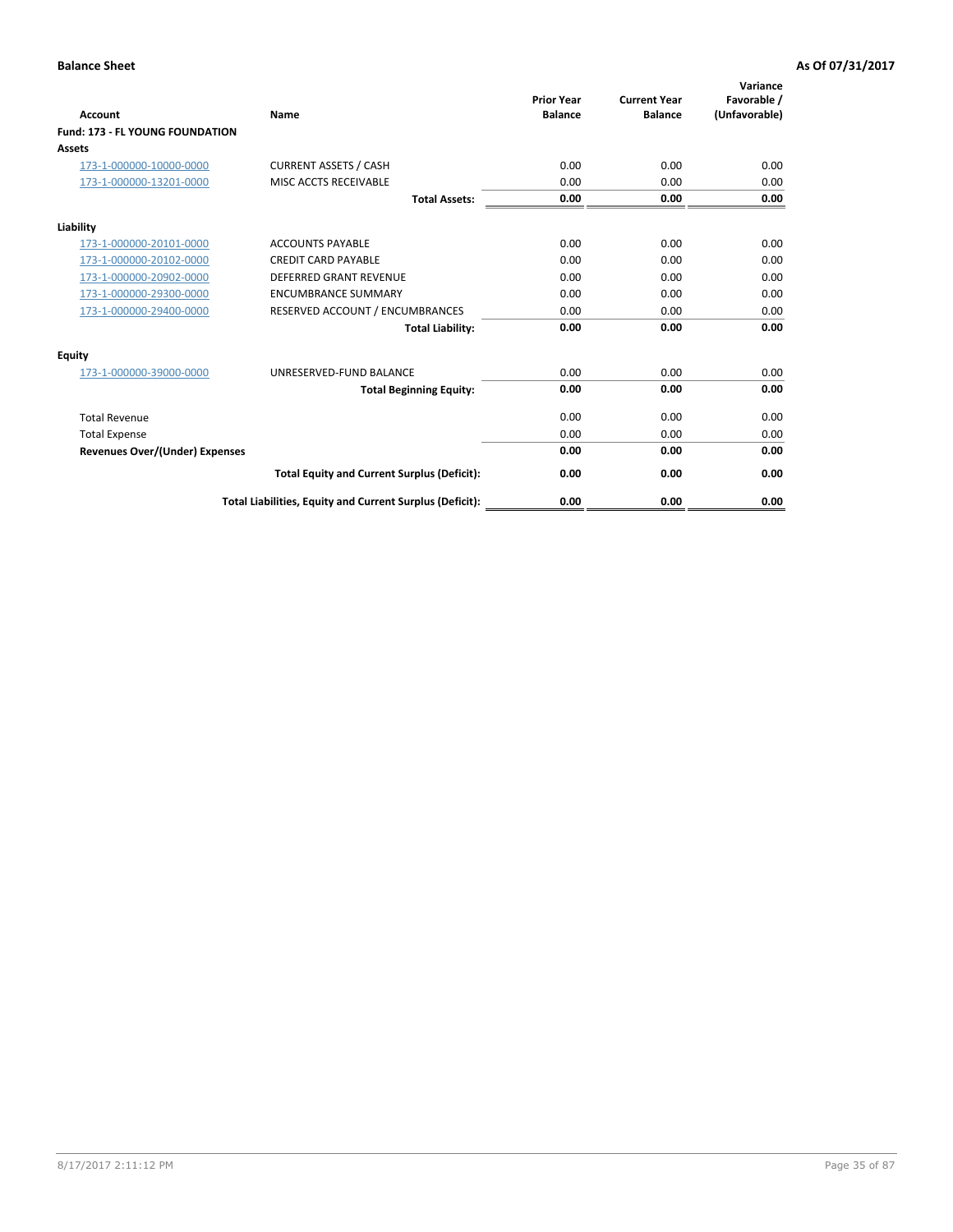**Balance Sheet** — As Of 07/31/2017

| Account | Name | Prior Year Balance | Current Year Balance | Variance Favorable / (Unfavorable) |
|---|---|---|---|---|
| **Fund: 173 - FL YOUNG FOUNDATION** | | | | |
| **Assets** | | | | |
| 173-1-000000-10000-0000 | CURRENT ASSETS / CASH | 0.00 | 0.00 | 0.00 |
| 173-1-000000-13201-0000 | MISC ACCTS RECEIVABLE | 0.00 | 0.00 | 0.00 |
| | **Total Assets:** | **0.00** | **0.00** | **0.00** |
| **Liability** | | | | |
| 173-1-000000-20101-0000 | ACCOUNTS PAYABLE | 0.00 | 0.00 | 0.00 |
| 173-1-000000-20102-0000 | CREDIT CARD PAYABLE | 0.00 | 0.00 | 0.00 |
| 173-1-000000-20902-0000 | DEFERRED GRANT REVENUE | 0.00 | 0.00 | 0.00 |
| 173-1-000000-29300-0000 | ENCUMBRANCE SUMMARY | 0.00 | 0.00 | 0.00 |
| 173-1-000000-29400-0000 | RESERVED ACCOUNT / ENCUMBRANCES | 0.00 | 0.00 | 0.00 |
| | **Total Liability:** | **0.00** | **0.00** | **0.00** |
| **Equity** | | | | |
| 173-1-000000-39000-0000 | UNRESERVED-FUND BALANCE | 0.00 | 0.00 | 0.00 |
| | **Total Beginning Equity:** | **0.00** | **0.00** | **0.00** |
| Total Revenue | | 0.00 | 0.00 | 0.00 |
| Total Expense | | 0.00 | 0.00 | 0.00 |
| **Revenues Over/(Under) Expenses** | | **0.00** | **0.00** | **0.00** |
| | **Total Equity and Current Surplus (Deficit):** | **0.00** | **0.00** | **0.00** |
| | **Total Liabilities, Equity and Current Surplus (Deficit):** | **0.00** | **0.00** | **0.00** |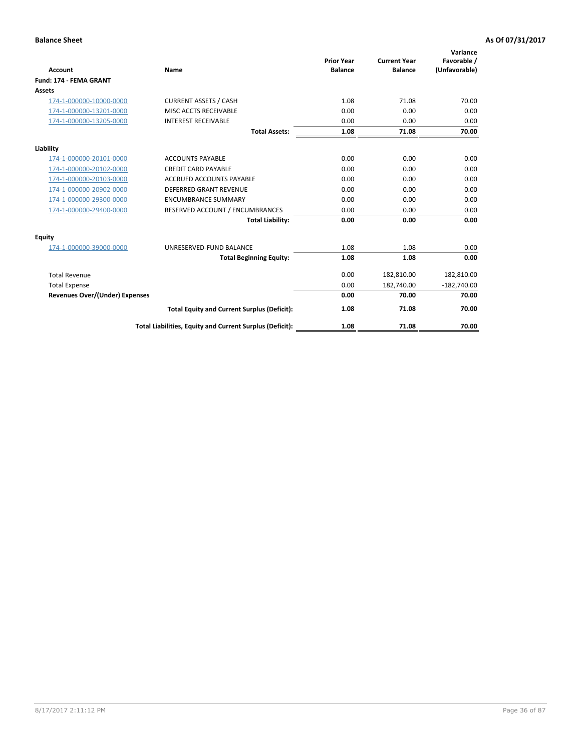**Balance Sheet** | **As Of 07/31/2017**

| Account | Name | Prior Year Balance | Current Year Balance | Variance Favorable / (Unfavorable) |
|---|---|---|---|---|
| **Fund: 174 - FEMA GRANT** | | | | |
| **Assets** | | | | |
| 174-1-000000-10000-0000 | CURRENT ASSETS / CASH | 1.08 | 71.08 | 70.00 |
| 174-1-000000-13201-0000 | MISC ACCTS RECEIVABLE | 0.00 | 0.00 | 0.00 |
| 174-1-000000-13205-0000 | INTEREST RECEIVABLE | 0.00 | 0.00 | 0.00 |
| | **Total Assets:** | **1.08** | **71.08** | **70.00** |
| **Liability** | | | | |
| 174-1-000000-20101-0000 | ACCOUNTS PAYABLE | 0.00 | 0.00 | 0.00 |
| 174-1-000000-20102-0000 | CREDIT CARD PAYABLE | 0.00 | 0.00 | 0.00 |
| 174-1-000000-20103-0000 | ACCRUED ACCOUNTS PAYABLE | 0.00 | 0.00 | 0.00 |
| 174-1-000000-20902-0000 | DEFERRED GRANT REVENUE | 0.00 | 0.00 | 0.00 |
| 174-1-000000-29300-0000 | ENCUMBRANCE SUMMARY | 0.00 | 0.00 | 0.00 |
| 174-1-000000-29400-0000 | RESERVED ACCOUNT / ENCUMBRANCES | 0.00 | 0.00 | 0.00 |
| | **Total Liability:** | **0.00** | **0.00** | **0.00** |
| **Equity** | | | | |
| 174-1-000000-39000-0000 | UNRESERVED-FUND BALANCE | 1.08 | 1.08 | 0.00 |
| | **Total Beginning Equity:** | **1.08** | **1.08** | **0.00** |
| Total Revenue | | 0.00 | 182,810.00 | 182,810.00 |
| Total Expense | | 0.00 | 182,740.00 | -182,740.00 |
| **Revenues Over/(Under) Expenses** | | **0.00** | **70.00** | **70.00** |
| | **Total Equity and Current Surplus (Deficit):** | **1.08** | **71.08** | **70.00** |
| | **Total Liabilities, Equity and Current Surplus (Deficit):** | **1.08** | **71.08** | **70.00** |

8/17/2017 2:11:12 PM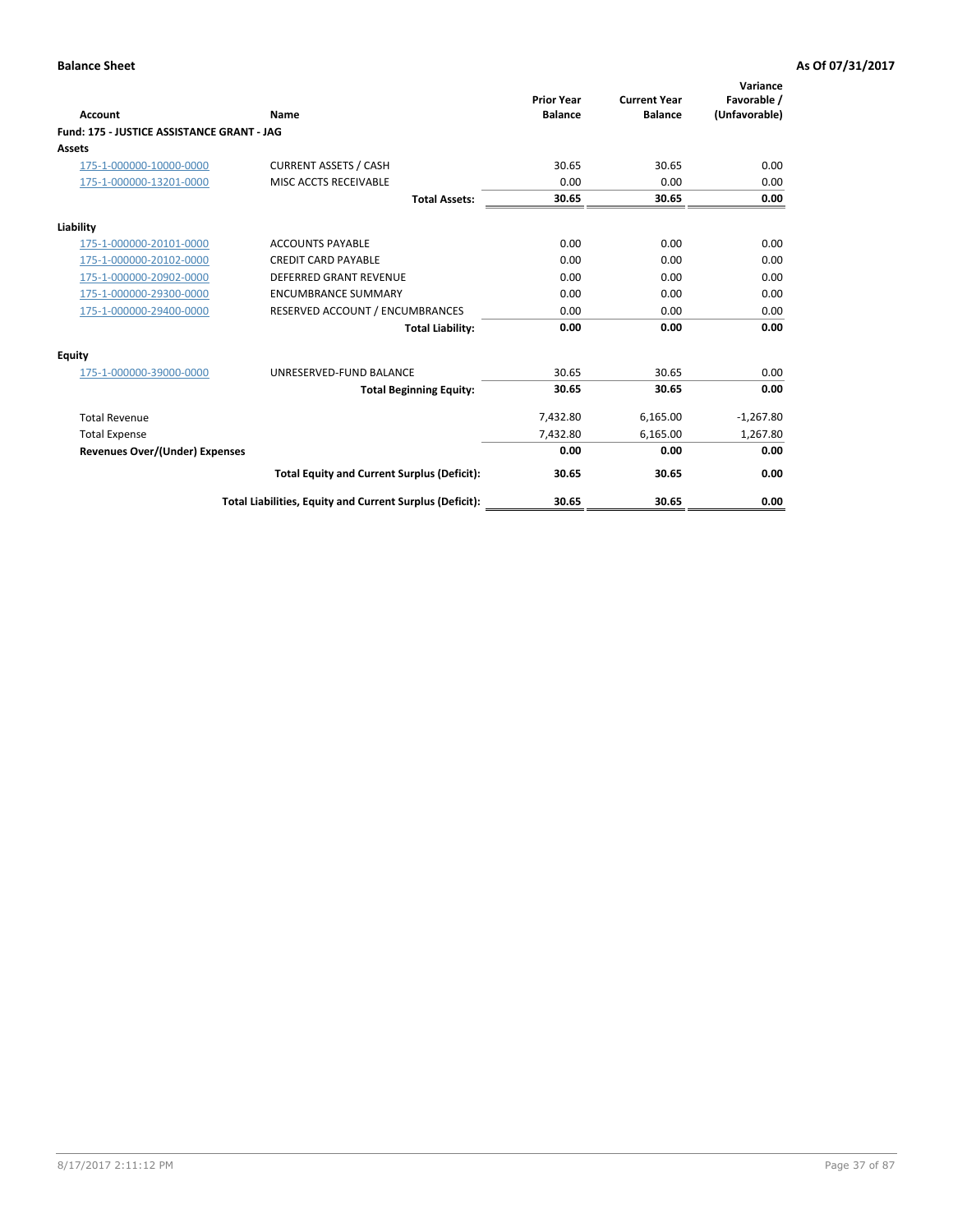**Balance Sheet** **As Of 07/31/2017**

| Account | Name | Prior Year Balance | Current Year Balance | Variance Favorable / (Unfavorable) |
|---|---|---|---|---|
| **Fund: 175 - JUSTICE ASSISTANCE GRANT - JAG** | | | | |
| **Assets** | | | | |
| 175-1-000000-10000-0000 | CURRENT ASSETS / CASH | 30.65 | 30.65 | 0.00 |
| 175-1-000000-13201-0000 | MISC ACCTS RECEIVABLE | 0.00 | 0.00 | 0.00 |
| | **Total Assets:** | **30.65** | **30.65** | **0.00** |
| **Liability** | | | | |
| 175-1-000000-20101-0000 | ACCOUNTS PAYABLE | 0.00 | 0.00 | 0.00 |
| 175-1-000000-20102-0000 | CREDIT CARD PAYABLE | 0.00 | 0.00 | 0.00 |
| 175-1-000000-20902-0000 | DEFERRED GRANT REVENUE | 0.00 | 0.00 | 0.00 |
| 175-1-000000-29300-0000 | ENCUMBRANCE SUMMARY | 0.00 | 0.00 | 0.00 |
| 175-1-000000-29400-0000 | RESERVED ACCOUNT / ENCUMBRANCES | 0.00 | 0.00 | 0.00 |
| | **Total Liability:** | **0.00** | **0.00** | **0.00** |
| **Equity** | | | | |
| 175-1-000000-39000-0000 | UNRESERVED-FUND BALANCE | 30.65 | 30.65 | 0.00 |
| | **Total Beginning Equity:** | **30.65** | **30.65** | **0.00** |
| Total Revenue | | 7,432.80 | 6,165.00 | -1,267.80 |
| Total Expense | | 7,432.80 | 6,165.00 | 1,267.80 |
| **Revenues Over/(Under) Expenses** | | **0.00** | **0.00** | **0.00** |
| | **Total Equity and Current Surplus (Deficit):** | **30.65** | **30.65** | **0.00** |
| | **Total Liabilities, Equity and Current Surplus (Deficit):** | **30.65** | **30.65** | **0.00** |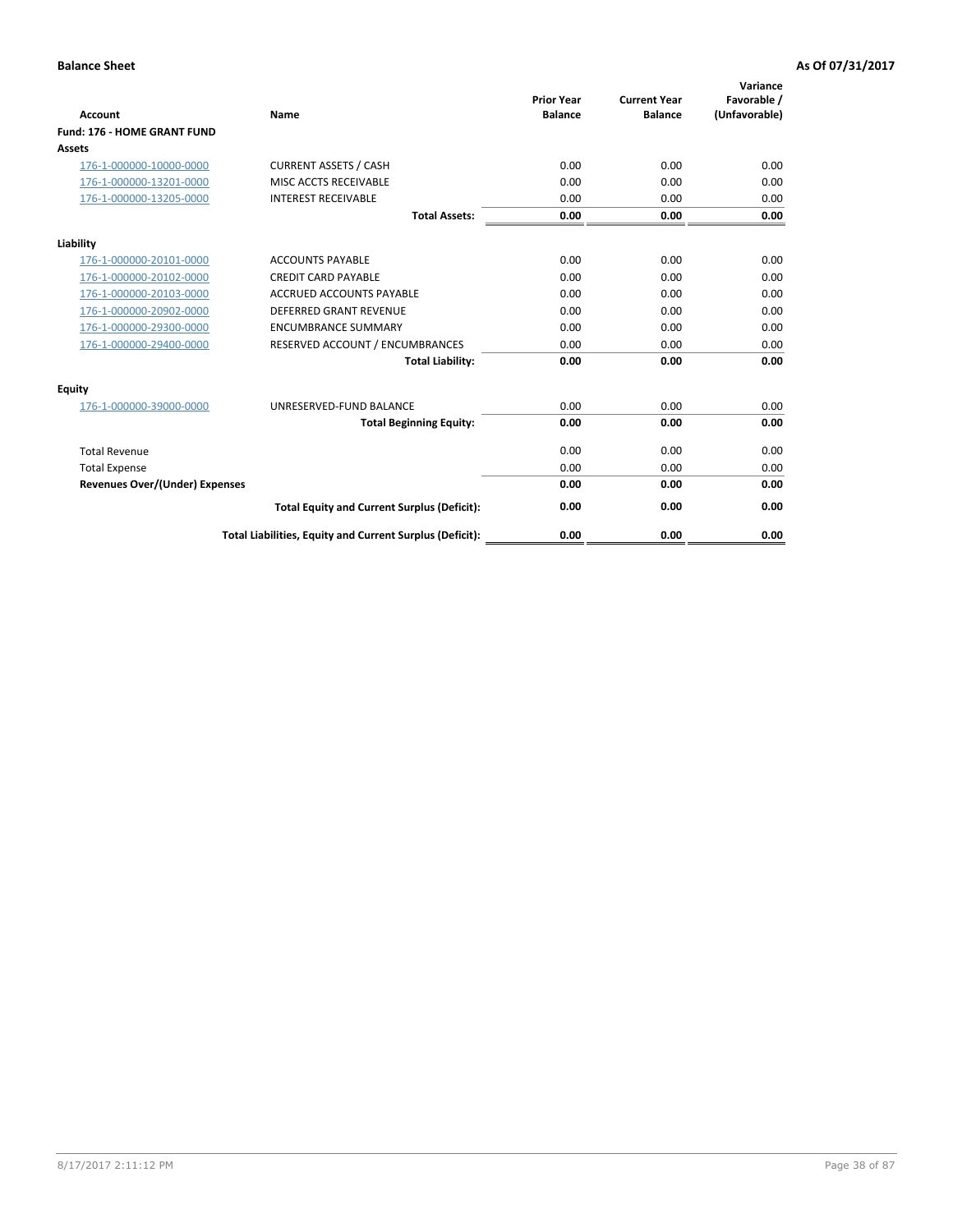**Balance Sheet** **As Of 07/31/2017**

| Account | Name | Prior Year Balance | Current Year Balance | Variance Favorable / (Unfavorable) |
|---|---|---|---|---|
| **Fund: 176 - HOME GRANT FUND** | | | | |
| **Assets** | | | | |
| 176-1-000000-10000-0000 | CURRENT ASSETS / CASH | 0.00 | 0.00 | 0.00 |
| 176-1-000000-13201-0000 | MISC ACCTS RECEIVABLE | 0.00 | 0.00 | 0.00 |
| 176-1-000000-13205-0000 | INTEREST RECEIVABLE | 0.00 | 0.00 | 0.00 |
| | **Total Assets:** | **0.00** | **0.00** | **0.00** |
| **Liability** | | | | |
| 176-1-000000-20101-0000 | ACCOUNTS PAYABLE | 0.00 | 0.00 | 0.00 |
| 176-1-000000-20102-0000 | CREDIT CARD PAYABLE | 0.00 | 0.00 | 0.00 |
| 176-1-000000-20103-0000 | ACCRUED ACCOUNTS PAYABLE | 0.00 | 0.00 | 0.00 |
| 176-1-000000-20902-0000 | DEFERRED GRANT REVENUE | 0.00 | 0.00 | 0.00 |
| 176-1-000000-29300-0000 | ENCUMBRANCE SUMMARY | 0.00 | 0.00 | 0.00 |
| 176-1-000000-29400-0000 | RESERVED ACCOUNT / ENCUMBRANCES | 0.00 | 0.00 | 0.00 |
| | **Total Liability:** | **0.00** | **0.00** | **0.00** |
| **Equity** | | | | |
| 176-1-000000-39000-0000 | UNRESERVED-FUND BALANCE | 0.00 | 0.00 | 0.00 |
| | **Total Beginning Equity:** | **0.00** | **0.00** | **0.00** |
| Total Revenue | | 0.00 | 0.00 | 0.00 |
| Total Expense | | 0.00 | 0.00 | 0.00 |
| **Revenues Over/(Under) Expenses** | | **0.00** | **0.00** | **0.00** |
| | **Total Equity and Current Surplus (Deficit):** | **0.00** | **0.00** | **0.00** |
| | **Total Liabilities, Equity and Current Surplus (Deficit):** | **0.00** | **0.00** | **0.00** |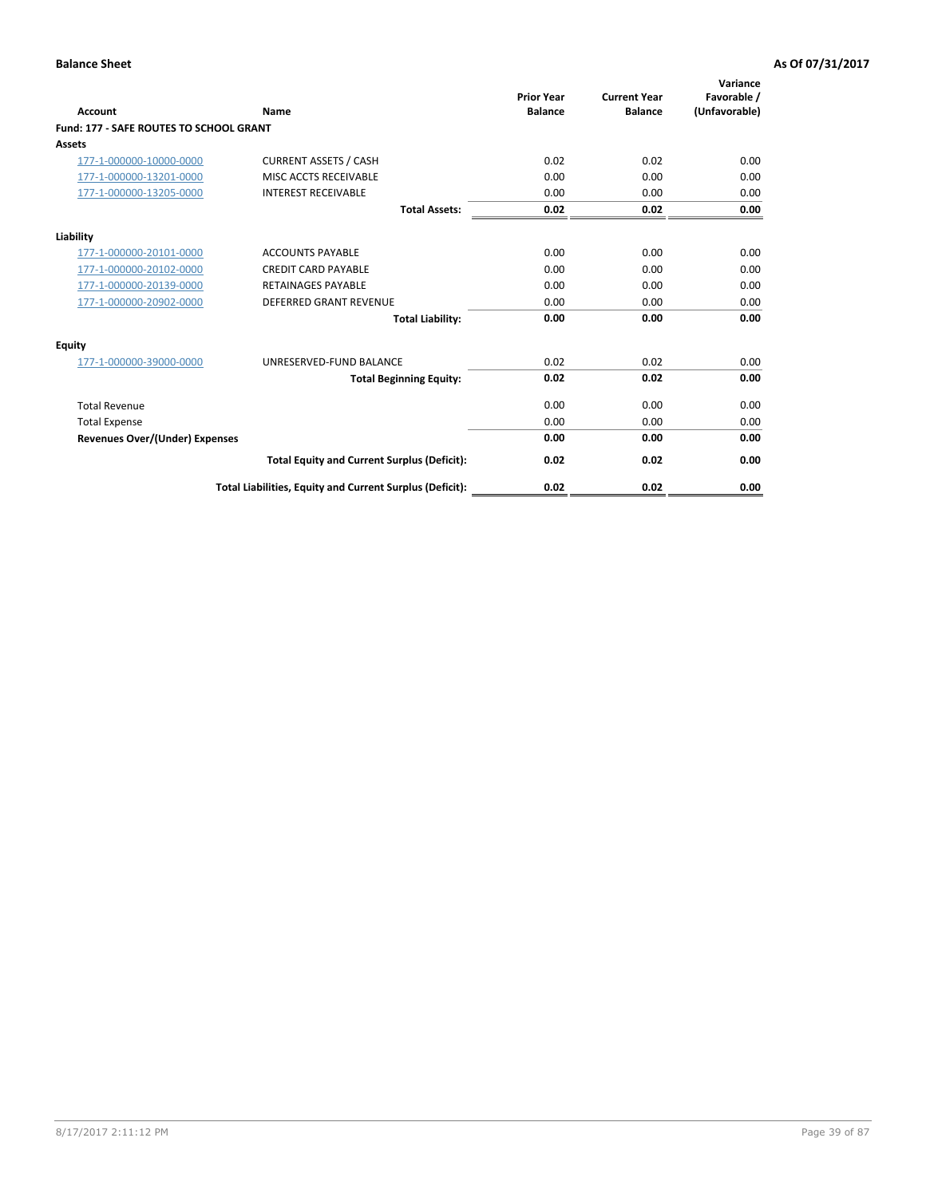**Balance Sheet** — **As Of 07/31/2017**

| Account | Name | Prior Year Balance | Current Year Balance | Variance Favorable / (Unfavorable) |
|---|---|---|---|---|
| **Fund: 177 - SAFE ROUTES TO SCHOOL GRANT** | | | | |
| **Assets** | | | | |
| 177-1-000000-10000-0000 | CURRENT ASSETS / CASH | 0.02 | 0.02 | 0.00 |
| 177-1-000000-13201-0000 | MISC ACCTS RECEIVABLE | 0.00 | 0.00 | 0.00 |
| 177-1-000000-13205-0000 | INTEREST RECEIVABLE | 0.00 | 0.00 | 0.00 |
| | **Total Assets:** | **0.02** | **0.02** | **0.00** |
| **Liability** | | | | |
| 177-1-000000-20101-0000 | ACCOUNTS PAYABLE | 0.00 | 0.00 | 0.00 |
| 177-1-000000-20102-0000 | CREDIT CARD PAYABLE | 0.00 | 0.00 | 0.00 |
| 177-1-000000-20139-0000 | RETAINAGES PAYABLE | 0.00 | 0.00 | 0.00 |
| 177-1-000000-20902-0000 | DEFERRED GRANT REVENUE | 0.00 | 0.00 | 0.00 |
| | **Total Liability:** | **0.00** | **0.00** | **0.00** |
| **Equity** | | | | |
| 177-1-000000-39000-0000 | UNRESERVED-FUND BALANCE | 0.02 | 0.02 | 0.00 |
| | **Total Beginning Equity:** | **0.02** | **0.02** | **0.00** |
| Total Revenue | | 0.00 | 0.00 | 0.00 |
| Total Expense | | 0.00 | 0.00 | 0.00 |
| **Revenues Over/(Under) Expenses** | | **0.00** | **0.00** | **0.00** |
| | **Total Equity and Current Surplus (Deficit):** | **0.02** | **0.02** | **0.00** |
| | **Total Liabilities, Equity and Current Surplus (Deficit):** | **0.02** | **0.02** | **0.00** |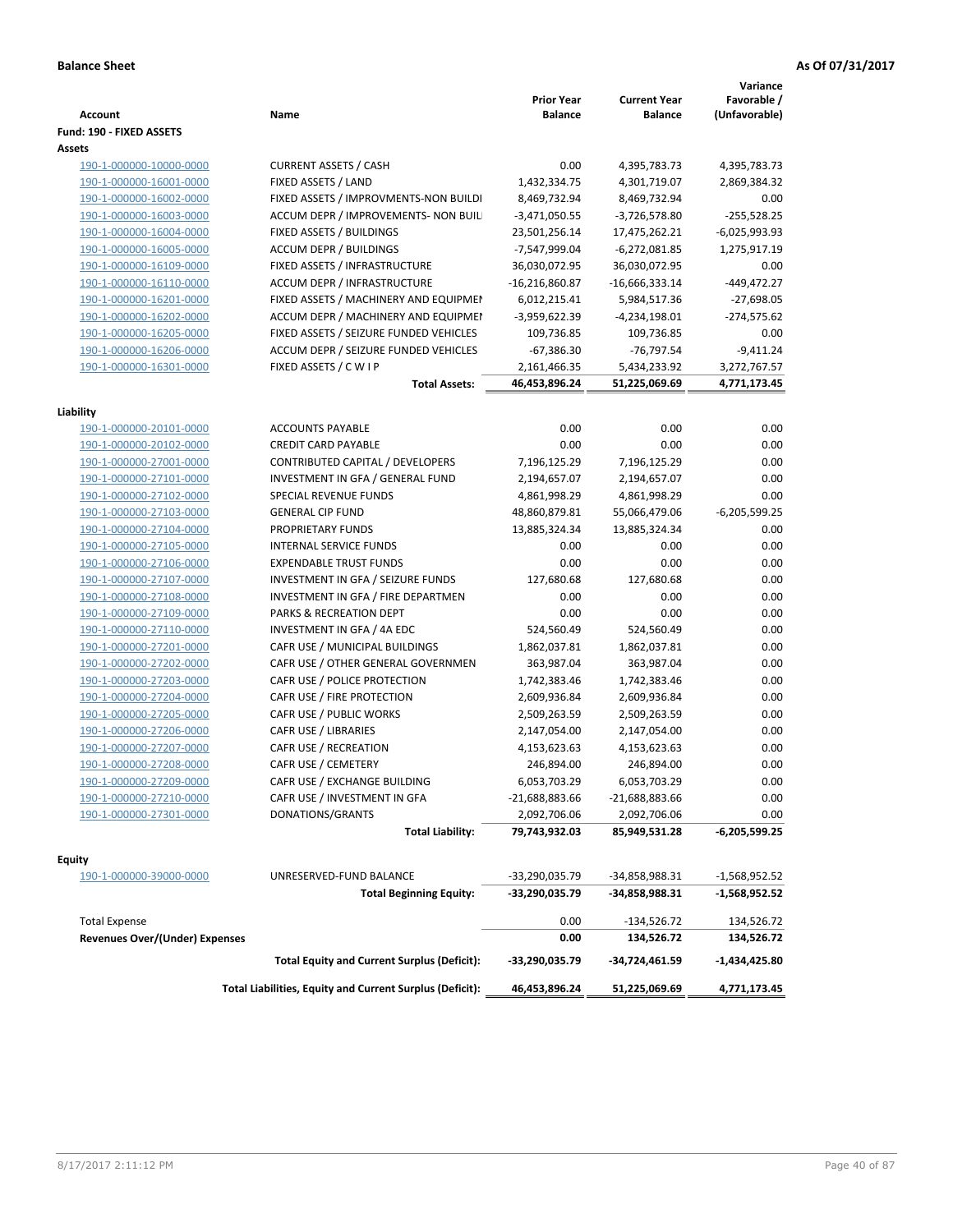**Balance Sheet** **As Of 07/31/2017**

| Account | Name | Prior Year Balance | Current Year Balance | Variance Favorable / (Unfavorable) |
|---|---|---|---|---|
| **Fund: 190 - FIXED ASSETS** | | | | |
| **Assets** | | | | |
| 190-1-000000-10000-0000 | CURRENT ASSETS / CASH | 0.00 | 4,395,783.73 | 4,395,783.73 |
| 190-1-000000-16001-0000 | FIXED ASSETS / LAND | 1,432,334.75 | 4,301,719.07 | 2,869,384.32 |
| 190-1-000000-16002-0000 | FIXED ASSETS / IMPROVMENTS-NON BUILDI | 8,469,732.94 | 8,469,732.94 | 0.00 |
| 190-1-000000-16003-0000 | ACCUM DEPR / IMPROVEMENTS- NON BUIL | -3,471,050.55 | -3,726,578.80 | -255,528.25 |
| 190-1-000000-16004-0000 | FIXED ASSETS / BUILDINGS | 23,501,256.14 | 17,475,262.21 | -6,025,993.93 |
| 190-1-000000-16005-0000 | ACCUM DEPR / BUILDINGS | -7,547,999.04 | -6,272,081.85 | 1,275,917.19 |
| 190-1-000000-16109-0000 | FIXED ASSETS / INFRASTRUCTURE | 36,030,072.95 | 36,030,072.95 | 0.00 |
| 190-1-000000-16110-0000 | ACCUM DEPR / INFRASTRUCTURE | -16,216,860.87 | -16,666,333.14 | -449,472.27 |
| 190-1-000000-16201-0000 | FIXED ASSETS / MACHINERY AND EQUIPMEN | 6,012,215.41 | 5,984,517.36 | -27,698.05 |
| 190-1-000000-16202-0000 | ACCUM DEPR / MACHINERY AND EQUIPMEI | -3,959,622.39 | -4,234,198.01 | -274,575.62 |
| 190-1-000000-16205-0000 | FIXED ASSETS / SEIZURE FUNDED VEHICLES | 109,736.85 | 109,736.85 | 0.00 |
| 190-1-000000-16206-0000 | ACCUM DEPR / SEIZURE FUNDED VEHICLES | -67,386.30 | -76,797.54 | -9,411.24 |
| 190-1-000000-16301-0000 | FIXED ASSETS / C W I P | 2,161,466.35 | 5,434,233.92 | 3,272,767.57 |
| | **Total Assets:** | **46,453,896.24** | **51,225,069.69** | **4,771,173.45** |
| **Liability** | | | | |
| 190-1-000000-20101-0000 | ACCOUNTS PAYABLE | 0.00 | 0.00 | 0.00 |
| 190-1-000000-20102-0000 | CREDIT CARD PAYABLE | 0.00 | 0.00 | 0.00 |
| 190-1-000000-27001-0000 | CONTRIBUTED CAPITAL / DEVELOPERS | 7,196,125.29 | 7,196,125.29 | 0.00 |
| 190-1-000000-27101-0000 | INVESTMENT IN GFA / GENERAL FUND | 2,194,657.07 | 2,194,657.07 | 0.00 |
| 190-1-000000-27102-0000 | SPECIAL REVENUE FUNDS | 4,861,998.29 | 4,861,998.29 | 0.00 |
| 190-1-000000-27103-0000 | GENERAL CIP FUND | 48,860,879.81 | 55,066,479.06 | -6,205,599.25 |
| 190-1-000000-27104-0000 | PROPRIETARY FUNDS | 13,885,324.34 | 13,885,324.34 | 0.00 |
| 190-1-000000-27105-0000 | INTERNAL SERVICE FUNDS | 0.00 | 0.00 | 0.00 |
| 190-1-000000-27106-0000 | EXPENDABLE TRUST FUNDS | 0.00 | 0.00 | 0.00 |
| 190-1-000000-27107-0000 | INVESTMENT IN GFA / SEIZURE FUNDS | 127,680.68 | 127,680.68 | 0.00 |
| 190-1-000000-27108-0000 | INVESTMENT IN GFA / FIRE DEPARTMEN | 0.00 | 0.00 | 0.00 |
| 190-1-000000-27109-0000 | PARKS & RECREATION DEPT | 0.00 | 0.00 | 0.00 |
| 190-1-000000-27110-0000 | INVESTMENT IN GFA / 4A EDC | 524,560.49 | 524,560.49 | 0.00 |
| 190-1-000000-27201-0000 | CAFR USE / MUNICIPAL BUILDINGS | 1,862,037.81 | 1,862,037.81 | 0.00 |
| 190-1-000000-27202-0000 | CAFR USE / OTHER GENERAL GOVERNMEN | 363,987.04 | 363,987.04 | 0.00 |
| 190-1-000000-27203-0000 | CAFR USE / POLICE PROTECTION | 1,742,383.46 | 1,742,383.46 | 0.00 |
| 190-1-000000-27204-0000 | CAFR USE / FIRE PROTECTION | 2,609,936.84 | 2,609,936.84 | 0.00 |
| 190-1-000000-27205-0000 | CAFR USE / PUBLIC WORKS | 2,509,263.59 | 2,509,263.59 | 0.00 |
| 190-1-000000-27206-0000 | CAFR USE / LIBRARIES | 2,147,054.00 | 2,147,054.00 | 0.00 |
| 190-1-000000-27207-0000 | CAFR USE / RECREATION | 4,153,623.63 | 4,153,623.63 | 0.00 |
| 190-1-000000-27208-0000 | CAFR USE / CEMETERY | 246,894.00 | 246,894.00 | 0.00 |
| 190-1-000000-27209-0000 | CAFR USE / EXCHANGE BUILDING | 6,053,703.29 | 6,053,703.29 | 0.00 |
| 190-1-000000-27210-0000 | CAFR USE / INVESTMENT IN GFA | -21,688,883.66 | -21,688,883.66 | 0.00 |
| 190-1-000000-27301-0000 | DONATIONS/GRANTS | 2,092,706.06 | 2,092,706.06 | 0.00 |
| | **Total Liability:** | **79,743,932.03** | **85,949,531.28** | **-6,205,599.25** |
| **Equity** | | | | |
| 190-1-000000-39000-0000 | UNRESERVED-FUND BALANCE | -33,290,035.79 | -34,858,988.31 | -1,568,952.52 |
| | **Total Beginning Equity:** | **-33,290,035.79** | **-34,858,988.31** | **-1,568,952.52** |
| Total Expense | | 0.00 | -134,526.72 | 134,526.72 |
| **Revenues Over/(Under) Expenses** | | **0.00** | **134,526.72** | **134,526.72** |
| | **Total Equity and Current Surplus (Deficit):** | **-33,290,035.79** | **-34,724,461.59** | **-1,434,425.80** |
| | **Total Liabilities, Equity and Current Surplus (Deficit):** | **46,453,896.24** | **51,225,069.69** | **4,771,173.45** |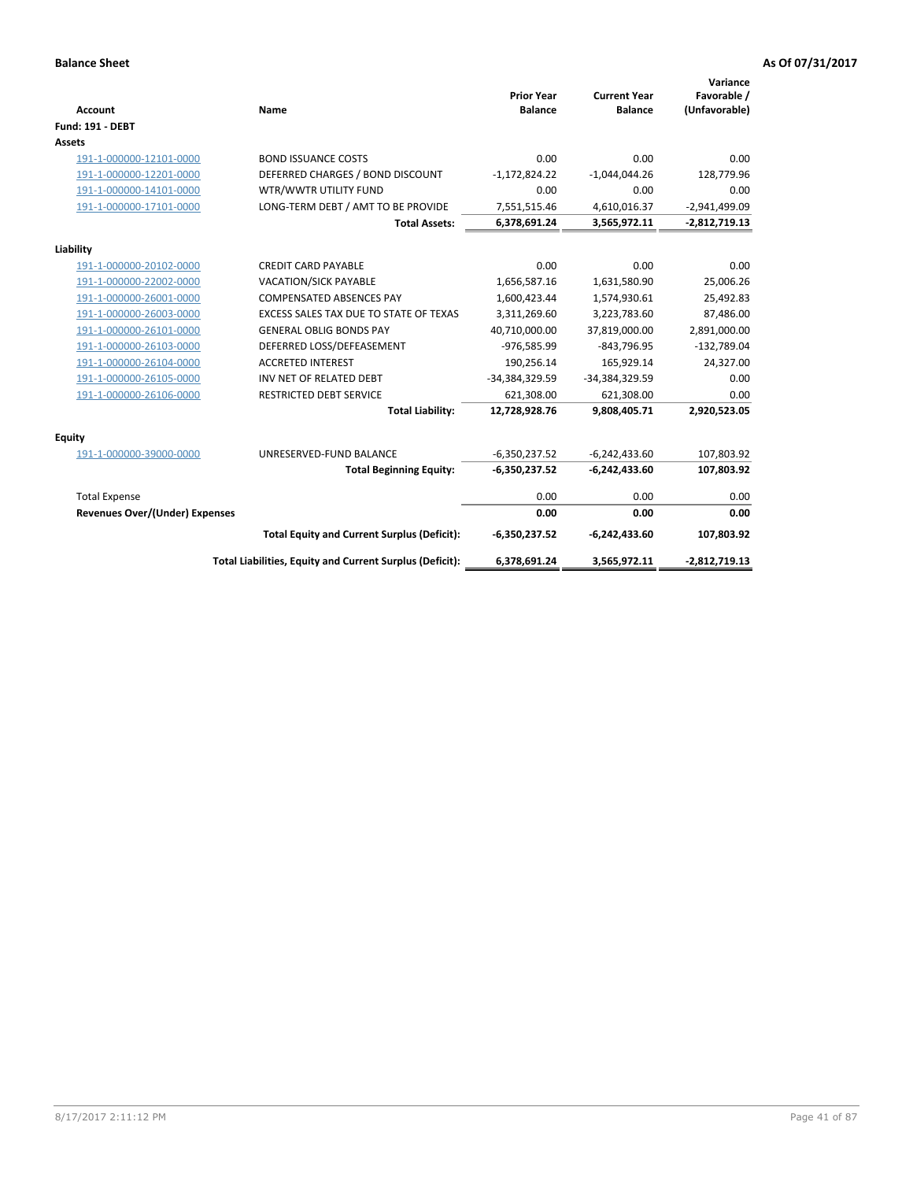**Balance Sheet** | **As Of 07/31/2017**

| Account | Name | Prior Year Balance | Current Year Balance | Variance Favorable / (Unfavorable) |
|---|---|---|---|---|
| **Fund: 191 - DEBT** | | | | |
| **Assets** | | | | |
| 191-1-000000-12101-0000 | BOND ISSUANCE COSTS | 0.00 | 0.00 | 0.00 |
| 191-1-000000-12201-0000 | DEFERRED CHARGES / BOND DISCOUNT | -1,172,824.22 | -1,044,044.26 | 128,779.96 |
| 191-1-000000-14101-0000 | WTR/WWTR UTILITY FUND | 0.00 | 0.00 | 0.00 |
| 191-1-000000-17101-0000 | LONG-TERM DEBT / AMT TO BE PROVIDE | 7,551,515.46 | 4,610,016.37 | -2,941,499.09 |
| | **Total Assets:** | **6,378,691.24** | **3,565,972.11** | **-2,812,719.13** |
| **Liability** | | | | |
| 191-1-000000-20102-0000 | CREDIT CARD PAYABLE | 0.00 | 0.00 | 0.00 |
| 191-1-000000-22002-0000 | VACATION/SICK PAYABLE | 1,656,587.16 | 1,631,580.90 | 25,006.26 |
| 191-1-000000-26001-0000 | COMPENSATED ABSENCES PAY | 1,600,423.44 | 1,574,930.61 | 25,492.83 |
| 191-1-000000-26003-0000 | EXCESS SALES TAX DUE TO STATE OF TEXAS | 3,311,269.60 | 3,223,783.60 | 87,486.00 |
| 191-1-000000-26101-0000 | GENERAL OBLIG BONDS PAY | 40,710,000.00 | 37,819,000.00 | 2,891,000.00 |
| 191-1-000000-26103-0000 | DEFERRED LOSS/DEFEASEMENT | -976,585.99 | -843,796.95 | -132,789.04 |
| 191-1-000000-26104-0000 | ACCRETED INTEREST | 190,256.14 | 165,929.14 | 24,327.00 |
| 191-1-000000-26105-0000 | INV NET OF RELATED DEBT | -34,384,329.59 | -34,384,329.59 | 0.00 |
| 191-1-000000-26106-0000 | RESTRICTED DEBT SERVICE | 621,308.00 | 621,308.00 | 0.00 |
| | **Total Liability:** | **12,728,928.76** | **9,808,405.71** | **2,920,523.05** |
| **Equity** | | | | |
| 191-1-000000-39000-0000 | UNRESERVED-FUND BALANCE | -6,350,237.52 | -6,242,433.60 | 107,803.92 |
| | **Total Beginning Equity:** | **-6,350,237.52** | **-6,242,433.60** | **107,803.92** |
| Total Expense | | 0.00 | 0.00 | 0.00 |
| **Revenues Over/(Under) Expenses** | | **0.00** | **0.00** | **0.00** |
| | **Total Equity and Current Surplus (Deficit):** | **-6,350,237.52** | **-6,242,433.60** | **107,803.92** |
| | **Total Liabilities, Equity and Current Surplus (Deficit):** | **6,378,691.24** | **3,565,972.11** | **-2,812,719.13** |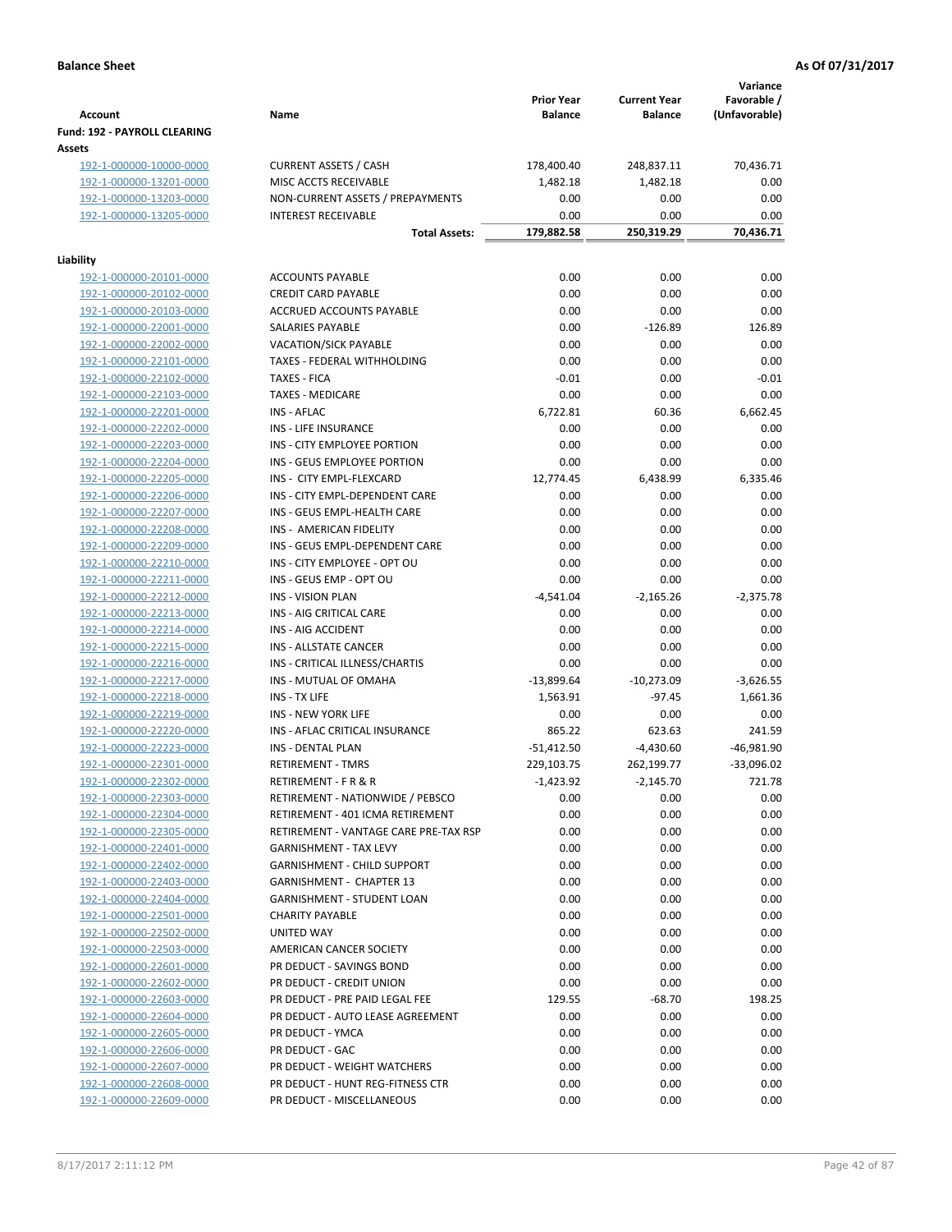**Balance Sheet** **As Of 07/31/2017**

| Account | Name | Prior Year Balance | Current Year Balance | Variance Favorable / (Unfavorable) |
|---|---|---|---|---|
| **Fund: 192 - PAYROLL CLEARING** | | | | |
| **Assets** | | | | |
| 192-1-000000-10000-0000 | CURRENT ASSETS / CASH | 178,400.40 | 248,837.11 | 70,436.71 |
| 192-1-000000-13201-0000 | MISC ACCTS RECEIVABLE | 1,482.18 | 1,482.18 | 0.00 |
| 192-1-000000-13203-0000 | NON-CURRENT ASSETS / PREPAYMENTS | 0.00 | 0.00 | 0.00 |
| 192-1-000000-13205-0000 | INTEREST RECEIVABLE | 0.00 | 0.00 | 0.00 |
| | **Total Assets:** | **179,882.58** | **250,319.29** | **70,436.71** |
| **Liability** | | | | |
| 192-1-000000-20101-0000 | ACCOUNTS PAYABLE | 0.00 | 0.00 | 0.00 |
| 192-1-000000-20102-0000 | CREDIT CARD PAYABLE | 0.00 | 0.00 | 0.00 |
| 192-1-000000-20103-0000 | ACCRUED ACCOUNTS PAYABLE | 0.00 | 0.00 | 0.00 |
| 192-1-000000-22001-0000 | SALARIES PAYABLE | 0.00 | -126.89 | 126.89 |
| 192-1-000000-22002-0000 | VACATION/SICK PAYABLE | 0.00 | 0.00 | 0.00 |
| 192-1-000000-22101-0000 | TAXES - FEDERAL WITHHOLDING | 0.00 | 0.00 | 0.00 |
| 192-1-000000-22102-0000 | TAXES - FICA | -0.01 | 0.00 | -0.01 |
| 192-1-000000-22103-0000 | TAXES - MEDICARE | 0.00 | 0.00 | 0.00 |
| 192-1-000000-22201-0000 | INS - AFLAC | 6,722.81 | 60.36 | 6,662.45 |
| 192-1-000000-22202-0000 | INS - LIFE INSURANCE | 0.00 | 0.00 | 0.00 |
| 192-1-000000-22203-0000 | INS - CITY EMPLOYEE PORTION | 0.00 | 0.00 | 0.00 |
| 192-1-000000-22204-0000 | INS - GEUS EMPLOYEE PORTION | 0.00 | 0.00 | 0.00 |
| 192-1-000000-22205-0000 | INS - CITY EMPL-FLEXCARD | 12,774.45 | 6,438.99 | 6,335.46 |
| 192-1-000000-22206-0000 | INS - CITY EMPL-DEPENDENT CARE | 0.00 | 0.00 | 0.00 |
| 192-1-000000-22207-0000 | INS - GEUS EMPL-HEALTH CARE | 0.00 | 0.00 | 0.00 |
| 192-1-000000-22208-0000 | INS - AMERICAN FIDELITY | 0.00 | 0.00 | 0.00 |
| 192-1-000000-22209-0000 | INS - GEUS EMPL-DEPENDENT CARE | 0.00 | 0.00 | 0.00 |
| 192-1-000000-22210-0000 | INS - CITY EMPLOYEE - OPT OU | 0.00 | 0.00 | 0.00 |
| 192-1-000000-22211-0000 | INS - GEUS EMP - OPT OU | 0.00 | 0.00 | 0.00 |
| 192-1-000000-22212-0000 | INS - VISION PLAN | -4,541.04 | -2,165.26 | -2,375.78 |
| 192-1-000000-22213-0000 | INS - AIG CRITICAL CARE | 0.00 | 0.00 | 0.00 |
| 192-1-000000-22214-0000 | INS - AIG ACCIDENT | 0.00 | 0.00 | 0.00 |
| 192-1-000000-22215-0000 | INS - ALLSTATE CANCER | 0.00 | 0.00 | 0.00 |
| 192-1-000000-22216-0000 | INS - CRITICAL ILLNESS/CHARTIS | 0.00 | 0.00 | 0.00 |
| 192-1-000000-22217-0000 | INS - MUTUAL OF OMAHA | -13,899.64 | -10,273.09 | -3,626.55 |
| 192-1-000000-22218-0000 | INS - TX LIFE | 1,563.91 | -97.45 | 1,661.36 |
| 192-1-000000-22219-0000 | INS - NEW YORK LIFE | 0.00 | 0.00 | 0.00 |
| 192-1-000000-22220-0000 | INS - AFLAC CRITICAL INSURANCE | 865.22 | 623.63 | 241.59 |
| 192-1-000000-22223-0000 | INS - DENTAL PLAN | -51,412.50 | -4,430.60 | -46,981.90 |
| 192-1-000000-22301-0000 | RETIREMENT - TMRS | 229,103.75 | 262,199.77 | -33,096.02 |
| 192-1-000000-22302-0000 | RETIREMENT - F R & R | -1,423.92 | -2,145.70 | 721.78 |
| 192-1-000000-22303-0000 | RETIREMENT - NATIONWIDE / PEBSCO | 0.00 | 0.00 | 0.00 |
| 192-1-000000-22304-0000 | RETIREMENT - 401 ICMA RETIREMENT | 0.00 | 0.00 | 0.00 |
| 192-1-000000-22305-0000 | RETIREMENT - VANTAGE CARE PRE-TAX RSP | 0.00 | 0.00 | 0.00 |
| 192-1-000000-22401-0000 | GARNISHMENT - TAX LEVY | 0.00 | 0.00 | 0.00 |
| 192-1-000000-22402-0000 | GARNISHMENT - CHILD SUPPORT | 0.00 | 0.00 | 0.00 |
| 192-1-000000-22403-0000 | GARNISHMENT - CHAPTER 13 | 0.00 | 0.00 | 0.00 |
| 192-1-000000-22404-0000 | GARNISHMENT - STUDENT LOAN | 0.00 | 0.00 | 0.00 |
| 192-1-000000-22501-0000 | CHARITY PAYABLE | 0.00 | 0.00 | 0.00 |
| 192-1-000000-22502-0000 | UNITED WAY | 0.00 | 0.00 | 0.00 |
| 192-1-000000-22503-0000 | AMERICAN CANCER SOCIETY | 0.00 | 0.00 | 0.00 |
| 192-1-000000-22601-0000 | PR DEDUCT - SAVINGS BOND | 0.00 | 0.00 | 0.00 |
| 192-1-000000-22602-0000 | PR DEDUCT - CREDIT UNION | 0.00 | 0.00 | 0.00 |
| 192-1-000000-22603-0000 | PR DEDUCT - PRE PAID LEGAL FEE | 129.55 | -68.70 | 198.25 |
| 192-1-000000-22604-0000 | PR DEDUCT - AUTO LEASE AGREEMENT | 0.00 | 0.00 | 0.00 |
| 192-1-000000-22605-0000 | PR DEDUCT - YMCA | 0.00 | 0.00 | 0.00 |
| 192-1-000000-22606-0000 | PR DEDUCT - GAC | 0.00 | 0.00 | 0.00 |
| 192-1-000000-22607-0000 | PR DEDUCT - WEIGHT WATCHERS | 0.00 | 0.00 | 0.00 |
| 192-1-000000-22608-0000 | PR DEDUCT - HUNT REG-FITNESS CTR | 0.00 | 0.00 | 0.00 |
| 192-1-000000-22609-0000 | PR DEDUCT - MISCELLANEOUS | 0.00 | 0.00 | 0.00 |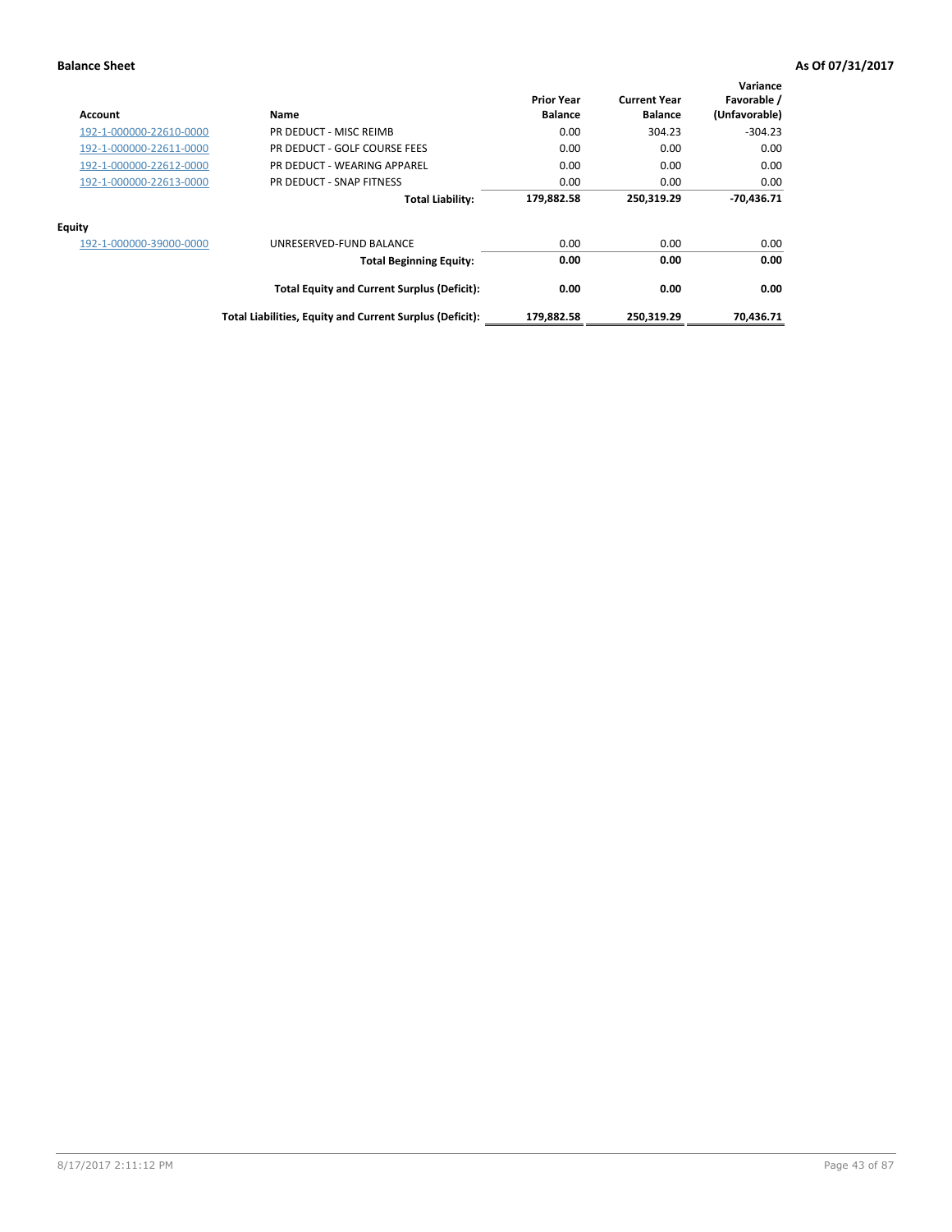**Balance Sheet** **As Of 07/31/2017**

| Account | Name | Prior Year Balance | Current Year Balance | Variance Favorable / (Unfavorable) |
|---|---|---|---|---|
| 192-1-000000-22610-0000 | PR DEDUCT - MISC REIMB | 0.00 | 304.23 | -304.23 |
| 192-1-000000-22611-0000 | PR DEDUCT - GOLF COURSE FEES | 0.00 | 0.00 | 0.00 |
| 192-1-000000-22612-0000 | PR DEDUCT - WEARING APPAREL | 0.00 | 0.00 | 0.00 |
| 192-1-000000-22613-0000 | PR DEDUCT - SNAP FITNESS | 0.00 | 0.00 | 0.00 |
| | **Total Liability:** | **179,882.58** | **250,319.29** | **-70,436.71** |
| **Equity** | | | | |
| 192-1-000000-39000-0000 | UNRESERVED-FUND BALANCE | 0.00 | 0.00 | 0.00 |
| | **Total Beginning Equity:** | **0.00** | **0.00** | **0.00** |
| | **Total Equity and Current Surplus (Deficit):** | **0.00** | **0.00** | **0.00** |
| | **Total Liabilities, Equity and Current Surplus (Deficit):** | **179,882.58** | **250,319.29** | **70,436.71** |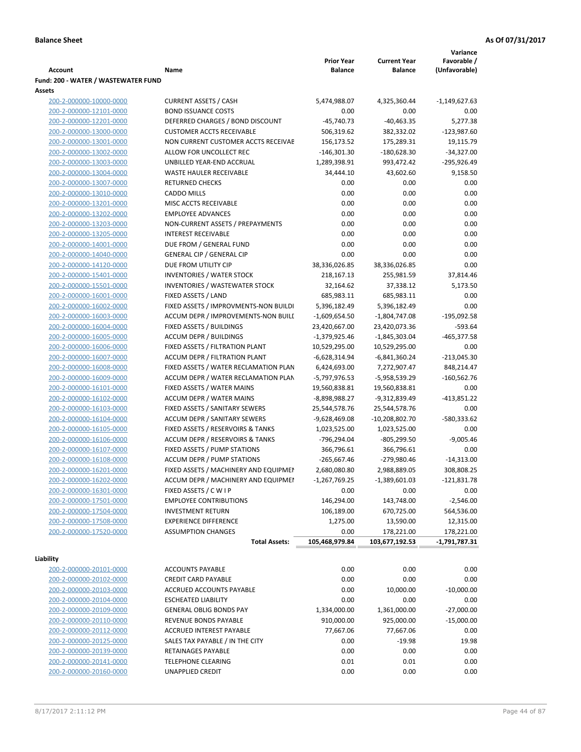**Balance Sheet** **As Of 07/31/2017**

| Account | Name | Prior Year Balance | Current Year Balance | Variance Favorable / (Unfavorable) |
|---|---|---|---|---|
| **Fund: 200 - WATER / WASTEWATER FUND** | | | | |
| **Assets** | | | | |
| 200-2-000000-10000-0000 | CURRENT ASSETS / CASH | 5,474,988.07 | 4,325,360.44 | -1,149,627.63 |
| 200-2-000000-12101-0000 | BOND ISSUANCE COSTS | 0.00 | 0.00 | 0.00 |
| 200-2-000000-12201-0000 | DEFERRED CHARGES / BOND DISCOUNT | -45,740.73 | -40,463.35 | 5,277.38 |
| 200-2-000000-13000-0000 | CUSTOMER ACCTS RECEIVABLE | 506,319.62 | 382,332.02 | -123,987.60 |
| 200-2-000000-13001-0000 | NON CURRENT CUSTOMER ACCTS RECEIVAE | 156,173.52 | 175,289.31 | 19,115.79 |
| 200-2-000000-13002-0000 | ALLOW FOR UNCOLLECT REC | -146,301.30 | -180,628.30 | -34,327.00 |
| 200-2-000000-13003-0000 | UNBILLED YEAR-END ACCRUAL | 1,289,398.91 | 993,472.42 | -295,926.49 |
| 200-2-000000-13004-0000 | WASTE HAULER RECEIVABLE | 34,444.10 | 43,602.60 | 9,158.50 |
| 200-2-000000-13007-0000 | RETURNED CHECKS | 0.00 | 0.00 | 0.00 |
| 200-2-000000-13010-0000 | CADDO MILLS | 0.00 | 0.00 | 0.00 |
| 200-2-000000-13201-0000 | MISC ACCTS RECEIVABLE | 0.00 | 0.00 | 0.00 |
| 200-2-000000-13202-0000 | EMPLOYEE ADVANCES | 0.00 | 0.00 | 0.00 |
| 200-2-000000-13203-0000 | NON-CURRENT ASSETS / PREPAYMENTS | 0.00 | 0.00 | 0.00 |
| 200-2-000000-13205-0000 | INTEREST RECEIVABLE | 0.00 | 0.00 | 0.00 |
| 200-2-000000-14001-0000 | DUE FROM / GENERAL FUND | 0.00 | 0.00 | 0.00 |
| 200-2-000000-14040-0000 | GENERAL CIP / GENERAL CIP | 0.00 | 0.00 | 0.00 |
| 200-2-000000-14120-0000 | DUE FROM UTILITY CIP | 38,336,026.85 | 38,336,026.85 | 0.00 |
| 200-2-000000-15401-0000 | INVENTORIES / WATER STOCK | 218,167.13 | 255,981.59 | 37,814.46 |
| 200-2-000000-15501-0000 | INVENTORIES / WASTEWATER STOCK | 32,164.62 | 37,338.12 | 5,173.50 |
| 200-2-000000-16001-0000 | FIXED ASSETS / LAND | 685,983.11 | 685,983.11 | 0.00 |
| 200-2-000000-16002-0000 | FIXED ASSETS / IMPROVMENTS-NON BUILDI | 5,396,182.49 | 5,396,182.49 | 0.00 |
| 200-2-000000-16003-0000 | ACCUM DEPR / IMPROVEMENTS-NON BUILI | -1,609,654.50 | -1,804,747.08 | -195,092.58 |
| 200-2-000000-16004-0000 | FIXED ASSETS / BUILDINGS | 23,420,667.00 | 23,420,073.36 | -593.64 |
| 200-2-000000-16005-0000 | ACCUM DEPR / BUILDINGS | -1,379,925.46 | -1,845,303.04 | -465,377.58 |
| 200-2-000000-16006-0000 | FIXED ASSETS / FILTRATION PLANT | 10,529,295.00 | 10,529,295.00 | 0.00 |
| 200-2-000000-16007-0000 | ACCUM DEPR / FILTRATION PLANT | -6,628,314.94 | -6,841,360.24 | -213,045.30 |
| 200-2-000000-16008-0000 | FIXED ASSETS / WATER RECLAMATION PLAN | 6,424,693.00 | 7,272,907.47 | 848,214.47 |
| 200-2-000000-16009-0000 | ACCUM DEPR / WATER RECLAMATION PLAN | -5,797,976.53 | -5,958,539.29 | -160,562.76 |
| 200-2-000000-16101-0000 | FIXED ASSETS / WATER MAINS | 19,560,838.81 | 19,560,838.81 | 0.00 |
| 200-2-000000-16102-0000 | ACCUM DEPR / WATER MAINS | -8,898,988.27 | -9,312,839.49 | -413,851.22 |
| 200-2-000000-16103-0000 | FIXED ASSETS / SANITARY SEWERS | 25,544,578.76 | 25,544,578.76 | 0.00 |
| 200-2-000000-16104-0000 | ACCUM DEPR / SANITARY SEWERS | -9,628,469.08 | -10,208,802.70 | -580,333.62 |
| 200-2-000000-16105-0000 | FIXED ASSETS / RESERVOIRS & TANKS | 1,023,525.00 | 1,023,525.00 | 0.00 |
| 200-2-000000-16106-0000 | ACCUM DEPR / RESERVOIRS & TANKS | -796,294.04 | -805,299.50 | -9,005.46 |
| 200-2-000000-16107-0000 | FIXED ASSETS / PUMP STATIONS | 366,796.61 | 366,796.61 | 0.00 |
| 200-2-000000-16108-0000 | ACCUM DEPR / PUMP STATIONS | -265,667.46 | -279,980.46 | -14,313.00 |
| 200-2-000000-16201-0000 | FIXED ASSETS / MACHINERY AND EQUIPMEI | 2,680,080.80 | 2,988,889.05 | 308,808.25 |
| 200-2-000000-16202-0000 | ACCUM DEPR / MACHINERY AND EQUIPMEI | -1,267,769.25 | -1,389,601.03 | -121,831.78 |
| 200-2-000000-16301-0000 | FIXED ASSETS / C W I P | 0.00 | 0.00 | 0.00 |
| 200-2-000000-17501-0000 | EMPLOYEE CONTRIBUTIONS | 146,294.00 | 143,748.00 | -2,546.00 |
| 200-2-000000-17504-0000 | INVESTMENT RETURN | 106,189.00 | 670,725.00 | 564,536.00 |
| 200-2-000000-17508-0000 | EXPERIENCE DIFFERENCE | 1,275.00 | 13,590.00 | 12,315.00 |
| 200-2-000000-17520-0000 | ASSUMPTION CHANGES | 0.00 | 178,221.00 | 178,221.00 |
| | **Total Assets:** | **105,468,979.84** | **103,677,192.53** | **-1,791,787.31** |
| **Liability** | | | | |
| 200-2-000000-20101-0000 | ACCOUNTS PAYABLE | 0.00 | 0.00 | 0.00 |
| 200-2-000000-20102-0000 | CREDIT CARD PAYABLE | 0.00 | 0.00 | 0.00 |
| 200-2-000000-20103-0000 | ACCRUED ACCOUNTS PAYABLE | 0.00 | 10,000.00 | -10,000.00 |
| 200-2-000000-20104-0000 | ESCHEATED LIABILITY | 0.00 | 0.00 | 0.00 |
| 200-2-000000-20109-0000 | GENERAL OBLIG BONDS PAY | 1,334,000.00 | 1,361,000.00 | -27,000.00 |
| 200-2-000000-20110-0000 | REVENUE BONDS PAYABLE | 910,000.00 | 925,000.00 | -15,000.00 |
| 200-2-000000-20112-0000 | ACCRUED INTEREST PAYABLE | 77,667.06 | 77,667.06 | 0.00 |
| 200-2-000000-20125-0000 | SALES TAX PAYABLE / IN THE CITY | 0.00 | -19.98 | 19.98 |
| 200-2-000000-20139-0000 | RETAINAGES PAYABLE | 0.00 | 0.00 | 0.00 |
| 200-2-000000-20141-0000 | TELEPHONE CLEARING | 0.01 | 0.01 | 0.00 |
| 200-2-000000-20160-0000 | UNAPPLIED CREDIT | 0.00 | 0.00 | 0.00 |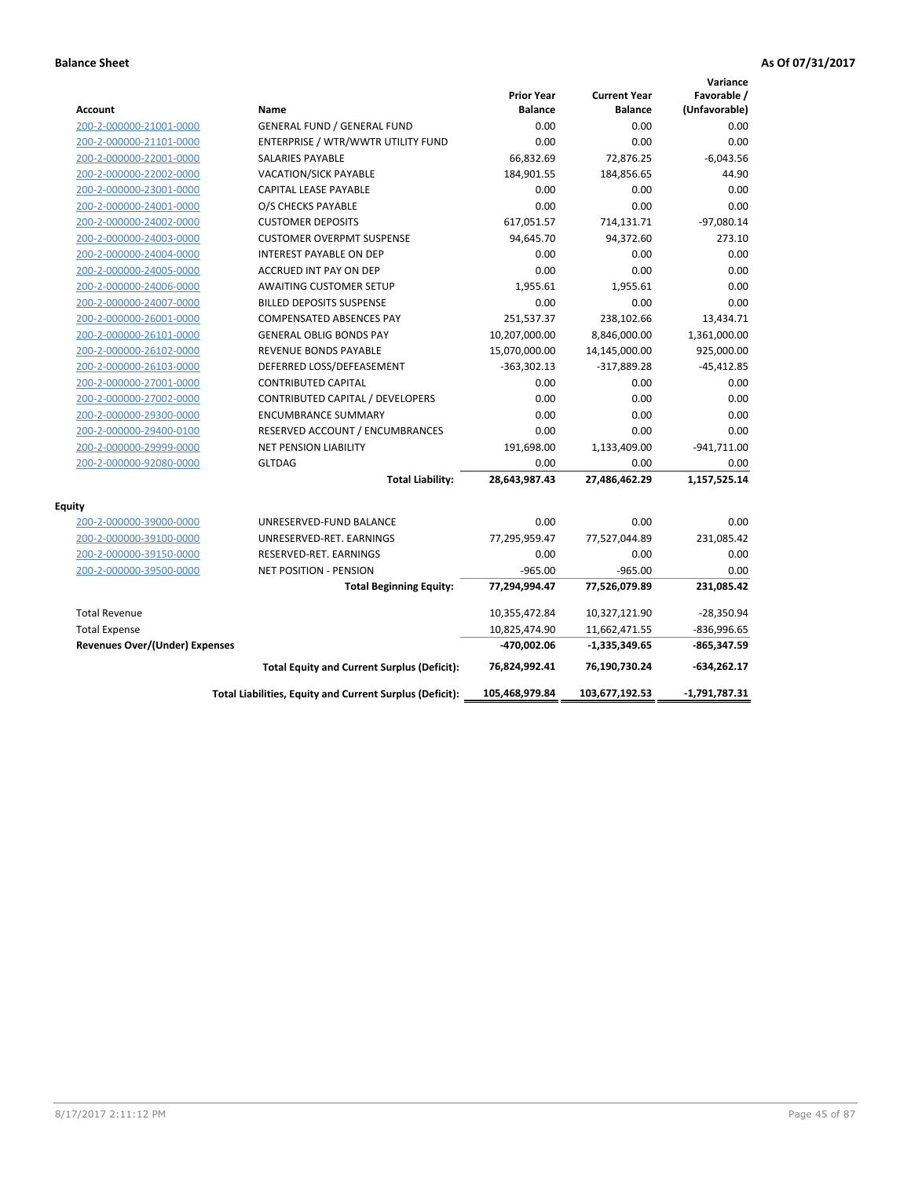**Balance Sheet** — **As Of 07/31/2017**

| Account | Name | Prior Year Balance | Current Year Balance | Variance Favorable / (Unfavorable) |
|---|---|---|---|---|
| 200-2-000000-21001-0000 | GENERAL FUND / GENERAL FUND | 0.00 | 0.00 | 0.00 |
| 200-2-000000-21101-0000 | ENTERPRISE / WTR/WWTR UTILITY FUND | 0.00 | 0.00 | 0.00 |
| 200-2-000000-22001-0000 | SALARIES PAYABLE | 66,832.69 | 72,876.25 | -6,043.56 |
| 200-2-000000-22002-0000 | VACATION/SICK PAYABLE | 184,901.55 | 184,856.65 | 44.90 |
| 200-2-000000-23001-0000 | CAPITAL LEASE PAYABLE | 0.00 | 0.00 | 0.00 |
| 200-2-000000-24001-0000 | O/S CHECKS PAYABLE | 0.00 | 0.00 | 0.00 |
| 200-2-000000-24002-0000 | CUSTOMER DEPOSITS | 617,051.57 | 714,131.71 | -97,080.14 |
| 200-2-000000-24003-0000 | CUSTOMER OVERPMT SUSPENSE | 94,645.70 | 94,372.60 | 273.10 |
| 200-2-000000-24004-0000 | INTEREST PAYABLE ON DEP | 0.00 | 0.00 | 0.00 |
| 200-2-000000-24005-0000 | ACCRUED INT PAY ON DEP | 0.00 | 0.00 | 0.00 |
| 200-2-000000-24006-0000 | AWAITING CUSTOMER SETUP | 1,955.61 | 1,955.61 | 0.00 |
| 200-2-000000-24007-0000 | BILLED DEPOSITS SUSPENSE | 0.00 | 0.00 | 0.00 |
| 200-2-000000-26001-0000 | COMPENSATED ABSENCES PAY | 251,537.37 | 238,102.66 | 13,434.71 |
| 200-2-000000-26101-0000 | GENERAL OBLIG BONDS PAY | 10,207,000.00 | 8,846,000.00 | 1,361,000.00 |
| 200-2-000000-26102-0000 | REVENUE BONDS PAYABLE | 15,070,000.00 | 14,145,000.00 | 925,000.00 |
| 200-2-000000-26103-0000 | DEFERRED LOSS/DEFEASEMENT | -363,302.13 | -317,889.28 | -45,412.85 |
| 200-2-000000-27001-0000 | CONTRIBUTED CAPITAL | 0.00 | 0.00 | 0.00 |
| 200-2-000000-27002-0000 | CONTRIBUTED CAPITAL / DEVELOPERS | 0.00 | 0.00 | 0.00 |
| 200-2-000000-29300-0000 | ENCUMBRANCE SUMMARY | 0.00 | 0.00 | 0.00 |
| 200-2-000000-29400-0100 | RESERVED ACCOUNT / ENCUMBRANCES | 0.00 | 0.00 | 0.00 |
| 200-2-000000-29999-0000 | NET PENSION LIABILITY | 191,698.00 | 1,133,409.00 | -941,711.00 |
| 200-2-000000-92080-0000 | GLTDAG | 0.00 | 0.00 | 0.00 |
| | **Total Liability:** | **28,643,987.43** | **27,486,462.29** | **1,157,525.14** |
| **Equity** | | | | |
| 200-2-000000-39000-0000 | UNRESERVED-FUND BALANCE | 0.00 | 0.00 | 0.00 |
| 200-2-000000-39100-0000 | UNRESERVED-RET. EARNINGS | 77,295,959.47 | 77,527,044.89 | 231,085.42 |
| 200-2-000000-39150-0000 | RESERVED-RET. EARNINGS | 0.00 | 0.00 | 0.00 |
| 200-2-000000-39500-0000 | NET POSITION - PENSION | -965.00 | -965.00 | 0.00 |
| | **Total Beginning Equity:** | **77,294,994.47** | **77,526,079.89** | **231,085.42** |
| Total Revenue | | 10,355,472.84 | 10,327,121.90 | -28,350.94 |
| Total Expense | | 10,825,474.90 | 11,662,471.55 | -836,996.65 |
| **Revenues Over/(Under) Expenses** | | **-470,002.06** | **-1,335,349.65** | **-865,347.59** |
| | **Total Equity and Current Surplus (Deficit):** | **76,824,992.41** | **76,190,730.24** | **-634,262.17** |
| | **Total Liabilities, Equity and Current Surplus (Deficit):** | **105,468,979.84** | **103,677,192.53** | **-1,791,787.31** |

8/17/2017 2:11:12 PM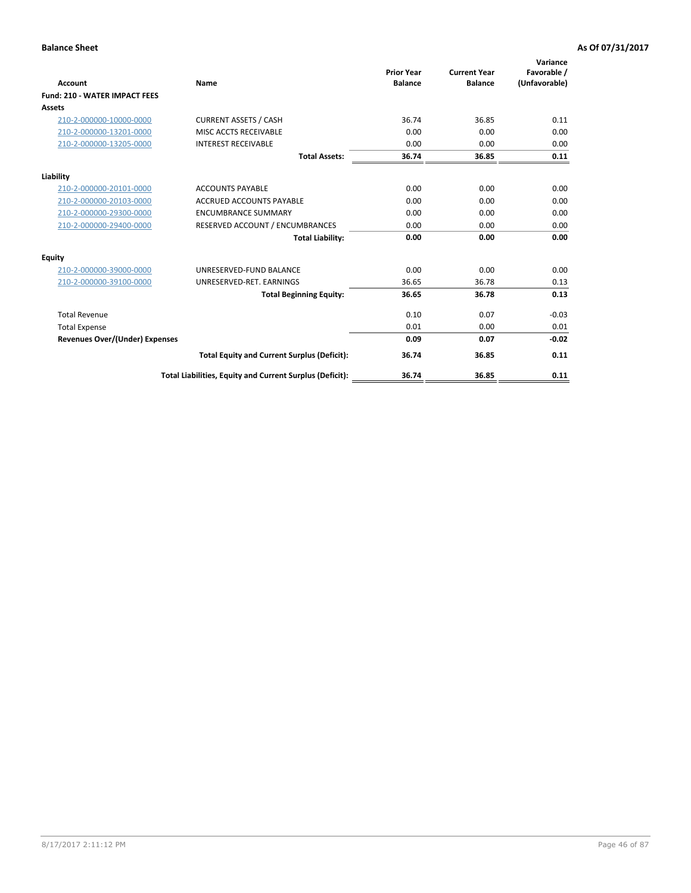**Balance Sheet** **As Of 07/31/2017**

| Account | Name | Prior Year Balance | Current Year Balance | Variance Favorable / (Unfavorable) |
|---|---|---|---|---|
| **Fund: 210 - WATER IMPACT FEES** | | | | |
| **Assets** | | | | |
| 210-2-000000-10000-0000 | CURRENT ASSETS / CASH | 36.74 | 36.85 | 0.11 |
| 210-2-000000-13201-0000 | MISC ACCTS RECEIVABLE | 0.00 | 0.00 | 0.00 |
| 210-2-000000-13205-0000 | INTEREST RECEIVABLE | 0.00 | 0.00 | 0.00 |
| | **Total Assets:** | **36.74** | **36.85** | **0.11** |
| **Liability** | | | | |
| 210-2-000000-20101-0000 | ACCOUNTS PAYABLE | 0.00 | 0.00 | 0.00 |
| 210-2-000000-20103-0000 | ACCRUED ACCOUNTS PAYABLE | 0.00 | 0.00 | 0.00 |
| 210-2-000000-29300-0000 | ENCUMBRANCE SUMMARY | 0.00 | 0.00 | 0.00 |
| 210-2-000000-29400-0000 | RESERVED ACCOUNT / ENCUMBRANCES | 0.00 | 0.00 | 0.00 |
| | **Total Liability:** | **0.00** | **0.00** | **0.00** |
| **Equity** | | | | |
| 210-2-000000-39000-0000 | UNRESERVED-FUND BALANCE | 0.00 | 0.00 | 0.00 |
| 210-2-000000-39100-0000 | UNRESERVED-RET. EARNINGS | 36.65 | 36.78 | 0.13 |
| | **Total Beginning Equity:** | **36.65** | **36.78** | **0.13** |
| Total Revenue | | 0.10 | 0.07 | -0.03 |
| Total Expense | | 0.01 | 0.00 | 0.01 |
| **Revenues Over/(Under) Expenses** | | **0.09** | **0.07** | **-0.02** |
| | **Total Equity and Current Surplus (Deficit):** | **36.74** | **36.85** | **0.11** |
| | **Total Liabilities, Equity and Current Surplus (Deficit):** | **36.74** | **36.85** | **0.11** |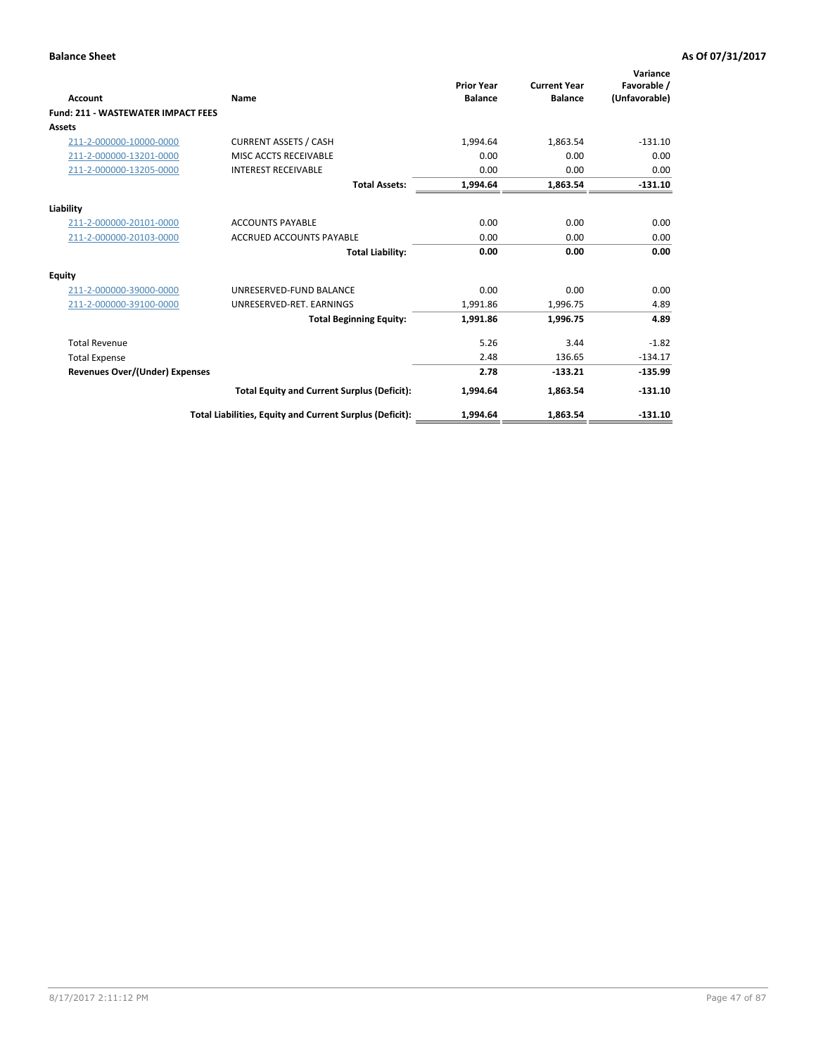**Balance Sheet** **As Of 07/31/2017**

| Account | Name | Prior Year Balance | Current Year Balance | Variance Favorable / (Unfavorable) |
|---|---|---|---|---|
| **Fund: 211 - WASTEWATER IMPACT FEES** | | | | |
| **Assets** | | | | |
| 211-2-000000-10000-0000 | CURRENT ASSETS / CASH | 1,994.64 | 1,863.54 | -131.10 |
| 211-2-000000-13201-0000 | MISC ACCTS RECEIVABLE | 0.00 | 0.00 | 0.00 |
| 211-2-000000-13205-0000 | INTEREST RECEIVABLE | 0.00 | 0.00 | 0.00 |
| | **Total Assets:** | **1,994.64** | **1,863.54** | **-131.10** |
| **Liability** | | | | |
| 211-2-000000-20101-0000 | ACCOUNTS PAYABLE | 0.00 | 0.00 | 0.00 |
| 211-2-000000-20103-0000 | ACCRUED ACCOUNTS PAYABLE | 0.00 | 0.00 | 0.00 |
| | **Total Liability:** | **0.00** | **0.00** | **0.00** |
| **Equity** | | | | |
| 211-2-000000-39000-0000 | UNRESERVED-FUND BALANCE | 0.00 | 0.00 | 0.00 |
| 211-2-000000-39100-0000 | UNRESERVED-RET. EARNINGS | 1,991.86 | 1,996.75 | 4.89 |
| | **Total Beginning Equity:** | **1,991.86** | **1,996.75** | **4.89** |
| Total Revenue | | 5.26 | 3.44 | -1.82 |
| Total Expense | | 2.48 | 136.65 | -134.17 |
| **Revenues Over/(Under) Expenses** | | **2.78** | **-133.21** | **-135.99** |
| | **Total Equity and Current Surplus (Deficit):** | **1,994.64** | **1,863.54** | **-131.10** |
| | **Total Liabilities, Equity and Current Surplus (Deficit):** | **1,994.64** | **1,863.54** | **-131.10** |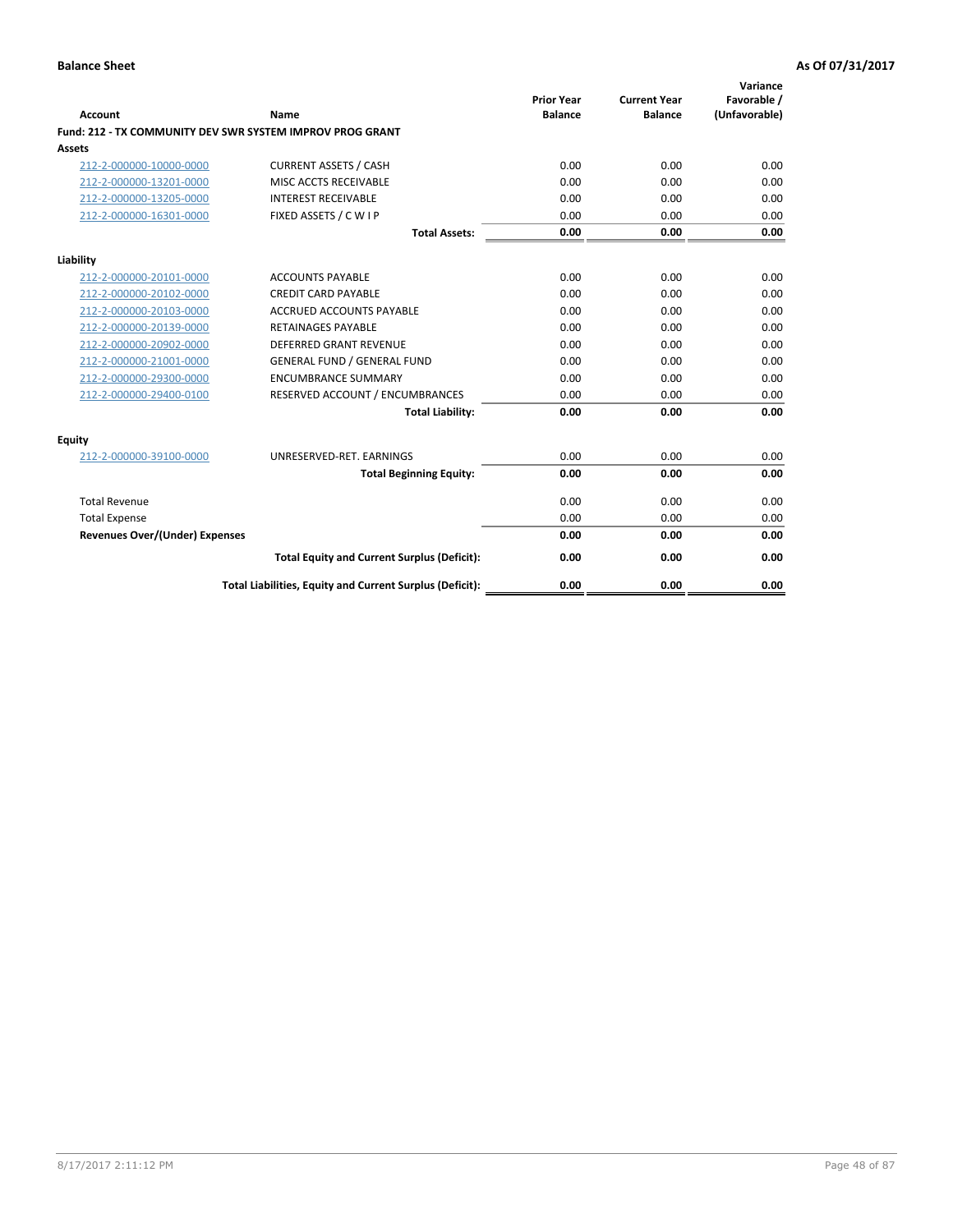**Balance Sheet** | **As Of 07/31/2017**

| Account | Name | Prior Year Balance | Current Year Balance | Variance Favorable / (Unfavorable) |
|---|---|---|---|---|
| **Fund: 212 - TX COMMUNITY DEV SWR SYSTEM IMPROV PROG GRANT** | | | | |
| **Assets** | | | | |
| 212-2-000000-10000-0000 | CURRENT ASSETS / CASH | 0.00 | 0.00 | 0.00 |
| 212-2-000000-13201-0000 | MISC ACCTS RECEIVABLE | 0.00 | 0.00 | 0.00 |
| 212-2-000000-13205-0000 | INTEREST RECEIVABLE | 0.00 | 0.00 | 0.00 |
| 212-2-000000-16301-0000 | FIXED ASSETS / C W I P | 0.00 | 0.00 | 0.00 |
| | **Total Assets:** | **0.00** | **0.00** | **0.00** |
| **Liability** | | | | |
| 212-2-000000-20101-0000 | ACCOUNTS PAYABLE | 0.00 | 0.00 | 0.00 |
| 212-2-000000-20102-0000 | CREDIT CARD PAYABLE | 0.00 | 0.00 | 0.00 |
| 212-2-000000-20103-0000 | ACCRUED ACCOUNTS PAYABLE | 0.00 | 0.00 | 0.00 |
| 212-2-000000-20139-0000 | RETAINAGES PAYABLE | 0.00 | 0.00 | 0.00 |
| 212-2-000000-20902-0000 | DEFERRED GRANT REVENUE | 0.00 | 0.00 | 0.00 |
| 212-2-000000-21001-0000 | GENERAL FUND / GENERAL FUND | 0.00 | 0.00 | 0.00 |
| 212-2-000000-29300-0000 | ENCUMBRANCE SUMMARY | 0.00 | 0.00 | 0.00 |
| 212-2-000000-29400-0100 | RESERVED ACCOUNT / ENCUMBRANCES | 0.00 | 0.00 | 0.00 |
| | **Total Liability:** | **0.00** | **0.00** | **0.00** |
| **Equity** | | | | |
| 212-2-000000-39100-0000 | UNRESERVED-RET. EARNINGS | 0.00 | 0.00 | 0.00 |
| | **Total Beginning Equity:** | **0.00** | **0.00** | **0.00** |
| Total Revenue | | 0.00 | 0.00 | 0.00 |
| Total Expense | | 0.00 | 0.00 | 0.00 |
| **Revenues Over/(Under) Expenses** | | **0.00** | **0.00** | **0.00** |
| | **Total Equity and Current Surplus (Deficit):** | **0.00** | **0.00** | **0.00** |
| | **Total Liabilities, Equity and Current Surplus (Deficit):** | **0.00** | **0.00** | **0.00** |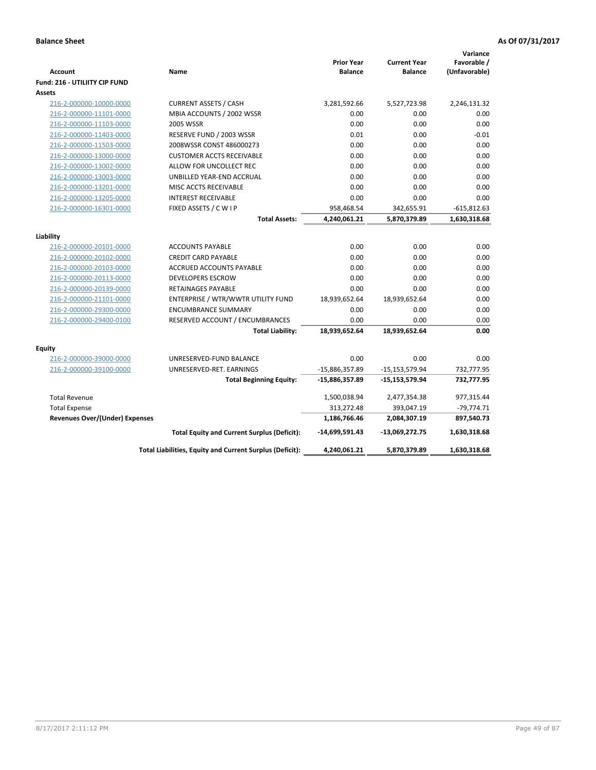**Balance Sheet** **As Of 07/31/2017**

| Account | Name | Prior Year Balance | Current Year Balance | Variance Favorable / (Unfavorable) |
|---|---|---|---|---|
| **Fund: 216 - UTILIITY CIP FUND** | | | | |
| **Assets** | | | | |
| 216-2-000000-10000-0000 | CURRENT ASSETS / CASH | 3,281,592.66 | 5,527,723.98 | 2,246,131.32 |
| 216-2-000000-11101-0000 | MBIA ACCOUNTS / 2002 WSSR | 0.00 | 0.00 | 0.00 |
| 216-2-000000-11103-0000 | 2005 WSSR | 0.00 | 0.00 | 0.00 |
| 216-2-000000-11403-0000 | RESERVE FUND / 2003 WSSR | 0.01 | 0.00 | -0.01 |
| 216-2-000000-11503-0000 | 2008WSSR CONST 486000273 | 0.00 | 0.00 | 0.00 |
| 216-2-000000-13000-0000 | CUSTOMER ACCTS RECEIVABLE | 0.00 | 0.00 | 0.00 |
| 216-2-000000-13002-0000 | ALLOW FOR UNCOLLECT REC | 0.00 | 0.00 | 0.00 |
| 216-2-000000-13003-0000 | UNBILLED YEAR-END ACCRUAL | 0.00 | 0.00 | 0.00 |
| 216-2-000000-13201-0000 | MISC ACCTS RECEIVABLE | 0.00 | 0.00 | 0.00 |
| 216-2-000000-13205-0000 | INTEREST RECEIVABLE | 0.00 | 0.00 | 0.00 |
| 216-2-000000-16301-0000 | FIXED ASSETS / C W I P | 958,468.54 | 342,655.91 | -615,812.63 |
| | **Total Assets:** | **4,240,061.21** | **5,870,379.89** | **1,630,318.68** |
| **Liability** | | | | |
| 216-2-000000-20101-0000 | ACCOUNTS PAYABLE | 0.00 | 0.00 | 0.00 |
| 216-2-000000-20102-0000 | CREDIT CARD PAYABLE | 0.00 | 0.00 | 0.00 |
| 216-2-000000-20103-0000 | ACCRUED ACCOUNTS PAYABLE | 0.00 | 0.00 | 0.00 |
| 216-2-000000-20113-0000 | DEVELOPERS ESCROW | 0.00 | 0.00 | 0.00 |
| 216-2-000000-20139-0000 | RETAINAGES PAYABLE | 0.00 | 0.00 | 0.00 |
| 216-2-000000-21101-0000 | ENTERPRISE / WTR/WWTR UTILITY FUND | 18,939,652.64 | 18,939,652.64 | 0.00 |
| 216-2-000000-29300-0000 | ENCUMBRANCE SUMMARY | 0.00 | 0.00 | 0.00 |
| 216-2-000000-29400-0100 | RESERVED ACCOUNT / ENCUMBRANCES | 0.00 | 0.00 | 0.00 |
| | **Total Liability:** | **18,939,652.64** | **18,939,652.64** | **0.00** |
| **Equity** | | | | |
| 216-2-000000-39000-0000 | UNRESERVED-FUND BALANCE | 0.00 | 0.00 | 0.00 |
| 216-2-000000-39100-0000 | UNRESERVED-RET. EARNINGS | -15,886,357.89 | -15,153,579.94 | 732,777.95 |
| | **Total Beginning Equity:** | **-15,886,357.89** | **-15,153,579.94** | **732,777.95** |
| Total Revenue | | 1,500,038.94 | 2,477,354.38 | 977,315.44 |
| Total Expense | | 313,272.48 | 393,047.19 | -79,774.71 |
| **Revenues Over/(Under) Expenses** | | **1,186,766.46** | **2,084,307.19** | **897,540.73** |
| | **Total Equity and Current Surplus (Deficit):** | **-14,699,591.43** | **-13,069,272.75** | **1,630,318.68** |
| | **Total Liabilities, Equity and Current Surplus (Deficit):** | **4,240,061.21** | **5,870,379.89** | **1,630,318.68** |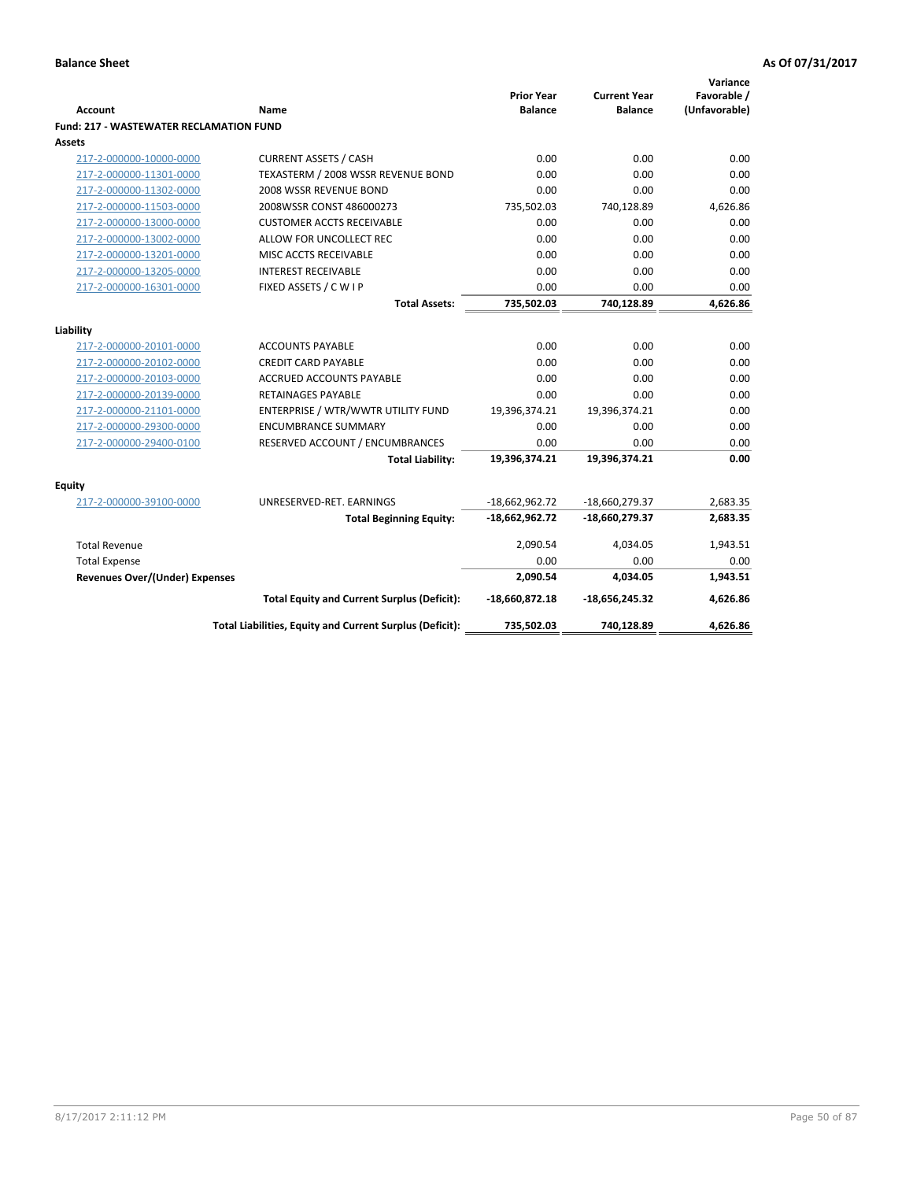**Balance Sheet** **As Of 07/31/2017**

| Account | Name | Prior Year Balance | Current Year Balance | Variance Favorable / (Unfavorable) |
|---|---|---|---|---|
| **Fund: 217 - WASTEWATER RECLAMATION FUND** | | | | |
| **Assets** | | | | |
| 217-2-000000-10000-0000 | CURRENT ASSETS / CASH | 0.00 | 0.00 | 0.00 |
| 217-2-000000-11301-0000 | TEXASTERM / 2008 WSSR REVENUE BOND | 0.00 | 0.00 | 0.00 |
| 217-2-000000-11302-0000 | 2008 WSSR REVENUE BOND | 0.00 | 0.00 | 0.00 |
| 217-2-000000-11503-0000 | 2008WSSR CONST 486000273 | 735,502.03 | 740,128.89 | 4,626.86 |
| 217-2-000000-13000-0000 | CUSTOMER ACCTS RECEIVABLE | 0.00 | 0.00 | 0.00 |
| 217-2-000000-13002-0000 | ALLOW FOR UNCOLLECT REC | 0.00 | 0.00 | 0.00 |
| 217-2-000000-13201-0000 | MISC ACCTS RECEIVABLE | 0.00 | 0.00 | 0.00 |
| 217-2-000000-13205-0000 | INTEREST RECEIVABLE | 0.00 | 0.00 | 0.00 |
| 217-2-000000-16301-0000 | FIXED ASSETS / C W I P | 0.00 | 0.00 | 0.00 |
| | **Total Assets:** | **735,502.03** | **740,128.89** | **4,626.86** |
| **Liability** | | | | |
| 217-2-000000-20101-0000 | ACCOUNTS PAYABLE | 0.00 | 0.00 | 0.00 |
| 217-2-000000-20102-0000 | CREDIT CARD PAYABLE | 0.00 | 0.00 | 0.00 |
| 217-2-000000-20103-0000 | ACCRUED ACCOUNTS PAYABLE | 0.00 | 0.00 | 0.00 |
| 217-2-000000-20139-0000 | RETAINAGES PAYABLE | 0.00 | 0.00 | 0.00 |
| 217-2-000000-21101-0000 | ENTERPRISE / WTR/WWTR UTILITY FUND | 19,396,374.21 | 19,396,374.21 | 0.00 |
| 217-2-000000-29300-0000 | ENCUMBRANCE SUMMARY | 0.00 | 0.00 | 0.00 |
| 217-2-000000-29400-0100 | RESERVED ACCOUNT / ENCUMBRANCES | 0.00 | 0.00 | 0.00 |
| | **Total Liability:** | **19,396,374.21** | **19,396,374.21** | **0.00** |
| **Equity** | | | | |
| 217-2-000000-39100-0000 | UNRESERVED-RET. EARNINGS | -18,662,962.72 | -18,660,279.37 | 2,683.35 |
| | **Total Beginning Equity:** | **-18,662,962.72** | **-18,660,279.37** | **2,683.35** |
| Total Revenue | | 2,090.54 | 4,034.05 | 1,943.51 |
| Total Expense | | 0.00 | 0.00 | 0.00 |
| **Revenues Over/(Under) Expenses** | | **2,090.54** | **4,034.05** | **1,943.51** |
| | **Total Equity and Current Surplus (Deficit):** | **-18,660,872.18** | **-18,656,245.32** | **4,626.86** |
| | **Total Liabilities, Equity and Current Surplus (Deficit):** | **735,502.03** | **740,128.89** | **4,626.86** |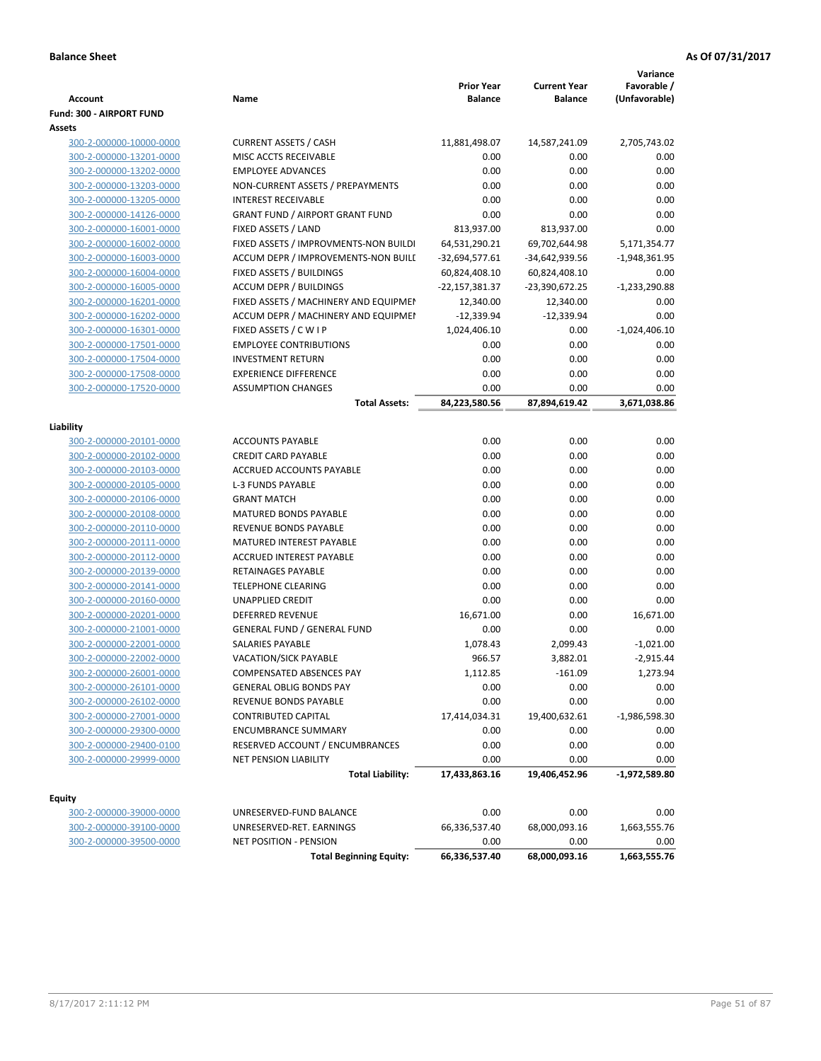**Balance Sheet** **As Of 07/31/2017**

| Account | Name | Prior Year Balance | Current Year Balance | Variance Favorable / (Unfavorable) |
|---|---|---|---|---|
| **Fund: 300 - AIRPORT FUND** | | | | |
| **Assets** | | | | |
| 300-2-000000-10000-0000 | CURRENT ASSETS / CASH | 11,881,498.07 | 14,587,241.09 | 2,705,743.02 |
| 300-2-000000-13201-0000 | MISC ACCTS RECEIVABLE | 0.00 | 0.00 | 0.00 |
| 300-2-000000-13202-0000 | EMPLOYEE ADVANCES | 0.00 | 0.00 | 0.00 |
| 300-2-000000-13203-0000 | NON-CURRENT ASSETS / PREPAYMENTS | 0.00 | 0.00 | 0.00 |
| 300-2-000000-13205-0000 | INTEREST RECEIVABLE | 0.00 | 0.00 | 0.00 |
| 300-2-000000-14126-0000 | GRANT FUND / AIRPORT GRANT FUND | 0.00 | 0.00 | 0.00 |
| 300-2-000000-16001-0000 | FIXED ASSETS / LAND | 813,937.00 | 813,937.00 | 0.00 |
| 300-2-000000-16002-0000 | FIXED ASSETS / IMPROVMENTS-NON BUILDI | 64,531,290.21 | 69,702,644.98 | 5,171,354.77 |
| 300-2-000000-16003-0000 | ACCUM DEPR / IMPROVEMENTS-NON BUILI | -32,694,577.61 | -34,642,939.56 | -1,948,361.95 |
| 300-2-000000-16004-0000 | FIXED ASSETS / BUILDINGS | 60,824,408.10 | 60,824,408.10 | 0.00 |
| 300-2-000000-16005-0000 | ACCUM DEPR / BUILDINGS | -22,157,381.37 | -23,390,672.25 | -1,233,290.88 |
| 300-2-000000-16201-0000 | FIXED ASSETS / MACHINERY AND EQUIPMEI | 12,340.00 | 12,340.00 | 0.00 |
| 300-2-000000-16202-0000 | ACCUM DEPR / MACHINERY AND EQUIPMEI | -12,339.94 | -12,339.94 | 0.00 |
| 300-2-000000-16301-0000 | FIXED ASSETS / C W I P | 1,024,406.10 | 0.00 | -1,024,406.10 |
| 300-2-000000-17501-0000 | EMPLOYEE CONTRIBUTIONS | 0.00 | 0.00 | 0.00 |
| 300-2-000000-17504-0000 | INVESTMENT RETURN | 0.00 | 0.00 | 0.00 |
| 300-2-000000-17508-0000 | EXPERIENCE DIFFERENCE | 0.00 | 0.00 | 0.00 |
| 300-2-000000-17520-0000 | ASSUMPTION CHANGES | 0.00 | 0.00 | 0.00 |
| | **Total Assets:** | **84,223,580.56** | **87,894,619.42** | **3,671,038.86** |
| **Liability** | | | | |
| 300-2-000000-20101-0000 | ACCOUNTS PAYABLE | 0.00 | 0.00 | 0.00 |
| 300-2-000000-20102-0000 | CREDIT CARD PAYABLE | 0.00 | 0.00 | 0.00 |
| 300-2-000000-20103-0000 | ACCRUED ACCOUNTS PAYABLE | 0.00 | 0.00 | 0.00 |
| 300-2-000000-20105-0000 | L-3 FUNDS PAYABLE | 0.00 | 0.00 | 0.00 |
| 300-2-000000-20106-0000 | GRANT MATCH | 0.00 | 0.00 | 0.00 |
| 300-2-000000-20108-0000 | MATURED BONDS PAYABLE | 0.00 | 0.00 | 0.00 |
| 300-2-000000-20110-0000 | REVENUE BONDS PAYABLE | 0.00 | 0.00 | 0.00 |
| 300-2-000000-20111-0000 | MATURED INTEREST PAYABLE | 0.00 | 0.00 | 0.00 |
| 300-2-000000-20112-0000 | ACCRUED INTEREST PAYABLE | 0.00 | 0.00 | 0.00 |
| 300-2-000000-20139-0000 | RETAINAGES PAYABLE | 0.00 | 0.00 | 0.00 |
| 300-2-000000-20141-0000 | TELEPHONE CLEARING | 0.00 | 0.00 | 0.00 |
| 300-2-000000-20160-0000 | UNAPPLIED CREDIT | 0.00 | 0.00 | 0.00 |
| 300-2-000000-20201-0000 | DEFERRED REVENUE | 16,671.00 | 0.00 | 16,671.00 |
| 300-2-000000-21001-0000 | GENERAL FUND / GENERAL FUND | 0.00 | 0.00 | 0.00 |
| 300-2-000000-22001-0000 | SALARIES PAYABLE | 1,078.43 | 2,099.43 | -1,021.00 |
| 300-2-000000-22002-0000 | VACATION/SICK PAYABLE | 966.57 | 3,882.01 | -2,915.44 |
| 300-2-000000-26001-0000 | COMPENSATED ABSENCES PAY | 1,112.85 | -161.09 | 1,273.94 |
| 300-2-000000-26101-0000 | GENERAL OBLIG BONDS PAY | 0.00 | 0.00 | 0.00 |
| 300-2-000000-26102-0000 | REVENUE BONDS PAYABLE | 0.00 | 0.00 | 0.00 |
| 300-2-000000-27001-0000 | CONTRIBUTED CAPITAL | 17,414,034.31 | 19,400,632.61 | -1,986,598.30 |
| 300-2-000000-29300-0000 | ENCUMBRANCE SUMMARY | 0.00 | 0.00 | 0.00 |
| 300-2-000000-29400-0100 | RESERVED ACCOUNT / ENCUMBRANCES | 0.00 | 0.00 | 0.00 |
| 300-2-000000-29999-0000 | NET PENSION LIABILITY | 0.00 | 0.00 | 0.00 |
| | **Total Liability:** | **17,433,863.16** | **19,406,452.96** | **-1,972,589.80** |
| **Equity** | | | | |
| 300-2-000000-39000-0000 | UNRESERVED-FUND BALANCE | 0.00 | 0.00 | 0.00 |
| 300-2-000000-39100-0000 | UNRESERVED-RET. EARNINGS | 66,336,537.40 | 68,000,093.16 | 1,663,555.76 |
| 300-2-000000-39500-0000 | NET POSITION - PENSION | 0.00 | 0.00 | 0.00 |
| | **Total Beginning Equity:** | **66,336,537.40** | **68,000,093.16** | **1,663,555.76** |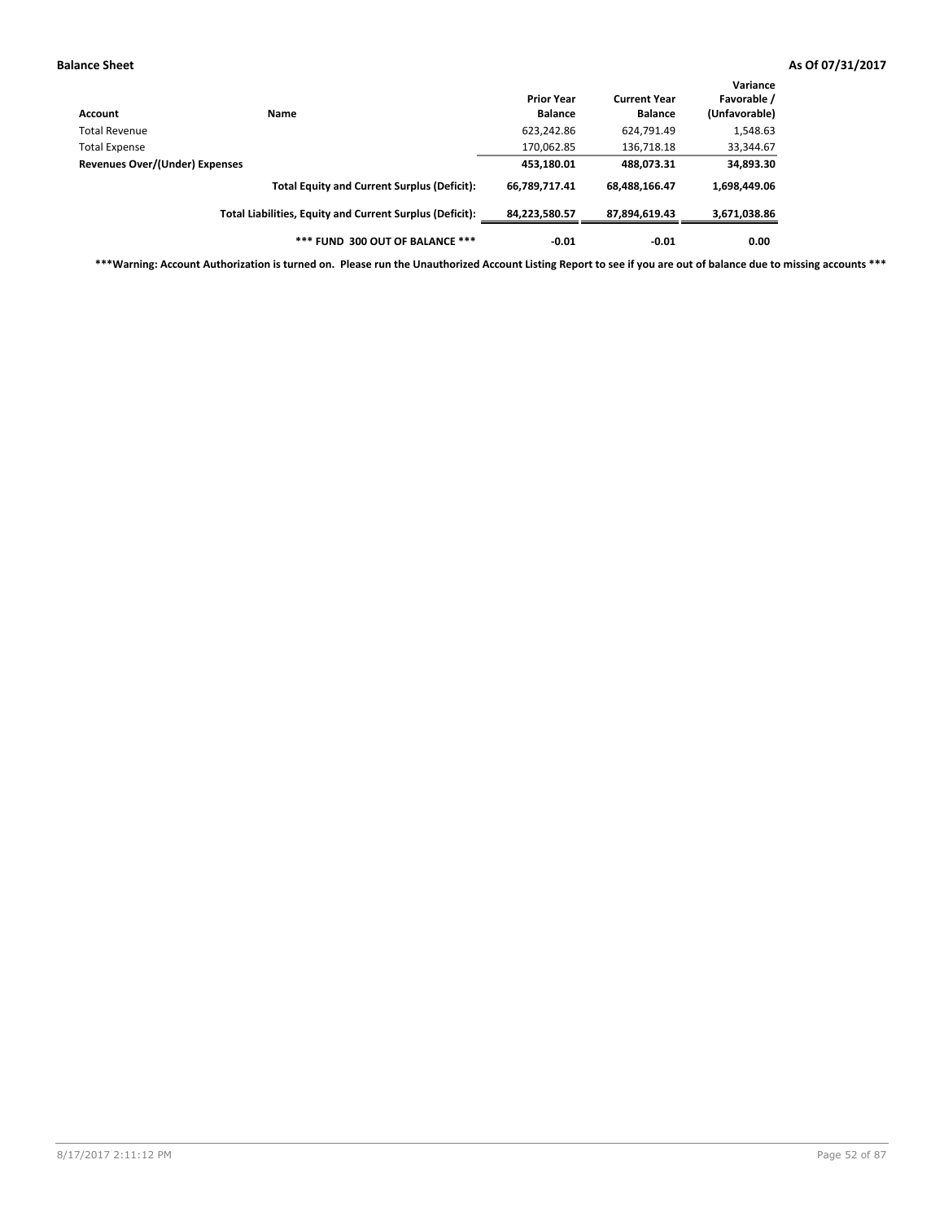**Balance Sheet** **As Of 07/31/2017**

| Account | Name | Prior Year Balance | Current Year Balance | Variance Favorable / (Unfavorable) |
|---|---|---|---|---|
| Total Revenue | | 623,242.86 | 624,791.49 | 1,548.63 |
| Total Expense | | 170,062.85 | 136,718.18 | 33,344.67 |
| **Revenues Over/(Under) Expenses** | | **453,180.01** | **488,073.31** | **34,893.30** |
| | **Total Equity and Current Surplus (Deficit):** | **66,789,717.41** | **68,488,166.47** | **1,698,449.06** |
| | **Total Liabilities, Equity and Current Surplus (Deficit):** | **84,223,580.57** | **87,894,619.43** | **3,671,038.86** |
| | **\*\*\* FUND 300 OUT OF BALANCE \*\*\*** | **-0.01** | **-0.01** | **0.00** |

**\*\*\*Warning: Account Authorization is turned on. Please run the Unauthorized Account Listing Report to see if you are out of balance due to missing accounts \*\*\***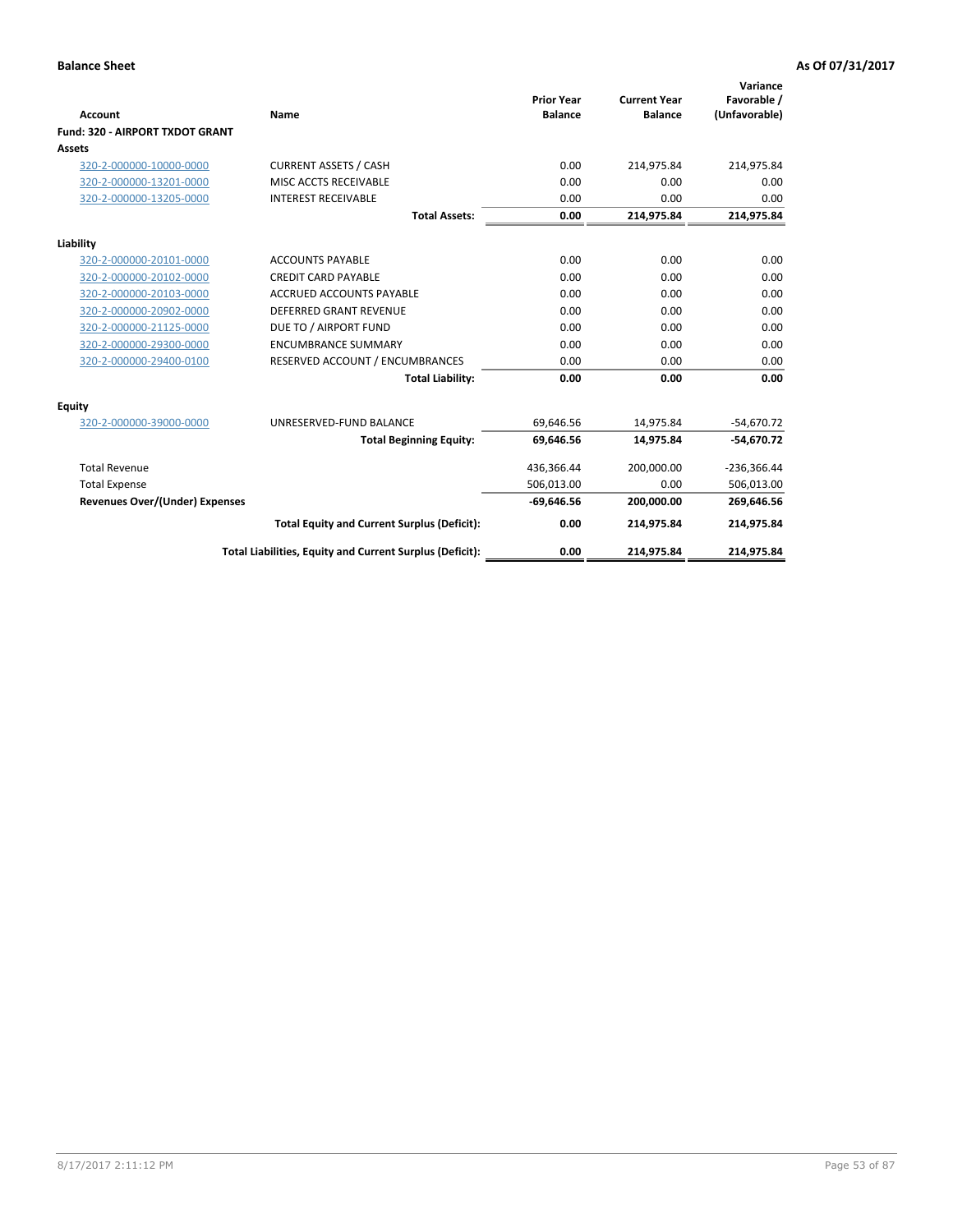**Balance Sheet** **As Of 07/31/2017**

| Account | Name | Prior Year Balance | Current Year Balance | Variance Favorable / (Unfavorable) |
|---|---|---|---|---|
| **Fund: 320 - AIRPORT TXDOT GRANT** | | | | |
| **Assets** | | | | |
| 320-2-000000-10000-0000 | CURRENT ASSETS / CASH | 0.00 | 214,975.84 | 214,975.84 |
| 320-2-000000-13201-0000 | MISC ACCTS RECEIVABLE | 0.00 | 0.00 | 0.00 |
| 320-2-000000-13205-0000 | INTEREST RECEIVABLE | 0.00 | 0.00 | 0.00 |
| | **Total Assets:** | **0.00** | **214,975.84** | **214,975.84** |
| **Liability** | | | | |
| 320-2-000000-20101-0000 | ACCOUNTS PAYABLE | 0.00 | 0.00 | 0.00 |
| 320-2-000000-20102-0000 | CREDIT CARD PAYABLE | 0.00 | 0.00 | 0.00 |
| 320-2-000000-20103-0000 | ACCRUED ACCOUNTS PAYABLE | 0.00 | 0.00 | 0.00 |
| 320-2-000000-20902-0000 | DEFERRED GRANT REVENUE | 0.00 | 0.00 | 0.00 |
| 320-2-000000-21125-0000 | DUE TO / AIRPORT FUND | 0.00 | 0.00 | 0.00 |
| 320-2-000000-29300-0000 | ENCUMBRANCE SUMMARY | 0.00 | 0.00 | 0.00 |
| 320-2-000000-29400-0100 | RESERVED ACCOUNT / ENCUMBRANCES | 0.00 | 0.00 | 0.00 |
| | **Total Liability:** | **0.00** | **0.00** | **0.00** |
| **Equity** | | | | |
| 320-2-000000-39000-0000 | UNRESERVED-FUND BALANCE | 69,646.56 | 14,975.84 | -54,670.72 |
| | **Total Beginning Equity:** | **69,646.56** | **14,975.84** | **-54,670.72** |
| Total Revenue | | 436,366.44 | 200,000.00 | -236,366.44 |
| Total Expense | | 506,013.00 | 0.00 | 506,013.00 |
| **Revenues Over/(Under) Expenses** | | **-69,646.56** | **200,000.00** | **269,646.56** |
| | **Total Equity and Current Surplus (Deficit):** | **0.00** | **214,975.84** | **214,975.84** |
| | **Total Liabilities, Equity and Current Surplus (Deficit):** | **0.00** | **214,975.84** | **214,975.84** |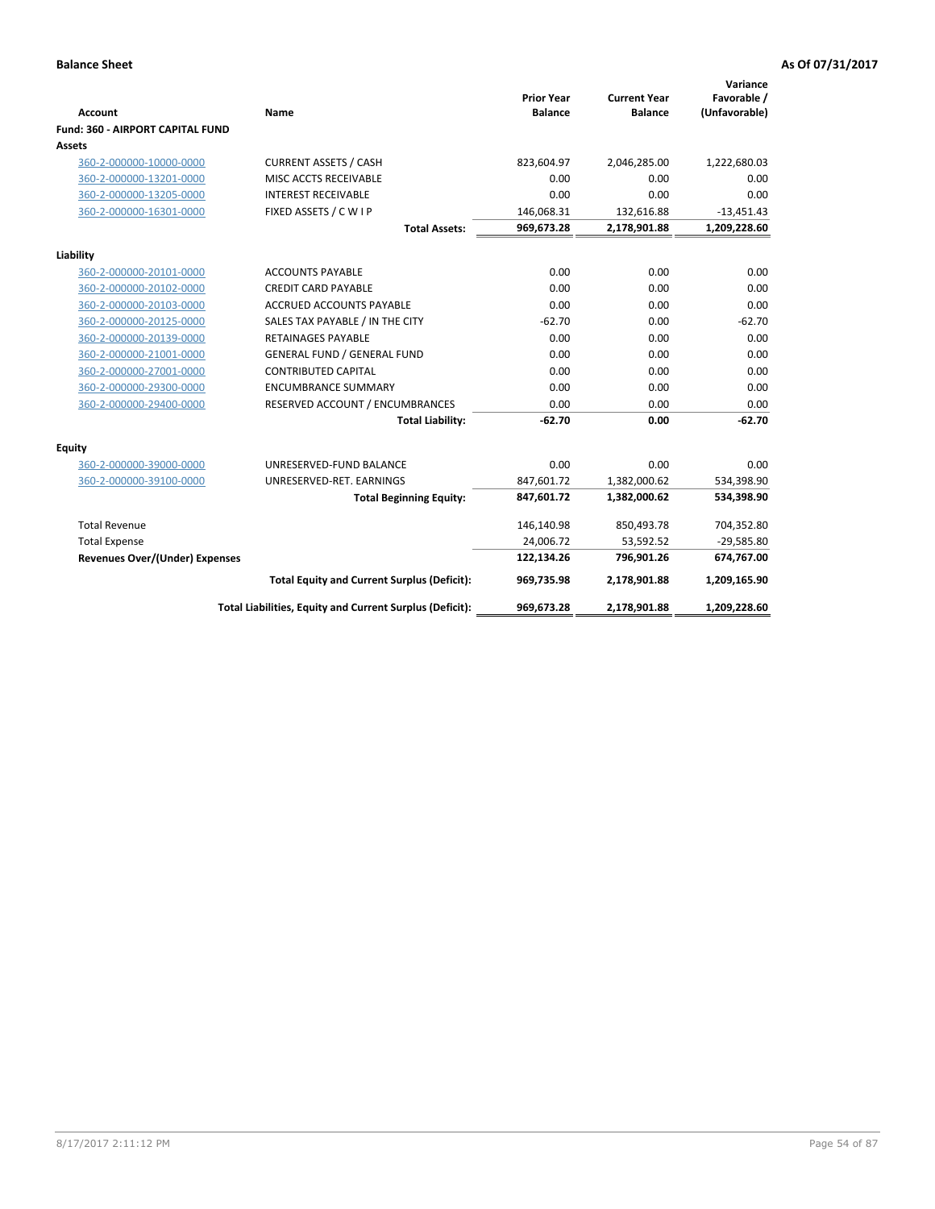**Balance Sheet** **As Of 07/31/2017**

| Account | Name | Prior Year Balance | Current Year Balance | Variance Favorable / (Unfavorable) |
|---|---|---|---|---|
| **Fund: 360 - AIRPORT CAPITAL FUND** | | | | |
| **Assets** | | | | |
| 360-2-000000-10000-0000 | CURRENT ASSETS / CASH | 823,604.97 | 2,046,285.00 | 1,222,680.03 |
| 360-2-000000-13201-0000 | MISC ACCTS RECEIVABLE | 0.00 | 0.00 | 0.00 |
| 360-2-000000-13205-0000 | INTEREST RECEIVABLE | 0.00 | 0.00 | 0.00 |
| 360-2-000000-16301-0000 | FIXED ASSETS / C W I P | 146,068.31 | 132,616.88 | -13,451.43 |
| | **Total Assets:** | **969,673.28** | **2,178,901.88** | **1,209,228.60** |
| **Liability** | | | | |
| 360-2-000000-20101-0000 | ACCOUNTS PAYABLE | 0.00 | 0.00 | 0.00 |
| 360-2-000000-20102-0000 | CREDIT CARD PAYABLE | 0.00 | 0.00 | 0.00 |
| 360-2-000000-20103-0000 | ACCRUED ACCOUNTS PAYABLE | 0.00 | 0.00 | 0.00 |
| 360-2-000000-20125-0000 | SALES TAX PAYABLE / IN THE CITY | -62.70 | 0.00 | -62.70 |
| 360-2-000000-20139-0000 | RETAINAGES PAYABLE | 0.00 | 0.00 | 0.00 |
| 360-2-000000-21001-0000 | GENERAL FUND / GENERAL FUND | 0.00 | 0.00 | 0.00 |
| 360-2-000000-27001-0000 | CONTRIBUTED CAPITAL | 0.00 | 0.00 | 0.00 |
| 360-2-000000-29300-0000 | ENCUMBRANCE SUMMARY | 0.00 | 0.00 | 0.00 |
| 360-2-000000-29400-0000 | RESERVED ACCOUNT / ENCUMBRANCES | 0.00 | 0.00 | 0.00 |
| | **Total Liability:** | **-62.70** | **0.00** | **-62.70** |
| **Equity** | | | | |
| 360-2-000000-39000-0000 | UNRESERVED-FUND BALANCE | 0.00 | 0.00 | 0.00 |
| 360-2-000000-39100-0000 | UNRESERVED-RET. EARNINGS | 847,601.72 | 1,382,000.62 | 534,398.90 |
| | **Total Beginning Equity:** | **847,601.72** | **1,382,000.62** | **534,398.90** |
| Total Revenue | | 146,140.98 | 850,493.78 | 704,352.80 |
| Total Expense | | 24,006.72 | 53,592.52 | -29,585.80 |
| **Revenues Over/(Under) Expenses** | | **122,134.26** | **796,901.26** | **674,767.00** |
| | **Total Equity and Current Surplus (Deficit):** | **969,735.98** | **2,178,901.88** | **1,209,165.90** |
| | **Total Liabilities, Equity and Current Surplus (Deficit):** | **969,673.28** | **2,178,901.88** | **1,209,228.60** |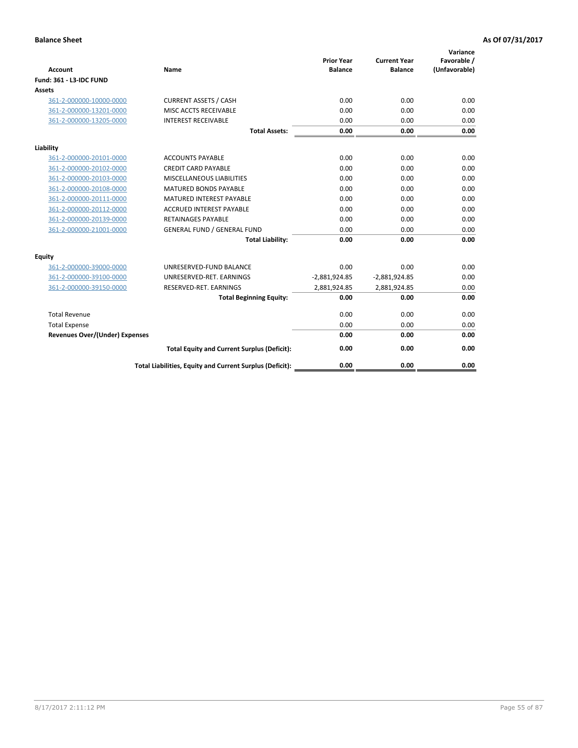**Balance Sheet** **As Of 07/31/2017**

| Account | Name | Prior Year Balance | Current Year Balance | Variance Favorable / (Unfavorable) |
|---|---|---|---|---|
| **Fund: 361 - L3-IDC FUND** | | | | |
| **Assets** | | | | |
| 361-2-000000-10000-0000 | CURRENT ASSETS / CASH | 0.00 | 0.00 | 0.00 |
| 361-2-000000-13201-0000 | MISC ACCTS RECEIVABLE | 0.00 | 0.00 | 0.00 |
| 361-2-000000-13205-0000 | INTEREST RECEIVABLE | 0.00 | 0.00 | 0.00 |
| | **Total Assets:** | **0.00** | **0.00** | **0.00** |
| **Liability** | | | | |
| 361-2-000000-20101-0000 | ACCOUNTS PAYABLE | 0.00 | 0.00 | 0.00 |
| 361-2-000000-20102-0000 | CREDIT CARD PAYABLE | 0.00 | 0.00 | 0.00 |
| 361-2-000000-20103-0000 | MISCELLANEOUS LIABILITIES | 0.00 | 0.00 | 0.00 |
| 361-2-000000-20108-0000 | MATURED BONDS PAYABLE | 0.00 | 0.00 | 0.00 |
| 361-2-000000-20111-0000 | MATURED INTEREST PAYABLE | 0.00 | 0.00 | 0.00 |
| 361-2-000000-20112-0000 | ACCRUED INTEREST PAYABLE | 0.00 | 0.00 | 0.00 |
| 361-2-000000-20139-0000 | RETAINAGES PAYABLE | 0.00 | 0.00 | 0.00 |
| 361-2-000000-21001-0000 | GENERAL FUND / GENERAL FUND | 0.00 | 0.00 | 0.00 |
| | **Total Liability:** | **0.00** | **0.00** | **0.00** |
| **Equity** | | | | |
| 361-2-000000-39000-0000 | UNRESERVED-FUND BALANCE | 0.00 | 0.00 | 0.00 |
| 361-2-000000-39100-0000 | UNRESERVED-RET. EARNINGS | -2,881,924.85 | -2,881,924.85 | 0.00 |
| 361-2-000000-39150-0000 | RESERVED-RET. EARNINGS | 2,881,924.85 | 2,881,924.85 | 0.00 |
| | **Total Beginning Equity:** | **0.00** | **0.00** | **0.00** |
| Total Revenue | | 0.00 | 0.00 | 0.00 |
| Total Expense | | 0.00 | 0.00 | 0.00 |
| **Revenues Over/(Under) Expenses** | | **0.00** | **0.00** | **0.00** |
| | **Total Equity and Current Surplus (Deficit):** | **0.00** | **0.00** | **0.00** |
| | **Total Liabilities, Equity and Current Surplus (Deficit):** | **0.00** | **0.00** | **0.00** |

8/17/2017 2:11:12 PM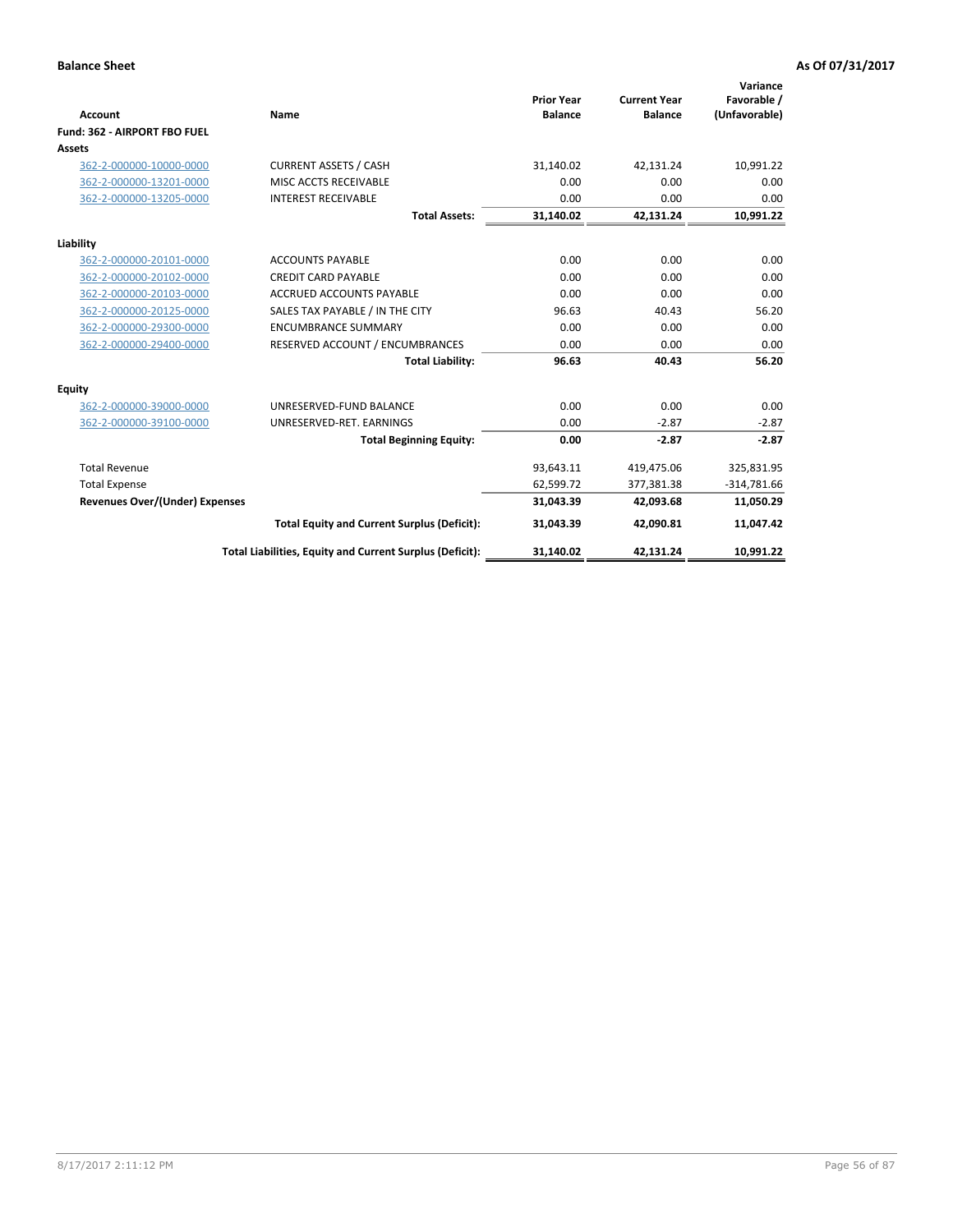**Balance Sheet** | **As Of 07/31/2017**

| Account | Name | Prior Year Balance | Current Year Balance | Variance Favorable / (Unfavorable) |
|---|---|---|---|---|
| **Fund: 362 - AIRPORT FBO FUEL** | | | | |
| **Assets** | | | | |
| 362-2-000000-10000-0000 | CURRENT ASSETS / CASH | 31,140.02 | 42,131.24 | 10,991.22 |
| 362-2-000000-13201-0000 | MISC ACCTS RECEIVABLE | 0.00 | 0.00 | 0.00 |
| 362-2-000000-13205-0000 | INTEREST RECEIVABLE | 0.00 | 0.00 | 0.00 |
| | **Total Assets:** | **31,140.02** | **42,131.24** | **10,991.22** |
| **Liability** | | | | |
| 362-2-000000-20101-0000 | ACCOUNTS PAYABLE | 0.00 | 0.00 | 0.00 |
| 362-2-000000-20102-0000 | CREDIT CARD PAYABLE | 0.00 | 0.00 | 0.00 |
| 362-2-000000-20103-0000 | ACCRUED ACCOUNTS PAYABLE | 0.00 | 0.00 | 0.00 |
| 362-2-000000-20125-0000 | SALES TAX PAYABLE / IN THE CITY | 96.63 | 40.43 | 56.20 |
| 362-2-000000-29300-0000 | ENCUMBRANCE SUMMARY | 0.00 | 0.00 | 0.00 |
| 362-2-000000-29400-0000 | RESERVED ACCOUNT / ENCUMBRANCES | 0.00 | 0.00 | 0.00 |
| | **Total Liability:** | **96.63** | **40.43** | **56.20** |
| **Equity** | | | | |
| 362-2-000000-39000-0000 | UNRESERVED-FUND BALANCE | 0.00 | 0.00 | 0.00 |
| 362-2-000000-39100-0000 | UNRESERVED-RET. EARNINGS | 0.00 | -2.87 | -2.87 |
| | **Total Beginning Equity:** | **0.00** | **-2.87** | **-2.87** |
| Total Revenue | | 93,643.11 | 419,475.06 | 325,831.95 |
| Total Expense | | 62,599.72 | 377,381.38 | -314,781.66 |
| **Revenues Over/(Under) Expenses** | | **31,043.39** | **42,093.68** | **11,050.29** |
| | **Total Equity and Current Surplus (Deficit):** | **31,043.39** | **42,090.81** | **11,047.42** |
| | **Total Liabilities, Equity and Current Surplus (Deficit):** | **31,140.02** | **42,131.24** | **10,991.22** |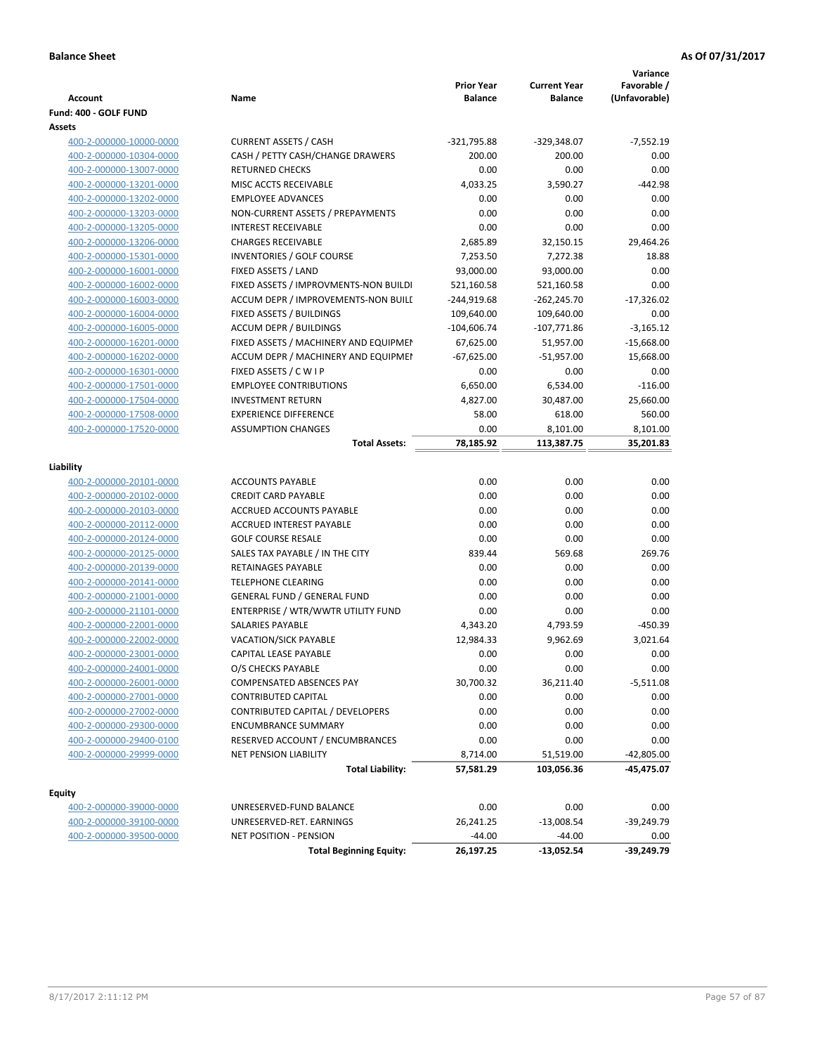**Balance Sheet** | **As Of 07/31/2017**

| Account | Name | Prior Year Balance | Current Year Balance | Variance Favorable / (Unfavorable) |
|---|---|---|---|---|
| **Fund: 400 - GOLF FUND** | | | | |
| **Assets** | | | | |
| 400-2-000000-10000-0000 | CURRENT ASSETS / CASH | -321,795.88 | -329,348.07 | -7,552.19 |
| 400-2-000000-10304-0000 | CASH / PETTY CASH/CHANGE DRAWERS | 200.00 | 200.00 | 0.00 |
| 400-2-000000-13007-0000 | RETURNED CHECKS | 0.00 | 0.00 | 0.00 |
| 400-2-000000-13201-0000 | MISC ACCTS RECEIVABLE | 4,033.25 | 3,590.27 | -442.98 |
| 400-2-000000-13202-0000 | EMPLOYEE ADVANCES | 0.00 | 0.00 | 0.00 |
| 400-2-000000-13203-0000 | NON-CURRENT ASSETS / PREPAYMENTS | 0.00 | 0.00 | 0.00 |
| 400-2-000000-13205-0000 | INTEREST RECEIVABLE | 0.00 | 0.00 | 0.00 |
| 400-2-000000-13206-0000 | CHARGES RECEIVABLE | 2,685.89 | 32,150.15 | 29,464.26 |
| 400-2-000000-15301-0000 | INVENTORIES / GOLF COURSE | 7,253.50 | 7,272.38 | 18.88 |
| 400-2-000000-16001-0000 | FIXED ASSETS / LAND | 93,000.00 | 93,000.00 | 0.00 |
| 400-2-000000-16002-0000 | FIXED ASSETS / IMPROVMENTS-NON BUILDI | 521,160.58 | 521,160.58 | 0.00 |
| 400-2-000000-16003-0000 | ACCUM DEPR / IMPROVEMENTS-NON BUILI | -244,919.68 | -262,245.70 | -17,326.02 |
| 400-2-000000-16004-0000 | FIXED ASSETS / BUILDINGS | 109,640.00 | 109,640.00 | 0.00 |
| 400-2-000000-16005-0000 | ACCUM DEPR / BUILDINGS | -104,606.74 | -107,771.86 | -3,165.12 |
| 400-2-000000-16201-0000 | FIXED ASSETS / MACHINERY AND EQUIPMEI | 67,625.00 | 51,957.00 | -15,668.00 |
| 400-2-000000-16202-0000 | ACCUM DEPR / MACHINERY AND EQUIPMEI | -67,625.00 | -51,957.00 | 15,668.00 |
| 400-2-000000-16301-0000 | FIXED ASSETS / C W I P | 0.00 | 0.00 | 0.00 |
| 400-2-000000-17501-0000 | EMPLOYEE CONTRIBUTIONS | 6,650.00 | 6,534.00 | -116.00 |
| 400-2-000000-17504-0000 | INVESTMENT RETURN | 4,827.00 | 30,487.00 | 25,660.00 |
| 400-2-000000-17508-0000 | EXPERIENCE DIFFERENCE | 58.00 | 618.00 | 560.00 |
| 400-2-000000-17520-0000 | ASSUMPTION CHANGES | 0.00 | 8,101.00 | 8,101.00 |
| | **Total Assets:** | **78,185.92** | **113,387.75** | **35,201.83** |
| **Liability** | | | | |
| 400-2-000000-20101-0000 | ACCOUNTS PAYABLE | 0.00 | 0.00 | 0.00 |
| 400-2-000000-20102-0000 | CREDIT CARD PAYABLE | 0.00 | 0.00 | 0.00 |
| 400-2-000000-20103-0000 | ACCRUED ACCOUNTS PAYABLE | 0.00 | 0.00 | 0.00 |
| 400-2-000000-20112-0000 | ACCRUED INTEREST PAYABLE | 0.00 | 0.00 | 0.00 |
| 400-2-000000-20124-0000 | GOLF COURSE RESALE | 0.00 | 0.00 | 0.00 |
| 400-2-000000-20125-0000 | SALES TAX PAYABLE / IN THE CITY | 839.44 | 569.68 | 269.76 |
| 400-2-000000-20139-0000 | RETAINAGES PAYABLE | 0.00 | 0.00 | 0.00 |
| 400-2-000000-20141-0000 | TELEPHONE CLEARING | 0.00 | 0.00 | 0.00 |
| 400-2-000000-21001-0000 | GENERAL FUND / GENERAL FUND | 0.00 | 0.00 | 0.00 |
| 400-2-000000-21101-0000 | ENTERPRISE / WTR/WWTR UTILITY FUND | 0.00 | 0.00 | 0.00 |
| 400-2-000000-22001-0000 | SALARIES PAYABLE | 4,343.20 | 4,793.59 | -450.39 |
| 400-2-000000-22002-0000 | VACATION/SICK PAYABLE | 12,984.33 | 9,962.69 | 3,021.64 |
| 400-2-000000-23001-0000 | CAPITAL LEASE PAYABLE | 0.00 | 0.00 | 0.00 |
| 400-2-000000-24001-0000 | O/S CHECKS PAYABLE | 0.00 | 0.00 | 0.00 |
| 400-2-000000-26001-0000 | COMPENSATED ABSENCES PAY | 30,700.32 | 36,211.40 | -5,511.08 |
| 400-2-000000-27001-0000 | CONTRIBUTED CAPITAL | 0.00 | 0.00 | 0.00 |
| 400-2-000000-27002-0000 | CONTRIBUTED CAPITAL / DEVELOPERS | 0.00 | 0.00 | 0.00 |
| 400-2-000000-29300-0000 | ENCUMBRANCE SUMMARY | 0.00 | 0.00 | 0.00 |
| 400-2-000000-29400-0100 | RESERVED ACCOUNT / ENCUMBRANCES | 0.00 | 0.00 | 0.00 |
| 400-2-000000-29999-0000 | NET PENSION LIABILITY | 8,714.00 | 51,519.00 | -42,805.00 |
| | **Total Liability:** | **57,581.29** | **103,056.36** | **-45,475.07** |
| **Equity** | | | | |
| 400-2-000000-39000-0000 | UNRESERVED-FUND BALANCE | 0.00 | 0.00 | 0.00 |
| 400-2-000000-39100-0000 | UNRESERVED-RET. EARNINGS | 26,241.25 | -13,008.54 | -39,249.79 |
| 400-2-000000-39500-0000 | NET POSITION - PENSION | -44.00 | -44.00 | 0.00 |
| | **Total Beginning Equity:** | **26,197.25** | **-13,052.54** | **-39,249.79** |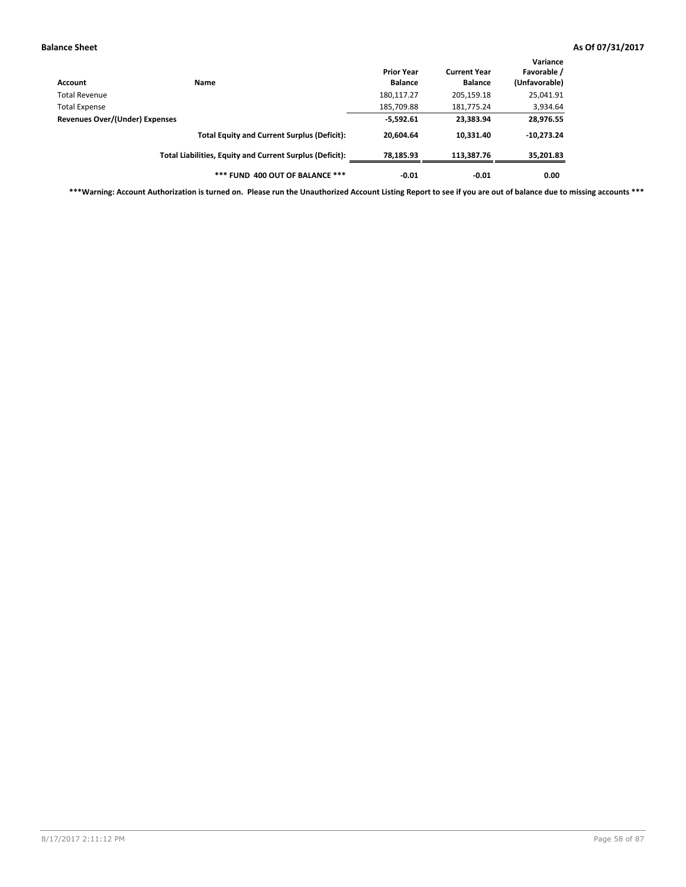**Balance Sheet** **As Of 07/31/2017**

| Account | Name | Prior Year Balance | Current Year Balance | Variance Favorable / (Unfavorable) |
|---|---|---|---|---|
| Total Revenue | | 180,117.27 | 205,159.18 | 25,041.91 |
| Total Expense | | 185,709.88 | 181,775.24 | 3,934.64 |
| **Revenues Over/(Under) Expenses** | | **-5,592.61** | **23,383.94** | **28,976.55** |
| | **Total Equity and Current Surplus (Deficit):** | **20,604.64** | **10,331.40** | **-10,273.24** |
| | **Total Liabilities, Equity and Current Surplus (Deficit):** | **78,185.93** | **113,387.76** | **35,201.83** |
| | **\*\*\* FUND 400 OUT OF BALANCE \*\*\*** | **-0.01** | **-0.01** | **0.00** |

**\*\*\*Warning: Account Authorization is turned on. Please run the Unauthorized Account Listing Report to see if you are out of balance due to missing accounts \*\*\***

8/17/2017 2:11:12 PM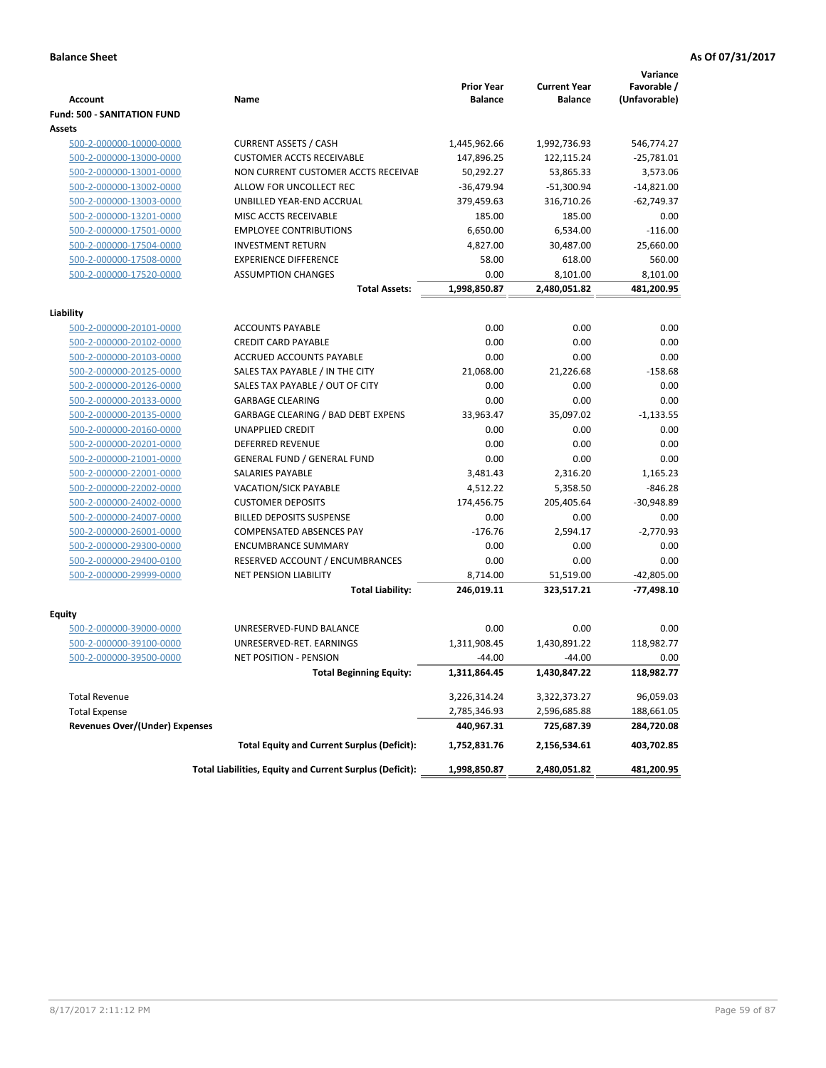**Balance Sheet** **As Of 07/31/2017**

| Account | Name | Prior Year Balance | Current Year Balance | Variance Favorable / (Unfavorable) |
|---|---|---|---|---|
| **Fund: 500 - SANITATION FUND** | | | | |
| **Assets** | | | | |
| 500-2-000000-10000-0000 | CURRENT ASSETS / CASH | 1,445,962.66 | 1,992,736.93 | 546,774.27 |
| 500-2-000000-13000-0000 | CUSTOMER ACCTS RECEIVABLE | 147,896.25 | 122,115.24 | -25,781.01 |
| 500-2-000000-13001-0000 | NON CURRENT CUSTOMER ACCTS RECEIVAE | 50,292.27 | 53,865.33 | 3,573.06 |
| 500-2-000000-13002-0000 | ALLOW FOR UNCOLLECT REC | -36,479.94 | -51,300.94 | -14,821.00 |
| 500-2-000000-13003-0000 | UNBILLED YEAR-END ACCRUAL | 379,459.63 | 316,710.26 | -62,749.37 |
| 500-2-000000-13201-0000 | MISC ACCTS RECEIVABLE | 185.00 | 185.00 | 0.00 |
| 500-2-000000-17501-0000 | EMPLOYEE CONTRIBUTIONS | 6,650.00 | 6,534.00 | -116.00 |
| 500-2-000000-17504-0000 | INVESTMENT RETURN | 4,827.00 | 30,487.00 | 25,660.00 |
| 500-2-000000-17508-0000 | EXPERIENCE DIFFERENCE | 58.00 | 618.00 | 560.00 |
| 500-2-000000-17520-0000 | ASSUMPTION CHANGES | 0.00 | 8,101.00 | 8,101.00 |
| | **Total Assets:** | **1,998,850.87** | **2,480,051.82** | **481,200.95** |
| **Liability** | | | | |
| 500-2-000000-20101-0000 | ACCOUNTS PAYABLE | 0.00 | 0.00 | 0.00 |
| 500-2-000000-20102-0000 | CREDIT CARD PAYABLE | 0.00 | 0.00 | 0.00 |
| 500-2-000000-20103-0000 | ACCRUED ACCOUNTS PAYABLE | 0.00 | 0.00 | 0.00 |
| 500-2-000000-20125-0000 | SALES TAX PAYABLE / IN THE CITY | 21,068.00 | 21,226.68 | -158.68 |
| 500-2-000000-20126-0000 | SALES TAX PAYABLE / OUT OF CITY | 0.00 | 0.00 | 0.00 |
| 500-2-000000-20133-0000 | GARBAGE CLEARING | 0.00 | 0.00 | 0.00 |
| 500-2-000000-20135-0000 | GARBAGE CLEARING / BAD DEBT EXPENS | 33,963.47 | 35,097.02 | -1,133.55 |
| 500-2-000000-20160-0000 | UNAPPLIED CREDIT | 0.00 | 0.00 | 0.00 |
| 500-2-000000-20201-0000 | DEFERRED REVENUE | 0.00 | 0.00 | 0.00 |
| 500-2-000000-21001-0000 | GENERAL FUND / GENERAL FUND | 0.00 | 0.00 | 0.00 |
| 500-2-000000-22001-0000 | SALARIES PAYABLE | 3,481.43 | 2,316.20 | 1,165.23 |
| 500-2-000000-22002-0000 | VACATION/SICK PAYABLE | 4,512.22 | 5,358.50 | -846.28 |
| 500-2-000000-24002-0000 | CUSTOMER DEPOSITS | 174,456.75 | 205,405.64 | -30,948.89 |
| 500-2-000000-24007-0000 | BILLED DEPOSITS SUSPENSE | 0.00 | 0.00 | 0.00 |
| 500-2-000000-26001-0000 | COMPENSATED ABSENCES PAY | -176.76 | 2,594.17 | -2,770.93 |
| 500-2-000000-29300-0000 | ENCUMBRANCE SUMMARY | 0.00 | 0.00 | 0.00 |
| 500-2-000000-29400-0100 | RESERVED ACCOUNT / ENCUMBRANCES | 0.00 | 0.00 | 0.00 |
| 500-2-000000-29999-0000 | NET PENSION LIABILITY | 8,714.00 | 51,519.00 | -42,805.00 |
| | **Total Liability:** | **246,019.11** | **323,517.21** | **-77,498.10** |
| **Equity** | | | | |
| 500-2-000000-39000-0000 | UNRESERVED-FUND BALANCE | 0.00 | 0.00 | 0.00 |
| 500-2-000000-39100-0000 | UNRESERVED-RET. EARNINGS | 1,311,908.45 | 1,430,891.22 | 118,982.77 |
| 500-2-000000-39500-0000 | NET POSITION - PENSION | -44.00 | -44.00 | 0.00 |
| | **Total Beginning Equity:** | **1,311,864.45** | **1,430,847.22** | **118,982.77** |
| Total Revenue | | 3,226,314.24 | 3,322,373.27 | 96,059.03 |
| Total Expense | | 2,785,346.93 | 2,596,685.88 | 188,661.05 |
| **Revenues Over/(Under) Expenses** | | **440,967.31** | **725,687.39** | **284,720.08** |
| | **Total Equity and Current Surplus (Deficit):** | **1,752,831.76** | **2,156,534.61** | **403,702.85** |
| | **Total Liabilities, Equity and Current Surplus (Deficit):** | **1,998,850.87** | **2,480,051.82** | **481,200.95** |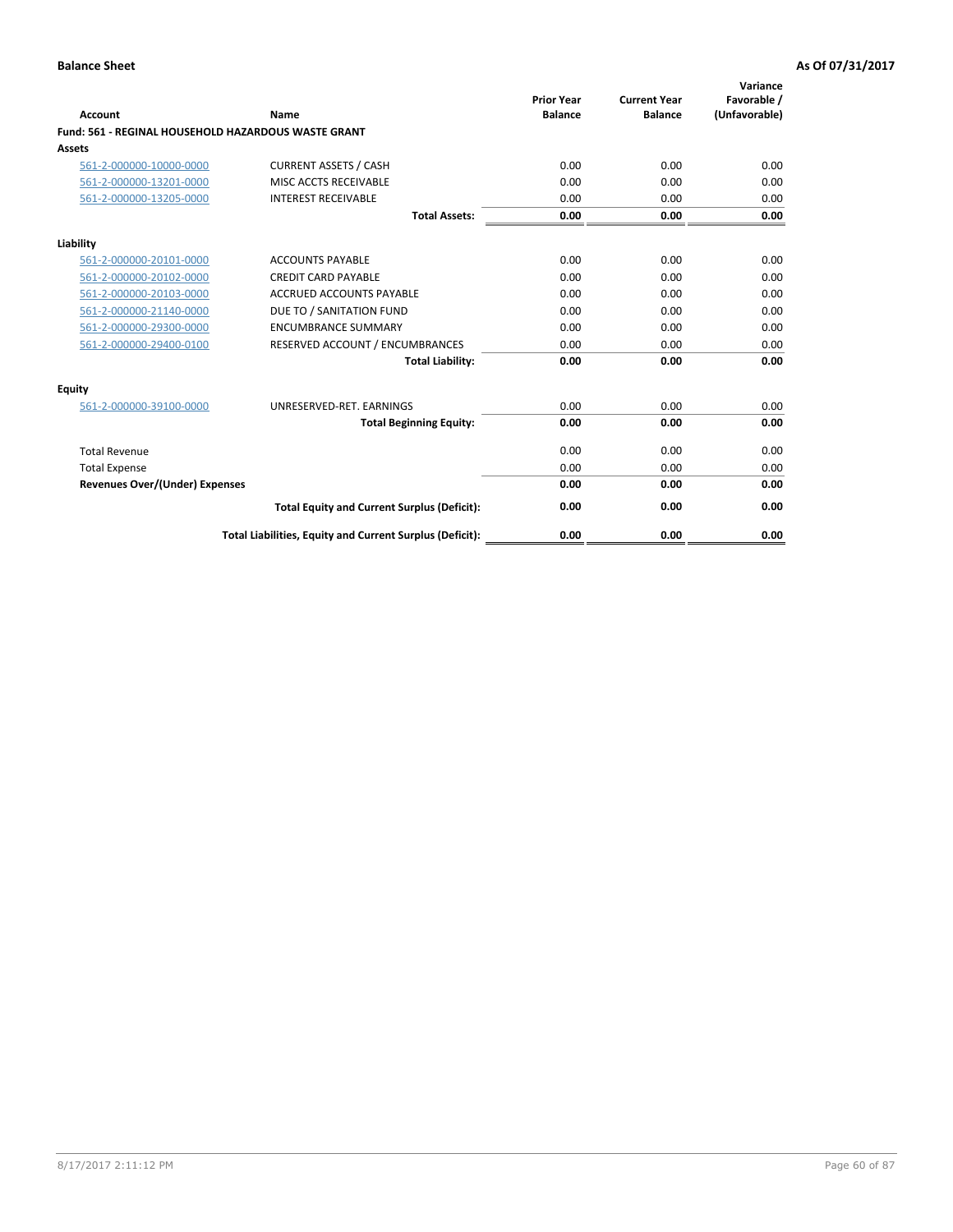**Balance Sheet** **As Of 07/31/2017**

| Account | Name | Prior Year Balance | Current Year Balance | Variance Favorable / (Unfavorable) |
|---|---|---|---|---|
| **Fund: 561 - REGINAL HOUSEHOLD HAZARDOUS WASTE GRANT** | | | | |
| **Assets** | | | | |
| 561-2-000000-10000-0000 | CURRENT ASSETS / CASH | 0.00 | 0.00 | 0.00 |
| 561-2-000000-13201-0000 | MISC ACCTS RECEIVABLE | 0.00 | 0.00 | 0.00 |
| 561-2-000000-13205-0000 | INTEREST RECEIVABLE | 0.00 | 0.00 | 0.00 |
| | **Total Assets:** | **0.00** | **0.00** | **0.00** |
| **Liability** | | | | |
| 561-2-000000-20101-0000 | ACCOUNTS PAYABLE | 0.00 | 0.00 | 0.00 |
| 561-2-000000-20102-0000 | CREDIT CARD PAYABLE | 0.00 | 0.00 | 0.00 |
| 561-2-000000-20103-0000 | ACCRUED ACCOUNTS PAYABLE | 0.00 | 0.00 | 0.00 |
| 561-2-000000-21140-0000 | DUE TO / SANITATION FUND | 0.00 | 0.00 | 0.00 |
| 561-2-000000-29300-0000 | ENCUMBRANCE SUMMARY | 0.00 | 0.00 | 0.00 |
| 561-2-000000-29400-0100 | RESERVED ACCOUNT / ENCUMBRANCES | 0.00 | 0.00 | 0.00 |
| | **Total Liability:** | **0.00** | **0.00** | **0.00** |
| **Equity** | | | | |
| 561-2-000000-39100-0000 | UNRESERVED-RET. EARNINGS | 0.00 | 0.00 | 0.00 |
| | **Total Beginning Equity:** | **0.00** | **0.00** | **0.00** |
| Total Revenue | | 0.00 | 0.00 | 0.00 |
| Total Expense | | 0.00 | 0.00 | 0.00 |
| **Revenues Over/(Under) Expenses** | | **0.00** | **0.00** | **0.00** |
| | **Total Equity and Current Surplus (Deficit):** | **0.00** | **0.00** | **0.00** |
| | **Total Liabilities, Equity and Current Surplus (Deficit):** | **0.00** | **0.00** | **0.00** |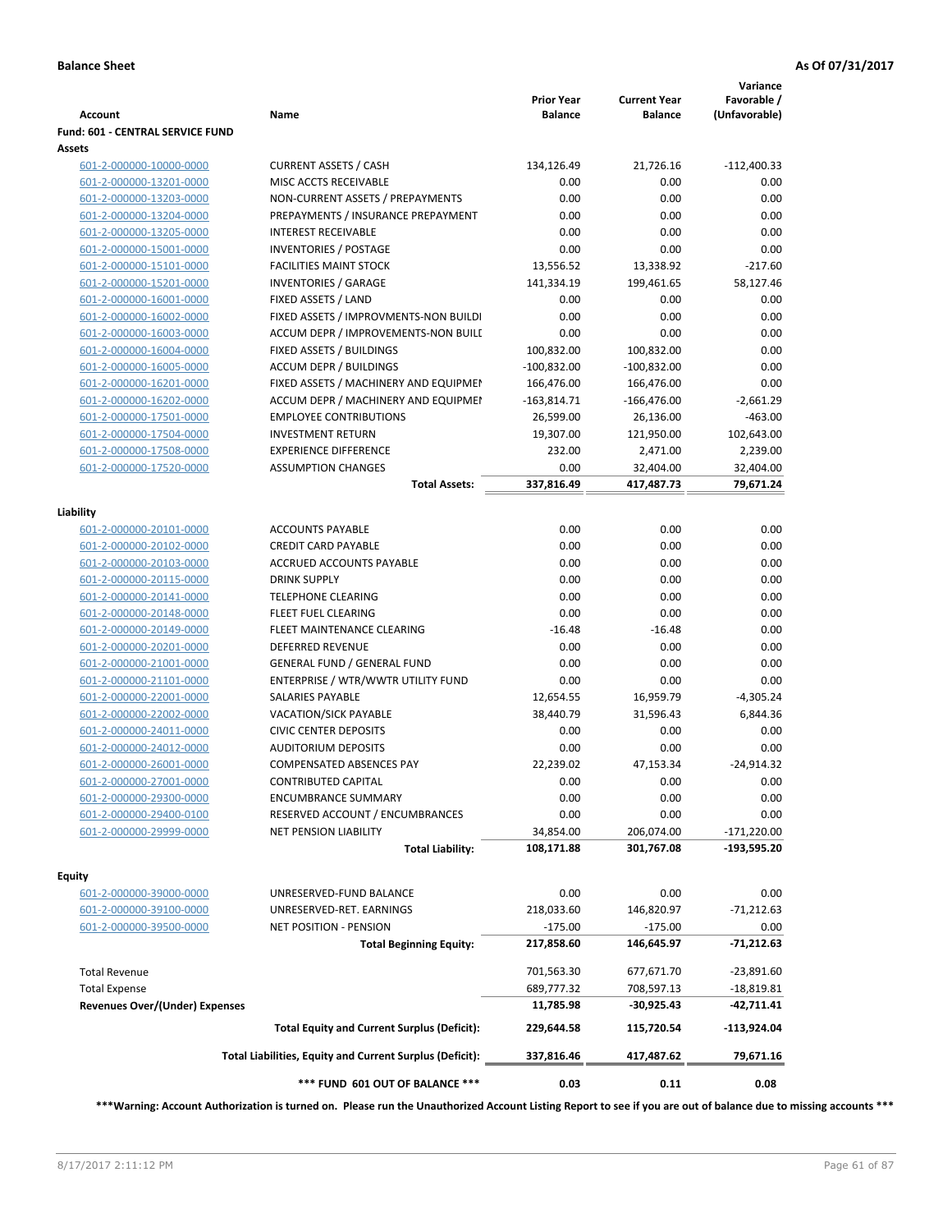**Balance Sheet** **As Of 07/31/2017**

| Account | Name | Prior Year Balance | Current Year Balance | Variance Favorable / (Unfavorable) |
|---|---|---|---|---|
| **Fund: 601 - CENTRAL SERVICE FUND** | | | | |
| **Assets** | | | | |
| 601-2-000000-10000-0000 | CURRENT ASSETS / CASH | 134,126.49 | 21,726.16 | -112,400.33 |
| 601-2-000000-13201-0000 | MISC ACCTS RECEIVABLE | 0.00 | 0.00 | 0.00 |
| 601-2-000000-13203-0000 | NON-CURRENT ASSETS / PREPAYMENTS | 0.00 | 0.00 | 0.00 |
| 601-2-000000-13204-0000 | PREPAYMENTS / INSURANCE PREPAYMENT | 0.00 | 0.00 | 0.00 |
| 601-2-000000-13205-0000 | INTEREST RECEIVABLE | 0.00 | 0.00 | 0.00 |
| 601-2-000000-15001-0000 | INVENTORIES / POSTAGE | 0.00 | 0.00 | 0.00 |
| 601-2-000000-15101-0000 | FACILITIES MAINT STOCK | 13,556.52 | 13,338.92 | -217.60 |
| 601-2-000000-15201-0000 | INVENTORIES / GARAGE | 141,334.19 | 199,461.65 | 58,127.46 |
| 601-2-000000-16001-0000 | FIXED ASSETS / LAND | 0.00 | 0.00 | 0.00 |
| 601-2-000000-16002-0000 | FIXED ASSETS / IMPROVMENTS-NON BUILDI | 0.00 | 0.00 | 0.00 |
| 601-2-000000-16003-0000 | ACCUM DEPR / IMPROVEMENTS-NON BUILI | 0.00 | 0.00 | 0.00 |
| 601-2-000000-16004-0000 | FIXED ASSETS / BUILDINGS | 100,832.00 | 100,832.00 | 0.00 |
| 601-2-000000-16005-0000 | ACCUM DEPR / BUILDINGS | -100,832.00 | -100,832.00 | 0.00 |
| 601-2-000000-16201-0000 | FIXED ASSETS / MACHINERY AND EQUIPMEI | 166,476.00 | 166,476.00 | 0.00 |
| 601-2-000000-16202-0000 | ACCUM DEPR / MACHINERY AND EQUIPMEI | -163,814.71 | -166,476.00 | -2,661.29 |
| 601-2-000000-17501-0000 | EMPLOYEE CONTRIBUTIONS | 26,599.00 | 26,136.00 | -463.00 |
| 601-2-000000-17504-0000 | INVESTMENT RETURN | 19,307.00 | 121,950.00 | 102,643.00 |
| 601-2-000000-17508-0000 | EXPERIENCE DIFFERENCE | 232.00 | 2,471.00 | 2,239.00 |
| 601-2-000000-17520-0000 | ASSUMPTION CHANGES | 0.00 | 32,404.00 | 32,404.00 |
| | **Total Assets:** | **337,816.49** | **417,487.73** | **79,671.24** |
| **Liability** | | | | |
| 601-2-000000-20101-0000 | ACCOUNTS PAYABLE | 0.00 | 0.00 | 0.00 |
| 601-2-000000-20102-0000 | CREDIT CARD PAYABLE | 0.00 | 0.00 | 0.00 |
| 601-2-000000-20103-0000 | ACCRUED ACCOUNTS PAYABLE | 0.00 | 0.00 | 0.00 |
| 601-2-000000-20115-0000 | DRINK SUPPLY | 0.00 | 0.00 | 0.00 |
| 601-2-000000-20141-0000 | TELEPHONE CLEARING | 0.00 | 0.00 | 0.00 |
| 601-2-000000-20148-0000 | FLEET FUEL CLEARING | 0.00 | 0.00 | 0.00 |
| 601-2-000000-20149-0000 | FLEET MAINTENANCE CLEARING | -16.48 | -16.48 | 0.00 |
| 601-2-000000-20201-0000 | DEFERRED REVENUE | 0.00 | 0.00 | 0.00 |
| 601-2-000000-21001-0000 | GENERAL FUND / GENERAL FUND | 0.00 | 0.00 | 0.00 |
| 601-2-000000-21101-0000 | ENTERPRISE / WTR/WWTR UTILITY FUND | 0.00 | 0.00 | 0.00 |
| 601-2-000000-22001-0000 | SALARIES PAYABLE | 12,654.55 | 16,959.79 | -4,305.24 |
| 601-2-000000-22002-0000 | VACATION/SICK PAYABLE | 38,440.79 | 31,596.43 | 6,844.36 |
| 601-2-000000-24011-0000 | CIVIC CENTER DEPOSITS | 0.00 | 0.00 | 0.00 |
| 601-2-000000-24012-0000 | AUDITORIUM DEPOSITS | 0.00 | 0.00 | 0.00 |
| 601-2-000000-26001-0000 | COMPENSATED ABSENCES PAY | 22,239.02 | 47,153.34 | -24,914.32 |
| 601-2-000000-27001-0000 | CONTRIBUTED CAPITAL | 0.00 | 0.00 | 0.00 |
| 601-2-000000-29300-0000 | ENCUMBRANCE SUMMARY | 0.00 | 0.00 | 0.00 |
| 601-2-000000-29400-0100 | RESERVED ACCOUNT / ENCUMBRANCES | 0.00 | 0.00 | 0.00 |
| 601-2-000000-29999-0000 | NET PENSION LIABILITY | 34,854.00 | 206,074.00 | -171,220.00 |
| | **Total Liability:** | **108,171.88** | **301,767.08** | **-193,595.20** |
| **Equity** | | | | |
| 601-2-000000-39000-0000 | UNRESERVED-FUND BALANCE | 0.00 | 0.00 | 0.00 |
| 601-2-000000-39100-0000 | UNRESERVED-RET. EARNINGS | 218,033.60 | 146,820.97 | -71,212.63 |
| 601-2-000000-39500-0000 | NET POSITION - PENSION | -175.00 | -175.00 | 0.00 |
| | **Total Beginning Equity:** | **217,858.60** | **146,645.97** | **-71,212.63** |
| Total Revenue | | 701,563.30 | 677,671.70 | -23,891.60 |
| Total Expense | | 689,777.32 | 708,597.13 | -18,819.81 |
| **Revenues Over/(Under) Expenses** | | **11,785.98** | **-30,925.43** | **-42,711.41** |
| | **Total Equity and Current Surplus (Deficit):** | **229,644.58** | **115,720.54** | **-113,924.04** |
| | **Total Liabilities, Equity and Current Surplus (Deficit):** | **337,816.46** | **417,487.62** | **79,671.16** |
| | ***** FUND 601 OUT OF BALANCE ***** | **0.03** | **0.11** | **0.08** |

**\*\*\*Warning: Account Authorization is turned on. Please run the Unauthorized Account Listing Report to see if you are out of balance due to missing accounts \*\*\***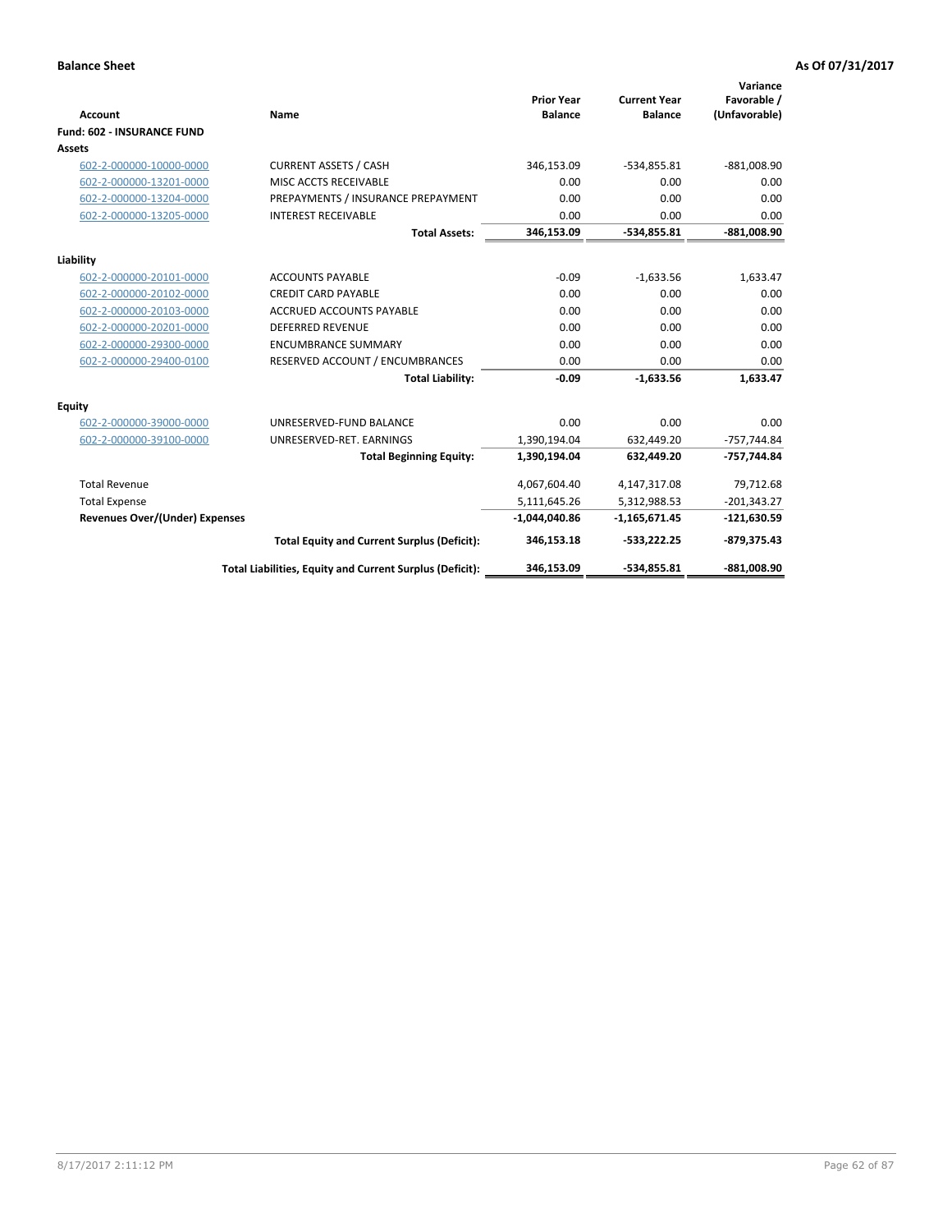**Balance Sheet** **As Of 07/31/2017**

| Account | Name | Prior Year Balance | Current Year Balance | Variance Favorable / (Unfavorable) |
|---|---|---|---|---|
| **Fund: 602 - INSURANCE FUND** | | | | |
| **Assets** | | | | |
| 602-2-000000-10000-0000 | CURRENT ASSETS / CASH | 346,153.09 | -534,855.81 | -881,008.90 |
| 602-2-000000-13201-0000 | MISC ACCTS RECEIVABLE | 0.00 | 0.00 | 0.00 |
| 602-2-000000-13204-0000 | PREPAYMENTS / INSURANCE PREPAYMENT | 0.00 | 0.00 | 0.00 |
| 602-2-000000-13205-0000 | INTEREST RECEIVABLE | 0.00 | 0.00 | 0.00 |
| | **Total Assets:** | **346,153.09** | **-534,855.81** | **-881,008.90** |
| **Liability** | | | | |
| 602-2-000000-20101-0000 | ACCOUNTS PAYABLE | -0.09 | -1,633.56 | 1,633.47 |
| 602-2-000000-20102-0000 | CREDIT CARD PAYABLE | 0.00 | 0.00 | 0.00 |
| 602-2-000000-20103-0000 | ACCRUED ACCOUNTS PAYABLE | 0.00 | 0.00 | 0.00 |
| 602-2-000000-20201-0000 | DEFERRED REVENUE | 0.00 | 0.00 | 0.00 |
| 602-2-000000-29300-0000 | ENCUMBRANCE SUMMARY | 0.00 | 0.00 | 0.00 |
| 602-2-000000-29400-0100 | RESERVED ACCOUNT / ENCUMBRANCES | 0.00 | 0.00 | 0.00 |
| | **Total Liability:** | **-0.09** | **-1,633.56** | **1,633.47** |
| **Equity** | | | | |
| 602-2-000000-39000-0000 | UNRESERVED-FUND BALANCE | 0.00 | 0.00 | 0.00 |
| 602-2-000000-39100-0000 | UNRESERVED-RET. EARNINGS | 1,390,194.04 | 632,449.20 | -757,744.84 |
| | **Total Beginning Equity:** | **1,390,194.04** | **632,449.20** | **-757,744.84** |
| Total Revenue | | 4,067,604.40 | 4,147,317.08 | 79,712.68 |
| Total Expense | | 5,111,645.26 | 5,312,988.53 | -201,343.27 |
| **Revenues Over/(Under) Expenses** | | **-1,044,040.86** | **-1,165,671.45** | **-121,630.59** |
| | **Total Equity and Current Surplus (Deficit):** | **346,153.18** | **-533,222.25** | **-879,375.43** |
| | **Total Liabilities, Equity and Current Surplus (Deficit):** | **346,153.09** | **-534,855.81** | **-881,008.90** |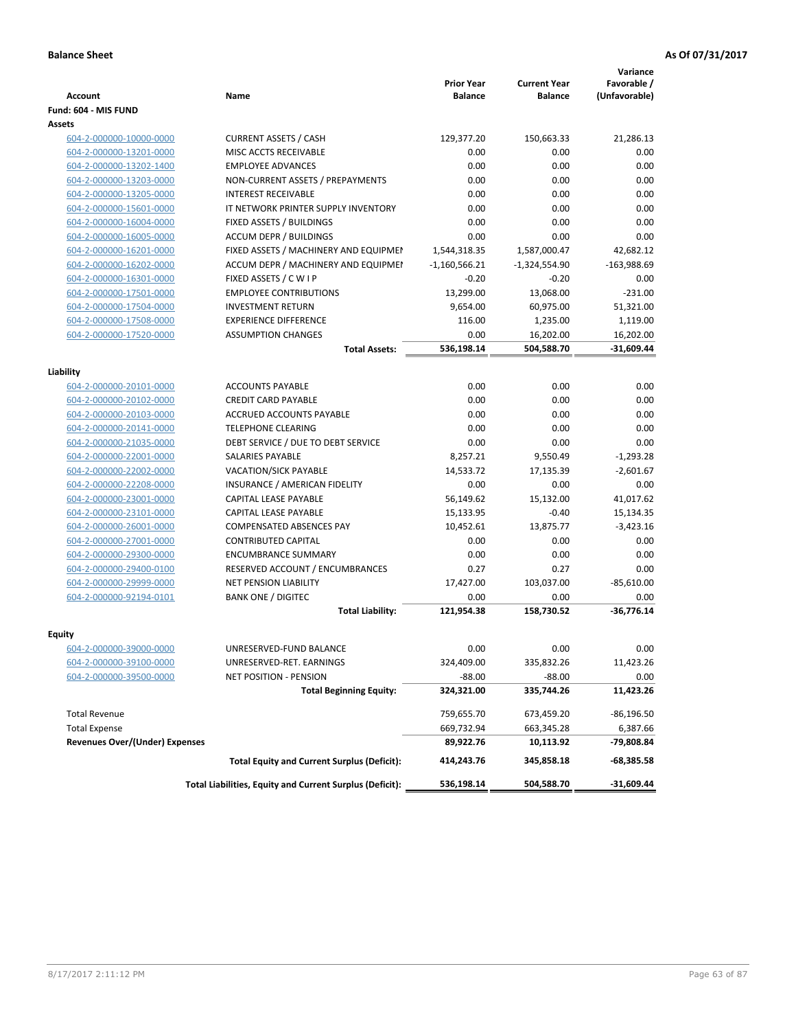**Balance Sheet** **As Of 07/31/2017**

| Account | Name | Prior Year Balance | Current Year Balance | Variance Favorable / (Unfavorable) |
|---|---|---|---|---|
| **Fund: 604 - MIS FUND** | | | | |
| **Assets** | | | | |
| 604-2-000000-10000-0000 | CURRENT ASSETS / CASH | 129,377.20 | 150,663.33 | 21,286.13 |
| 604-2-000000-13201-0000 | MISC ACCTS RECEIVABLE | 0.00 | 0.00 | 0.00 |
| 604-2-000000-13202-1400 | EMPLOYEE ADVANCES | 0.00 | 0.00 | 0.00 |
| 604-2-000000-13203-0000 | NON-CURRENT ASSETS / PREPAYMENTS | 0.00 | 0.00 | 0.00 |
| 604-2-000000-13205-0000 | INTEREST RECEIVABLE | 0.00 | 0.00 | 0.00 |
| 604-2-000000-15601-0000 | IT NETWORK PRINTER SUPPLY INVENTORY | 0.00 | 0.00 | 0.00 |
| 604-2-000000-16004-0000 | FIXED ASSETS / BUILDINGS | 0.00 | 0.00 | 0.00 |
| 604-2-000000-16005-0000 | ACCUM DEPR / BUILDINGS | 0.00 | 0.00 | 0.00 |
| 604-2-000000-16201-0000 | FIXED ASSETS / MACHINERY AND EQUIPMEI | 1,544,318.35 | 1,587,000.47 | 42,682.12 |
| 604-2-000000-16202-0000 | ACCUM DEPR / MACHINERY AND EQUIPMEI | -1,160,566.21 | -1,324,554.90 | -163,988.69 |
| 604-2-000000-16301-0000 | FIXED ASSETS / C W I P | -0.20 | -0.20 | 0.00 |
| 604-2-000000-17501-0000 | EMPLOYEE CONTRIBUTIONS | 13,299.00 | 13,068.00 | -231.00 |
| 604-2-000000-17504-0000 | INVESTMENT RETURN | 9,654.00 | 60,975.00 | 51,321.00 |
| 604-2-000000-17508-0000 | EXPERIENCE DIFFERENCE | 116.00 | 1,235.00 | 1,119.00 |
| 604-2-000000-17520-0000 | ASSUMPTION CHANGES | 0.00 | 16,202.00 | 16,202.00 |
| | **Total Assets:** | **536,198.14** | **504,588.70** | **-31,609.44** |
| **Liability** | | | | |
| 604-2-000000-20101-0000 | ACCOUNTS PAYABLE | 0.00 | 0.00 | 0.00 |
| 604-2-000000-20102-0000 | CREDIT CARD PAYABLE | 0.00 | 0.00 | 0.00 |
| 604-2-000000-20103-0000 | ACCRUED ACCOUNTS PAYABLE | 0.00 | 0.00 | 0.00 |
| 604-2-000000-20141-0000 | TELEPHONE CLEARING | 0.00 | 0.00 | 0.00 |
| 604-2-000000-21035-0000 | DEBT SERVICE / DUE TO DEBT SERVICE | 0.00 | 0.00 | 0.00 |
| 604-2-000000-22001-0000 | SALARIES PAYABLE | 8,257.21 | 9,550.49 | -1,293.28 |
| 604-2-000000-22002-0000 | VACATION/SICK PAYABLE | 14,533.72 | 17,135.39 | -2,601.67 |
| 604-2-000000-22208-0000 | INSURANCE / AMERICAN FIDELITY | 0.00 | 0.00 | 0.00 |
| 604-2-000000-23001-0000 | CAPITAL LEASE PAYABLE | 56,149.62 | 15,132.00 | 41,017.62 |
| 604-2-000000-23101-0000 | CAPITAL LEASE PAYABLE | 15,133.95 | -0.40 | 15,134.35 |
| 604-2-000000-26001-0000 | COMPENSATED ABSENCES PAY | 10,452.61 | 13,875.77 | -3,423.16 |
| 604-2-000000-27001-0000 | CONTRIBUTED CAPITAL | 0.00 | 0.00 | 0.00 |
| 604-2-000000-29300-0000 | ENCUMBRANCE SUMMARY | 0.00 | 0.00 | 0.00 |
| 604-2-000000-29400-0100 | RESERVED ACCOUNT / ENCUMBRANCES | 0.27 | 0.27 | 0.00 |
| 604-2-000000-29999-0000 | NET PENSION LIABILITY | 17,427.00 | 103,037.00 | -85,610.00 |
| 604-2-000000-92194-0101 | BANK ONE / DIGITEC | 0.00 | 0.00 | 0.00 |
| | **Total Liability:** | **121,954.38** | **158,730.52** | **-36,776.14** |
| **Equity** | | | | |
| 604-2-000000-39000-0000 | UNRESERVED-FUND BALANCE | 0.00 | 0.00 | 0.00 |
| 604-2-000000-39100-0000 | UNRESERVED-RET. EARNINGS | 324,409.00 | 335,832.26 | 11,423.26 |
| 604-2-000000-39500-0000 | NET POSITION - PENSION | -88.00 | -88.00 | 0.00 |
| | **Total Beginning Equity:** | **324,321.00** | **335,744.26** | **11,423.26** |
| Total Revenue | | 759,655.70 | 673,459.20 | -86,196.50 |
| Total Expense | | 669,732.94 | 663,345.28 | 6,387.66 |
| **Revenues Over/(Under) Expenses** | | **89,922.76** | **10,113.92** | **-79,808.84** |
| | **Total Equity and Current Surplus (Deficit):** | **414,243.76** | **345,858.18** | **-68,385.58** |
| | **Total Liabilities, Equity and Current Surplus (Deficit):** | **536,198.14** | **504,588.70** | **-31,609.44** |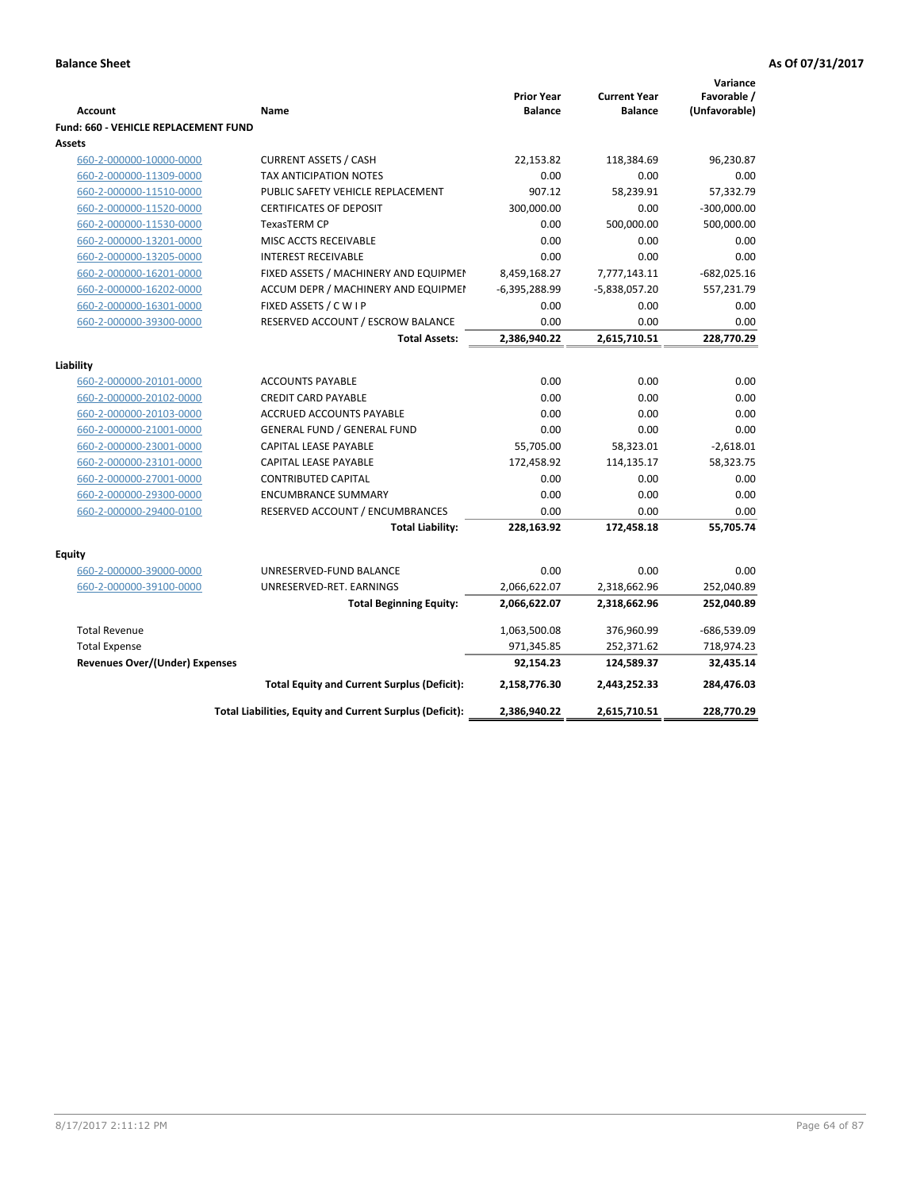**Balance Sheet** **As Of 07/31/2017**

| Account | Name | Prior Year Balance | Current Year Balance | Variance Favorable / (Unfavorable) |
|---|---|---|---|---|
| **Fund: 660 - VEHICLE REPLACEMENT FUND** | | | | |
| **Assets** | | | | |
| 660-2-000000-10000-0000 | CURRENT ASSETS / CASH | 22,153.82 | 118,384.69 | 96,230.87 |
| 660-2-000000-11309-0000 | TAX ANTICIPATION NOTES | 0.00 | 0.00 | 0.00 |
| 660-2-000000-11510-0000 | PUBLIC SAFETY VEHICLE REPLACEMENT | 907.12 | 58,239.91 | 57,332.79 |
| 660-2-000000-11520-0000 | CERTIFICATES OF DEPOSIT | 300,000.00 | 0.00 | -300,000.00 |
| 660-2-000000-11530-0000 | TexasTERM CP | 0.00 | 500,000.00 | 500,000.00 |
| 660-2-000000-13201-0000 | MISC ACCTS RECEIVABLE | 0.00 | 0.00 | 0.00 |
| 660-2-000000-13205-0000 | INTEREST RECEIVABLE | 0.00 | 0.00 | 0.00 |
| 660-2-000000-16201-0000 | FIXED ASSETS / MACHINERY AND EQUIPMEI | 8,459,168.27 | 7,777,143.11 | -682,025.16 |
| 660-2-000000-16202-0000 | ACCUM DEPR / MACHINERY AND EQUIPMEI | -6,395,288.99 | -5,838,057.20 | 557,231.79 |
| 660-2-000000-16301-0000 | FIXED ASSETS / C W I P | 0.00 | 0.00 | 0.00 |
| 660-2-000000-39300-0000 | RESERVED ACCOUNT / ESCROW BALANCE | 0.00 | 0.00 | 0.00 |
| | **Total Assets:** | **2,386,940.22** | **2,615,710.51** | **228,770.29** |
| **Liability** | | | | |
| 660-2-000000-20101-0000 | ACCOUNTS PAYABLE | 0.00 | 0.00 | 0.00 |
| 660-2-000000-20102-0000 | CREDIT CARD PAYABLE | 0.00 | 0.00 | 0.00 |
| 660-2-000000-20103-0000 | ACCRUED ACCOUNTS PAYABLE | 0.00 | 0.00 | 0.00 |
| 660-2-000000-21001-0000 | GENERAL FUND / GENERAL FUND | 0.00 | 0.00 | 0.00 |
| 660-2-000000-23001-0000 | CAPITAL LEASE PAYABLE | 55,705.00 | 58,323.01 | -2,618.01 |
| 660-2-000000-23101-0000 | CAPITAL LEASE PAYABLE | 172,458.92 | 114,135.17 | 58,323.75 |
| 660-2-000000-27001-0000 | CONTRIBUTED CAPITAL | 0.00 | 0.00 | 0.00 |
| 660-2-000000-29300-0000 | ENCUMBRANCE SUMMARY | 0.00 | 0.00 | 0.00 |
| 660-2-000000-29400-0100 | RESERVED ACCOUNT / ENCUMBRANCES | 0.00 | 0.00 | 0.00 |
| | **Total Liability:** | **228,163.92** | **172,458.18** | **55,705.74** |
| **Equity** | | | | |
| 660-2-000000-39000-0000 | UNRESERVED-FUND BALANCE | 0.00 | 0.00 | 0.00 |
| 660-2-000000-39100-0000 | UNRESERVED-RET. EARNINGS | 2,066,622.07 | 2,318,662.96 | 252,040.89 |
| | **Total Beginning Equity:** | **2,066,622.07** | **2,318,662.96** | **252,040.89** |
| Total Revenue | | 1,063,500.08 | 376,960.99 | -686,539.09 |
| Total Expense | | 971,345.85 | 252,371.62 | 718,974.23 |
| **Revenues Over/(Under) Expenses** | | **92,154.23** | **124,589.37** | **32,435.14** |
| | **Total Equity and Current Surplus (Deficit):** | **2,158,776.30** | **2,443,252.33** | **284,476.03** |
| | **Total Liabilities, Equity and Current Surplus (Deficit):** | **2,386,940.22** | **2,615,710.51** | **228,770.29** |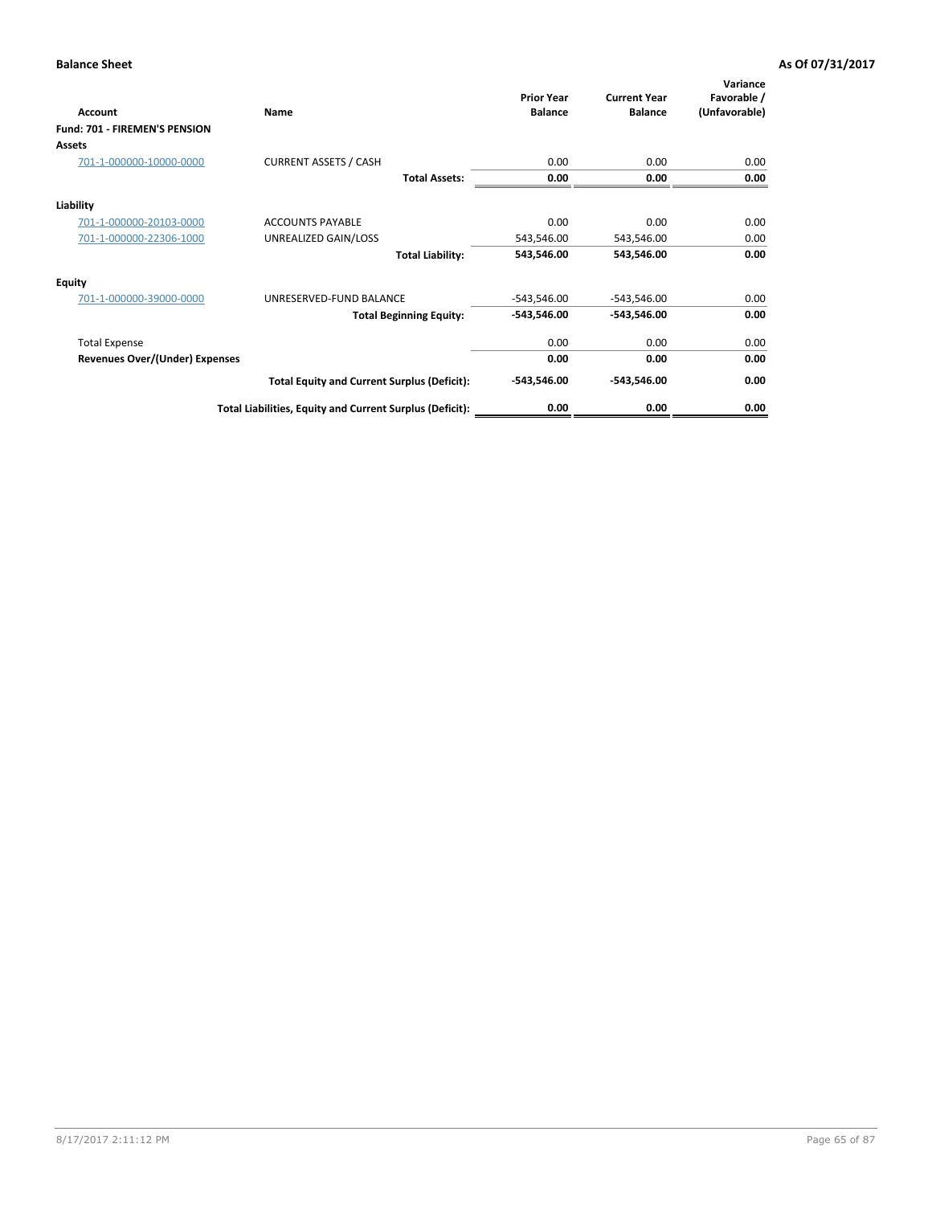**Balance Sheet** **As Of 07/31/2017**

| Account | Name | Prior Year Balance | Current Year Balance | Variance Favorable / (Unfavorable) |
|---|---|---|---|---|
| **Fund: 701 - FIREMEN'S PENSION** | | | | |
| **Assets** | | | | |
| 701-1-000000-10000-0000 | CURRENT ASSETS / CASH | 0.00 | 0.00 | 0.00 |
| | **Total Assets:** | **0.00** | **0.00** | **0.00** |
| **Liability** | | | | |
| 701-1-000000-20103-0000 | ACCOUNTS PAYABLE | 0.00 | 0.00 | 0.00 |
| 701-1-000000-22306-1000 | UNREALIZED GAIN/LOSS | 543,546.00 | 543,546.00 | 0.00 |
| | **Total Liability:** | **543,546.00** | **543,546.00** | **0.00** |
| **Equity** | | | | |
| 701-1-000000-39000-0000 | UNRESERVED-FUND BALANCE | -543,546.00 | -543,546.00 | 0.00 |
| | **Total Beginning Equity:** | **-543,546.00** | **-543,546.00** | **0.00** |
| Total Expense | | 0.00 | 0.00 | 0.00 |
| **Revenues Over/(Under) Expenses** | | **0.00** | **0.00** | **0.00** |
| | **Total Equity and Current Surplus (Deficit):** | **-543,546.00** | **-543,546.00** | **0.00** |
| | **Total Liabilities, Equity and Current Surplus (Deficit):** | **0.00** | **0.00** | **0.00** |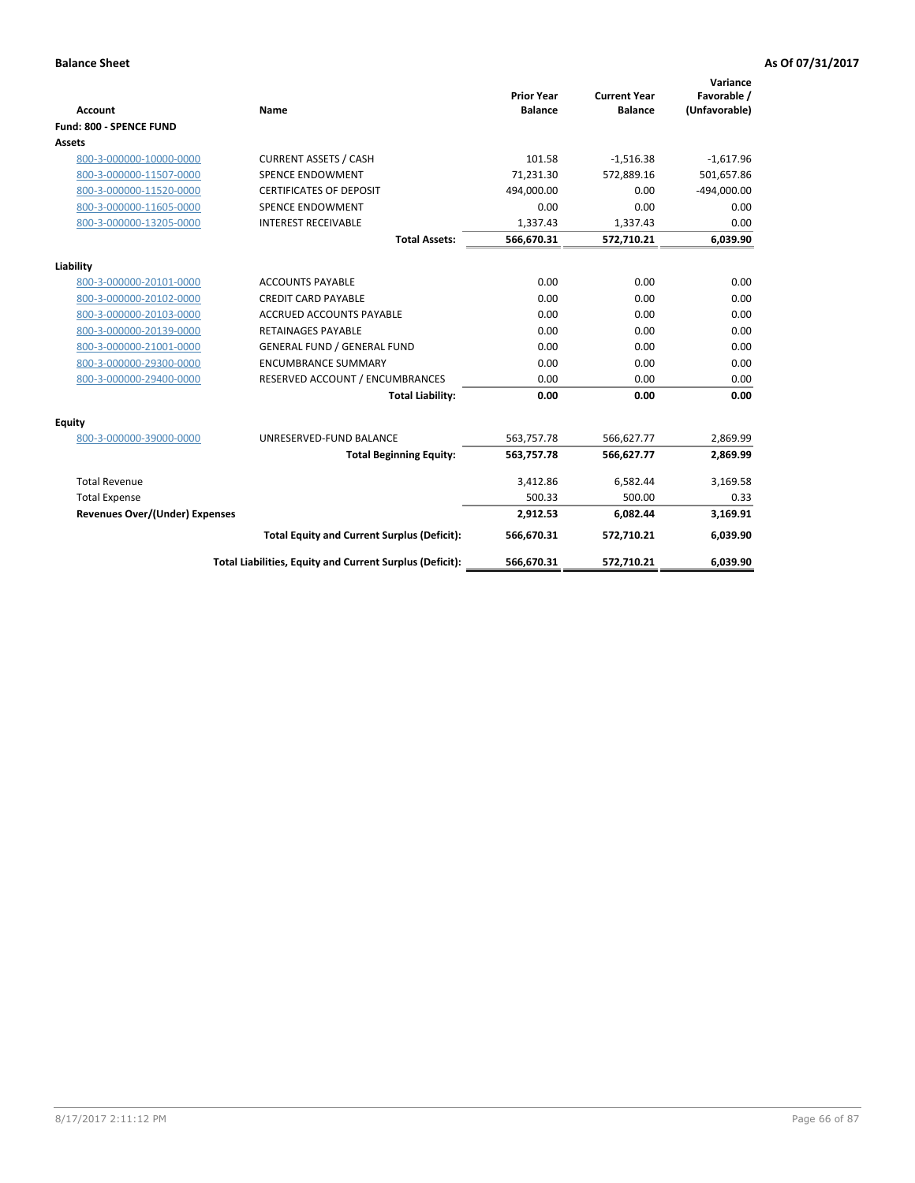**Balance Sheet** **As Of 07/31/2017**

| Account | Name | Prior Year Balance | Current Year Balance | Variance Favorable / (Unfavorable) |
|---|---|---|---|---|
| **Fund: 800 - SPENCE FUND** | | | | |
| **Assets** | | | | |
| 800-3-000000-10000-0000 | CURRENT ASSETS / CASH | 101.58 | -1,516.38 | -1,617.96 |
| 800-3-000000-11507-0000 | SPENCE ENDOWMENT | 71,231.30 | 572,889.16 | 501,657.86 |
| 800-3-000000-11520-0000 | CERTIFICATES OF DEPOSIT | 494,000.00 | 0.00 | -494,000.00 |
| 800-3-000000-11605-0000 | SPENCE ENDOWMENT | 0.00 | 0.00 | 0.00 |
| 800-3-000000-13205-0000 | INTEREST RECEIVABLE | 1,337.43 | 1,337.43 | 0.00 |
| | **Total Assets:** | **566,670.31** | **572,710.21** | **6,039.90** |
| **Liability** | | | | |
| 800-3-000000-20101-0000 | ACCOUNTS PAYABLE | 0.00 | 0.00 | 0.00 |
| 800-3-000000-20102-0000 | CREDIT CARD PAYABLE | 0.00 | 0.00 | 0.00 |
| 800-3-000000-20103-0000 | ACCRUED ACCOUNTS PAYABLE | 0.00 | 0.00 | 0.00 |
| 800-3-000000-20139-0000 | RETAINAGES PAYABLE | 0.00 | 0.00 | 0.00 |
| 800-3-000000-21001-0000 | GENERAL FUND / GENERAL FUND | 0.00 | 0.00 | 0.00 |
| 800-3-000000-29300-0000 | ENCUMBRANCE SUMMARY | 0.00 | 0.00 | 0.00 |
| 800-3-000000-29400-0000 | RESERVED ACCOUNT / ENCUMBRANCES | 0.00 | 0.00 | 0.00 |
| | **Total Liability:** | **0.00** | **0.00** | **0.00** |
| **Equity** | | | | |
| 800-3-000000-39000-0000 | UNRESERVED-FUND BALANCE | 563,757.78 | 566,627.77 | 2,869.99 |
| | **Total Beginning Equity:** | **563,757.78** | **566,627.77** | **2,869.99** |
| Total Revenue | | 3,412.86 | 6,582.44 | 3,169.58 |
| Total Expense | | 500.33 | 500.00 | 0.33 |
| **Revenues Over/(Under) Expenses** | | **2,912.53** | **6,082.44** | **3,169.91** |
| | **Total Equity and Current Surplus (Deficit):** | **566,670.31** | **572,710.21** | **6,039.90** |
| | **Total Liabilities, Equity and Current Surplus (Deficit):** | **566,670.31** | **572,710.21** | **6,039.90** |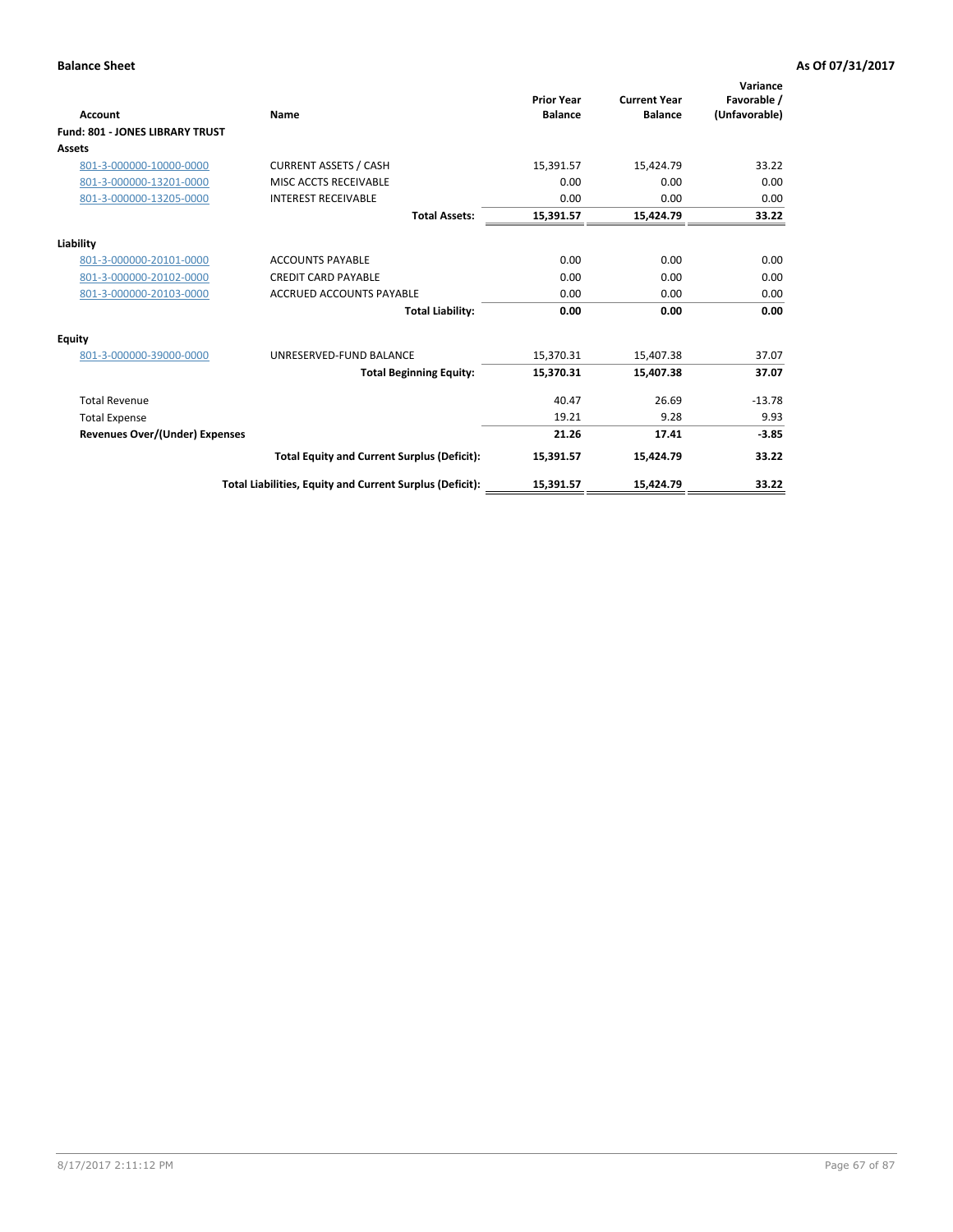**Balance Sheet** **As Of 07/31/2017**

| Account | Name | Prior Year Balance | Current Year Balance | Variance Favorable / (Unfavorable) |
|---|---|---|---|---|
| **Fund: 801 - JONES LIBRARY TRUST** | | | | |
| **Assets** | | | | |
| 801-3-000000-10000-0000 | CURRENT ASSETS / CASH | 15,391.57 | 15,424.79 | 33.22 |
| 801-3-000000-13201-0000 | MISC ACCTS RECEIVABLE | 0.00 | 0.00 | 0.00 |
| 801-3-000000-13205-0000 | INTEREST RECEIVABLE | 0.00 | 0.00 | 0.00 |
| | **Total Assets:** | **15,391.57** | **15,424.79** | **33.22** |
| **Liability** | | | | |
| 801-3-000000-20101-0000 | ACCOUNTS PAYABLE | 0.00 | 0.00 | 0.00 |
| 801-3-000000-20102-0000 | CREDIT CARD PAYABLE | 0.00 | 0.00 | 0.00 |
| 801-3-000000-20103-0000 | ACCRUED ACCOUNTS PAYABLE | 0.00 | 0.00 | 0.00 |
| | **Total Liability:** | **0.00** | **0.00** | **0.00** |
| **Equity** | | | | |
| 801-3-000000-39000-0000 | UNRESERVED-FUND BALANCE | 15,370.31 | 15,407.38 | 37.07 |
| | **Total Beginning Equity:** | **15,370.31** | **15,407.38** | **37.07** |
| Total Revenue | | 40.47 | 26.69 | -13.78 |
| Total Expense | | 19.21 | 9.28 | 9.93 |
| **Revenues Over/(Under) Expenses** | | **21.26** | **17.41** | **-3.85** |
| | **Total Equity and Current Surplus (Deficit):** | **15,391.57** | **15,424.79** | **33.22** |
| | **Total Liabilities, Equity and Current Surplus (Deficit):** | **15,391.57** | **15,424.79** | **33.22** |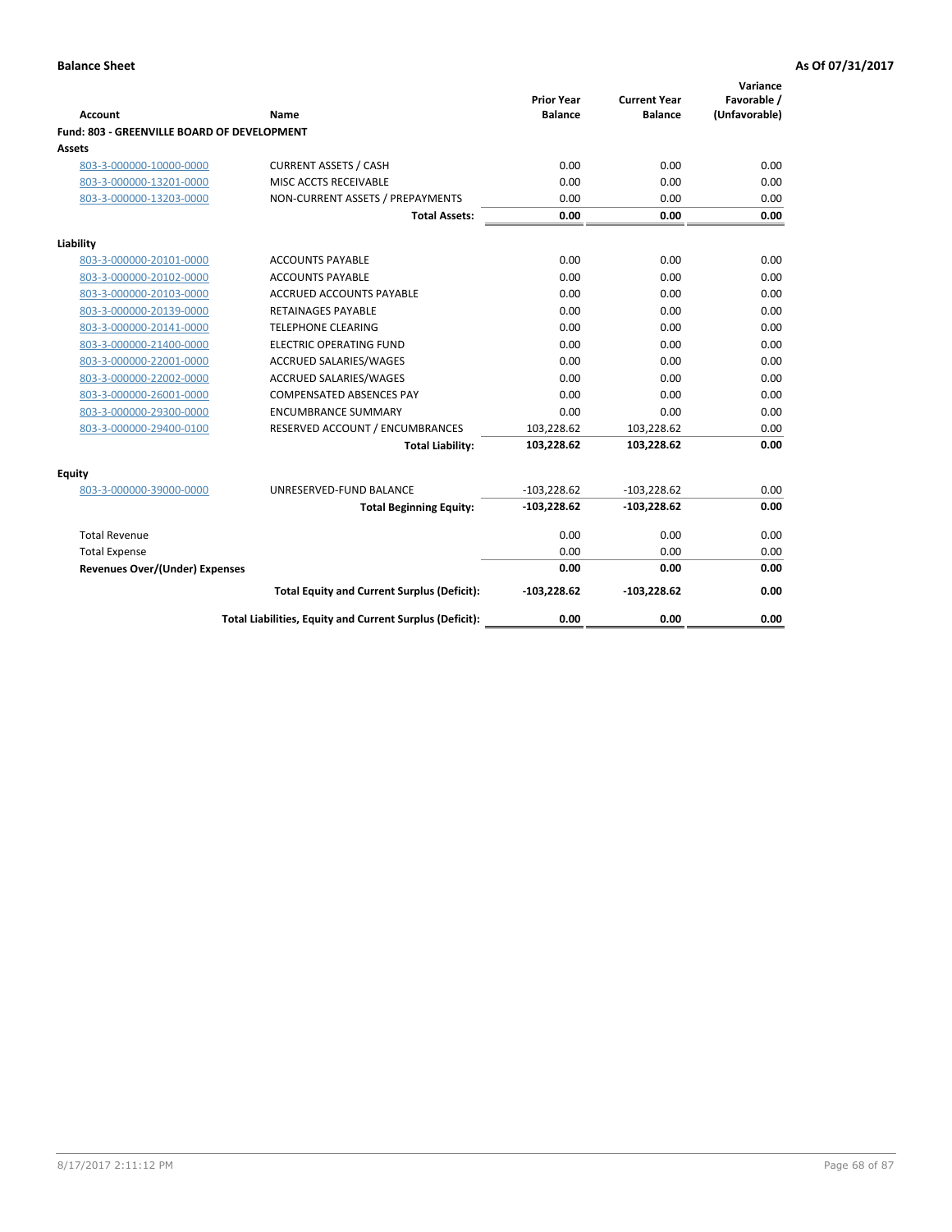**Balance Sheet** **As Of 07/31/2017**

| Account | Name | Prior Year Balance | Current Year Balance | Variance Favorable / (Unfavorable) |
|---|---|---|---|---|
| **Fund: 803 - GREENVILLE BOARD OF DEVELOPMENT** | | | | |
| **Assets** | | | | |
| 803-3-000000-10000-0000 | CURRENT ASSETS / CASH | 0.00 | 0.00 | 0.00 |
| 803-3-000000-13201-0000 | MISC ACCTS RECEIVABLE | 0.00 | 0.00 | 0.00 |
| 803-3-000000-13203-0000 | NON-CURRENT ASSETS / PREPAYMENTS | 0.00 | 0.00 | 0.00 |
| | **Total Assets:** | **0.00** | **0.00** | **0.00** |
| **Liability** | | | | |
| 803-3-000000-20101-0000 | ACCOUNTS PAYABLE | 0.00 | 0.00 | 0.00 |
| 803-3-000000-20102-0000 | ACCOUNTS PAYABLE | 0.00 | 0.00 | 0.00 |
| 803-3-000000-20103-0000 | ACCRUED ACCOUNTS PAYABLE | 0.00 | 0.00 | 0.00 |
| 803-3-000000-20139-0000 | RETAINAGES PAYABLE | 0.00 | 0.00 | 0.00 |
| 803-3-000000-20141-0000 | TELEPHONE CLEARING | 0.00 | 0.00 | 0.00 |
| 803-3-000000-21400-0000 | ELECTRIC OPERATING FUND | 0.00 | 0.00 | 0.00 |
| 803-3-000000-22001-0000 | ACCRUED SALARIES/WAGES | 0.00 | 0.00 | 0.00 |
| 803-3-000000-22002-0000 | ACCRUED SALARIES/WAGES | 0.00 | 0.00 | 0.00 |
| 803-3-000000-26001-0000 | COMPENSATED ABSENCES PAY | 0.00 | 0.00 | 0.00 |
| 803-3-000000-29300-0000 | ENCUMBRANCE SUMMARY | 0.00 | 0.00 | 0.00 |
| 803-3-000000-29400-0100 | RESERVED ACCOUNT / ENCUMBRANCES | 103,228.62 | 103,228.62 | 0.00 |
| | **Total Liability:** | **103,228.62** | **103,228.62** | **0.00** |
| **Equity** | | | | |
| 803-3-000000-39000-0000 | UNRESERVED-FUND BALANCE | -103,228.62 | -103,228.62 | 0.00 |
| | **Total Beginning Equity:** | **-103,228.62** | **-103,228.62** | **0.00** |
| Total Revenue | | 0.00 | 0.00 | 0.00 |
| Total Expense | | 0.00 | 0.00 | 0.00 |
| **Revenues Over/(Under) Expenses** | | **0.00** | **0.00** | **0.00** |
| | **Total Equity and Current Surplus (Deficit):** | **-103,228.62** | **-103,228.62** | **0.00** |
| | **Total Liabilities, Equity and Current Surplus (Deficit):** | **0.00** | **0.00** | **0.00** |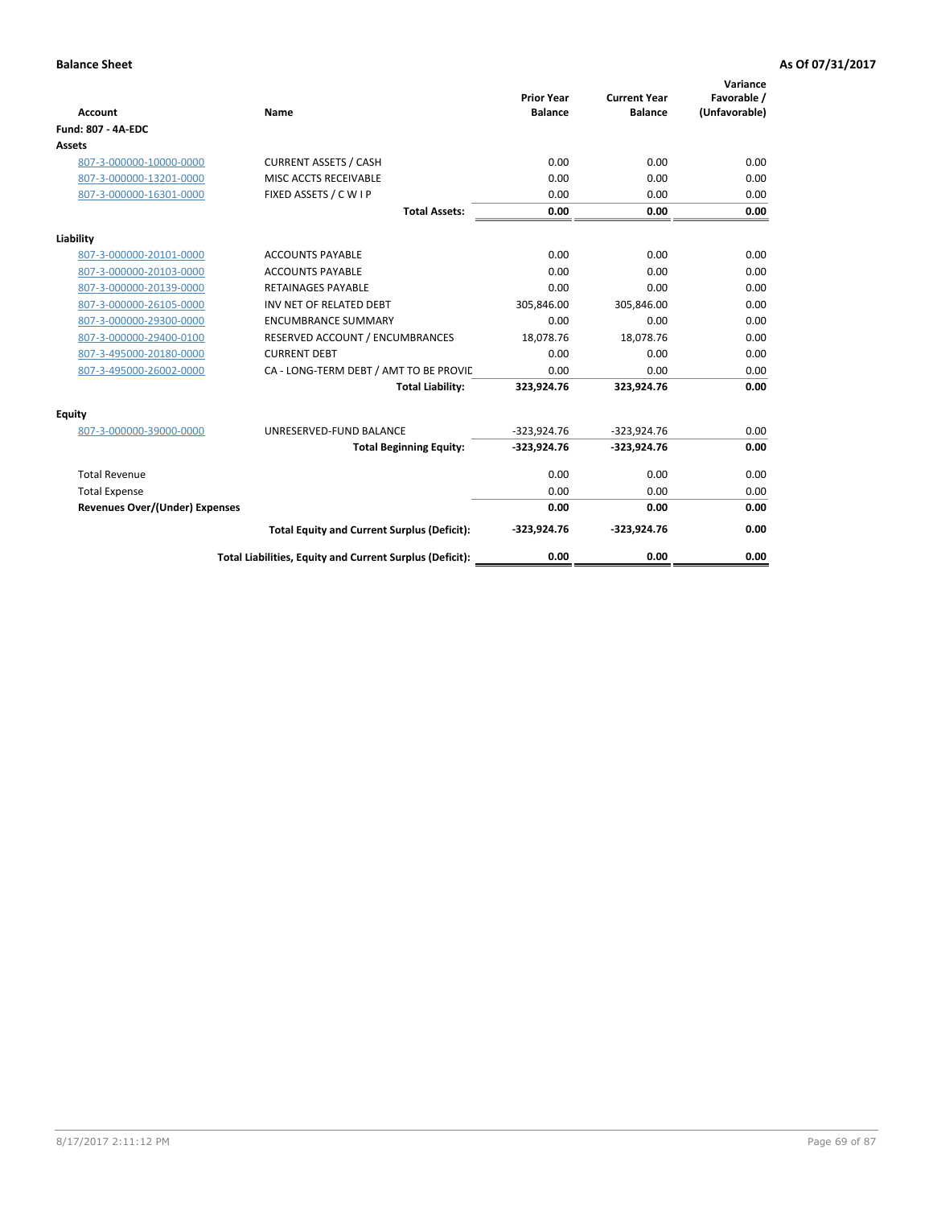**Balance Sheet** **As Of 07/31/2017**

| Account | Name | Prior Year Balance | Current Year Balance | Variance Favorable / (Unfavorable) |
|---|---|---|---|---|
| **Fund: 807 - 4A-EDC** | | | | |
| **Assets** | | | | |
| 807-3-000000-10000-0000 | CURRENT ASSETS / CASH | 0.00 | 0.00 | 0.00 |
| 807-3-000000-13201-0000 | MISC ACCTS RECEIVABLE | 0.00 | 0.00 | 0.00 |
| 807-3-000000-16301-0000 | FIXED ASSETS / C W I P | 0.00 | 0.00 | 0.00 |
| | **Total Assets:** | **0.00** | **0.00** | **0.00** |
| **Liability** | | | | |
| 807-3-000000-20101-0000 | ACCOUNTS PAYABLE | 0.00 | 0.00 | 0.00 |
| 807-3-000000-20103-0000 | ACCOUNTS PAYABLE | 0.00 | 0.00 | 0.00 |
| 807-3-000000-20139-0000 | RETAINAGES PAYABLE | 0.00 | 0.00 | 0.00 |
| 807-3-000000-26105-0000 | INV NET OF RELATED DEBT | 305,846.00 | 305,846.00 | 0.00 |
| 807-3-000000-29300-0000 | ENCUMBRANCE SUMMARY | 0.00 | 0.00 | 0.00 |
| 807-3-000000-29400-0100 | RESERVED ACCOUNT / ENCUMBRANCES | 18,078.76 | 18,078.76 | 0.00 |
| 807-3-495000-20180-0000 | CURRENT DEBT | 0.00 | 0.00 | 0.00 |
| 807-3-495000-26002-0000 | CA - LONG-TERM DEBT / AMT TO BE PROVIE | 0.00 | 0.00 | 0.00 |
| | **Total Liability:** | **323,924.76** | **323,924.76** | **0.00** |
| **Equity** | | | | |
| 807-3-000000-39000-0000 | UNRESERVED-FUND BALANCE | -323,924.76 | -323,924.76 | 0.00 |
| | **Total Beginning Equity:** | **-323,924.76** | **-323,924.76** | **0.00** |
| Total Revenue | | 0.00 | 0.00 | 0.00 |
| Total Expense | | 0.00 | 0.00 | 0.00 |
| **Revenues Over/(Under) Expenses** | | **0.00** | **0.00** | **0.00** |
| | **Total Equity and Current Surplus (Deficit):** | **-323,924.76** | **-323,924.76** | **0.00** |
| | **Total Liabilities, Equity and Current Surplus (Deficit):** | **0.00** | **0.00** | **0.00** |

8/17/2017 2:11:12 PM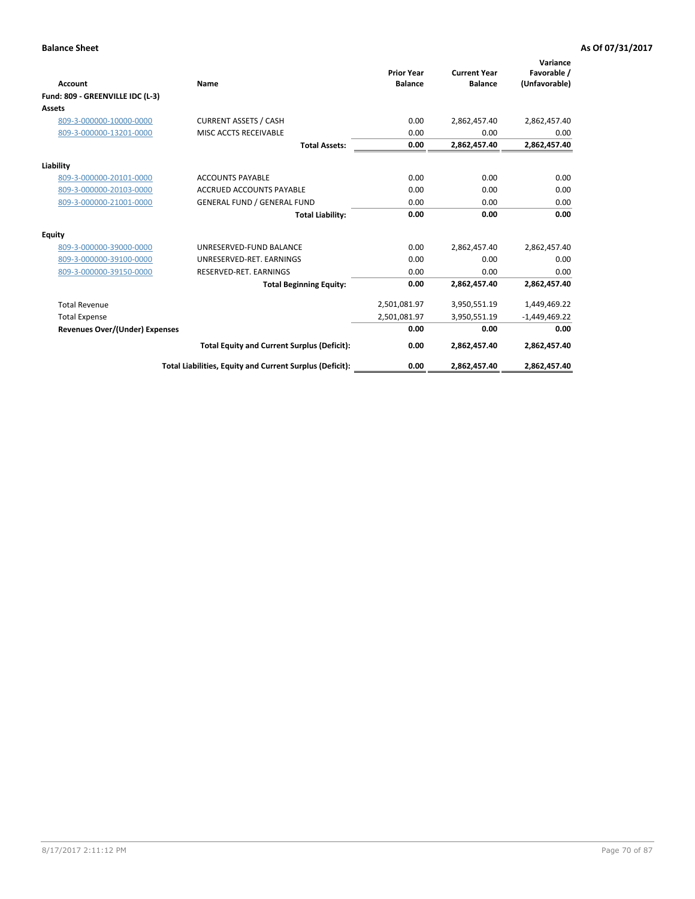**Balance Sheet** **As Of 07/31/2017**

| Account | Name | Prior Year Balance | Current Year Balance | Variance Favorable / (Unfavorable) |
|---|---|---|---|---|
| **Fund: 809 - GREENVILLE IDC (L-3)** | | | | |
| **Assets** | | | | |
| 809-3-000000-10000-0000 | CURRENT ASSETS / CASH | 0.00 | 2,862,457.40 | 2,862,457.40 |
| 809-3-000000-13201-0000 | MISC ACCTS RECEIVABLE | 0.00 | 0.00 | 0.00 |
| | **Total Assets:** | **0.00** | **2,862,457.40** | **2,862,457.40** |
| **Liability** | | | | |
| 809-3-000000-20101-0000 | ACCOUNTS PAYABLE | 0.00 | 0.00 | 0.00 |
| 809-3-000000-20103-0000 | ACCRUED ACCOUNTS PAYABLE | 0.00 | 0.00 | 0.00 |
| 809-3-000000-21001-0000 | GENERAL FUND / GENERAL FUND | 0.00 | 0.00 | 0.00 |
| | **Total Liability:** | **0.00** | **0.00** | **0.00** |
| **Equity** | | | | |
| 809-3-000000-39000-0000 | UNRESERVED-FUND BALANCE | 0.00 | 2,862,457.40 | 2,862,457.40 |
| 809-3-000000-39100-0000 | UNRESERVED-RET. EARNINGS | 0.00 | 0.00 | 0.00 |
| 809-3-000000-39150-0000 | RESERVED-RET. EARNINGS | 0.00 | 0.00 | 0.00 |
| | **Total Beginning Equity:** | **0.00** | **2,862,457.40** | **2,862,457.40** |
| Total Revenue | | 2,501,081.97 | 3,950,551.19 | 1,449,469.22 |
| Total Expense | | 2,501,081.97 | 3,950,551.19 | -1,449,469.22 |
| **Revenues Over/(Under) Expenses** | | **0.00** | **0.00** | **0.00** |
| | **Total Equity and Current Surplus (Deficit):** | **0.00** | **2,862,457.40** | **2,862,457.40** |
| | **Total Liabilities, Equity and Current Surplus (Deficit):** | **0.00** | **2,862,457.40** | **2,862,457.40** |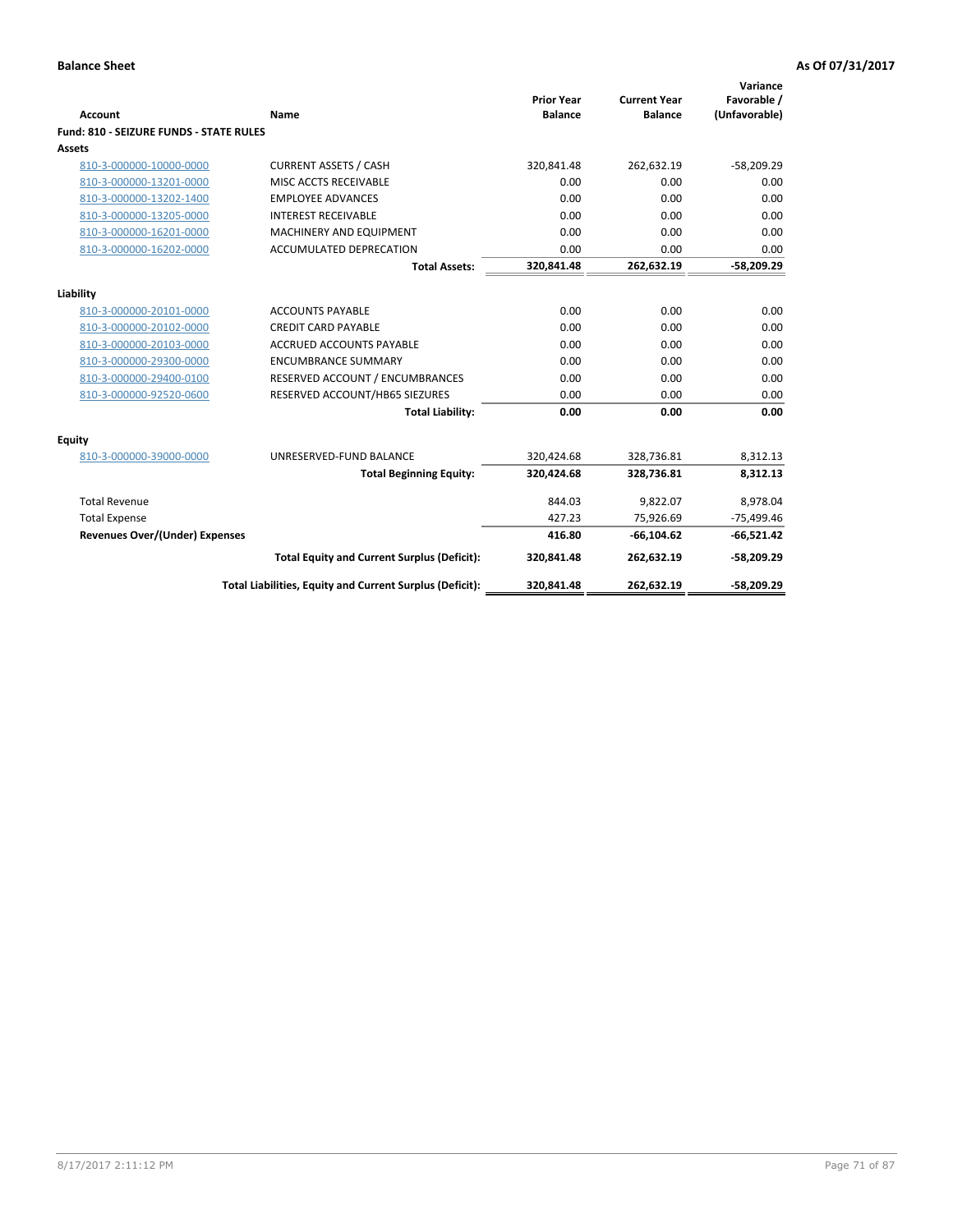**Balance Sheet** **As Of 07/31/2017**

| Account | Name | Prior Year Balance | Current Year Balance | Variance Favorable / (Unfavorable) |
|---|---|---|---|---|
| **Fund: 810 - SEIZURE FUNDS - STATE RULES** | | | | |
| **Assets** | | | | |
| 810-3-000000-10000-0000 | CURRENT ASSETS / CASH | 320,841.48 | 262,632.19 | -58,209.29 |
| 810-3-000000-13201-0000 | MISC ACCTS RECEIVABLE | 0.00 | 0.00 | 0.00 |
| 810-3-000000-13202-1400 | EMPLOYEE ADVANCES | 0.00 | 0.00 | 0.00 |
| 810-3-000000-13205-0000 | INTEREST RECEIVABLE | 0.00 | 0.00 | 0.00 |
| 810-3-000000-16201-0000 | MACHINERY AND EQUIPMENT | 0.00 | 0.00 | 0.00 |
| 810-3-000000-16202-0000 | ACCUMULATED DEPRECATION | 0.00 | 0.00 | 0.00 |
| | **Total Assets:** | **320,841.48** | **262,632.19** | **-58,209.29** |
| **Liability** | | | | |
| 810-3-000000-20101-0000 | ACCOUNTS PAYABLE | 0.00 | 0.00 | 0.00 |
| 810-3-000000-20102-0000 | CREDIT CARD PAYABLE | 0.00 | 0.00 | 0.00 |
| 810-3-000000-20103-0000 | ACCRUED ACCOUNTS PAYABLE | 0.00 | 0.00 | 0.00 |
| 810-3-000000-29300-0000 | ENCUMBRANCE SUMMARY | 0.00 | 0.00 | 0.00 |
| 810-3-000000-29400-0100 | RESERVED ACCOUNT / ENCUMBRANCES | 0.00 | 0.00 | 0.00 |
| 810-3-000000-92520-0600 | RESERVED ACCOUNT/HB65 SIEZURES | 0.00 | 0.00 | 0.00 |
| | **Total Liability:** | **0.00** | **0.00** | **0.00** |
| **Equity** | | | | |
| 810-3-000000-39000-0000 | UNRESERVED-FUND BALANCE | 320,424.68 | 328,736.81 | 8,312.13 |
| | **Total Beginning Equity:** | **320,424.68** | **328,736.81** | **8,312.13** |
| Total Revenue | | 844.03 | 9,822.07 | 8,978.04 |
| Total Expense | | 427.23 | 75,926.69 | -75,499.46 |
| **Revenues Over/(Under) Expenses** | | **416.80** | **-66,104.62** | **-66,521.42** |
| | **Total Equity and Current Surplus (Deficit):** | **320,841.48** | **262,632.19** | **-58,209.29** |
| | **Total Liabilities, Equity and Current Surplus (Deficit):** | **320,841.48** | **262,632.19** | **-58,209.29** |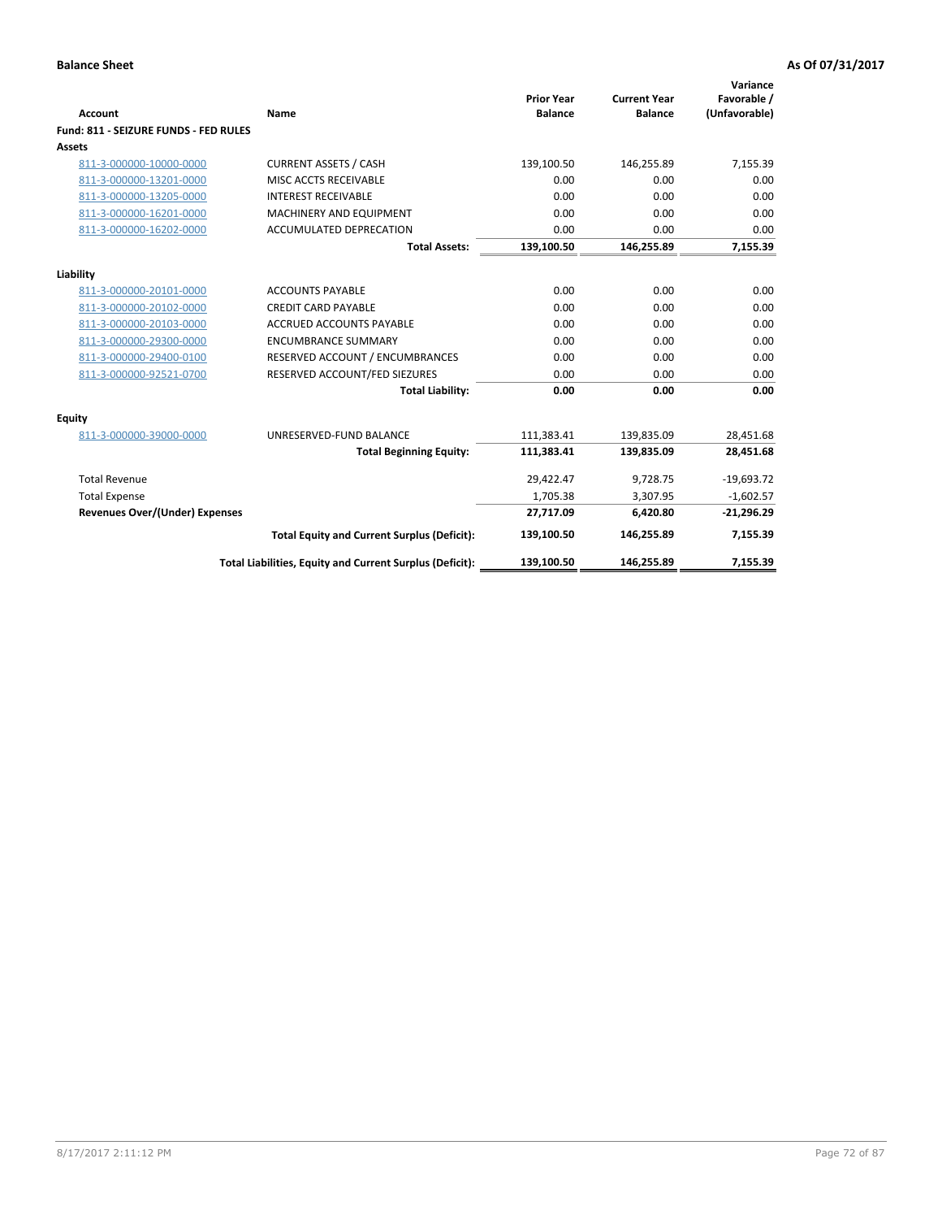**Balance Sheet** **As Of 07/31/2017**

| Account | Name | Prior Year Balance | Current Year Balance | Variance Favorable / (Unfavorable) |
|---|---|---|---|---|
| **Fund: 811 - SEIZURE FUNDS - FED RULES** | | | | |
| **Assets** | | | | |
| 811-3-000000-10000-0000 | CURRENT ASSETS / CASH | 139,100.50 | 146,255.89 | 7,155.39 |
| 811-3-000000-13201-0000 | MISC ACCTS RECEIVABLE | 0.00 | 0.00 | 0.00 |
| 811-3-000000-13205-0000 | INTEREST RECEIVABLE | 0.00 | 0.00 | 0.00 |
| 811-3-000000-16201-0000 | MACHINERY AND EQUIPMENT | 0.00 | 0.00 | 0.00 |
| 811-3-000000-16202-0000 | ACCUMULATED DEPRECATION | 0.00 | 0.00 | 0.00 |
| | **Total Assets:** | **139,100.50** | **146,255.89** | **7,155.39** |
| **Liability** | | | | |
| 811-3-000000-20101-0000 | ACCOUNTS PAYABLE | 0.00 | 0.00 | 0.00 |
| 811-3-000000-20102-0000 | CREDIT CARD PAYABLE | 0.00 | 0.00 | 0.00 |
| 811-3-000000-20103-0000 | ACCRUED ACCOUNTS PAYABLE | 0.00 | 0.00 | 0.00 |
| 811-3-000000-29300-0000 | ENCUMBRANCE SUMMARY | 0.00 | 0.00 | 0.00 |
| 811-3-000000-29400-0100 | RESERVED ACCOUNT / ENCUMBRANCES | 0.00 | 0.00 | 0.00 |
| 811-3-000000-92521-0700 | RESERVED ACCOUNT/FED SIEZURES | 0.00 | 0.00 | 0.00 |
| | **Total Liability:** | **0.00** | **0.00** | **0.00** |
| **Equity** | | | | |
| 811-3-000000-39000-0000 | UNRESERVED-FUND BALANCE | 111,383.41 | 139,835.09 | 28,451.68 |
| | **Total Beginning Equity:** | **111,383.41** | **139,835.09** | **28,451.68** |
| Total Revenue | | 29,422.47 | 9,728.75 | -19,693.72 |
| Total Expense | | 1,705.38 | 3,307.95 | -1,602.57 |
| **Revenues Over/(Under) Expenses** | | **27,717.09** | **6,420.80** | **-21,296.29** |
| | **Total Equity and Current Surplus (Deficit):** | **139,100.50** | **146,255.89** | **7,155.39** |
| | **Total Liabilities, Equity and Current Surplus (Deficit):** | **139,100.50** | **146,255.89** | **7,155.39** |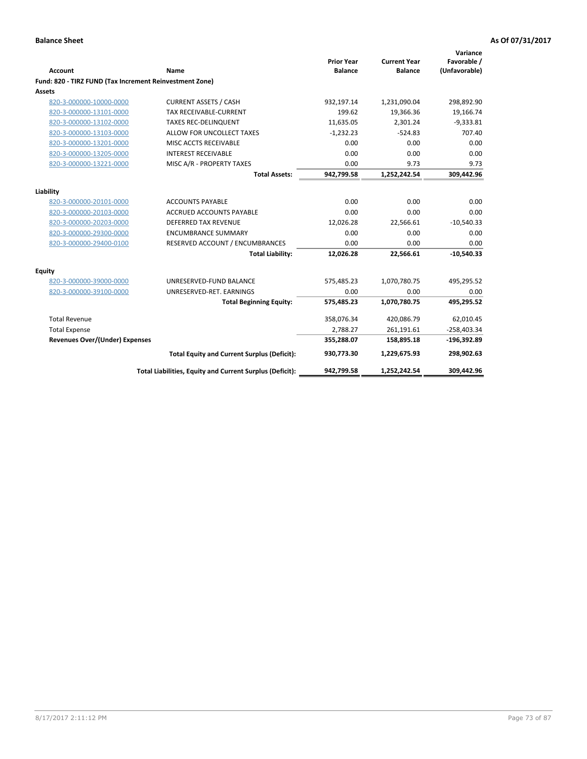**Balance Sheet** — As Of 07/31/2017

| Account | Name | Prior Year Balance | Current Year Balance | Variance Favorable / (Unfavorable) |
|---|---|---|---|---|
| **Fund: 820 - TIRZ FUND (Tax Increment Reinvestment Zone)** | | | | |
| **Assets** | | | | |
| 820-3-000000-10000-0000 | CURRENT ASSETS / CASH | 932,197.14 | 1,231,090.04 | 298,892.90 |
| 820-3-000000-13101-0000 | TAX RECEIVABLE-CURRENT | 199.62 | 19,366.36 | 19,166.74 |
| 820-3-000000-13102-0000 | TAXES REC-DELINQUENT | 11,635.05 | 2,301.24 | -9,333.81 |
| 820-3-000000-13103-0000 | ALLOW FOR UNCOLLECT TAXES | -1,232.23 | -524.83 | 707.40 |
| 820-3-000000-13201-0000 | MISC ACCTS RECEIVABLE | 0.00 | 0.00 | 0.00 |
| 820-3-000000-13205-0000 | INTEREST RECEIVABLE | 0.00 | 0.00 | 0.00 |
| 820-3-000000-13221-0000 | MISC A/R - PROPERTY TAXES | 0.00 | 9.73 | 9.73 |
| | **Total Assets:** | **942,799.58** | **1,252,242.54** | **309,442.96** |
| **Liability** | | | | |
| 820-3-000000-20101-0000 | ACCOUNTS PAYABLE | 0.00 | 0.00 | 0.00 |
| 820-3-000000-20103-0000 | ACCRUED ACCOUNTS PAYABLE | 0.00 | 0.00 | 0.00 |
| 820-3-000000-20203-0000 | DEFERRED TAX REVENUE | 12,026.28 | 22,566.61 | -10,540.33 |
| 820-3-000000-29300-0000 | ENCUMBRANCE SUMMARY | 0.00 | 0.00 | 0.00 |
| 820-3-000000-29400-0100 | RESERVED ACCOUNT / ENCUMBRANCES | 0.00 | 0.00 | 0.00 |
| | **Total Liability:** | **12,026.28** | **22,566.61** | **-10,540.33** |
| **Equity** | | | | |
| 820-3-000000-39000-0000 | UNRESERVED-FUND BALANCE | 575,485.23 | 1,070,780.75 | 495,295.52 |
| 820-3-000000-39100-0000 | UNRESERVED-RET. EARNINGS | 0.00 | 0.00 | 0.00 |
| | **Total Beginning Equity:** | **575,485.23** | **1,070,780.75** | **495,295.52** |
| Total Revenue | | 358,076.34 | 420,086.79 | 62,010.45 |
| Total Expense | | 2,788.27 | 261,191.61 | -258,403.34 |
| **Revenues Over/(Under) Expenses** | | **355,288.07** | **158,895.18** | **-196,392.89** |
| | **Total Equity and Current Surplus (Deficit):** | **930,773.30** | **1,229,675.93** | **298,902.63** |
| | **Total Liabilities, Equity and Current Surplus (Deficit):** | **942,799.58** | **1,252,242.54** | **309,442.96** |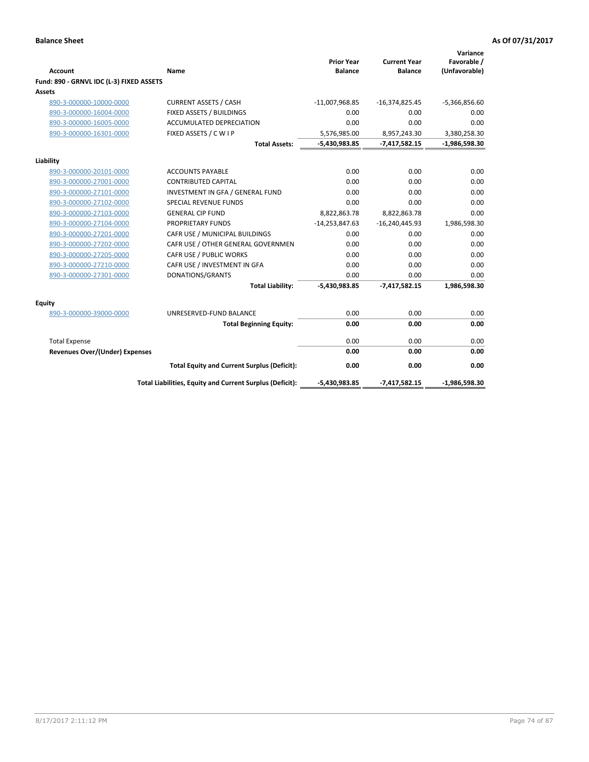**Balance Sheet** — As Of 07/31/2017

| Account | Name | Prior Year Balance | Current Year Balance | Variance Favorable / (Unfavorable) |
|---|---|---|---|---|
| **Fund: 890 - GRNVL IDC (L-3) FIXED ASSETS** | | | | |
| **Assets** | | | | |
| 890-3-000000-10000-0000 | CURRENT ASSETS / CASH | -11,007,968.85 | -16,374,825.45 | -5,366,856.60 |
| 890-3-000000-16004-0000 | FIXED ASSETS / BUILDINGS | 0.00 | 0.00 | 0.00 |
| 890-3-000000-16005-0000 | ACCUMULATED DEPRECIATION | 0.00 | 0.00 | 0.00 |
| 890-3-000000-16301-0000 | FIXED ASSETS / C W I P | 5,576,985.00 | 8,957,243.30 | 3,380,258.30 |
| | **Total Assets:** | **-5,430,983.85** | **-7,417,582.15** | **-1,986,598.30** |
| **Liability** | | | | |
| 890-3-000000-20101-0000 | ACCOUNTS PAYABLE | 0.00 | 0.00 | 0.00 |
| 890-3-000000-27001-0000 | CONTRIBUTED CAPITAL | 0.00 | 0.00 | 0.00 |
| 890-3-000000-27101-0000 | INVESTMENT IN GFA / GENERAL FUND | 0.00 | 0.00 | 0.00 |
| 890-3-000000-27102-0000 | SPECIAL REVENUE FUNDS | 0.00 | 0.00 | 0.00 |
| 890-3-000000-27103-0000 | GENERAL CIP FUND | 8,822,863.78 | 8,822,863.78 | 0.00 |
| 890-3-000000-27104-0000 | PROPRIETARY FUNDS | -14,253,847.63 | -16,240,445.93 | 1,986,598.30 |
| 890-3-000000-27201-0000 | CAFR USE / MUNICIPAL BUILDINGS | 0.00 | 0.00 | 0.00 |
| 890-3-000000-27202-0000 | CAFR USE / OTHER GENERAL GOVERNMEN | 0.00 | 0.00 | 0.00 |
| 890-3-000000-27205-0000 | CAFR USE / PUBLIC WORKS | 0.00 | 0.00 | 0.00 |
| 890-3-000000-27210-0000 | CAFR USE / INVESTMENT IN GFA | 0.00 | 0.00 | 0.00 |
| 890-3-000000-27301-0000 | DONATIONS/GRANTS | 0.00 | 0.00 | 0.00 |
| | **Total Liability:** | **-5,430,983.85** | **-7,417,582.15** | **1,986,598.30** |
| **Equity** | | | | |
| 890-3-000000-39000-0000 | UNRESERVED-FUND BALANCE | 0.00 | 0.00 | 0.00 |
| | **Total Beginning Equity:** | **0.00** | **0.00** | **0.00** |
| Total Expense | | 0.00 | 0.00 | 0.00 |
| **Revenues Over/(Under) Expenses** | | **0.00** | **0.00** | **0.00** |
| | **Total Equity and Current Surplus (Deficit):** | **0.00** | **0.00** | **0.00** |
| | **Total Liabilities, Equity and Current Surplus (Deficit):** | **-5,430,983.85** | **-7,417,582.15** | **-1,986,598.30** |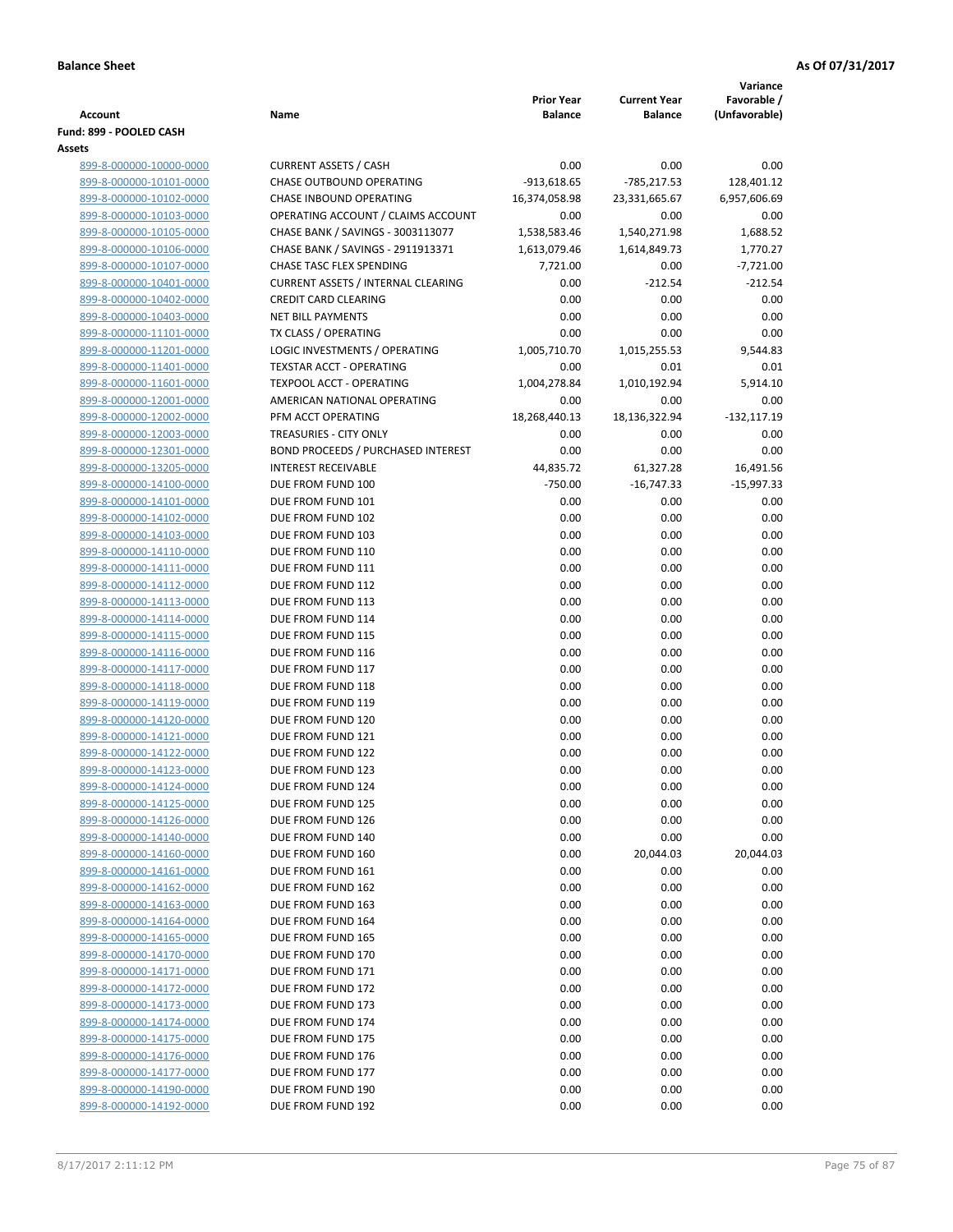**Balance Sheet** — As Of 07/31/2017

| Account | Name | Prior Year Balance | Current Year Balance | Variance Favorable / (Unfavorable) |
|---|---|---|---|---|
| **Fund: 899 - POOLED CASH** | | | | |
| **Assets** | | | | |
| 899-8-000000-10000-0000 | CURRENT ASSETS / CASH | 0.00 | 0.00 | 0.00 |
| 899-8-000000-10101-0000 | CHASE OUTBOUND OPERATING | -913,618.65 | -785,217.53 | 128,401.12 |
| 899-8-000000-10102-0000 | CHASE INBOUND OPERATING | 16,374,058.98 | 23,331,665.67 | 6,957,606.69 |
| 899-8-000000-10103-0000 | OPERATING ACCOUNT / CLAIMS ACCOUNT | 0.00 | 0.00 | 0.00 |
| 899-8-000000-10105-0000 | CHASE BANK / SAVINGS - 3003113077 | 1,538,583.46 | 1,540,271.98 | 1,688.52 |
| 899-8-000000-10106-0000 | CHASE BANK / SAVINGS - 2911913371 | 1,613,079.46 | 1,614,849.73 | 1,770.27 |
| 899-8-000000-10107-0000 | CHASE TASC FLEX SPENDING | 7,721.00 | 0.00 | -7,721.00 |
| 899-8-000000-10401-0000 | CURRENT ASSETS / INTERNAL CLEARING | 0.00 | -212.54 | -212.54 |
| 899-8-000000-10402-0000 | CREDIT CARD CLEARING | 0.00 | 0.00 | 0.00 |
| 899-8-000000-10403-0000 | NET BILL PAYMENTS | 0.00 | 0.00 | 0.00 |
| 899-8-000000-11101-0000 | TX CLASS / OPERATING | 0.00 | 0.00 | 0.00 |
| 899-8-000000-11201-0000 | LOGIC INVESTMENTS / OPERATING | 1,005,710.70 | 1,015,255.53 | 9,544.83 |
| 899-8-000000-11401-0000 | TEXSTAR ACCT - OPERATING | 0.00 | 0.01 | 0.01 |
| 899-8-000000-11601-0000 | TEXPOOL ACCT - OPERATING | 1,004,278.84 | 1,010,192.94 | 5,914.10 |
| 899-8-000000-12001-0000 | AMERICAN NATIONAL OPERATING | 0.00 | 0.00 | 0.00 |
| 899-8-000000-12002-0000 | PFM ACCT OPERATING | 18,268,440.13 | 18,136,322.94 | -132,117.19 |
| 899-8-000000-12003-0000 | TREASURIES - CITY ONLY | 0.00 | 0.00 | 0.00 |
| 899-8-000000-12301-0000 | BOND PROCEEDS / PURCHASED INTEREST | 0.00 | 0.00 | 0.00 |
| 899-8-000000-13205-0000 | INTEREST RECEIVABLE | 44,835.72 | 61,327.28 | 16,491.56 |
| 899-8-000000-14100-0000 | DUE FROM FUND 100 | -750.00 | -16,747.33 | -15,997.33 |
| 899-8-000000-14101-0000 | DUE FROM FUND 101 | 0.00 | 0.00 | 0.00 |
| 899-8-000000-14102-0000 | DUE FROM FUND 102 | 0.00 | 0.00 | 0.00 |
| 899-8-000000-14103-0000 | DUE FROM FUND 103 | 0.00 | 0.00 | 0.00 |
| 899-8-000000-14110-0000 | DUE FROM FUND 110 | 0.00 | 0.00 | 0.00 |
| 899-8-000000-14111-0000 | DUE FROM FUND 111 | 0.00 | 0.00 | 0.00 |
| 899-8-000000-14112-0000 | DUE FROM FUND 112 | 0.00 | 0.00 | 0.00 |
| 899-8-000000-14113-0000 | DUE FROM FUND 113 | 0.00 | 0.00 | 0.00 |
| 899-8-000000-14114-0000 | DUE FROM FUND 114 | 0.00 | 0.00 | 0.00 |
| 899-8-000000-14115-0000 | DUE FROM FUND 115 | 0.00 | 0.00 | 0.00 |
| 899-8-000000-14116-0000 | DUE FROM FUND 116 | 0.00 | 0.00 | 0.00 |
| 899-8-000000-14117-0000 | DUE FROM FUND 117 | 0.00 | 0.00 | 0.00 |
| 899-8-000000-14118-0000 | DUE FROM FUND 118 | 0.00 | 0.00 | 0.00 |
| 899-8-000000-14119-0000 | DUE FROM FUND 119 | 0.00 | 0.00 | 0.00 |
| 899-8-000000-14120-0000 | DUE FROM FUND 120 | 0.00 | 0.00 | 0.00 |
| 899-8-000000-14121-0000 | DUE FROM FUND 121 | 0.00 | 0.00 | 0.00 |
| 899-8-000000-14122-0000 | DUE FROM FUND 122 | 0.00 | 0.00 | 0.00 |
| 899-8-000000-14123-0000 | DUE FROM FUND 123 | 0.00 | 0.00 | 0.00 |
| 899-8-000000-14124-0000 | DUE FROM FUND 124 | 0.00 | 0.00 | 0.00 |
| 899-8-000000-14125-0000 | DUE FROM FUND 125 | 0.00 | 0.00 | 0.00 |
| 899-8-000000-14126-0000 | DUE FROM FUND 126 | 0.00 | 0.00 | 0.00 |
| 899-8-000000-14140-0000 | DUE FROM FUND 140 | 0.00 | 0.00 | 0.00 |
| 899-8-000000-14160-0000 | DUE FROM FUND 160 | 0.00 | 20,044.03 | 20,044.03 |
| 899-8-000000-14161-0000 | DUE FROM FUND 161 | 0.00 | 0.00 | 0.00 |
| 899-8-000000-14162-0000 | DUE FROM FUND 162 | 0.00 | 0.00 | 0.00 |
| 899-8-000000-14163-0000 | DUE FROM FUND 163 | 0.00 | 0.00 | 0.00 |
| 899-8-000000-14164-0000 | DUE FROM FUND 164 | 0.00 | 0.00 | 0.00 |
| 899-8-000000-14165-0000 | DUE FROM FUND 165 | 0.00 | 0.00 | 0.00 |
| 899-8-000000-14170-0000 | DUE FROM FUND 170 | 0.00 | 0.00 | 0.00 |
| 899-8-000000-14171-0000 | DUE FROM FUND 171 | 0.00 | 0.00 | 0.00 |
| 899-8-000000-14172-0000 | DUE FROM FUND 172 | 0.00 | 0.00 | 0.00 |
| 899-8-000000-14173-0000 | DUE FROM FUND 173 | 0.00 | 0.00 | 0.00 |
| 899-8-000000-14174-0000 | DUE FROM FUND 174 | 0.00 | 0.00 | 0.00 |
| 899-8-000000-14175-0000 | DUE FROM FUND 175 | 0.00 | 0.00 | 0.00 |
| 899-8-000000-14176-0000 | DUE FROM FUND 176 | 0.00 | 0.00 | 0.00 |
| 899-8-000000-14177-0000 | DUE FROM FUND 177 | 0.00 | 0.00 | 0.00 |
| 899-8-000000-14190-0000 | DUE FROM FUND 190 | 0.00 | 0.00 | 0.00 |
| 899-8-000000-14192-0000 | DUE FROM FUND 192 | 0.00 | 0.00 | 0.00 |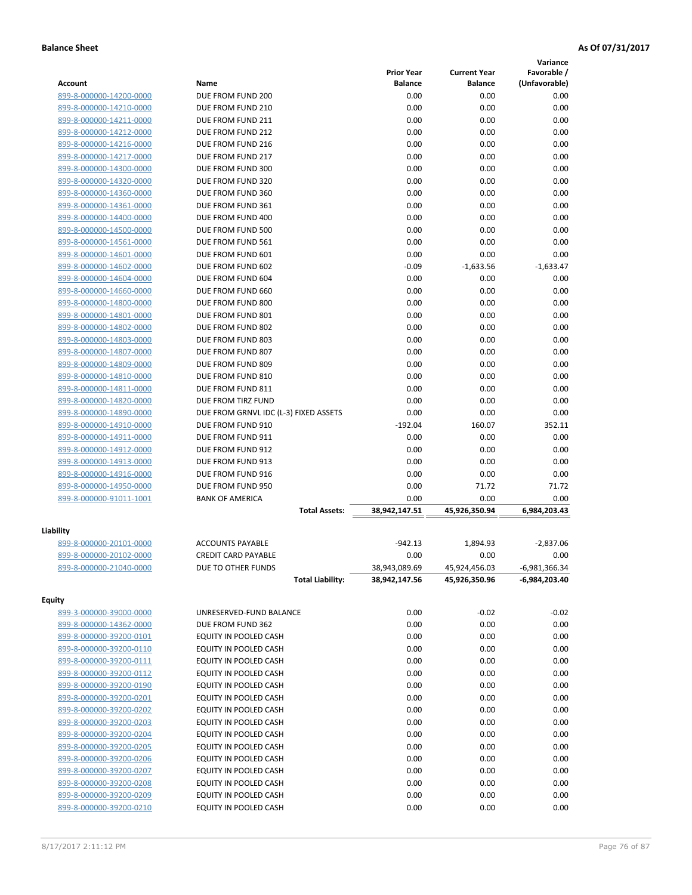**Balance Sheet** **As Of 07/31/2017**

| Account | Name | Prior Year Balance | Current Year Balance | Variance Favorable / (Unfavorable) |
|---|---|---|---|---|
| 899-8-000000-14200-0000 | DUE FROM FUND 200 | 0.00 | 0.00 | 0.00 |
| 899-8-000000-14210-0000 | DUE FROM FUND 210 | 0.00 | 0.00 | 0.00 |
| 899-8-000000-14211-0000 | DUE FROM FUND 211 | 0.00 | 0.00 | 0.00 |
| 899-8-000000-14212-0000 | DUE FROM FUND 212 | 0.00 | 0.00 | 0.00 |
| 899-8-000000-14216-0000 | DUE FROM FUND 216 | 0.00 | 0.00 | 0.00 |
| 899-8-000000-14217-0000 | DUE FROM FUND 217 | 0.00 | 0.00 | 0.00 |
| 899-8-000000-14300-0000 | DUE FROM FUND 300 | 0.00 | 0.00 | 0.00 |
| 899-8-000000-14320-0000 | DUE FROM FUND 320 | 0.00 | 0.00 | 0.00 |
| 899-8-000000-14360-0000 | DUE FROM FUND 360 | 0.00 | 0.00 | 0.00 |
| 899-8-000000-14361-0000 | DUE FROM FUND 361 | 0.00 | 0.00 | 0.00 |
| 899-8-000000-14400-0000 | DUE FROM FUND 400 | 0.00 | 0.00 | 0.00 |
| 899-8-000000-14500-0000 | DUE FROM FUND 500 | 0.00 | 0.00 | 0.00 |
| 899-8-000000-14561-0000 | DUE FROM FUND 561 | 0.00 | 0.00 | 0.00 |
| 899-8-000000-14601-0000 | DUE FROM FUND 601 | 0.00 | 0.00 | 0.00 |
| 899-8-000000-14602-0000 | DUE FROM FUND 602 | -0.09 | -1,633.56 | -1,633.47 |
| 899-8-000000-14604-0000 | DUE FROM FUND 604 | 0.00 | 0.00 | 0.00 |
| 899-8-000000-14660-0000 | DUE FROM FUND 660 | 0.00 | 0.00 | 0.00 |
| 899-8-000000-14800-0000 | DUE FROM FUND 800 | 0.00 | 0.00 | 0.00 |
| 899-8-000000-14801-0000 | DUE FROM FUND 801 | 0.00 | 0.00 | 0.00 |
| 899-8-000000-14802-0000 | DUE FROM FUND 802 | 0.00 | 0.00 | 0.00 |
| 899-8-000000-14803-0000 | DUE FROM FUND 803 | 0.00 | 0.00 | 0.00 |
| 899-8-000000-14807-0000 | DUE FROM FUND 807 | 0.00 | 0.00 | 0.00 |
| 899-8-000000-14809-0000 | DUE FROM FUND 809 | 0.00 | 0.00 | 0.00 |
| 899-8-000000-14810-0000 | DUE FROM FUND 810 | 0.00 | 0.00 | 0.00 |
| 899-8-000000-14811-0000 | DUE FROM FUND 811 | 0.00 | 0.00 | 0.00 |
| 899-8-000000-14820-0000 | DUE FROM TIRZ FUND | 0.00 | 0.00 | 0.00 |
| 899-8-000000-14890-0000 | DUE FROM GRNVL IDC (L-3) FIXED ASSETS | 0.00 | 0.00 | 0.00 |
| 899-8-000000-14910-0000 | DUE FROM FUND 910 | -192.04 | 160.07 | 352.11 |
| 899-8-000000-14911-0000 | DUE FROM FUND 911 | 0.00 | 0.00 | 0.00 |
| 899-8-000000-14912-0000 | DUE FROM FUND 912 | 0.00 | 0.00 | 0.00 |
| 899-8-000000-14913-0000 | DUE FROM FUND 913 | 0.00 | 0.00 | 0.00 |
| 899-8-000000-14916-0000 | DUE FROM FUND 916 | 0.00 | 0.00 | 0.00 |
| 899-8-000000-14950-0000 | DUE FROM FUND 950 | 0.00 | 71.72 | 71.72 |
| 899-8-000000-91011-1001 | BANK OF AMERICA | 0.00 | 0.00 | 0.00 |
| | **Total Assets:** | **38,942,147.51** | **45,926,350.94** | **6,984,203.43** |
| **Liability** | | | | |
| 899-8-000000-20101-0000 | ACCOUNTS PAYABLE | -942.13 | 1,894.93 | -2,837.06 |
| 899-8-000000-20102-0000 | CREDIT CARD PAYABLE | 0.00 | 0.00 | 0.00 |
| 899-8-000000-21040-0000 | DUE TO OTHER FUNDS | 38,943,089.69 | 45,924,456.03 | -6,981,366.34 |
| | **Total Liability:** | **38,942,147.56** | **45,926,350.96** | **-6,984,203.40** |
| **Equity** | | | | |
| 899-3-000000-39000-0000 | UNRESERVED-FUND BALANCE | 0.00 | -0.02 | -0.02 |
| 899-8-000000-14362-0000 | DUE FROM FUND 362 | 0.00 | 0.00 | 0.00 |
| 899-8-000000-39200-0101 | EQUITY IN POOLED CASH | 0.00 | 0.00 | 0.00 |
| 899-8-000000-39200-0110 | EQUITY IN POOLED CASH | 0.00 | 0.00 | 0.00 |
| 899-8-000000-39200-0111 | EQUITY IN POOLED CASH | 0.00 | 0.00 | 0.00 |
| 899-8-000000-39200-0112 | EQUITY IN POOLED CASH | 0.00 | 0.00 | 0.00 |
| 899-8-000000-39200-0190 | EQUITY IN POOLED CASH | 0.00 | 0.00 | 0.00 |
| 899-8-000000-39200-0201 | EQUITY IN POOLED CASH | 0.00 | 0.00 | 0.00 |
| 899-8-000000-39200-0202 | EQUITY IN POOLED CASH | 0.00 | 0.00 | 0.00 |
| 899-8-000000-39200-0203 | EQUITY IN POOLED CASH | 0.00 | 0.00 | 0.00 |
| 899-8-000000-39200-0204 | EQUITY IN POOLED CASH | 0.00 | 0.00 | 0.00 |
| 899-8-000000-39200-0205 | EQUITY IN POOLED CASH | 0.00 | 0.00 | 0.00 |
| 899-8-000000-39200-0206 | EQUITY IN POOLED CASH | 0.00 | 0.00 | 0.00 |
| 899-8-000000-39200-0207 | EQUITY IN POOLED CASH | 0.00 | 0.00 | 0.00 |
| 899-8-000000-39200-0208 | EQUITY IN POOLED CASH | 0.00 | 0.00 | 0.00 |
| 899-8-000000-39200-0209 | EQUITY IN POOLED CASH | 0.00 | 0.00 | 0.00 |
| 899-8-000000-39200-0210 | EQUITY IN POOLED CASH | 0.00 | 0.00 | 0.00 |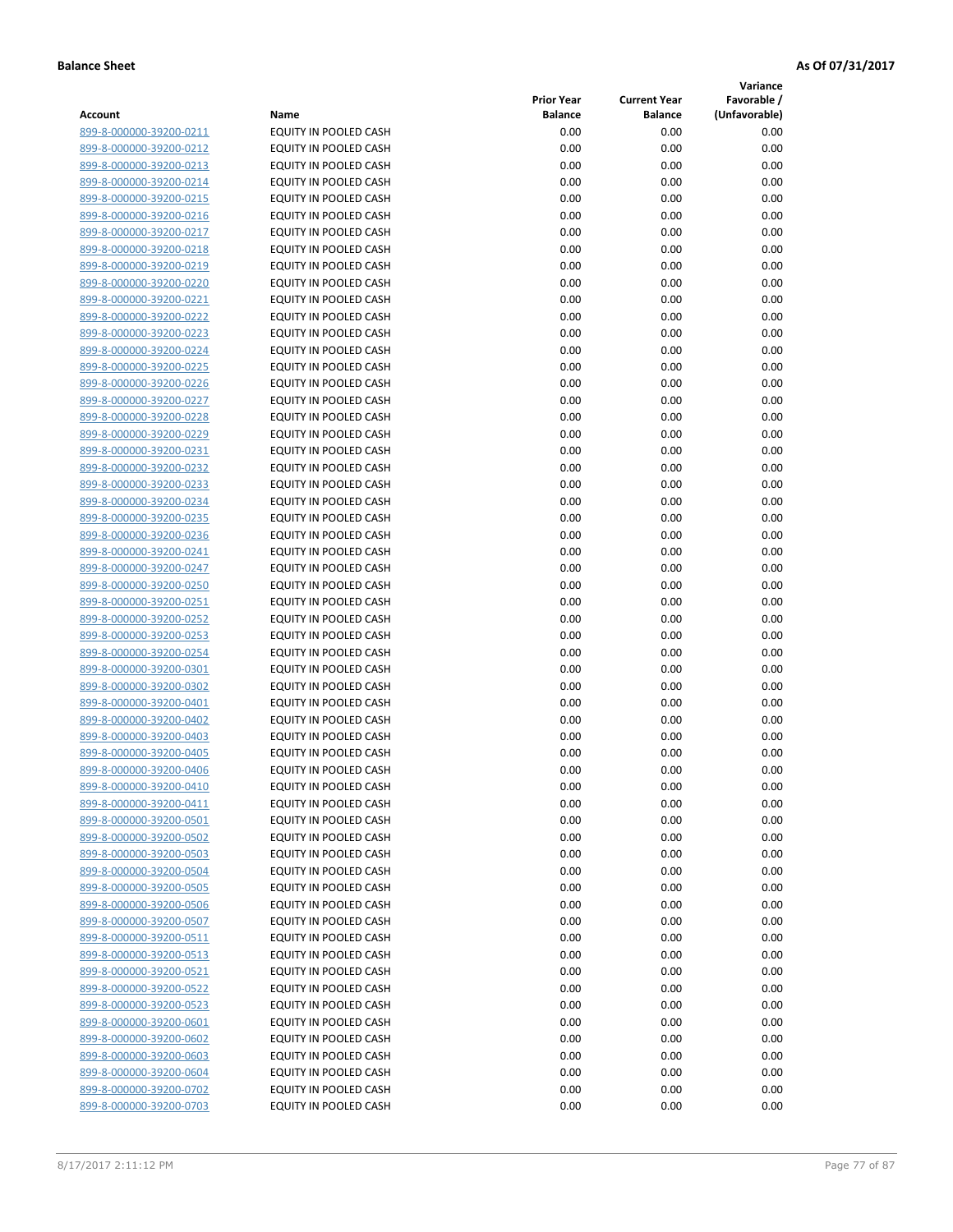**Balance Sheet** **As Of 07/31/2017**

| Account | Name | Prior Year Balance | Current Year Balance | Variance Favorable / (Unfavorable) |
|---|---|---|---|---|
| 899-8-000000-39200-0211 | EQUITY IN POOLED CASH | 0.00 | 0.00 | 0.00 |
| 899-8-000000-39200-0212 | EQUITY IN POOLED CASH | 0.00 | 0.00 | 0.00 |
| 899-8-000000-39200-0213 | EQUITY IN POOLED CASH | 0.00 | 0.00 | 0.00 |
| 899-8-000000-39200-0214 | EQUITY IN POOLED CASH | 0.00 | 0.00 | 0.00 |
| 899-8-000000-39200-0215 | EQUITY IN POOLED CASH | 0.00 | 0.00 | 0.00 |
| 899-8-000000-39200-0216 | EQUITY IN POOLED CASH | 0.00 | 0.00 | 0.00 |
| 899-8-000000-39200-0217 | EQUITY IN POOLED CASH | 0.00 | 0.00 | 0.00 |
| 899-8-000000-39200-0218 | EQUITY IN POOLED CASH | 0.00 | 0.00 | 0.00 |
| 899-8-000000-39200-0219 | EQUITY IN POOLED CASH | 0.00 | 0.00 | 0.00 |
| 899-8-000000-39200-0220 | EQUITY IN POOLED CASH | 0.00 | 0.00 | 0.00 |
| 899-8-000000-39200-0221 | EQUITY IN POOLED CASH | 0.00 | 0.00 | 0.00 |
| 899-8-000000-39200-0222 | EQUITY IN POOLED CASH | 0.00 | 0.00 | 0.00 |
| 899-8-000000-39200-0223 | EQUITY IN POOLED CASH | 0.00 | 0.00 | 0.00 |
| 899-8-000000-39200-0224 | EQUITY IN POOLED CASH | 0.00 | 0.00 | 0.00 |
| 899-8-000000-39200-0225 | EQUITY IN POOLED CASH | 0.00 | 0.00 | 0.00 |
| 899-8-000000-39200-0226 | EQUITY IN POOLED CASH | 0.00 | 0.00 | 0.00 |
| 899-8-000000-39200-0227 | EQUITY IN POOLED CASH | 0.00 | 0.00 | 0.00 |
| 899-8-000000-39200-0228 | EQUITY IN POOLED CASH | 0.00 | 0.00 | 0.00 |
| 899-8-000000-39200-0229 | EQUITY IN POOLED CASH | 0.00 | 0.00 | 0.00 |
| 899-8-000000-39200-0231 | EQUITY IN POOLED CASH | 0.00 | 0.00 | 0.00 |
| 899-8-000000-39200-0232 | EQUITY IN POOLED CASH | 0.00 | 0.00 | 0.00 |
| 899-8-000000-39200-0233 | EQUITY IN POOLED CASH | 0.00 | 0.00 | 0.00 |
| 899-8-000000-39200-0234 | EQUITY IN POOLED CASH | 0.00 | 0.00 | 0.00 |
| 899-8-000000-39200-0235 | EQUITY IN POOLED CASH | 0.00 | 0.00 | 0.00 |
| 899-8-000000-39200-0236 | EQUITY IN POOLED CASH | 0.00 | 0.00 | 0.00 |
| 899-8-000000-39200-0241 | EQUITY IN POOLED CASH | 0.00 | 0.00 | 0.00 |
| 899-8-000000-39200-0247 | EQUITY IN POOLED CASH | 0.00 | 0.00 | 0.00 |
| 899-8-000000-39200-0250 | EQUITY IN POOLED CASH | 0.00 | 0.00 | 0.00 |
| 899-8-000000-39200-0251 | EQUITY IN POOLED CASH | 0.00 | 0.00 | 0.00 |
| 899-8-000000-39200-0252 | EQUITY IN POOLED CASH | 0.00 | 0.00 | 0.00 |
| 899-8-000000-39200-0253 | EQUITY IN POOLED CASH | 0.00 | 0.00 | 0.00 |
| 899-8-000000-39200-0254 | EQUITY IN POOLED CASH | 0.00 | 0.00 | 0.00 |
| 899-8-000000-39200-0301 | EQUITY IN POOLED CASH | 0.00 | 0.00 | 0.00 |
| 899-8-000000-39200-0302 | EQUITY IN POOLED CASH | 0.00 | 0.00 | 0.00 |
| 899-8-000000-39200-0401 | EQUITY IN POOLED CASH | 0.00 | 0.00 | 0.00 |
| 899-8-000000-39200-0402 | EQUITY IN POOLED CASH | 0.00 | 0.00 | 0.00 |
| 899-8-000000-39200-0403 | EQUITY IN POOLED CASH | 0.00 | 0.00 | 0.00 |
| 899-8-000000-39200-0405 | EQUITY IN POOLED CASH | 0.00 | 0.00 | 0.00 |
| 899-8-000000-39200-0406 | EQUITY IN POOLED CASH | 0.00 | 0.00 | 0.00 |
| 899-8-000000-39200-0410 | EQUITY IN POOLED CASH | 0.00 | 0.00 | 0.00 |
| 899-8-000000-39200-0411 | EQUITY IN POOLED CASH | 0.00 | 0.00 | 0.00 |
| 899-8-000000-39200-0501 | EQUITY IN POOLED CASH | 0.00 | 0.00 | 0.00 |
| 899-8-000000-39200-0502 | EQUITY IN POOLED CASH | 0.00 | 0.00 | 0.00 |
| 899-8-000000-39200-0503 | EQUITY IN POOLED CASH | 0.00 | 0.00 | 0.00 |
| 899-8-000000-39200-0504 | EQUITY IN POOLED CASH | 0.00 | 0.00 | 0.00 |
| 899-8-000000-39200-0505 | EQUITY IN POOLED CASH | 0.00 | 0.00 | 0.00 |
| 899-8-000000-39200-0506 | EQUITY IN POOLED CASH | 0.00 | 0.00 | 0.00 |
| 899-8-000000-39200-0507 | EQUITY IN POOLED CASH | 0.00 | 0.00 | 0.00 |
| 899-8-000000-39200-0511 | EQUITY IN POOLED CASH | 0.00 | 0.00 | 0.00 |
| 899-8-000000-39200-0513 | EQUITY IN POOLED CASH | 0.00 | 0.00 | 0.00 |
| 899-8-000000-39200-0521 | EQUITY IN POOLED CASH | 0.00 | 0.00 | 0.00 |
| 899-8-000000-39200-0522 | EQUITY IN POOLED CASH | 0.00 | 0.00 | 0.00 |
| 899-8-000000-39200-0523 | EQUITY IN POOLED CASH | 0.00 | 0.00 | 0.00 |
| 899-8-000000-39200-0601 | EQUITY IN POOLED CASH | 0.00 | 0.00 | 0.00 |
| 899-8-000000-39200-0602 | EQUITY IN POOLED CASH | 0.00 | 0.00 | 0.00 |
| 899-8-000000-39200-0603 | EQUITY IN POOLED CASH | 0.00 | 0.00 | 0.00 |
| 899-8-000000-39200-0604 | EQUITY IN POOLED CASH | 0.00 | 0.00 | 0.00 |
| 899-8-000000-39200-0702 | EQUITY IN POOLED CASH | 0.00 | 0.00 | 0.00 |
| 899-8-000000-39200-0703 | EQUITY IN POOLED CASH | 0.00 | 0.00 | 0.00 |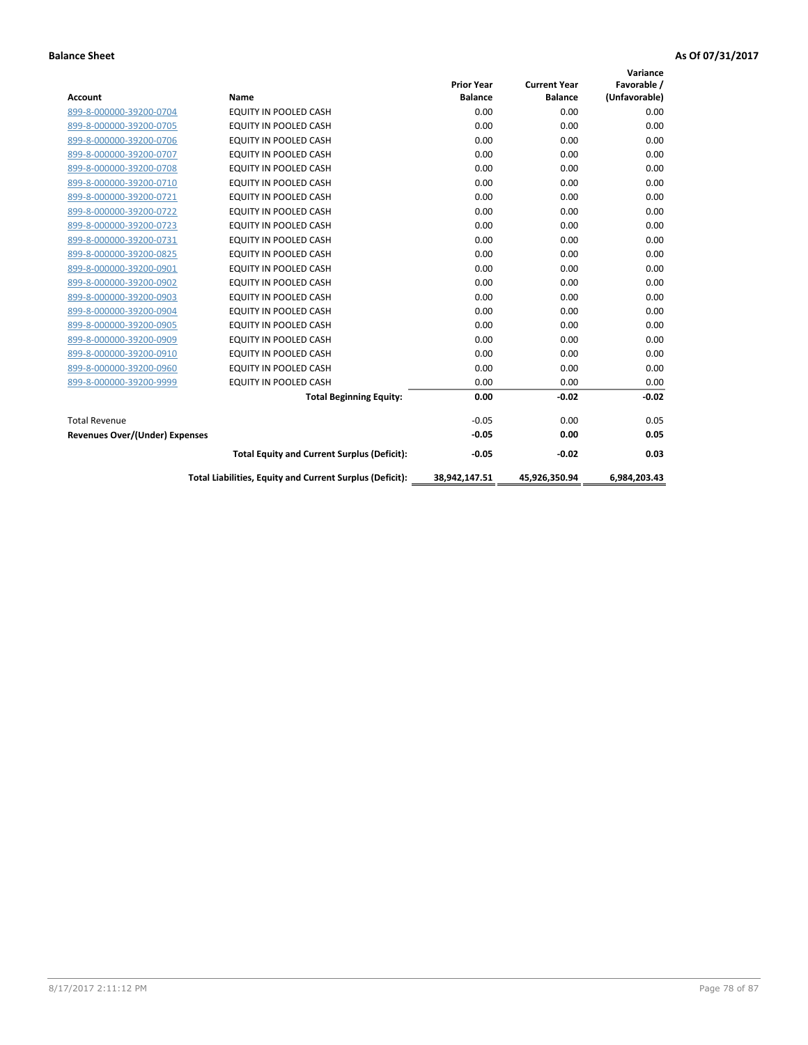**Balance Sheet** **As Of 07/31/2017**

| Account | Name | Prior Year Balance | Current Year Balance | Variance Favorable / (Unfavorable) |
|---|---|---|---|---|
| 899-8-000000-39200-0704 | EQUITY IN POOLED CASH | 0.00 | 0.00 | 0.00 |
| 899-8-000000-39200-0705 | EQUITY IN POOLED CASH | 0.00 | 0.00 | 0.00 |
| 899-8-000000-39200-0706 | EQUITY IN POOLED CASH | 0.00 | 0.00 | 0.00 |
| 899-8-000000-39200-0707 | EQUITY IN POOLED CASH | 0.00 | 0.00 | 0.00 |
| 899-8-000000-39200-0708 | EQUITY IN POOLED CASH | 0.00 | 0.00 | 0.00 |
| 899-8-000000-39200-0710 | EQUITY IN POOLED CASH | 0.00 | 0.00 | 0.00 |
| 899-8-000000-39200-0721 | EQUITY IN POOLED CASH | 0.00 | 0.00 | 0.00 |
| 899-8-000000-39200-0722 | EQUITY IN POOLED CASH | 0.00 | 0.00 | 0.00 |
| 899-8-000000-39200-0723 | EQUITY IN POOLED CASH | 0.00 | 0.00 | 0.00 |
| 899-8-000000-39200-0731 | EQUITY IN POOLED CASH | 0.00 | 0.00 | 0.00 |
| 899-8-000000-39200-0825 | EQUITY IN POOLED CASH | 0.00 | 0.00 | 0.00 |
| 899-8-000000-39200-0901 | EQUITY IN POOLED CASH | 0.00 | 0.00 | 0.00 |
| 899-8-000000-39200-0902 | EQUITY IN POOLED CASH | 0.00 | 0.00 | 0.00 |
| 899-8-000000-39200-0903 | EQUITY IN POOLED CASH | 0.00 | 0.00 | 0.00 |
| 899-8-000000-39200-0904 | EQUITY IN POOLED CASH | 0.00 | 0.00 | 0.00 |
| 899-8-000000-39200-0905 | EQUITY IN POOLED CASH | 0.00 | 0.00 | 0.00 |
| 899-8-000000-39200-0909 | EQUITY IN POOLED CASH | 0.00 | 0.00 | 0.00 |
| 899-8-000000-39200-0910 | EQUITY IN POOLED CASH | 0.00 | 0.00 | 0.00 |
| 899-8-000000-39200-0960 | EQUITY IN POOLED CASH | 0.00 | 0.00 | 0.00 |
| 899-8-000000-39200-9999 | EQUITY IN POOLED CASH | 0.00 | 0.00 | 0.00 |
| | **Total Beginning Equity:** | **0.00** | **-0.02** | **-0.02** |
| Total Revenue | | -0.05 | 0.00 | 0.05 |
| **Revenues Over/(Under) Expenses** | | **-0.05** | **0.00** | **0.05** |
| | **Total Equity and Current Surplus (Deficit):** | **-0.05** | **-0.02** | **0.03** |
| | **Total Liabilities, Equity and Current Surplus (Deficit):** | **38,942,147.51** | **45,926,350.94** | **6,984,203.43** |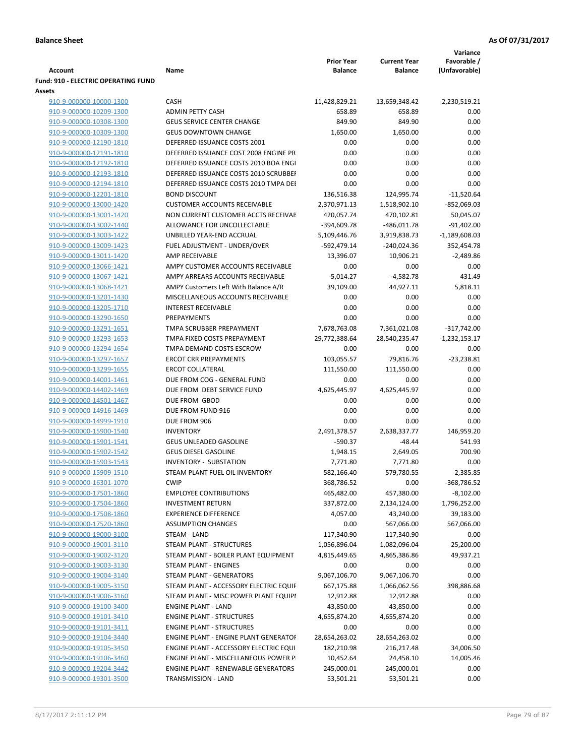**Balance Sheet** **As Of 07/31/2017**

| Account | Name | Prior Year Balance | Current Year Balance | Variance Favorable / (Unfavorable) |
|---|---|---|---|---|
| **Fund: 910 - ELECTRIC OPERATING FUND** | | | | |
| **Assets** | | | | |
| 910-9-000000-10000-1300 | CASH | 11,428,829.21 | 13,659,348.42 | 2,230,519.21 |
| 910-9-000000-10209-1300 | ADMIN PETTY CASH | 658.89 | 658.89 | 0.00 |
| 910-9-000000-10308-1300 | GEUS SERVICE CENTER CHANGE | 849.90 | 849.90 | 0.00 |
| 910-9-000000-10309-1300 | GEUS DOWNTOWN CHANGE | 1,650.00 | 1,650.00 | 0.00 |
| 910-9-000000-12190-1810 | DEFERRED ISSUANCE COSTS 2001 | 0.00 | 0.00 | 0.00 |
| 910-9-000000-12191-1810 | DEFERRED ISSUANCE COST 2008 ENGINE PR | 0.00 | 0.00 | 0.00 |
| 910-9-000000-12192-1810 | DEFERRED ISSUANCE COSTS 2010 BOA ENGI | 0.00 | 0.00 | 0.00 |
| 910-9-000000-12193-1810 | DEFERRED ISSUANCE COSTS 2010 SCRUBBEI | 0.00 | 0.00 | 0.00 |
| 910-9-000000-12194-1810 | DEFERRED ISSUANCE COSTS 2010 TMPA DEI | 0.00 | 0.00 | 0.00 |
| 910-9-000000-12201-1810 | BOND DISCOUNT | 136,516.38 | 124,995.74 | -11,520.64 |
| 910-9-000000-13000-1420 | CUSTOMER ACCOUNTS RECEIVABLE | 2,370,971.13 | 1,518,902.10 | -852,069.03 |
| 910-9-000000-13001-1420 | NON CURRENT CUSTOMER ACCTS RECEIVAE | 420,057.74 | 470,102.81 | 50,045.07 |
| 910-9-000000-13002-1440 | ALLOWANCE FOR UNCOLLECTABLE | -394,609.78 | -486,011.78 | -91,402.00 |
| 910-9-000000-13003-1422 | UNBILLED YEAR-END ACCRUAL | 5,109,446.76 | 3,919,838.73 | -1,189,608.03 |
| 910-9-000000-13009-1423 | FUEL ADJUSTMENT - UNDER/OVER | -592,479.14 | -240,024.36 | 352,454.78 |
| 910-9-000000-13011-1420 | AMP RECEIVABLE | 13,396.07 | 10,906.21 | -2,489.86 |
| 910-9-000000-13066-1421 | AMPY CUSTOMER ACCOUNTS RECEIVABLE | 0.00 | 0.00 | 0.00 |
| 910-9-000000-13067-1421 | AMPY ARREARS ACCOUNTS RECEIVABLE | -5,014.27 | -4,582.78 | 431.49 |
| 910-9-000000-13068-1421 | AMPY Customers Left With Balance A/R | 39,109.00 | 44,927.11 | 5,818.11 |
| 910-9-000000-13201-1430 | MISCELLANEOUS ACCOUNTS RECEIVABLE | 0.00 | 0.00 | 0.00 |
| 910-9-000000-13205-1710 | INTEREST RECEIVABLE | 0.00 | 0.00 | 0.00 |
| 910-9-000000-13290-1650 | PREPAYMENTS | 0.00 | 0.00 | 0.00 |
| 910-9-000000-13291-1651 | TMPA SCRUBBER PREPAYMENT | 7,678,763.08 | 7,361,021.08 | -317,742.00 |
| 910-9-000000-13293-1653 | TMPA FIXED COSTS PREPAYMENT | 29,772,388.64 | 28,540,235.47 | -1,232,153.17 |
| 910-9-000000-13294-1654 | TMPA DEMAND COSTS ESCROW | 0.00 | 0.00 | 0.00 |
| 910-9-000000-13297-1657 | ERCOT CRR PREPAYMENTS | 103,055.57 | 79,816.76 | -23,238.81 |
| 910-9-000000-13299-1655 | ERCOT COLLATERAL | 111,550.00 | 111,550.00 | 0.00 |
| 910-9-000000-14001-1461 | DUE FROM COG - GENERAL FUND | 0.00 | 0.00 | 0.00 |
| 910-9-000000-14402-1469 | DUE FROM DEBT SERVICE FUND | 4,625,445.97 | 4,625,445.97 | 0.00 |
| 910-9-000000-14501-1467 | DUE FROM GBOD | 0.00 | 0.00 | 0.00 |
| 910-9-000000-14916-1469 | DUE FROM FUND 916 | 0.00 | 0.00 | 0.00 |
| 910-9-000000-14999-1910 | DUE FROM 906 | 0.00 | 0.00 | 0.00 |
| 910-9-000000-15900-1540 | INVENTORY | 2,491,378.57 | 2,638,337.77 | 146,959.20 |
| 910-9-000000-15901-1541 | GEUS UNLEADED GASOLINE | -590.37 | -48.44 | 541.93 |
| 910-9-000000-15902-1542 | GEUS DIESEL GASOLINE | 1,948.15 | 2,649.05 | 700.90 |
| 910-9-000000-15903-1543 | INVENTORY - SUBSTATION | 7,771.80 | 7,771.80 | 0.00 |
| 910-9-000000-15909-1510 | STEAM PLANT FUEL OIL INVENTORY | 582,166.40 | 579,780.55 | -2,385.85 |
| 910-9-000000-16301-1070 | CWIP | 368,786.52 | 0.00 | -368,786.52 |
| 910-9-000000-17501-1860 | EMPLOYEE CONTRIBUTIONS | 465,482.00 | 457,380.00 | -8,102.00 |
| 910-9-000000-17504-1860 | INVESTMENT RETURN | 337,872.00 | 2,134,124.00 | 1,796,252.00 |
| 910-9-000000-17508-1860 | EXPERIENCE DIFFERENCE | 4,057.00 | 43,240.00 | 39,183.00 |
| 910-9-000000-17520-1860 | ASSUMPTION CHANGES | 0.00 | 567,066.00 | 567,066.00 |
| 910-9-000000-19000-3100 | STEAM - LAND | 117,340.90 | 117,340.90 | 0.00 |
| 910-9-000000-19001-3110 | STEAM PLANT - STRUCTURES | 1,056,896.04 | 1,082,096.04 | 25,200.00 |
| 910-9-000000-19002-3120 | STEAM PLANT - BOILER PLANT EQUIPMENT | 4,815,449.65 | 4,865,386.86 | 49,937.21 |
| 910-9-000000-19003-3130 | STEAM PLANT - ENGINES | 0.00 | 0.00 | 0.00 |
| 910-9-000000-19004-3140 | STEAM PLANT - GENERATORS | 9,067,106.70 | 9,067,106.70 | 0.00 |
| 910-9-000000-19005-3150 | STEAM PLANT - ACCESSORY ELECTRIC EQUIF | 667,175.88 | 1,066,062.56 | 398,886.68 |
| 910-9-000000-19006-3160 | STEAM PLANT - MISC POWER PLANT EQUIPI | 12,912.88 | 12,912.88 | 0.00 |
| 910-9-000000-19100-3400 | ENGINE PLANT - LAND | 43,850.00 | 43,850.00 | 0.00 |
| 910-9-000000-19101-3410 | ENGINE PLANT - STRUCTURES | 4,655,874.20 | 4,655,874.20 | 0.00 |
| 910-9-000000-19101-3411 | ENGINE PLANT - STRUCTURES | 0.00 | 0.00 | 0.00 |
| 910-9-000000-19104-3440 | ENGINE PLANT - ENGINE PLANT GENERATOF | 28,654,263.02 | 28,654,263.02 | 0.00 |
| 910-9-000000-19105-3450 | ENGINE PLANT - ACCESSORY ELECTRIC EQUI | 182,210.98 | 216,217.48 | 34,006.50 |
| 910-9-000000-19106-3460 | ENGINE PLANT - MISCELLANEOUS POWER P | 10,452.64 | 24,458.10 | 14,005.46 |
| 910-9-000000-19204-3442 | ENGINE PLANT - RENEWABLE GENERATORS | 245,000.01 | 245,000.01 | 0.00 |
| 910-9-000000-19301-3500 | TRANSMISSION - LAND | 53,501.21 | 53,501.21 | 0.00 |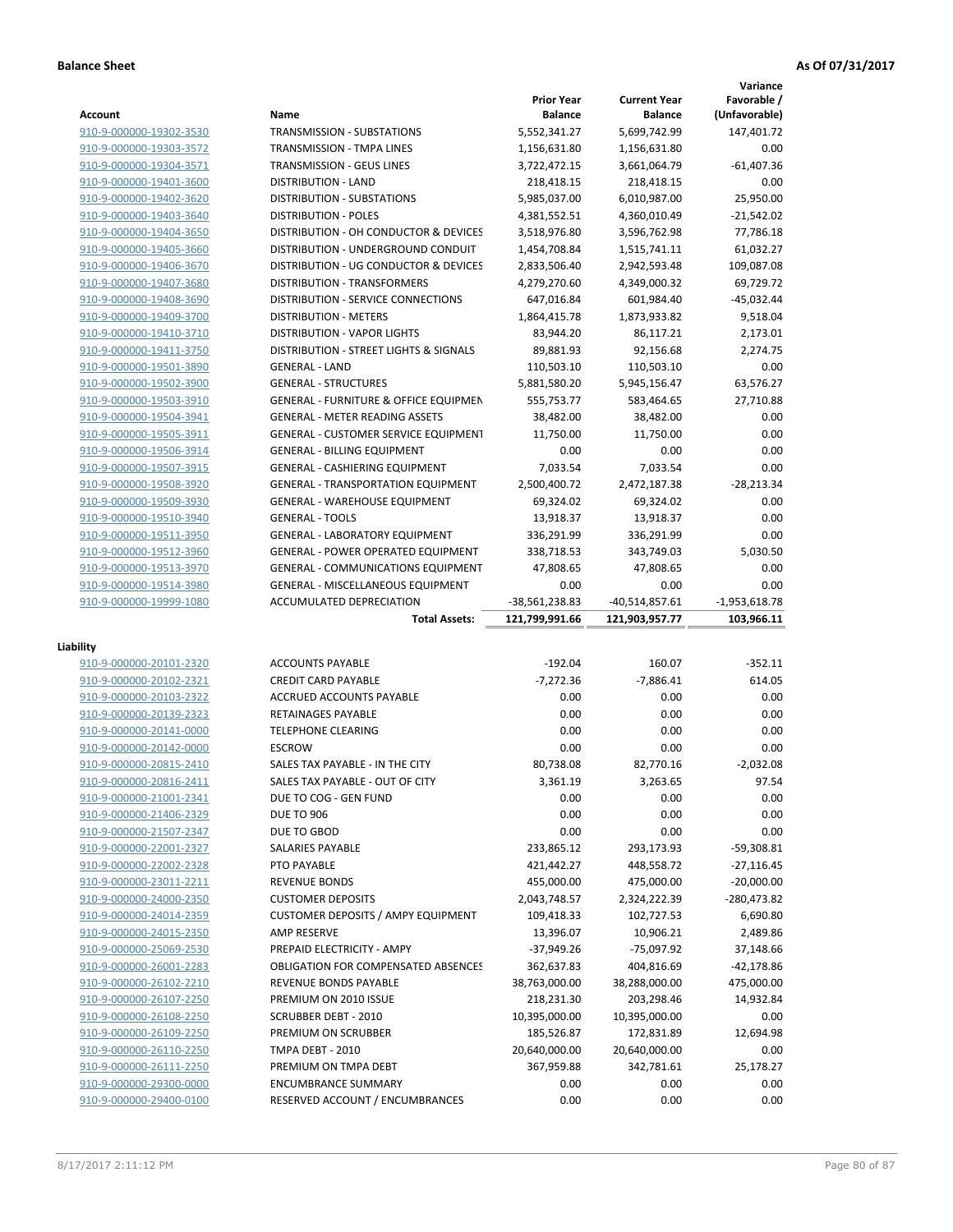**Balance Sheet** **As Of 07/31/2017**

| Account | Name | Prior Year Balance | Current Year Balance | Variance Favorable / (Unfavorable) |
|---|---|---|---|---|
| 910-9-000000-19302-3530 | TRANSMISSION - SUBSTATIONS | 5,552,341.27 | 5,699,742.99 | 147,401.72 |
| 910-9-000000-19303-3572 | TRANSMISSION - TMPA LINES | 1,156,631.80 | 1,156,631.80 | 0.00 |
| 910-9-000000-19304-3571 | TRANSMISSION - GEUS LINES | 3,722,472.15 | 3,661,064.79 | -61,407.36 |
| 910-9-000000-19401-3600 | DISTRIBUTION - LAND | 218,418.15 | 218,418.15 | 0.00 |
| 910-9-000000-19402-3620 | DISTRIBUTION - SUBSTATIONS | 5,985,037.00 | 6,010,987.00 | 25,950.00 |
| 910-9-000000-19403-3640 | DISTRIBUTION - POLES | 4,381,552.51 | 4,360,010.49 | -21,542.02 |
| 910-9-000000-19404-3650 | DISTRIBUTION - OH CONDUCTOR & DEVICES | 3,518,976.80 | 3,596,762.98 | 77,786.18 |
| 910-9-000000-19405-3660 | DISTRIBUTION - UNDERGROUND CONDUIT | 1,454,708.84 | 1,515,741.11 | 61,032.27 |
| 910-9-000000-19406-3670 | DISTRIBUTION - UG CONDUCTOR & DEVICES | 2,833,506.40 | 2,942,593.48 | 109,087.08 |
| 910-9-000000-19407-3680 | DISTRIBUTION - TRANSFORMERS | 4,279,270.60 | 4,349,000.32 | 69,729.72 |
| 910-9-000000-19408-3690 | DISTRIBUTION - SERVICE CONNECTIONS | 647,016.84 | 601,984.40 | -45,032.44 |
| 910-9-000000-19409-3700 | DISTRIBUTION - METERS | 1,864,415.78 | 1,873,933.82 | 9,518.04 |
| 910-9-000000-19410-3710 | DISTRIBUTION - VAPOR LIGHTS | 83,944.20 | 86,117.21 | 2,173.01 |
| 910-9-000000-19411-3750 | DISTRIBUTION - STREET LIGHTS & SIGNALS | 89,881.93 | 92,156.68 | 2,274.75 |
| 910-9-000000-19501-3890 | GENERAL - LAND | 110,503.10 | 110,503.10 | 0.00 |
| 910-9-000000-19502-3900 | GENERAL - STRUCTURES | 5,881,580.20 | 5,945,156.47 | 63,576.27 |
| 910-9-000000-19503-3910 | GENERAL - FURNITURE & OFFICE EQUIPMEN | 555,753.77 | 583,464.65 | 27,710.88 |
| 910-9-000000-19504-3941 | GENERAL - METER READING ASSETS | 38,482.00 | 38,482.00 | 0.00 |
| 910-9-000000-19505-3911 | GENERAL - CUSTOMER SERVICE EQUIPMENT | 11,750.00 | 11,750.00 | 0.00 |
| 910-9-000000-19506-3914 | GENERAL - BILLING EQUIPMENT | 0.00 | 0.00 | 0.00 |
| 910-9-000000-19507-3915 | GENERAL - CASHIERING EQUIPMENT | 7,033.54 | 7,033.54 | 0.00 |
| 910-9-000000-19508-3920 | GENERAL - TRANSPORTATION EQUIPMENT | 2,500,400.72 | 2,472,187.38 | -28,213.34 |
| 910-9-000000-19509-3930 | GENERAL - WAREHOUSE EQUIPMENT | 69,324.02 | 69,324.02 | 0.00 |
| 910-9-000000-19510-3940 | GENERAL - TOOLS | 13,918.37 | 13,918.37 | 0.00 |
| 910-9-000000-19511-3950 | GENERAL - LABORATORY EQUIPMENT | 336,291.99 | 336,291.99 | 0.00 |
| 910-9-000000-19512-3960 | GENERAL - POWER OPERATED EQUIPMENT | 338,718.53 | 343,749.03 | 5,030.50 |
| 910-9-000000-19513-3970 | GENERAL - COMMUNICATIONS EQUIPMENT | 47,808.65 | 47,808.65 | 0.00 |
| 910-9-000000-19514-3980 | GENERAL - MISCELLANEOUS EQUIPMENT | 0.00 | 0.00 | 0.00 |
| 910-9-000000-19999-1080 | ACCUMULATED DEPRECIATION | -38,561,238.83 | -40,514,857.61 | -1,953,618.78 |
| | **Total Assets:** | **121,799,991.66** | **121,903,957.77** | **103,966.11** |

**Liability**

| Account | Name | Prior Year Balance | Current Year Balance | Variance Favorable / (Unfavorable) |
|---|---|---|---|---|
| 910-9-000000-20101-2320 | ACCOUNTS PAYABLE | -192.04 | 160.07 | -352.11 |
| 910-9-000000-20102-2321 | CREDIT CARD PAYABLE | -7,272.36 | -7,886.41 | 614.05 |
| 910-9-000000-20103-2322 | ACCRUED ACCOUNTS PAYABLE | 0.00 | 0.00 | 0.00 |
| 910-9-000000-20139-2323 | RETAINAGES PAYABLE | 0.00 | 0.00 | 0.00 |
| 910-9-000000-20141-0000 | TELEPHONE CLEARING | 0.00 | 0.00 | 0.00 |
| 910-9-000000-20142-0000 | ESCROW | 0.00 | 0.00 | 0.00 |
| 910-9-000000-20815-2410 | SALES TAX PAYABLE - IN THE CITY | 80,738.08 | 82,770.16 | -2,032.08 |
| 910-9-000000-20816-2411 | SALES TAX PAYABLE - OUT OF CITY | 3,361.19 | 3,263.65 | 97.54 |
| 910-9-000000-21001-2341 | DUE TO COG - GEN FUND | 0.00 | 0.00 | 0.00 |
| 910-9-000000-21406-2329 | DUE TO 906 | 0.00 | 0.00 | 0.00 |
| 910-9-000000-21507-2347 | DUE TO GBOD | 0.00 | 0.00 | 0.00 |
| 910-9-000000-22001-2327 | SALARIES PAYABLE | 233,865.12 | 293,173.93 | -59,308.81 |
| 910-9-000000-22002-2328 | PTO PAYABLE | 421,442.27 | 448,558.72 | -27,116.45 |
| 910-9-000000-23011-2211 | REVENUE BONDS | 455,000.00 | 475,000.00 | -20,000.00 |
| 910-9-000000-24000-2350 | CUSTOMER DEPOSITS | 2,043,748.57 | 2,324,222.39 | -280,473.82 |
| 910-9-000000-24014-2359 | CUSTOMER DEPOSITS / AMPY EQUIPMENT | 109,418.33 | 102,727.53 | 6,690.80 |
| 910-9-000000-24015-2350 | AMP RESERVE | 13,396.07 | 10,906.21 | 2,489.86 |
| 910-9-000000-25069-2530 | PREPAID ELECTRICITY - AMPY | -37,949.26 | -75,097.92 | 37,148.66 |
| 910-9-000000-26001-2283 | OBLIGATION FOR COMPENSATED ABSENCES | 362,637.83 | 404,816.69 | -42,178.86 |
| 910-9-000000-26102-2210 | REVENUE BONDS PAYABLE | 38,763,000.00 | 38,288,000.00 | 475,000.00 |
| 910-9-000000-26107-2250 | PREMIUM ON 2010 ISSUE | 218,231.30 | 203,298.46 | 14,932.84 |
| 910-9-000000-26108-2250 | SCRUBBER DEBT - 2010 | 10,395,000.00 | 10,395,000.00 | 0.00 |
| 910-9-000000-26109-2250 | PREMIUM ON SCRUBBER | 185,526.87 | 172,831.89 | 12,694.98 |
| 910-9-000000-26110-2250 | TMPA DEBT - 2010 | 20,640,000.00 | 20,640,000.00 | 0.00 |
| 910-9-000000-26111-2250 | PREMIUM ON TMPA DEBT | 367,959.88 | 342,781.61 | 25,178.27 |
| 910-9-000000-29300-0000 | ENCUMBRANCE SUMMARY | 0.00 | 0.00 | 0.00 |
| 910-9-000000-29400-0100 | RESERVED ACCOUNT / ENCUMBRANCES | 0.00 | 0.00 | 0.00 |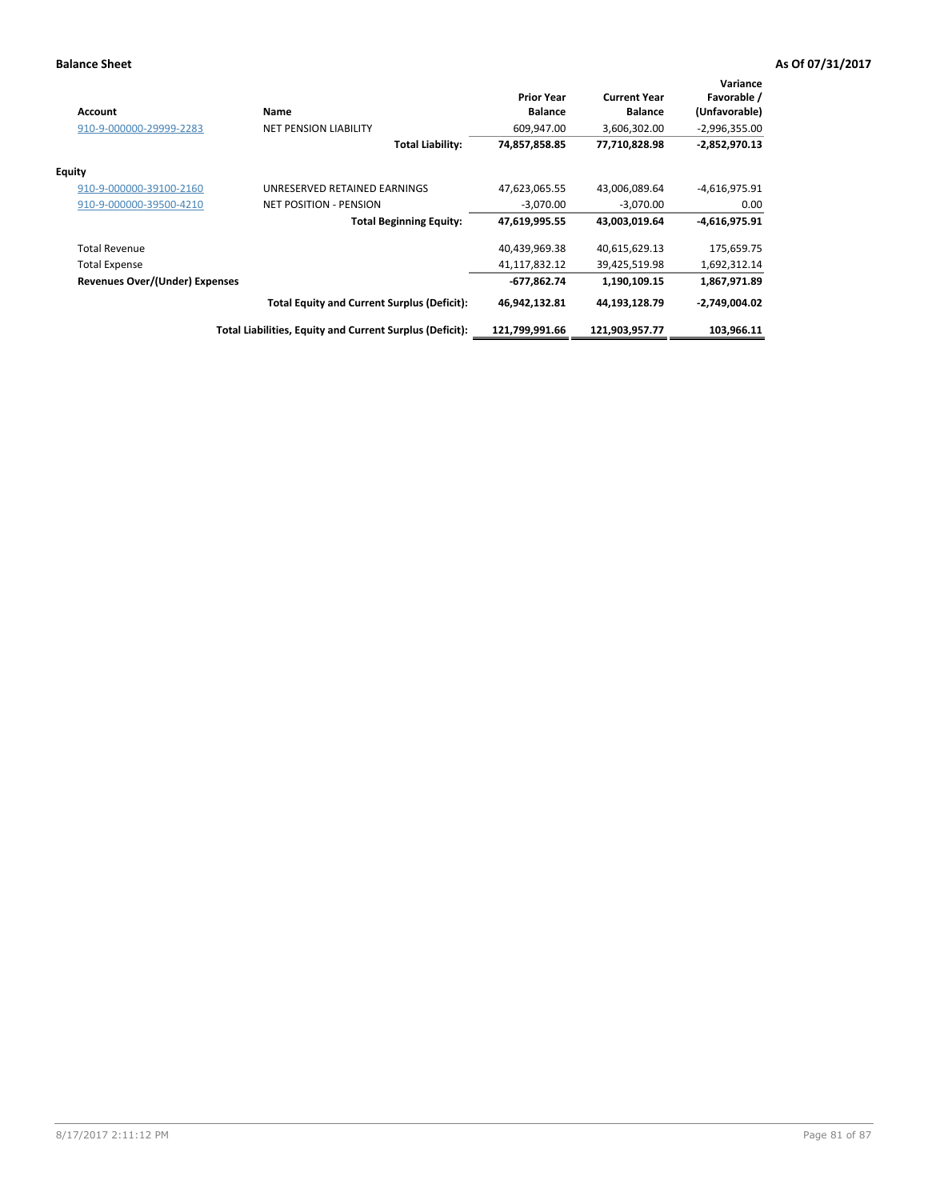**Balance Sheet** **As Of 07/31/2017**

| Account | Name | Prior Year Balance | Current Year Balance | Variance Favorable / (Unfavorable) |
|---|---|---|---|---|
| 910-9-000000-29999-2283 | NET PENSION LIABILITY | 609,947.00 | 3,606,302.00 | -2,996,355.00 |
| | **Total Liability:** | **74,857,858.85** | **77,710,828.98** | **-2,852,970.13** |
| **Equity** | | | | |
| 910-9-000000-39100-2160 | UNRESERVED RETAINED EARNINGS | 47,623,065.55 | 43,006,089.64 | -4,616,975.91 |
| 910-9-000000-39500-4210 | NET POSITION - PENSION | -3,070.00 | -3,070.00 | 0.00 |
| | **Total Beginning Equity:** | **47,619,995.55** | **43,003,019.64** | **-4,616,975.91** |
| Total Revenue | | 40,439,969.38 | 40,615,629.13 | 175,659.75 |
| Total Expense | | 41,117,832.12 | 39,425,519.98 | 1,692,312.14 |
| **Revenues Over/(Under) Expenses** | | **-677,862.74** | **1,190,109.15** | **1,867,971.89** |
| | **Total Equity and Current Surplus (Deficit):** | **46,942,132.81** | **44,193,128.79** | **-2,749,004.02** |
| | **Total Liabilities, Equity and Current Surplus (Deficit):** | **121,799,991.66** | **121,903,957.77** | **103,966.11** |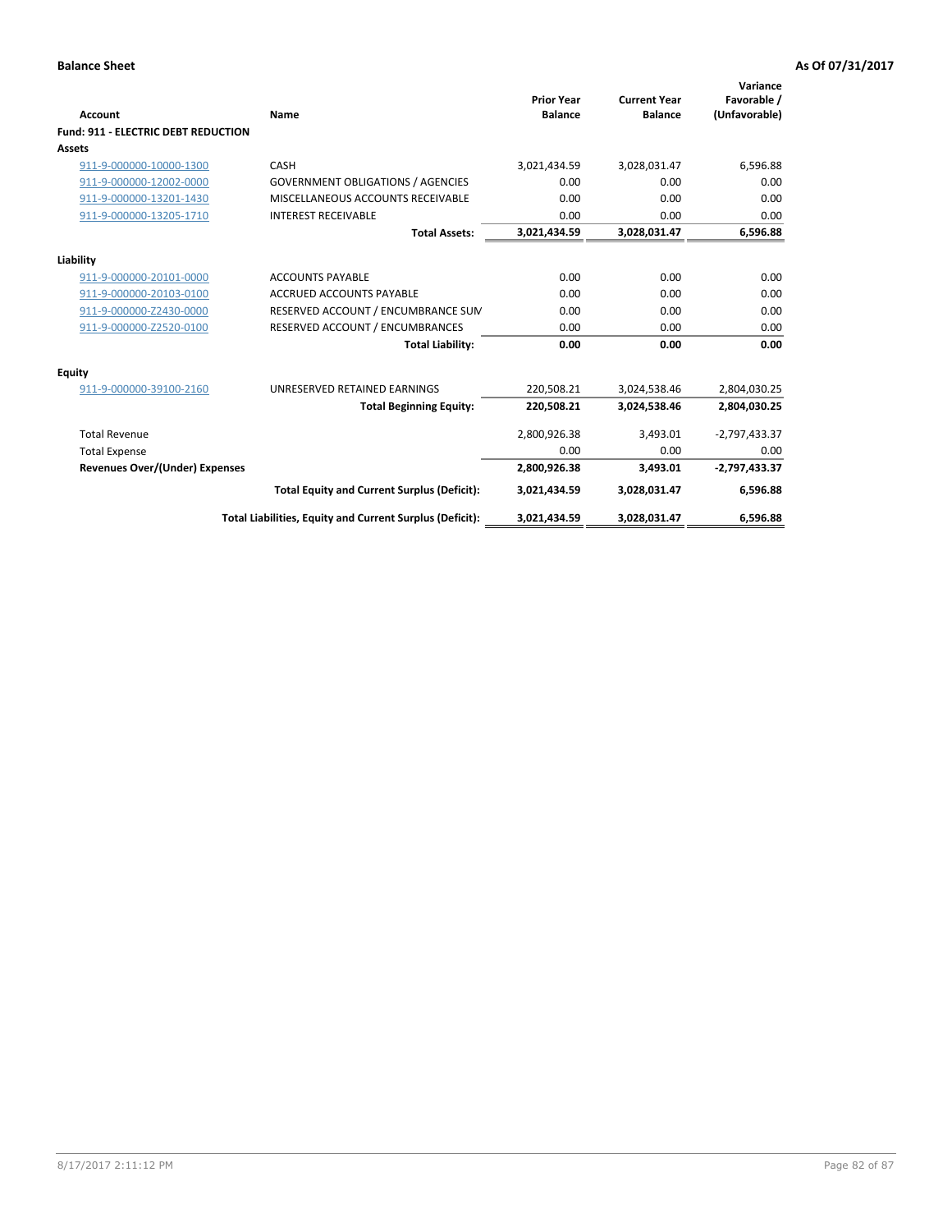**Balance Sheet** — **As Of 07/31/2017**

| Account | Name | Prior Year Balance | Current Year Balance | Variance Favorable / (Unfavorable) |
|---|---|---|---|---|
| **Fund: 911 - ELECTRIC DEBT REDUCTION** | | | | |
| **Assets** | | | | |
| 911-9-000000-10000-1300 | CASH | 3,021,434.59 | 3,028,031.47 | 6,596.88 |
| 911-9-000000-12002-0000 | GOVERNMENT OBLIGATIONS / AGENCIES | 0.00 | 0.00 | 0.00 |
| 911-9-000000-13201-1430 | MISCELLANEOUS ACCOUNTS RECEIVABLE | 0.00 | 0.00 | 0.00 |
| 911-9-000000-13205-1710 | INTEREST RECEIVABLE | 0.00 | 0.00 | 0.00 |
| | **Total Assets:** | **3,021,434.59** | **3,028,031.47** | **6,596.88** |
| **Liability** | | | | |
| 911-9-000000-20101-0000 | ACCOUNTS PAYABLE | 0.00 | 0.00 | 0.00 |
| 911-9-000000-20103-0100 | ACCRUED ACCOUNTS PAYABLE | 0.00 | 0.00 | 0.00 |
| 911-9-000000-Z2430-0000 | RESERVED ACCOUNT / ENCUMBRANCE SUM | 0.00 | 0.00 | 0.00 |
| 911-9-000000-Z2520-0100 | RESERVED ACCOUNT / ENCUMBRANCES | 0.00 | 0.00 | 0.00 |
| | **Total Liability:** | **0.00** | **0.00** | **0.00** |
| **Equity** | | | | |
| 911-9-000000-39100-2160 | UNRESERVED RETAINED EARNINGS | 220,508.21 | 3,024,538.46 | 2,804,030.25 |
| | **Total Beginning Equity:** | **220,508.21** | **3,024,538.46** | **2,804,030.25** |
| Total Revenue | | 2,800,926.38 | 3,493.01 | -2,797,433.37 |
| Total Expense | | 0.00 | 0.00 | 0.00 |
| **Revenues Over/(Under) Expenses** | | **2,800,926.38** | **3,493.01** | **-2,797,433.37** |
| | **Total Equity and Current Surplus (Deficit):** | **3,021,434.59** | **3,028,031.47** | **6,596.88** |
| | **Total Liabilities, Equity and Current Surplus (Deficit):** | **3,021,434.59** | **3,028,031.47** | **6,596.88** |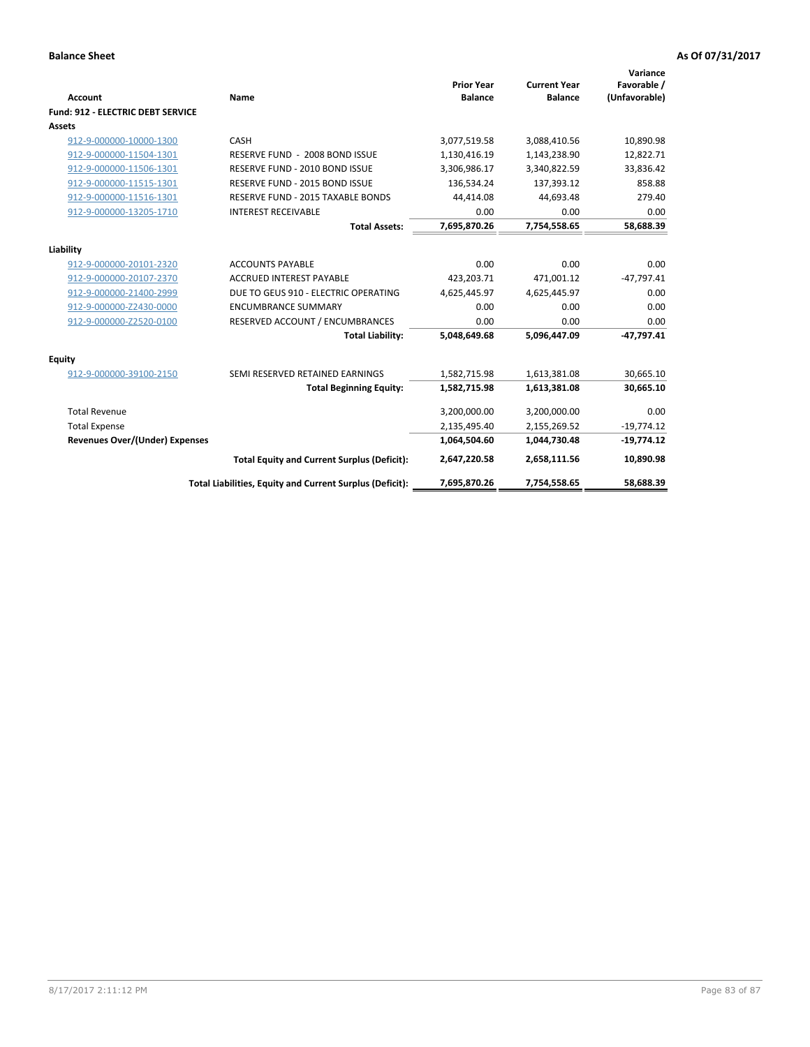**Balance Sheet** **As Of 07/31/2017**

| Account | Name | Prior Year Balance | Current Year Balance | Variance Favorable / (Unfavorable) |
|---|---|---|---|---|
| **Fund: 912 - ELECTRIC DEBT SERVICE** | | | | |
| **Assets** | | | | |
| 912-9-000000-10000-1300 | CASH | 3,077,519.58 | 3,088,410.56 | 10,890.98 |
| 912-9-000000-11504-1301 | RESERVE FUND - 2008 BOND ISSUE | 1,130,416.19 | 1,143,238.90 | 12,822.71 |
| 912-9-000000-11506-1301 | RESERVE FUND - 2010 BOND ISSUE | 3,306,986.17 | 3,340,822.59 | 33,836.42 |
| 912-9-000000-11515-1301 | RESERVE FUND - 2015 BOND ISSUE | 136,534.24 | 137,393.12 | 858.88 |
| 912-9-000000-11516-1301 | RESERVE FUND - 2015 TAXABLE BONDS | 44,414.08 | 44,693.48 | 279.40 |
| 912-9-000000-13205-1710 | INTEREST RECEIVABLE | 0.00 | 0.00 | 0.00 |
| | **Total Assets:** | **7,695,870.26** | **7,754,558.65** | **58,688.39** |
| **Liability** | | | | |
| 912-9-000000-20101-2320 | ACCOUNTS PAYABLE | 0.00 | 0.00 | 0.00 |
| 912-9-000000-20107-2370 | ACCRUED INTEREST PAYABLE | 423,203.71 | 471,001.12 | -47,797.41 |
| 912-9-000000-21400-2999 | DUE TO GEUS 910 - ELECTRIC OPERATING | 4,625,445.97 | 4,625,445.97 | 0.00 |
| 912-9-000000-Z2430-0000 | ENCUMBRANCE SUMMARY | 0.00 | 0.00 | 0.00 |
| 912-9-000000-Z2520-0100 | RESERVED ACCOUNT / ENCUMBRANCES | 0.00 | 0.00 | 0.00 |
| | **Total Liability:** | **5,048,649.68** | **5,096,447.09** | **-47,797.41** |
| **Equity** | | | | |
| 912-9-000000-39100-2150 | SEMI RESERVED RETAINED EARNINGS | 1,582,715.98 | 1,613,381.08 | 30,665.10 |
| | **Total Beginning Equity:** | **1,582,715.98** | **1,613,381.08** | **30,665.10** |
| Total Revenue | | 3,200,000.00 | 3,200,000.00 | 0.00 |
| Total Expense | | 2,135,495.40 | 2,155,269.52 | -19,774.12 |
| **Revenues Over/(Under) Expenses** | | **1,064,504.60** | **1,044,730.48** | **-19,774.12** |
| | **Total Equity and Current Surplus (Deficit):** | **2,647,220.58** | **2,658,111.56** | **10,890.98** |
| | **Total Liabilities, Equity and Current Surplus (Deficit):** | **7,695,870.26** | **7,754,558.65** | **58,688.39** |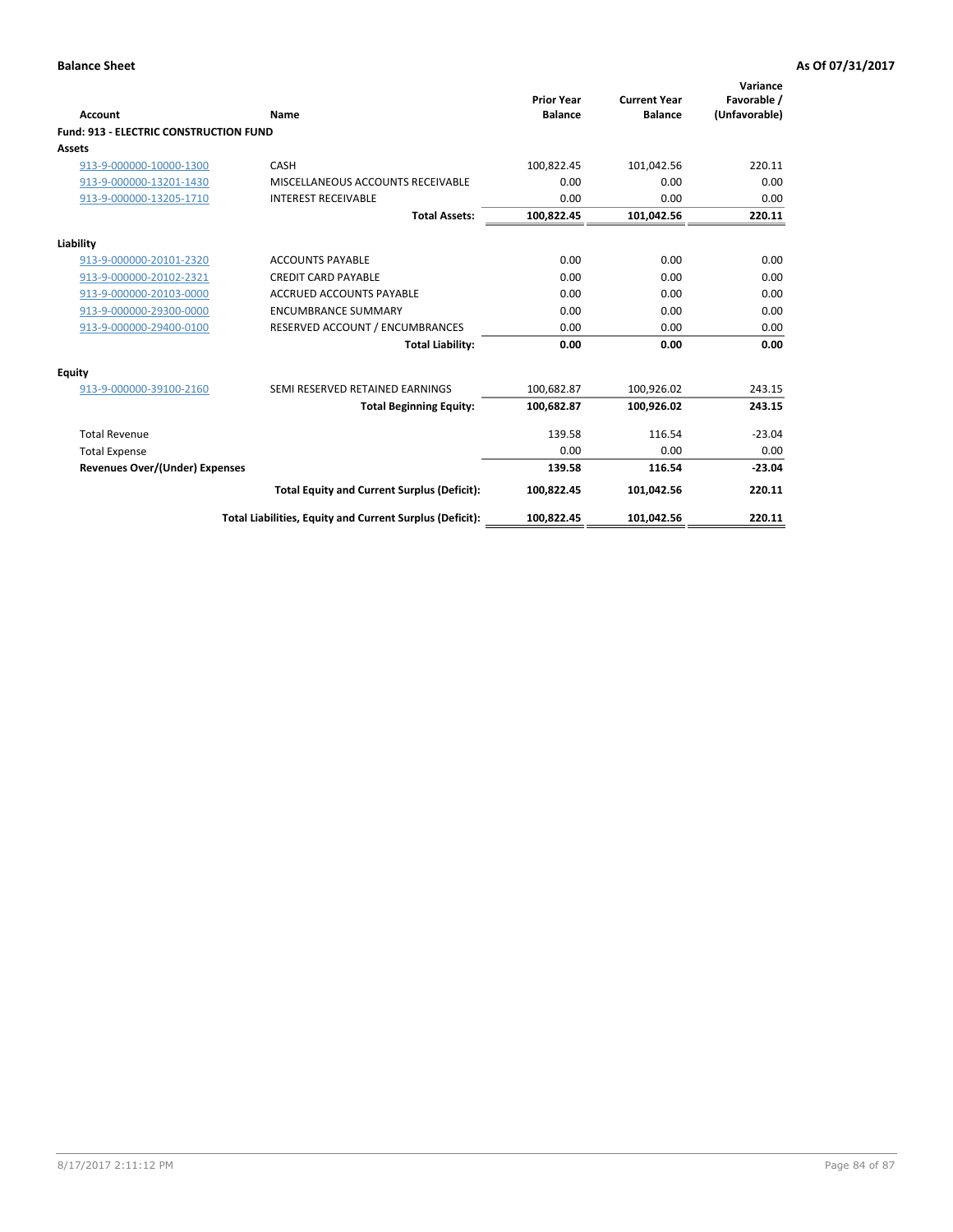**Balance Sheet** **As Of 07/31/2017**

| Account | Name | Prior Year Balance | Current Year Balance | Variance Favorable / (Unfavorable) |
|---|---|---|---|---|
| **Fund: 913 - ELECTRIC CONSTRUCTION FUND** | | | | |
| **Assets** | | | | |
| 913-9-000000-10000-1300 | CASH | 100,822.45 | 101,042.56 | 220.11 |
| 913-9-000000-13201-1430 | MISCELLANEOUS ACCOUNTS RECEIVABLE | 0.00 | 0.00 | 0.00 |
| 913-9-000000-13205-1710 | INTEREST RECEIVABLE | 0.00 | 0.00 | 0.00 |
| | **Total Assets:** | **100,822.45** | **101,042.56** | **220.11** |
| **Liability** | | | | |
| 913-9-000000-20101-2320 | ACCOUNTS PAYABLE | 0.00 | 0.00 | 0.00 |
| 913-9-000000-20102-2321 | CREDIT CARD PAYABLE | 0.00 | 0.00 | 0.00 |
| 913-9-000000-20103-0000 | ACCRUED ACCOUNTS PAYABLE | 0.00 | 0.00 | 0.00 |
| 913-9-000000-29300-0000 | ENCUMBRANCE SUMMARY | 0.00 | 0.00 | 0.00 |
| 913-9-000000-29400-0100 | RESERVED ACCOUNT / ENCUMBRANCES | 0.00 | 0.00 | 0.00 |
| | **Total Liability:** | **0.00** | **0.00** | **0.00** |
| **Equity** | | | | |
| 913-9-000000-39100-2160 | SEMI RESERVED RETAINED EARNINGS | 100,682.87 | 100,926.02 | 243.15 |
| | **Total Beginning Equity:** | **100,682.87** | **100,926.02** | **243.15** |
| Total Revenue | | 139.58 | 116.54 | -23.04 |
| Total Expense | | 0.00 | 0.00 | 0.00 |
| **Revenues Over/(Under) Expenses** | | **139.58** | **116.54** | **-23.04** |
| | **Total Equity and Current Surplus (Deficit):** | **100,822.45** | **101,042.56** | **220.11** |
| | **Total Liabilities, Equity and Current Surplus (Deficit):** | **100,822.45** | **101,042.56** | **220.11** |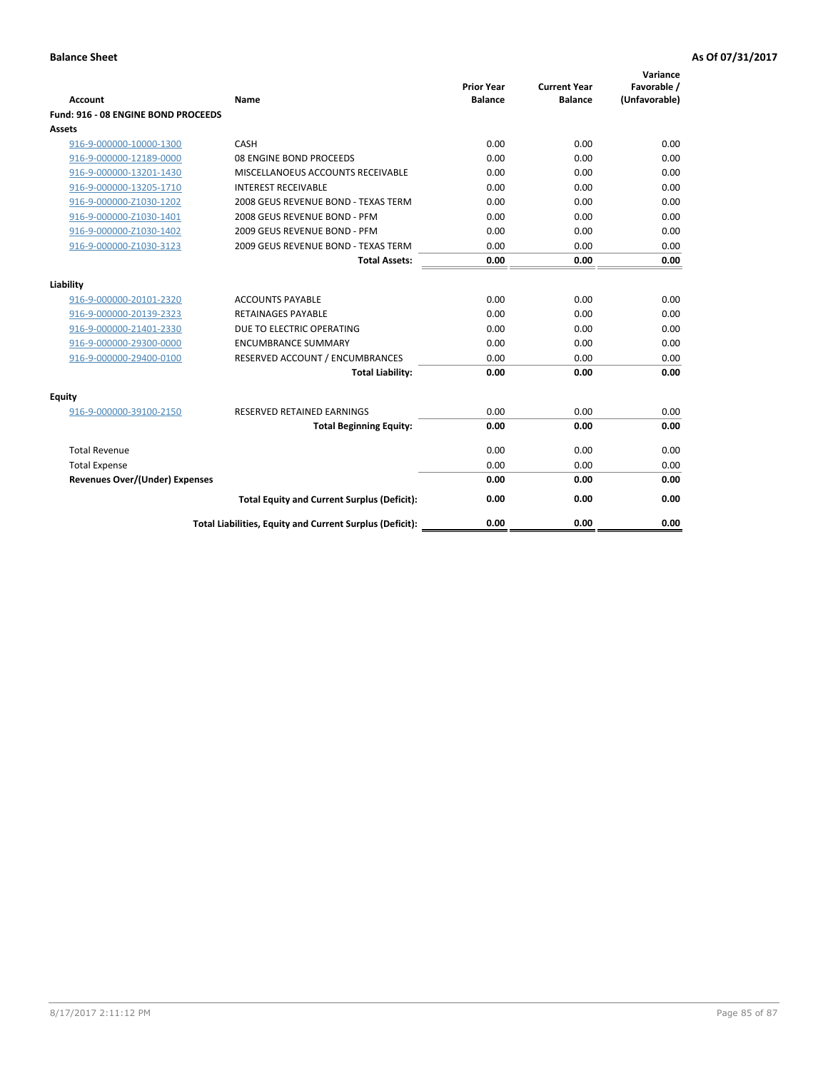**Balance Sheet** **As Of 07/31/2017**

| Account | Name | Prior Year Balance | Current Year Balance | Variance Favorable / (Unfavorable) |
|---|---|---|---|---|
| **Fund: 916 - 08 ENGINE BOND PROCEEDS** | | | | |
| **Assets** | | | | |
| 916-9-000000-10000-1300 | CASH | 0.00 | 0.00 | 0.00 |
| 916-9-000000-12189-0000 | 08 ENGINE BOND PROCEEDS | 0.00 | 0.00 | 0.00 |
| 916-9-000000-13201-1430 | MISCELLANOEUS ACCOUNTS RECEIVABLE | 0.00 | 0.00 | 0.00 |
| 916-9-000000-13205-1710 | INTEREST RECEIVABLE | 0.00 | 0.00 | 0.00 |
| 916-9-000000-Z1030-1202 | 2008 GEUS REVENUE BOND - TEXAS TERM | 0.00 | 0.00 | 0.00 |
| 916-9-000000-Z1030-1401 | 2008 GEUS REVENUE BOND - PFM | 0.00 | 0.00 | 0.00 |
| 916-9-000000-Z1030-1402 | 2009 GEUS REVENUE BOND - PFM | 0.00 | 0.00 | 0.00 |
| 916-9-000000-Z1030-3123 | 2009 GEUS REVENUE BOND - TEXAS TERM | 0.00 | 0.00 | 0.00 |
| | **Total Assets:** | **0.00** | **0.00** | **0.00** |
| **Liability** | | | | |
| 916-9-000000-20101-2320 | ACCOUNTS PAYABLE | 0.00 | 0.00 | 0.00 |
| 916-9-000000-20139-2323 | RETAINAGES PAYABLE | 0.00 | 0.00 | 0.00 |
| 916-9-000000-21401-2330 | DUE TO ELECTRIC OPERATING | 0.00 | 0.00 | 0.00 |
| 916-9-000000-29300-0000 | ENCUMBRANCE SUMMARY | 0.00 | 0.00 | 0.00 |
| 916-9-000000-29400-0100 | RESERVED ACCOUNT / ENCUMBRANCES | 0.00 | 0.00 | 0.00 |
| | **Total Liability:** | **0.00** | **0.00** | **0.00** |
| **Equity** | | | | |
| 916-9-000000-39100-2150 | RESERVED RETAINED EARNINGS | 0.00 | 0.00 | 0.00 |
| | **Total Beginning Equity:** | **0.00** | **0.00** | **0.00** |
| Total Revenue | | 0.00 | 0.00 | 0.00 |
| Total Expense | | 0.00 | 0.00 | 0.00 |
| **Revenues Over/(Under) Expenses** | | **0.00** | **0.00** | **0.00** |
| | **Total Equity and Current Surplus (Deficit):** | **0.00** | **0.00** | **0.00** |
| | **Total Liabilities, Equity and Current Surplus (Deficit):** | **0.00** | **0.00** | **0.00** |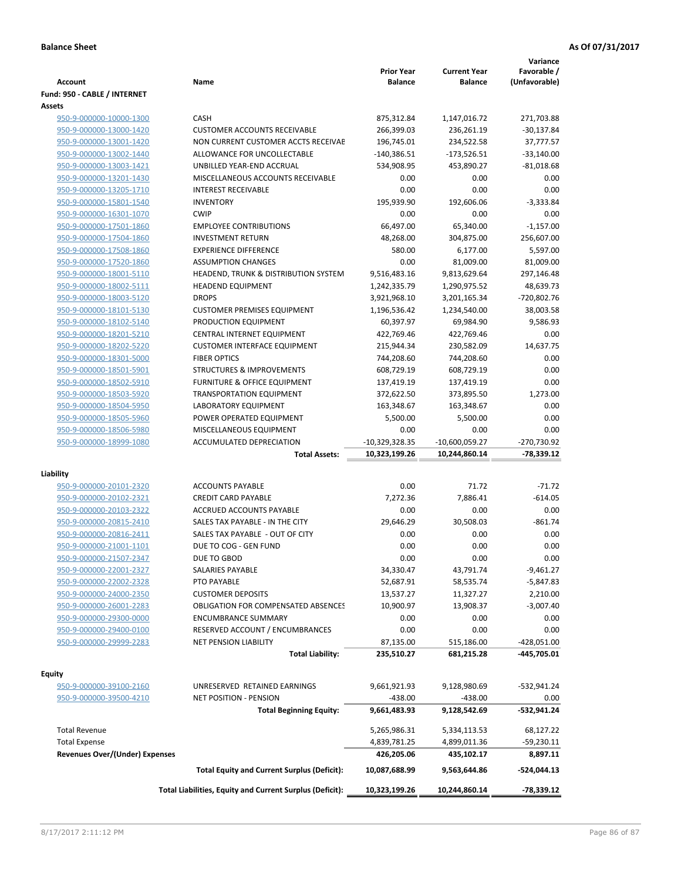**Balance Sheet** | **As Of 07/31/2017**

| Account | Name | Prior Year Balance | Current Year Balance | Variance Favorable / (Unfavorable) |
|---|---|---|---|---|
| **Fund: 950 - CABLE / INTERNET** | | | | |
| **Assets** | | | | |
| 950-9-000000-10000-1300 | CASH | 875,312.84 | 1,147,016.72 | 271,703.88 |
| 950-9-000000-13000-1420 | CUSTOMER ACCOUNTS RECEIVABLE | 266,399.03 | 236,261.19 | -30,137.84 |
| 950-9-000000-13001-1420 | NON CURRENT CUSTOMER ACCTS RECEIVAE | 196,745.01 | 234,522.58 | 37,777.57 |
| 950-9-000000-13002-1440 | ALLOWANCE FOR UNCOLLECTABLE | -140,386.51 | -173,526.51 | -33,140.00 |
| 950-9-000000-13003-1421 | UNBILLED YEAR-END ACCRUAL | 534,908.95 | 453,890.27 | -81,018.68 |
| 950-9-000000-13201-1430 | MISCELLANEOUS ACCOUNTS RECEIVABLE | 0.00 | 0.00 | 0.00 |
| 950-9-000000-13205-1710 | INTEREST RECEIVABLE | 0.00 | 0.00 | 0.00 |
| 950-9-000000-15801-1540 | INVENTORY | 195,939.90 | 192,606.06 | -3,333.84 |
| 950-9-000000-16301-1070 | CWIP | 0.00 | 0.00 | 0.00 |
| 950-9-000000-17501-1860 | EMPLOYEE CONTRIBUTIONS | 66,497.00 | 65,340.00 | -1,157.00 |
| 950-9-000000-17504-1860 | INVESTMENT RETURN | 48,268.00 | 304,875.00 | 256,607.00 |
| 950-9-000000-17508-1860 | EXPERIENCE DIFFERENCE | 580.00 | 6,177.00 | 5,597.00 |
| 950-9-000000-17520-1860 | ASSUMPTION CHANGES | 0.00 | 81,009.00 | 81,009.00 |
| 950-9-000000-18001-5110 | HEADEND, TRUNK & DISTRIBUTION SYSTEM | 9,516,483.16 | 9,813,629.64 | 297,146.48 |
| 950-9-000000-18002-5111 | HEADEND EQUIPMENT | 1,242,335.79 | 1,290,975.52 | 48,639.73 |
| 950-9-000000-18003-5120 | DROPS | 3,921,968.10 | 3,201,165.34 | -720,802.76 |
| 950-9-000000-18101-5130 | CUSTOMER PREMISES EQUIPMENT | 1,196,536.42 | 1,234,540.00 | 38,003.58 |
| 950-9-000000-18102-5140 | PRODUCTION EQUIPMENT | 60,397.97 | 69,984.90 | 9,586.93 |
| 950-9-000000-18201-5210 | CENTRAL INTERNET EQUIPMENT | 422,769.46 | 422,769.46 | 0.00 |
| 950-9-000000-18202-5220 | CUSTOMER INTERFACE EQUIPMENT | 215,944.34 | 230,582.09 | 14,637.75 |
| 950-9-000000-18301-5000 | FIBER OPTICS | 744,208.60 | 744,208.60 | 0.00 |
| 950-9-000000-18501-5901 | STRUCTURES & IMPROVEMENTS | 608,729.19 | 608,729.19 | 0.00 |
| 950-9-000000-18502-5910 | FURNITURE & OFFICE EQUIPMENT | 137,419.19 | 137,419.19 | 0.00 |
| 950-9-000000-18503-5920 | TRANSPORTATION EQUIPMENT | 372,622.50 | 373,895.50 | 1,273.00 |
| 950-9-000000-18504-5950 | LABORATORY EQUIPMENT | 163,348.67 | 163,348.67 | 0.00 |
| 950-9-000000-18505-5960 | POWER OPERATED EQUIPMENT | 5,500.00 | 5,500.00 | 0.00 |
| 950-9-000000-18506-5980 | MISCELLANEOUS EQUIPMENT | 0.00 | 0.00 | 0.00 |
| 950-9-000000-18999-1080 | ACCUMULATED DEPRECIATION | -10,329,328.35 | -10,600,059.27 | -270,730.92 |
| | **Total Assets:** | **10,323,199.26** | **10,244,860.14** | **-78,339.12** |
| **Liability** | | | | |
| 950-9-000000-20101-2320 | ACCOUNTS PAYABLE | 0.00 | 71.72 | -71.72 |
| 950-9-000000-20102-2321 | CREDIT CARD PAYABLE | 7,272.36 | 7,886.41 | -614.05 |
| 950-9-000000-20103-2322 | ACCRUED ACCOUNTS PAYABLE | 0.00 | 0.00 | 0.00 |
| 950-9-000000-20815-2410 | SALES TAX PAYABLE - IN THE CITY | 29,646.29 | 30,508.03 | -861.74 |
| 950-9-000000-20816-2411 | SALES TAX PAYABLE - OUT OF CITY | 0.00 | 0.00 | 0.00 |
| 950-9-000000-21001-1101 | DUE TO COG - GEN FUND | 0.00 | 0.00 | 0.00 |
| 950-9-000000-21507-2347 | DUE TO GBOD | 0.00 | 0.00 | 0.00 |
| 950-9-000000-22001-2327 | SALARIES PAYABLE | 34,330.47 | 43,791.74 | -9,461.27 |
| 950-9-000000-22002-2328 | PTO PAYABLE | 52,687.91 | 58,535.74 | -5,847.83 |
| 950-9-000000-24000-2350 | CUSTOMER DEPOSITS | 13,537.27 | 11,327.27 | 2,210.00 |
| 950-9-000000-26001-2283 | OBLIGATION FOR COMPENSATED ABSENCES | 10,900.97 | 13,908.37 | -3,007.40 |
| 950-9-000000-29300-0000 | ENCUMBRANCE SUMMARY | 0.00 | 0.00 | 0.00 |
| 950-9-000000-29400-0100 | RESERVED ACCOUNT / ENCUMBRANCES | 0.00 | 0.00 | 0.00 |
| 950-9-000000-29999-2283 | NET PENSION LIABILITY | 87,135.00 | 515,186.00 | -428,051.00 |
| | **Total Liability:** | **235,510.27** | **681,215.28** | **-445,705.01** |
| **Equity** | | | | |
| 950-9-000000-39100-2160 | UNRESERVED RETAINED EARNINGS | 9,661,921.93 | 9,128,980.69 | -532,941.24 |
| 950-9-000000-39500-4210 | NET POSITION - PENSION | -438.00 | -438.00 | 0.00 |
| | **Total Beginning Equity:** | **9,661,483.93** | **9,128,542.69** | **-532,941.24** |
| Total Revenue | | 5,265,986.31 | 5,334,113.53 | 68,127.22 |
| Total Expense | | 4,839,781.25 | 4,899,011.36 | -59,230.11 |
| **Revenues Over/(Under) Expenses** | | **426,205.06** | **435,102.17** | **8,897.11** |
| | **Total Equity and Current Surplus (Deficit):** | **10,087,688.99** | **9,563,644.86** | **-524,044.13** |
| | **Total Liabilities, Equity and Current Surplus (Deficit):** | **10,323,199.26** | **10,244,860.14** | **-78,339.12** |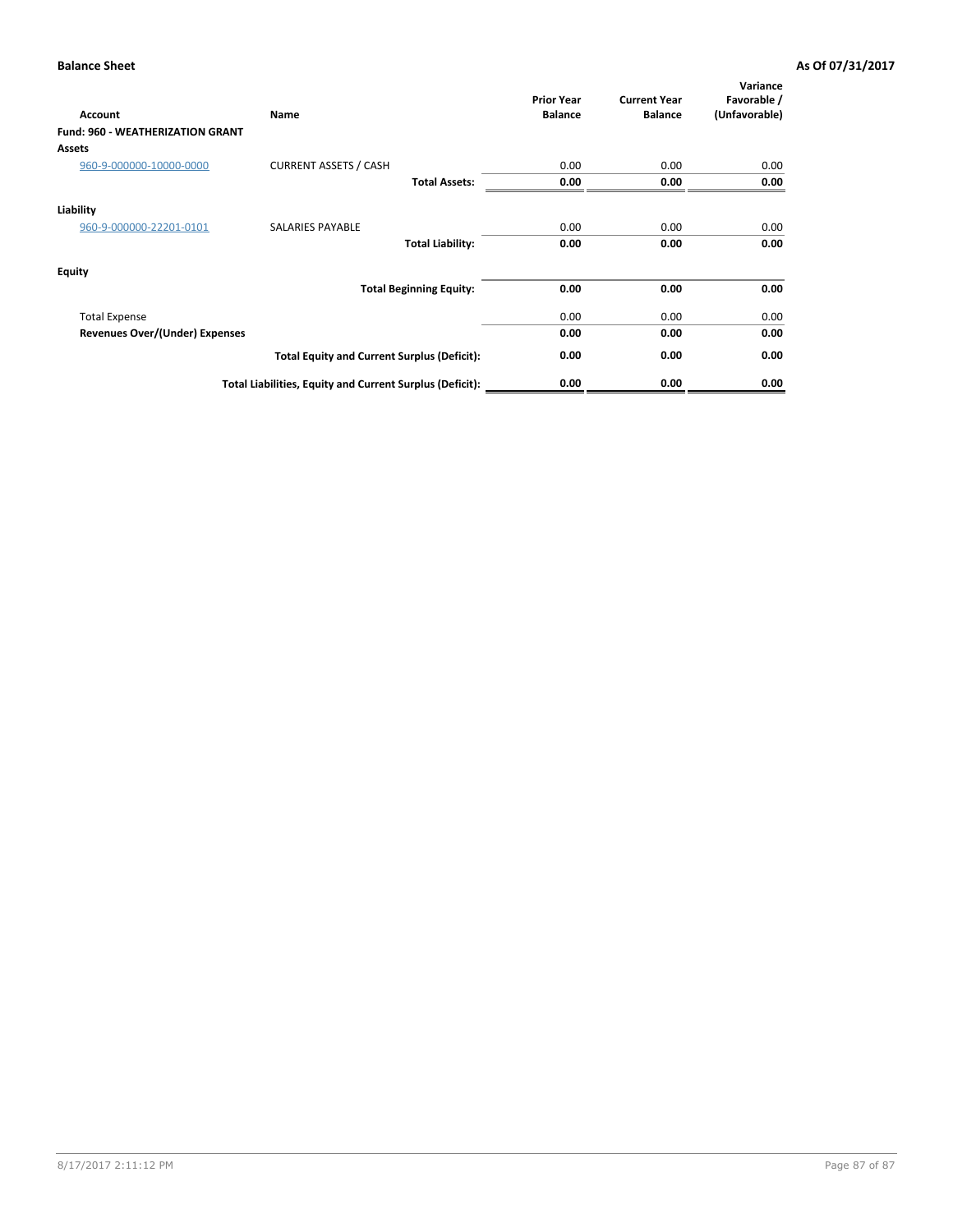**Balance Sheet** **As Of 07/31/2017**

| Account | Name | Prior Year Balance | Current Year Balance | Variance Favorable / (Unfavorable) |
|---|---|---|---|---|
| **Fund: 960 - WEATHERIZATION GRANT** | | | | |
| **Assets** | | | | |
| 960-9-000000-10000-0000 | CURRENT ASSETS / CASH | 0.00 | 0.00 | 0.00 |
| | **Total Assets:** | **0.00** | **0.00** | **0.00** |
| **Liability** | | | | |
| 960-9-000000-22201-0101 | SALARIES PAYABLE | 0.00 | 0.00 | 0.00 |
| | **Total Liability:** | **0.00** | **0.00** | **0.00** |
| **Equity** | | | | |
| | **Total Beginning Equity:** | **0.00** | **0.00** | **0.00** |
| Total Expense | | 0.00 | 0.00 | 0.00 |
| **Revenues Over/(Under) Expenses** | | **0.00** | **0.00** | **0.00** |
| | **Total Equity and Current Surplus (Deficit):** | **0.00** | **0.00** | **0.00** |
| | **Total Liabilities, Equity and Current Surplus (Deficit):** | **0.00** | **0.00** | **0.00** |